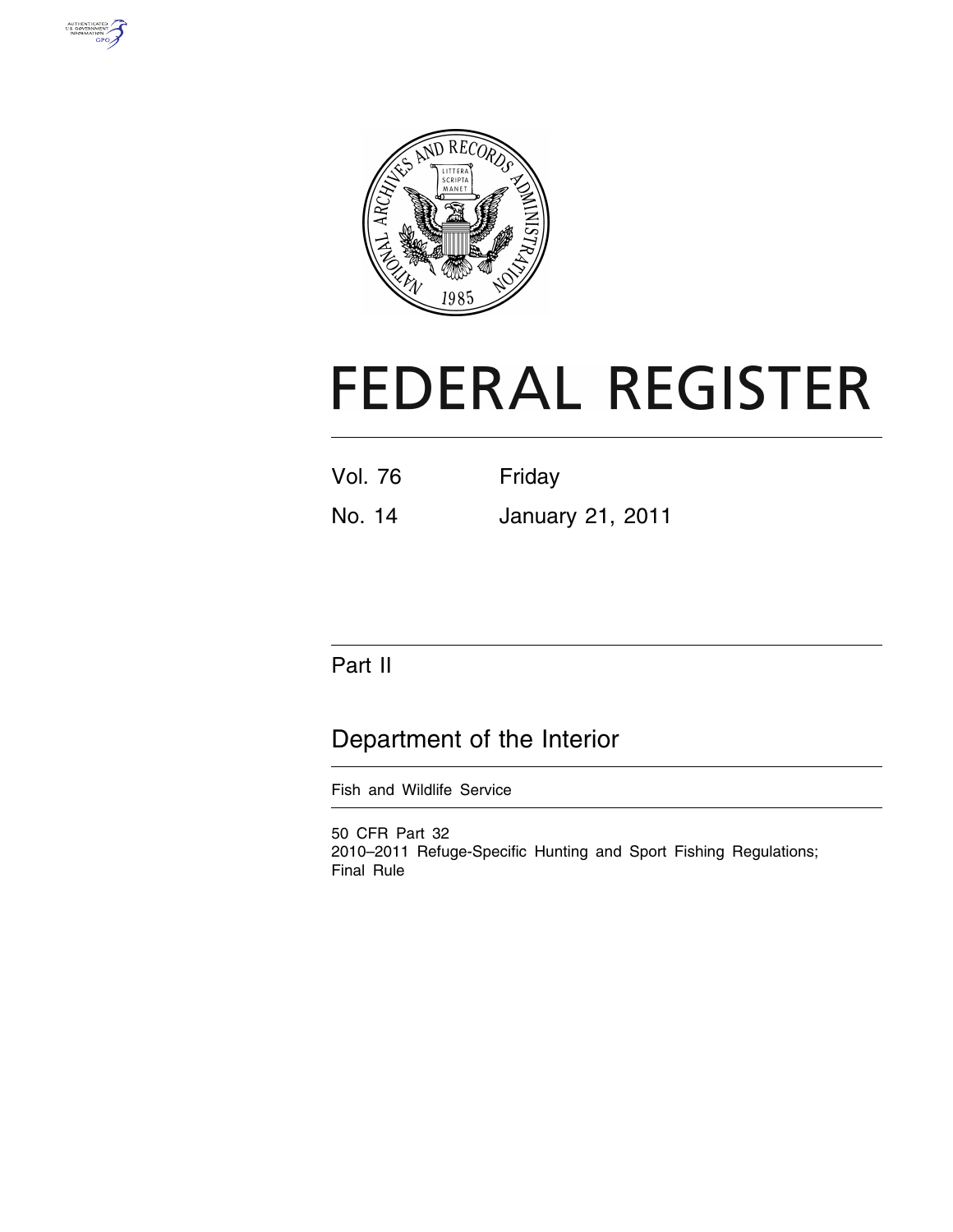# FEDERAL REGISTER

Vol. 76 Friday

No. 14 January 21, 2011

## Part II

## Department of the Interior

Fish and Wildlife Service

50 CFR Part 32
2010–2011 Refuge-Specific Hunting and Sport Fishing Regulations; Final Rule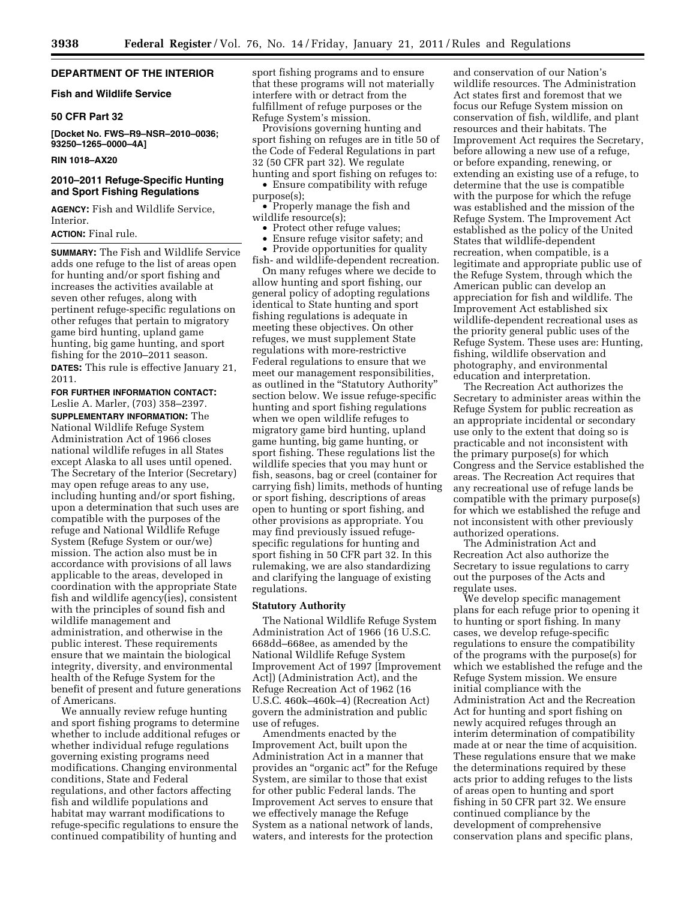## DEPARTMENT OF THE INTERIOR

### Fish and Wildlife Service

### 50 CFR Part 32

**[Docket No. FWS–R9–NSR–2010–0036; 93250–1265–0000–4A]**

**RIN 1018–AX20**

## 2010–2011 Refuge-Specific Hunting and Sport Fishing Regulations

**AGENCY:** Fish and Wildlife Service, Interior.

**ACTION:** Final rule.

**SUMMARY:** The Fish and Wildlife Service adds one refuge to the list of areas open for hunting and/or sport fishing and increases the activities available at seven other refuges, along with pertinent refuge-specific regulations on other refuges that pertain to migratory game bird hunting, upland game hunting, big game hunting, and sport fishing for the 2010–2011 season.

**DATES:** This rule is effective January 21, 2011.

**FOR FURTHER INFORMATION CONTACT:** Leslie A. Marler, (703) 358–2397.

**SUPPLEMENTARY INFORMATION:** The National Wildlife Refuge System Administration Act of 1966 closes national wildlife refuges in all States except Alaska to all uses until opened. The Secretary of the Interior (Secretary) may open refuge areas to any use, including hunting and/or sport fishing, upon a determination that such uses are compatible with the purposes of the refuge and National Wildlife Refuge System (Refuge System or our/we) mission. The action also must be in accordance with provisions of all laws applicable to the areas, developed in coordination with the appropriate State fish and wildlife agency(ies), consistent with the principles of sound fish and wildlife management and administration, and otherwise in the public interest. These requirements ensure that we maintain the biological integrity, diversity, and environmental health of the Refuge System for the benefit of present and future generations of Americans.

We annually review refuge hunting and sport fishing programs to determine whether to include additional refuges or whether individual refuge regulations governing existing programs need modifications. Changing environmental conditions, State and Federal regulations, and other factors affecting fish and wildlife populations and habitat may warrant modifications to refuge-specific regulations to ensure the continued compatibility of hunting and sport fishing programs and to ensure that these programs will not materially interfere with or detract from the fulfillment of refuge purposes or the Refuge System's mission.

Provisions governing hunting and sport fishing on refuges are in title 50 of the Code of Federal Regulations in part 32 (50 CFR part 32). We regulate hunting and sport fishing on refuges to:

- Ensure compatibility with refuge purpose(s);
- Properly manage the fish and wildlife resource(s);
- Protect other refuge values;
- Ensure refuge visitor safety; and
- Provide opportunities for quality fish- and wildlife-dependent recreation.

On many refuges where we decide to allow hunting and sport fishing, our general policy of adopting regulations identical to State hunting and sport fishing regulations is adequate in meeting these objectives. On other refuges, we must supplement State regulations with more-restrictive Federal regulations to ensure that we meet our management responsibilities, as outlined in the "Statutory Authority" section below. We issue refuge-specific hunting and sport fishing regulations when we open wildlife refuges to migratory game bird hunting, upland game hunting, big game hunting, or sport fishing. These regulations list the wildlife species that you may hunt or fish, seasons, bag or creel (container for carrying fish) limits, methods of hunting or sport fishing, descriptions of areas open to hunting or sport fishing, and other provisions as appropriate. You may find previously issued refuge-specific regulations for hunting and sport fishing in 50 CFR part 32. In this rulemaking, we are also standardizing and clarifying the language of existing regulations.

### Statutory Authority

The National Wildlife Refuge System Administration Act of 1966 (16 U.S.C. 668dd–668ee, as amended by the National Wildlife Refuge System Improvement Act of 1997 [Improvement Act]) (Administration Act), and the Refuge Recreation Act of 1962 (16 U.S.C. 460k–460k–4) (Recreation Act) govern the administration and public use of refuges.

Amendments enacted by the Improvement Act, built upon the Administration Act in a manner that provides an "organic act" for the Refuge System, are similar to those that exist for other public Federal lands. The Improvement Act serves to ensure that we effectively manage the Refuge System as a national network of lands, waters, and interests for the protection and conservation of our Nation's wildlife resources. The Administration Act states first and foremost that we focus our Refuge System mission on conservation of fish, wildlife, and plant resources and their habitats. The Improvement Act requires the Secretary, before allowing a new use of a refuge, or before expanding, renewing, or extending an existing use of a refuge, to determine that the use is compatible with the purpose for which the refuge was established and the mission of the Refuge System. The Improvement Act established as the policy of the United States that wildlife-dependent recreation, when compatible, is a legitimate and appropriate public use of the Refuge System, through which the American public can develop an appreciation for fish and wildlife. The Improvement Act established six wildlife-dependent recreational uses as the priority general public uses of the Refuge System. These uses are: Hunting, fishing, wildlife observation and photography, and environmental education and interpretation.

The Recreation Act authorizes the Secretary to administer areas within the Refuge System for public recreation as an appropriate incidental or secondary use only to the extent that doing so is practicable and not inconsistent with the primary purpose(s) for which Congress and the Service established the areas. The Recreation Act requires that any recreational use of refuge lands be compatible with the primary purpose(s) for which we established the refuge and not inconsistent with other previously authorized operations.

The Administration Act and Recreation Act also authorize the Secretary to issue regulations to carry out the purposes of the Acts and regulate uses.

We develop specific management plans for each refuge prior to opening it to hunting or sport fishing. In many cases, we develop refuge-specific regulations to ensure the compatibility of the programs with the purpose(s) for which we established the refuge and the Refuge System mission. We ensure initial compliance with the Administration Act and the Recreation Act for hunting and sport fishing on newly acquired refuges through an interim determination of compatibility made at or near the time of acquisition. These regulations ensure that we make the determinations required by these acts prior to adding refuges to the lists of areas open to hunting and sport fishing in 50 CFR part 32. We ensure continued compliance by the development of comprehensive conservation plans and specific plans,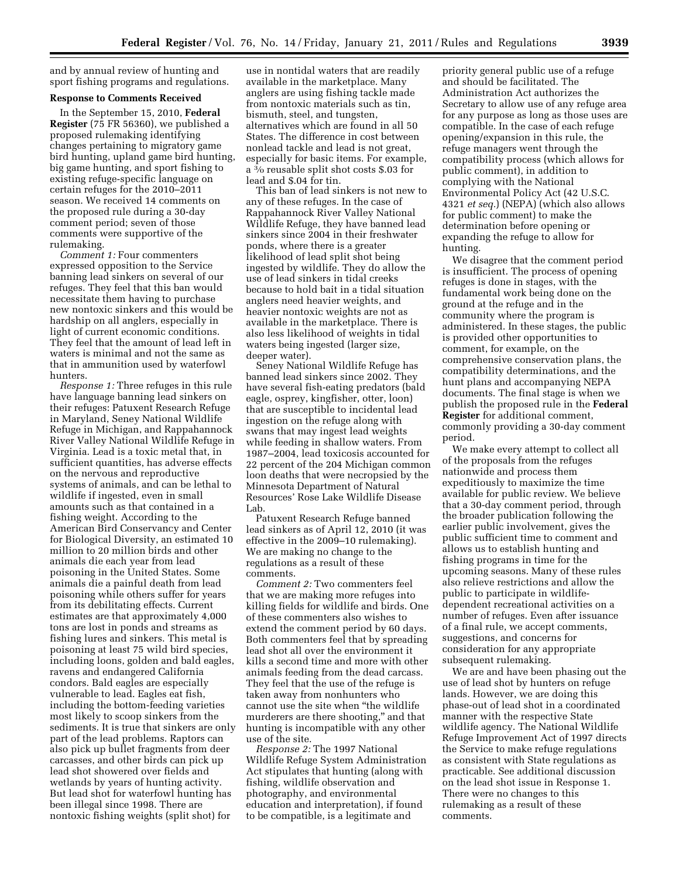and by annual review of hunting and sport fishing programs and regulations.

**Response to Comments Received**

In the September 15, 2010, **Federal Register** (75 FR 56360), we published a proposed rulemaking identifying changes pertaining to migratory game bird hunting, upland game bird hunting, big game hunting, and sport fishing to existing refuge-specific language on certain refuges for the 2010–2011 season. We received 14 comments on the proposed rule during a 30-day comment period; seven of those comments were supportive of the rulemaking.

*Comment 1:* Four commenters expressed opposition to the Service banning lead sinkers on several of our refuges. They feel that this ban would necessitate them having to purchase new nontoxic sinkers and this would be hardship on all anglers, especially in light of current economic conditions. They feel that the amount of lead left in waters is minimal and not the same as that in ammunition used by waterfowl hunters.

*Response 1:* Three refuges in this rule have language banning lead sinkers on their refuges: Patuxent Research Refuge in Maryland, Seney National Wildlife Refuge in Michigan, and Rappahannock River Valley National Wildlife Refuge in Virginia. Lead is a toxic metal that, in sufficient quantities, has adverse effects on the nervous and reproductive systems of animals, and can be lethal to wildlife if ingested, even in small amounts such as that contained in a fishing weight. According to the American Bird Conservancy and Center for Biological Diversity, an estimated 10 million to 20 million birds and other animals die each year from lead poisoning in the United States. Some animals die a painful death from lead poisoning while others suffer for years from its debilitating effects. Current estimates are that approximately 4,000 tons are lost in ponds and streams as fishing lures and sinkers. This metal is poisoning at least 75 wild bird species, including loons, golden and bald eagles, ravens and endangered California condors. Bald eagles are especially vulnerable to lead. Eagles eat fish, including the bottom-feeding varieties most likely to scoop sinkers from the sediments. It is true that sinkers are only part of the lead problems. Raptors can also pick up bullet fragments from deer carcasses, and other birds can pick up lead shot showered over fields and wetlands by years of hunting activity. But lead shot for waterfowl hunting has been illegal since 1998. There are nontoxic fishing weights (split shot) for use in nontidal waters that are readily available in the marketplace. Many anglers are using fishing tackle made from nontoxic materials such as tin, bismuth, steel, and tungsten, alternatives which are found in all 50 States. The difference in cost between nonlead tackle and lead is not great, especially for basic items. For example, a ³⁄₀ reusable split shot costs $.03 for lead and $.04 for tin.

This ban of lead sinkers is not new to any of these refuges. In the case of Rappahannock River Valley National Wildlife Refuge, they have banned lead sinkers since 2004 in their freshwater ponds, where there is a greater likelihood of lead split shot being ingested by wildlife. They do allow the use of lead sinkers in tidal creeks because to hold bait in a tidal situation anglers need heavier weights, and heavier nontoxic weights are not as available in the marketplace. There is also less likelihood of weights in tidal waters being ingested (larger size, deeper water).

Seney National Wildlife Refuge has banned lead sinkers since 2002. They have several fish-eating predators (bald eagle, osprey, kingfisher, otter, loon) that are susceptible to incidental lead ingestion on the refuge along with swans that may ingest lead weights while feeding in shallow waters. From 1987–2004, lead toxicosis accounted for 22 percent of the 204 Michigan common loon deaths that were necropsied by the Minnesota Department of Natural Resources' Rose Lake Wildlife Disease Lab.

Patuxent Research Refuge banned lead sinkers as of April 12, 2010 (it was effective in the 2009–10 rulemaking). We are making no change to the regulations as a result of these comments.

*Comment 2:* Two commenters feel that we are making more refuges into killing fields for wildlife and birds. One of these commenters also wishes to extend the comment period by 60 days. Both commenters feel that by spreading lead shot all over the environment it kills a second time and more with other animals feeding from the dead carcass. They feel that the use of the refuge is taken away from nonhunters who cannot use the site when "the wildlife murderers are there shooting," and that hunting is incompatible with any other use of the site.

*Response 2:* The 1997 National Wildlife Refuge System Administration Act stipulates that hunting (along with fishing, wildlife observation and photography, and environmental education and interpretation), if found to be compatible, is a legitimate and priority general public use of a refuge and should be facilitated. The Administration Act authorizes the Secretary to allow use of any refuge area for any purpose as long as those uses are compatible. In the case of each refuge opening/expansion in this rule, the refuge managers went through the compatibility process (which allows for public comment), in addition to complying with the National Environmental Policy Act (42 U.S.C. 4321 *et seq.*) (NEPA) (which also allows for public comment) to make the determination before opening or expanding the refuge to allow for hunting.

We disagree that the comment period is insufficient. The process of opening refuges is done in stages, with the fundamental work being done on the ground at the refuge and in the community where the program is administered. In these stages, the public is provided other opportunities to comment, for example, on the comprehensive conservation plans, the compatibility determinations, and the hunt plans and accompanying NEPA documents. The final stage is when we publish the proposed rule in the **Federal Register** for additional comment, commonly providing a 30-day comment period.

We make every attempt to collect all of the proposals from the refuges nationwide and process them expeditiously to maximize the time available for public review. We believe that a 30-day comment period, through the broader publication following the earlier public involvement, gives the public sufficient time to comment and allows us to establish hunting and fishing programs in time for the upcoming seasons. Many of these rules also relieve restrictions and allow the public to participate in wildlife-dependent recreational activities on a number of refuges. Even after issuance of a final rule, we accept comments, suggestions, and concerns for consideration for any appropriate subsequent rulemaking.

We are and have been phasing out the use of lead shot by hunters on refuge lands. However, we are doing this phase-out of lead shot in a coordinated manner with the respective State wildlife agency. The National Wildlife Refuge Improvement Act of 1997 directs the Service to make refuge regulations as consistent with State regulations as practicable. See additional discussion on the lead shot issue in Response 1. There were no changes to this rulemaking as a result of these comments.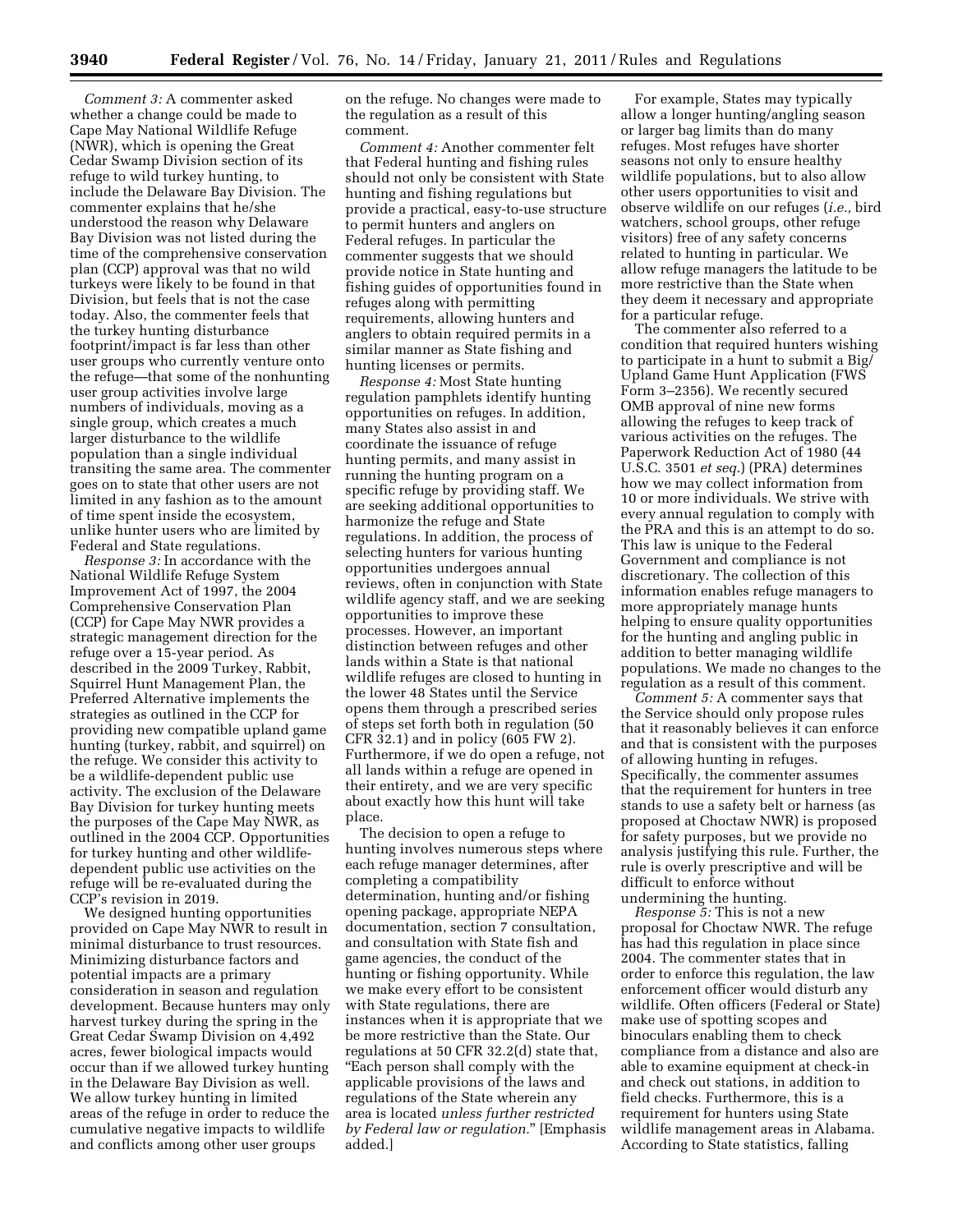*Comment 3:* A commenter asked whether a change could be made to Cape May National Wildlife Refuge (NWR), which is opening the Great Cedar Swamp Division section of its refuge to wild turkey hunting, to include the Delaware Bay Division. The commenter explains that he/she understood the reason why Delaware Bay Division was not listed during the time of the comprehensive conservation plan (CCP) approval was that no wild turkeys were likely to be found in that Division, but feels that is not the case today. Also, the commenter feels that the turkey hunting disturbance footprint/impact is far less than other user groups who currently venture onto the refuge—that some of the nonhunting user group activities involve large numbers of individuals, moving as a single group, which creates a much larger disturbance to the wildlife population than a single individual transiting the same area. The commenter goes on to state that other users are not limited in any fashion as to the amount of time spent inside the ecosystem, unlike hunter users who are limited by Federal and State regulations.

*Response 3:* In accordance with the National Wildlife Refuge System Improvement Act of 1997, the 2004 Comprehensive Conservation Plan (CCP) for Cape May NWR provides a strategic management direction for the refuge over a 15-year period. As described in the 2009 Turkey, Rabbit, Squirrel Hunt Management Plan, the Preferred Alternative implements the strategies as outlined in the CCP for providing new compatible upland game hunting (turkey, rabbit, and squirrel) on the refuge. We consider this activity to be a wildlife-dependent public use activity. The exclusion of the Delaware Bay Division for turkey hunting meets the purposes of the Cape May NWR, as outlined in the 2004 CCP. Opportunities for turkey hunting and other wildlife-dependent public use activities on the refuge will be re-evaluated during the CCP's revision in 2019.

We designed hunting opportunities provided on Cape May NWR to result in minimal disturbance to trust resources. Minimizing disturbance factors and potential impacts are a primary consideration in season and regulation development. Because hunters may only harvest turkey during the spring in the Great Cedar Swamp Division on 4,492 acres, fewer biological impacts would occur than if we allowed turkey hunting in the Delaware Bay Division as well. We allow turkey hunting in limited areas of the refuge in order to reduce the cumulative negative impacts to wildlife and conflicts among other user groups on the refuge. No changes were made to the regulation as a result of this comment.

*Comment 4:* Another commenter felt that Federal hunting and fishing rules should not only be consistent with State hunting and fishing regulations but provide a practical, easy-to-use structure to permit hunters and anglers on Federal refuges. In particular the commenter suggests that we should provide notice in State hunting and fishing guides of opportunities found in refuges along with permitting requirements, allowing hunters and anglers to obtain required permits in a similar manner as State fishing and hunting licenses or permits.

*Response 4:* Most State hunting regulation pamphlets identify hunting opportunities on refuges. In addition, many States also assist in and coordinate the issuance of refuge hunting permits, and many assist in running the hunting program on a specific refuge by providing staff. We are seeking additional opportunities to harmonize the refuge and State regulations. In addition, the process of selecting hunters for various hunting opportunities undergoes annual reviews, often in conjunction with State wildlife agency staff, and we are seeking opportunities to improve these processes. However, an important distinction between refuges and other lands within a State is that national wildlife refuges are closed to hunting in the lower 48 States until the Service opens them through a prescribed series of steps set forth both in regulation (50 CFR 32.1) and in policy (605 FW 2). Furthermore, if we do open a refuge, not all lands within a refuge are opened in their entirety, and we are very specific about exactly how this hunt will take place.

The decision to open a refuge to hunting involves numerous steps where each refuge manager determines, after completing a compatibility determination, hunting and/or fishing opening package, appropriate NEPA documentation, section 7 consultation, and consultation with State fish and game agencies, the conduct of the hunting or fishing opportunity. While we make every effort to be consistent with State regulations, there are instances when it is appropriate that we be more restrictive than the State. Our regulations at 50 CFR 32.2(d) state that, "Each person shall comply with the applicable provisions of the laws and regulations of the State wherein any area is located *unless further restricted by Federal law or regulation.*" [Emphasis added.]

For example, States may typically allow a longer hunting/angling season or larger bag limits than do many refuges. Most refuges have shorter seasons not only to ensure healthy wildlife populations, but to also allow other users opportunities to visit and observe wildlife on our refuges (*i.e.,* bird watchers, school groups, other refuge visitors) free of any safety concerns related to hunting in particular. We allow refuge managers the latitude to be more restrictive than the State when they deem it necessary and appropriate for a particular refuge.

The commenter also referred to a condition that required hunters wishing to participate in a hunt to submit a Big/Upland Game Hunt Application (FWS Form 3–2356). We recently secured OMB approval of nine new forms allowing the refuges to keep track of various activities on the refuges. The Paperwork Reduction Act of 1980 (44 U.S.C. 3501 *et seq.*) (PRA) determines how we may collect information from 10 or more individuals. We strive with every annual regulation to comply with the PRA and this is an attempt to do so. This law is unique to the Federal Government and compliance is not discretionary. The collection of this information enables refuge managers to more appropriately manage hunts helping to ensure quality opportunities for the hunting and angling public in addition to better managing wildlife populations. We made no changes to the regulation as a result of this comment.

*Comment 5:* A commenter says that the Service should only propose rules that it reasonably believes it can enforce and that is consistent with the purposes of allowing hunting in refuges. Specifically, the commenter assumes that the requirement for hunters in tree stands to use a safety belt or harness (as proposed at Choctaw NWR) is proposed for safety purposes, but we provide no analysis justifying this rule. Further, the rule is overly prescriptive and will be difficult to enforce without undermining the hunting.

*Response 5:* This is not a new proposal for Choctaw NWR. The refuge has had this regulation in place since 2004. The commenter states that in order to enforce this regulation, the law enforcement officer would disturb any wildlife. Often officers (Federal or State) make use of spotting scopes and binoculars enabling them to check compliance from a distance and also are able to examine equipment at check-in and check out stations, in addition to field checks. Furthermore, this is a requirement for hunters using State wildlife management areas in Alabama. According to State statistics, falling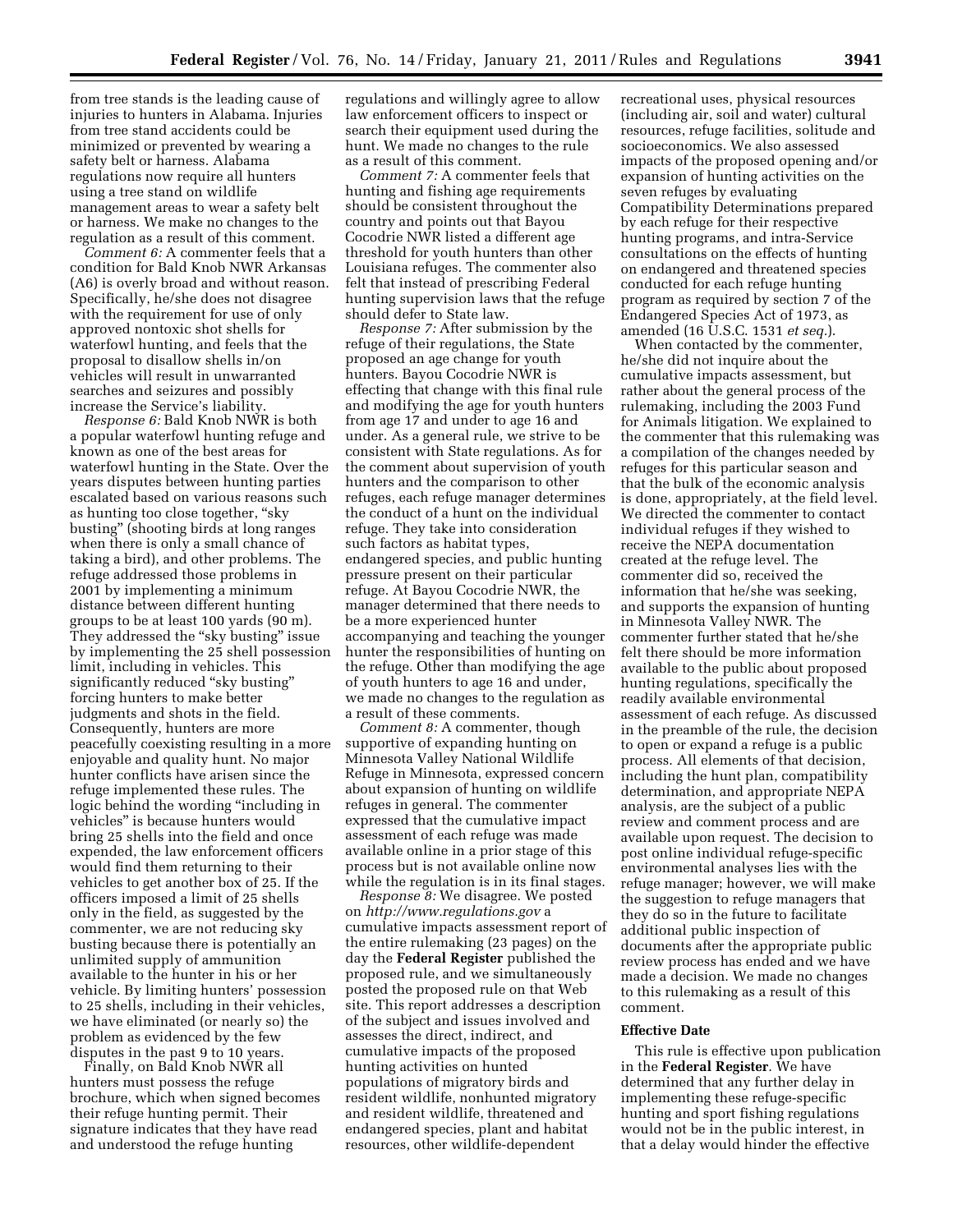from tree stands is the leading cause of injuries to hunters in Alabama. Injuries from tree stand accidents could be minimized or prevented by wearing a safety belt or harness. Alabama regulations now require all hunters using a tree stand on wildlife management areas to wear a safety belt or harness. We make no changes to the regulation as a result of this comment.

*Comment 6:* A commenter feels that a condition for Bald Knob NWR Arkansas (A6) is overly broad and without reason. Specifically, he/she does not disagree with the requirement for use of only approved nontoxic shot shells for waterfowl hunting, and feels that the proposal to disallow shells in/on vehicles will result in unwarranted searches and seizures and possibly increase the Service's liability.

*Response 6:* Bald Knob NWR is both a popular waterfowl hunting refuge and known as one of the best areas for waterfowl hunting in the State. Over the years disputes between hunting parties escalated based on various reasons such as hunting too close together, "sky busting" (shooting birds at long ranges when there is only a small chance of taking a bird), and other problems. The refuge addressed those problems in 2001 by implementing a minimum distance between different hunting groups to be at least 100 yards (90 m). They addressed the "sky busting" issue by implementing the 25 shell possession limit, including in vehicles. This significantly reduced "sky busting" forcing hunters to make better judgments and shots in the field. Consequently, hunters are more peacefully coexisting resulting in a more enjoyable and quality hunt. No major hunter conflicts have arisen since the refuge implemented these rules. The logic behind the wording "including in vehicles" is because hunters would bring 25 shells into the field and once expended, the law enforcement officers would find them returning to their vehicles to get another box of 25. If the officers imposed a limit of 25 shells only in the field, as suggested by the commenter, we are not reducing sky busting because there is potentially an unlimited supply of ammunition available to the hunter in his or her vehicle. By limiting hunters' possession to 25 shells, including in their vehicles, we have eliminated (or nearly so) the problem as evidenced by the few disputes in the past 9 to 10 years.

Finally, on Bald Knob NWR all hunters must possess the refuge brochure, which when signed becomes their refuge hunting permit. Their signature indicates that they have read and understood the refuge hunting regulations and willingly agree to allow law enforcement officers to inspect or search their equipment used during the hunt. We made no changes to the rule as a result of this comment.

*Comment 7:* A commenter feels that hunting and fishing age requirements should be consistent throughout the country and points out that Bayou Cocodrie NWR listed a different age threshold for youth hunters than other Louisiana refuges. The commenter also felt that instead of prescribing Federal hunting supervision laws that the refuge should defer to State law.

*Response 7:* After submission by the refuge of their regulations, the State proposed an age change for youth hunters. Bayou Cocodrie NWR is effecting that change with this final rule and modifying the age for youth hunters from age 17 and under to age 16 and under. As a general rule, we strive to be consistent with State regulations. As for the comment about supervision of youth hunters and the comparison to other refuges, each refuge manager determines the conduct of a hunt on the individual refuge. They take into consideration such factors as habitat types, endangered species, and public hunting pressure present on their particular refuge. At Bayou Cocodrie NWR, the manager determined that there needs to be a more experienced hunter accompanying and teaching the younger hunter the responsibilities of hunting on the refuge. Other than modifying the age of youth hunters to age 16 and under, we made no changes to the regulation as a result of these comments.

*Comment 8:* A commenter, though supportive of expanding hunting on Minnesota Valley National Wildlife Refuge in Minnesota, expressed concern about expansion of hunting on wildlife refuges in general. The commenter expressed that the cumulative impact assessment of each refuge was made available online in a prior stage of this process but is not available online now while the regulation is in its final stages.

*Response 8:* We disagree. We posted on *http://www.regulations.gov* a cumulative impacts assessment report of the entire rulemaking (23 pages) on the day the **Federal Register** published the proposed rule, and we simultaneously posted the proposed rule on that Web site. This report addresses a description of the subject and issues involved and assesses the direct, indirect, and cumulative impacts of the proposed hunting activities on hunted populations of migratory birds and resident wildlife, nonhunted migratory and resident wildlife, threatened and endangered species, plant and habitat resources, other wildlife-dependent recreational uses, physical resources (including air, soil and water) cultural resources, refuge facilities, solitude and socioeconomics. We also assessed impacts of the proposed opening and/or expansion of hunting activities on the seven refuges by evaluating Compatibility Determinations prepared by each refuge for their respective hunting programs, and intra-Service consultations on the effects of hunting on endangered and threatened species conducted for each refuge hunting program as required by section 7 of the Endangered Species Act of 1973, as amended (16 U.S.C. 1531 *et seq.*).

When contacted by the commenter, he/she did not inquire about the cumulative impacts assessment, but rather about the general process of the rulemaking, including the 2003 Fund for Animals litigation. We explained to the commenter that this rulemaking was a compilation of the changes needed by refuges for this particular season and that the bulk of the economic analysis is done, appropriately, at the field level. We directed the commenter to contact individual refuges if they wished to receive the NEPA documentation created at the refuge level. The commenter did so, received the information that he/she was seeking, and supports the expansion of hunting in Minnesota Valley NWR. The commenter further stated that he/she felt there should be more information available to the public about proposed hunting regulations, specifically the readily available environmental assessment of each refuge. As discussed in the preamble of the rule, the decision to open or expand a refuge is a public process. All elements of that decision, including the hunt plan, compatibility determination, and appropriate NEPA analysis, are the subject of a public review and comment process and are available upon request. The decision to post online individual refuge-specific environmental analyses lies with the refuge manager; however, we will make the suggestion to refuge managers that they do so in the future to facilitate additional public inspection of documents after the appropriate public review process has ended and we have made a decision. We made no changes to this rulemaking as a result of this comment.

## Effective Date

This rule is effective upon publication in the **Federal Register**. We have determined that any further delay in implementing these refuge-specific hunting and sport fishing regulations would not be in the public interest, in that a delay would hinder the effective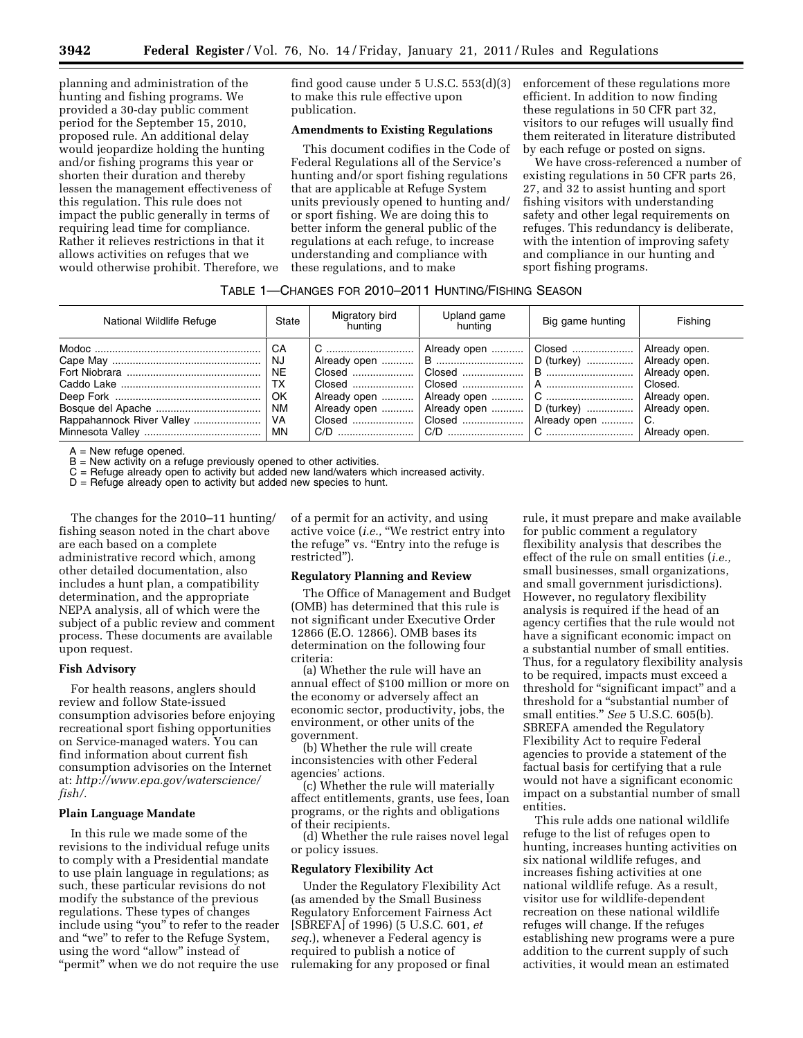planning and administration of the hunting and fishing programs. We provided a 30-day public comment period for the September 15, 2010, proposed rule. An additional delay would jeopardize holding the hunting and/or fishing programs this year or shorten their duration and thereby lessen the management effectiveness of this regulation. This rule does not impact the public generally in terms of requiring lead time for compliance. Rather it relieves restrictions in that it allows activities on refuges that we would otherwise prohibit. Therefore, we find good cause under 5 U.S.C. 553(d)(3) to make this rule effective upon publication.

**Amendments to Existing Regulations**

This document codifies in the Code of Federal Regulations all of the Service's hunting and/or sport fishing regulations that are applicable at Refuge System units previously opened to hunting and/or sport fishing. We are doing this to better inform the general public of the regulations at each refuge, to increase understanding and compliance with these regulations, and to make enforcement of these regulations more efficient. In addition to now finding these regulations in 50 CFR part 32, visitors to our refuges will usually find them reiterated in literature distributed by each refuge or posted on signs.

We have cross-referenced a number of existing regulations in 50 CFR parts 26, 27, and 32 to assist hunting and sport fishing visitors with understanding safety and other legal requirements on refuges. This redundancy is deliberate, with the intention of improving safety and compliance in our hunting and sport fishing programs.

TABLE 1—CHANGES FOR 2010–2011 HUNTING/FISHING SEASON

| National Wildlife Refuge | State | Migratory bird hunting | Upland game hunting | Big game hunting | Fishing |
|---|---|---|---|---|---|
| Modoc | CA | C | Already open | Closed | Already open. |
| Cape May | NJ | Already open | B | D (turkey) | Already open. |
| Fort Niobrara | NE | Closed | Closed | B | Already open. |
| Caddo Lake | TX | Closed | Closed | A | Closed. |
| Deep Fork | OK | Already open | Already open | C | Already open. |
| Bosque del Apache | NM | Already open | Already open | D (turkey) | Already open. |
| Rappahannock River Valley | VA | Closed | Closed | Already open | C. |
| Minnesota Valley | MN | C/D | C/D | C | Already open. |

A = New refuge opened.
B = New activity on a refuge previously opened to other activities.
C = Refuge already open to activity but added new land/waters which increased activity.
D = Refuge already open to activity but added new species to hunt.

The changes for the 2010–11 hunting/fishing season noted in the chart above are each based on a complete administrative record which, among other detailed documentation, also includes a hunt plan, a compatibility determination, and the appropriate NEPA analysis, all of which were the subject of a public review and comment process. These documents are available upon request.

**Fish Advisory**

For health reasons, anglers should review and follow State-issued consumption advisories before enjoying recreational sport fishing opportunities on Service-managed waters. You can find information about current fish consumption advisories on the Internet at: *http://www.epa.gov/waterscience/fish/.*

**Plain Language Mandate**

In this rule we made some of the revisions to the individual refuge units to comply with a Presidential mandate to use plain language in regulations; as such, these particular revisions do not modify the substance of the previous regulations. These types of changes include using "you" to refer to the reader and "we" to refer to the Refuge System, using the word "allow" instead of "permit" when we do not require the use of a permit for an activity, and using active voice (*i.e.,* "We restrict entry into the refuge" vs. "Entry into the refuge is restricted").

**Regulatory Planning and Review**

The Office of Management and Budget (OMB) has determined that this rule is not significant under Executive Order 12866 (E.O. 12866). OMB bases its determination on the following four criteria:

(a) Whether the rule will have an annual effect of $100 million or more on the economy or adversely affect an economic sector, productivity, jobs, the environment, or other units of the government.

(b) Whether the rule will create inconsistencies with other Federal agencies' actions.

(c) Whether the rule will materially affect entitlements, grants, use fees, loan programs, or the rights and obligations of their recipients.

(d) Whether the rule raises novel legal or policy issues.

**Regulatory Flexibility Act**

Under the Regulatory Flexibility Act (as amended by the Small Business Regulatory Enforcement Fairness Act [SBREFA] of 1996) (5 U.S.C. 601, *et seq.*), whenever a Federal agency is required to publish a notice of rulemaking for any proposed or final rule, it must prepare and make available for public comment a regulatory flexibility analysis that describes the effect of the rule on small entities (*i.e.,* small businesses, small organizations, and small government jurisdictions). However, no regulatory flexibility analysis is required if the head of an agency certifies that the rule would not have a significant economic impact on a substantial number of small entities. Thus, for a regulatory flexibility analysis to be required, impacts must exceed a threshold for "significant impact" and a threshold for a "substantial number of small entities." *See* 5 U.S.C. 605(b). SBREFA amended the Regulatory Flexibility Act to require Federal agencies to provide a statement of the factual basis for certifying that a rule would not have a significant economic impact on a substantial number of small entities.

This rule adds one national wildlife refuge to the list of refuges open to hunting, increases hunting activities on six national wildlife refuges, and increases fishing activities at one national wildlife refuge. As a result, visitor use for wildlife-dependent recreation on these national wildlife refuges will change. If the refuges establishing new programs were a pure addition to the current supply of such activities, it would mean an estimated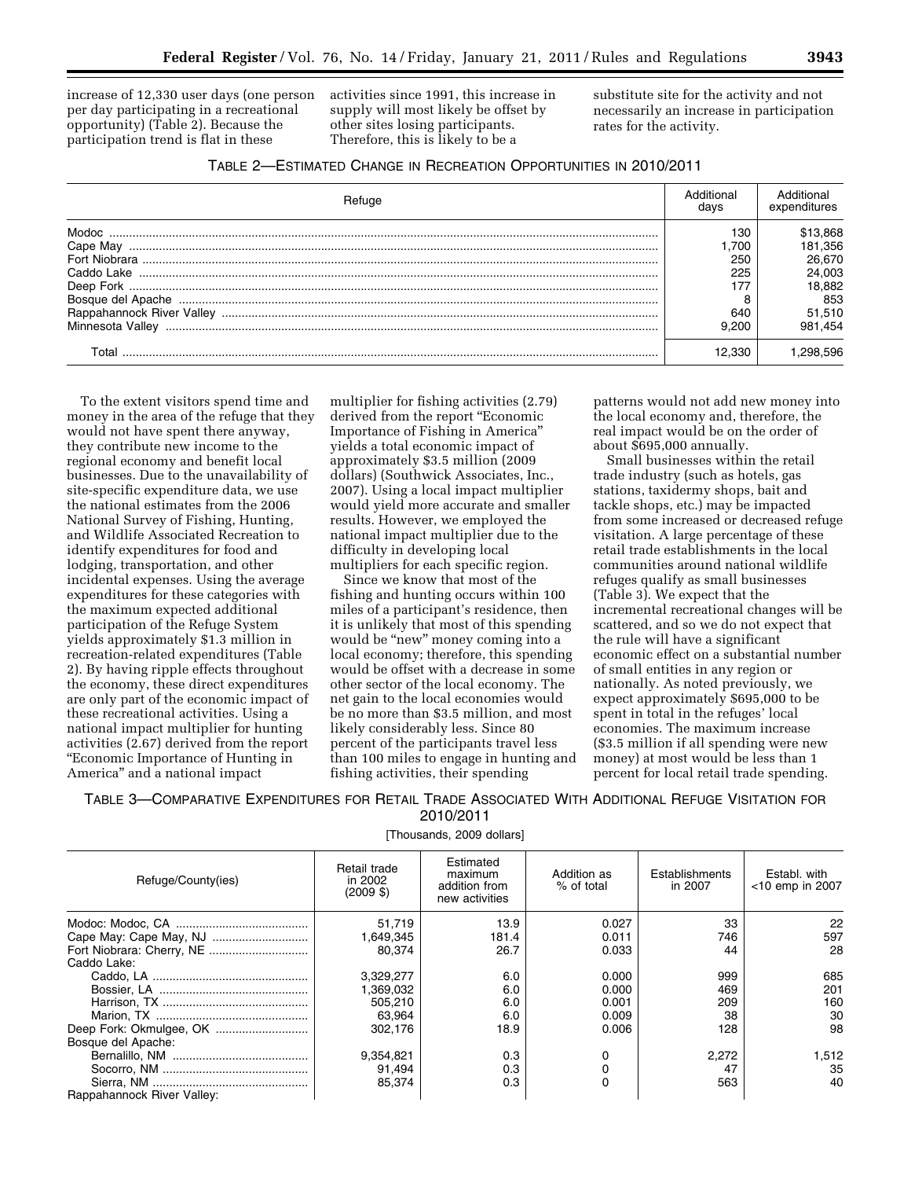increase of 12,330 user days (one person per day participating in a recreational opportunity) (Table 2). Because the participation trend is flat in these activities since 1991, this increase in supply will most likely be offset by other sites losing participants. Therefore, this is likely to be a substitute site for the activity and not necessarily an increase in participation rates for the activity.

TABLE 2—ESTIMATED CHANGE IN RECREATION OPPORTUNITIES IN 2010/2011

| Refuge | Additional days | Additional expenditures |
|---|---|---|
| Modoc | 130 | $13,868 |
| Cape May | 1,700 | 181,356 |
| Fort Niobrara | 250 | 26,670 |
| Caddo Lake | 225 | 24,003 |
| Deep Fork | 177 | 18,882 |
| Bosque del Apache | 8 | 853 |
| Rappahannock River Valley | 640 | 51,510 |
| Minnesota Valley | 9,200 | 981,454 |
| Total | 12,330 | 1,298,596 |

To the extent visitors spend time and money in the area of the refuge that they would not have spent there anyway, they contribute new income to the regional economy and benefit local businesses. Due to the unavailability of site-specific expenditure data, we use the national estimates from the 2006 National Survey of Fishing, Hunting, and Wildlife Associated Recreation to identify expenditures for food and lodging, transportation, and other incidental expenses. Using the average expenditures for these categories with the maximum expected additional participation of the Refuge System yields approximately $1.3 million in recreation-related expenditures (Table 2). By having ripple effects throughout the economy, these direct expenditures are only part of the economic impact of these recreational activities. Using a national impact multiplier for hunting activities (2.67) derived from the report "Economic Importance of Hunting in America" and a national impact multiplier for fishing activities (2.79) derived from the report "Economic Importance of Fishing in America" yields a total economic impact of approximately $3.5 million (2009 dollars) (Southwick Associates, Inc., 2007). Using a local impact multiplier would yield more accurate and smaller results. However, we employed the national impact multiplier due to the difficulty in developing local multipliers for each specific region.

Since we know that most of the fishing and hunting occurs within 100 miles of a participant's residence, then it is unlikely that most of this spending would be "new" money coming into a local economy; therefore, this spending would be offset with a decrease in some other sector of the local economy. The net gain to the local economies would be no more than $3.5 million, and most likely considerably less. Since 80 percent of the participants travel less than 100 miles to engage in hunting and fishing activities, their spending patterns would not add new money into the local economy and, therefore, the real impact would be on the order of about $695,000 annually.

Small businesses within the retail trade industry (such as hotels, gas stations, taxidermy shops, bait and tackle shops, etc.) may be impacted from some increased or decreased refuge visitation. A large percentage of these retail trade establishments in the local communities around national wildlife refuges qualify as small businesses (Table 3). We expect that the incremental recreational changes will be scattered, and so we do not expect that the rule will have a significant economic effect on a substantial number of small entities in any region or nationally. As noted previously, we expect approximately $695,000 to be spent in total in the refuges' local economies. The maximum increase ($3.5 million if all spending were new money) at most would be less than 1 percent for local retail trade spending.

TABLE 3—COMPARATIVE EXPENDITURES FOR RETAIL TRADE ASSOCIATED WITH ADDITIONAL REFUGE VISITATION FOR 2010/2011

[Thousands, 2009 dollars]

| Refuge/County(ies) | Retail trade in 2002 (2009 $) | Estimated maximum addition from new activities | Addition as % of total | Establishments in 2007 | Establ. with <10 emp in 2007 |
|---|---|---|---|---|---|
| Modoc: Modoc, CA | 51,719 | 13.9 | 0.027 | 33 | 22 |
| Cape May: Cape May, NJ | 1,649,345 | 181.4 | 0.011 | 746 | 597 |
| Fort Niobrara: Cherry, NE | 80,374 | 26.7 | 0.033 | 44 | 28 |
| Caddo Lake: | | | | | |
| Caddo, LA | 3,329,277 | 6.0 | 0.000 | 999 | 685 |
| Bossier, LA | 1,369,032 | 6.0 | 0.000 | 469 | 201 |
| Harrison, TX | 505,210 | 6.0 | 0.001 | 209 | 160 |
| Marion, TX | 63,964 | 6.0 | 0.009 | 38 | 30 |
| Deep Fork: Okmulgee, OK | 302,176 | 18.9 | 0.006 | 128 | 98 |
| Bosque del Apache: | | | | | |
| Bernalillo, NM | 9,354,821 | 0.3 | 0 | 2,272 | 1,512 |
| Socorro, NM | 91,494 | 0.3 | 0 | 47 | 35 |
| Sierra, NM | 85,374 | 0.3 | 0 | 563 | 40 |
| Rappahannock River Valley: | | | | | |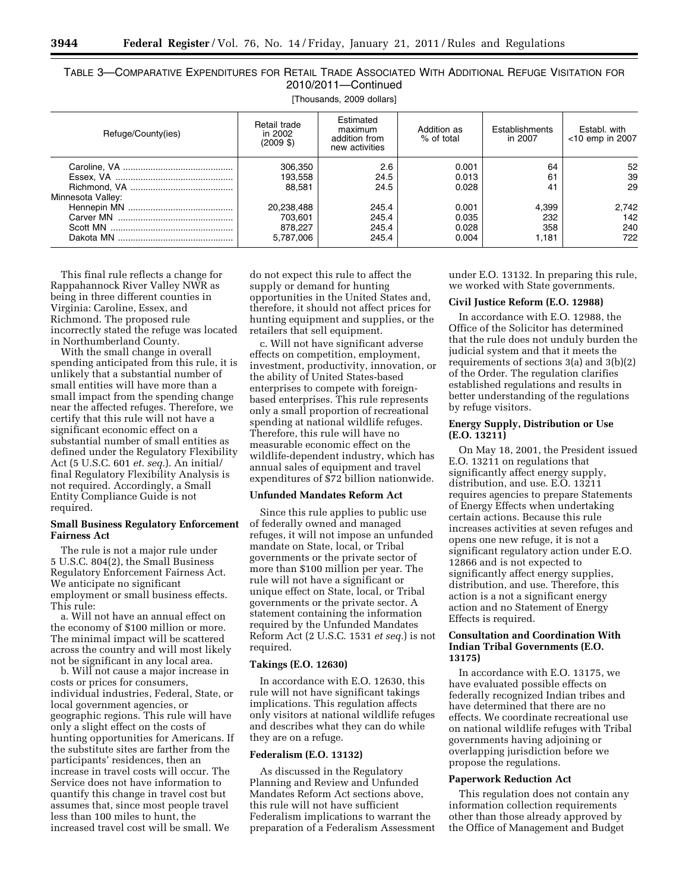TABLE 3—COMPARATIVE EXPENDITURES FOR RETAIL TRADE ASSOCIATED WITH ADDITIONAL REFUGE VISITATION FOR 2010/2011—Continued

[Thousands, 2009 dollars]

| Refuge/County(ies) | Retail trade in 2002 (2009 $) | Estimated maximum addition from new activities | Addition as % of total | Establishments in 2007 | Establ. with <10 emp in 2007 |
|---|---|---|---|---|---|
| Caroline, VA | 306,350 | 2.6 | 0.001 | 64 | 52 |
| Essex, VA | 193,558 | 24.5 | 0.013 | 61 | 39 |
| Richmond, VA | 88,581 | 24.5 | 0.028 | 41 | 29 |
| Minnesota Valley: | | | | | |
| Hennepin MN | 20,238,488 | 245.4 | 0.001 | 4,399 | 2,742 |
| Carver MN | 703,601 | 245.4 | 0.035 | 232 | 142 |
| Scott MN | 878,227 | 245.4 | 0.028 | 358 | 240 |
| Dakota MN | 5,787,006 | 245.4 | 0.004 | 1,181 | 722 |

This final rule reflects a change for Rappahannock River Valley NWR as being in three different counties in Virginia: Caroline, Essex, and Richmond. The proposed rule incorrectly stated the refuge was located in Northumberland County.

With the small change in overall spending anticipated from this rule, it is unlikely that a substantial number of small entities will have more than a small impact from the spending change near the affected refuges. Therefore, we certify that this rule will not have a significant economic effect on a substantial number of small entities as defined under the Regulatory Flexibility Act (5 U.S.C. 601 *et. seq.*). An initial/final Regulatory Flexibility Analysis is not required. Accordingly, a Small Entity Compliance Guide is not required.

**Small Business Regulatory Enforcement Fairness Act**

The rule is not a major rule under 5 U.S.C. 804(2), the Small Business Regulatory Enforcement Fairness Act. We anticipate no significant employment or small business effects. This rule:

a. Will not have an annual effect on the economy of $100 million or more. The minimal impact will be scattered across the country and will most likely not be significant in any local area.

b. Will not cause a major increase in costs or prices for consumers, individual industries, Federal, State, or local government agencies, or geographic regions. This rule will have only a slight effect on the costs of hunting opportunities for Americans. If the substitute sites are farther from the participants' residences, then an increase in travel costs will occur. The Service does not have information to quantify this change in travel cost but assumes that, since most people travel less than 100 miles to hunt, the increased travel cost will be small. We do not expect this rule to affect the supply or demand for hunting opportunities in the United States and, therefore, it should not affect prices for hunting equipment and supplies, or the retailers that sell equipment.

c. Will not have significant adverse effects on competition, employment, investment, productivity, innovation, or the ability of United States-based enterprises to compete with foreign-based enterprises. This rule represents only a small proportion of recreational spending at national wildlife refuges. Therefore, this rule will have no measurable economic effect on the wildlife-dependent industry, which has annual sales of equipment and travel expenditures of $72 billion nationwide.

**Unfunded Mandates Reform Act**

Since this rule applies to public use of federally owned and managed refuges, it will not impose an unfunded mandate on State, local, or Tribal governments or the private sector of more than $100 million per year. The rule will not have a significant or unique effect on State, local, or Tribal governments or the private sector. A statement containing the information required by the Unfunded Mandates Reform Act (2 U.S.C. 1531 *et seq.*) is not required.

**Takings (E.O. 12630)**

In accordance with E.O. 12630, this rule will not have significant takings implications. This regulation affects only visitors at national wildlife refuges and describes what they can do while they are on a refuge.

**Federalism (E.O. 13132)**

As discussed in the Regulatory Planning and Review and Unfunded Mandates Reform Act sections above, this rule will not have sufficient Federalism implications to warrant the preparation of a Federalism Assessment under E.O. 13132. In preparing this rule, we worked with State governments.

**Civil Justice Reform (E.O. 12988)**

In accordance with E.O. 12988, the Office of the Solicitor has determined that the rule does not unduly burden the judicial system and that it meets the requirements of sections 3(a) and 3(b)(2) of the Order. The regulation clarifies established regulations and results in better understanding of the regulations by refuge visitors.

**Energy Supply, Distribution or Use (E.O. 13211)**

On May 18, 2001, the President issued E.O. 13211 on regulations that significantly affect energy supply, distribution, and use. E.O. 13211 requires agencies to prepare Statements of Energy Effects when undertaking certain actions. Because this rule increases activities at seven refuges and opens one new refuge, it is not a significant regulatory action under E.O. 12866 and is not expected to significantly affect energy supplies, distribution, and use. Therefore, this action is a not a significant energy action and no Statement of Energy Effects is required.

**Consultation and Coordination With Indian Tribal Governments (E.O. 13175)**

In accordance with E.O. 13175, we have evaluated possible effects on federally recognized Indian tribes and have determined that there are no effects. We coordinate recreational use on national wildlife refuges with Tribal governments having adjoining or overlapping jurisdiction before we propose the regulations.

**Paperwork Reduction Act**

This regulation does not contain any information collection requirements other than those already approved by the Office of Management and Budget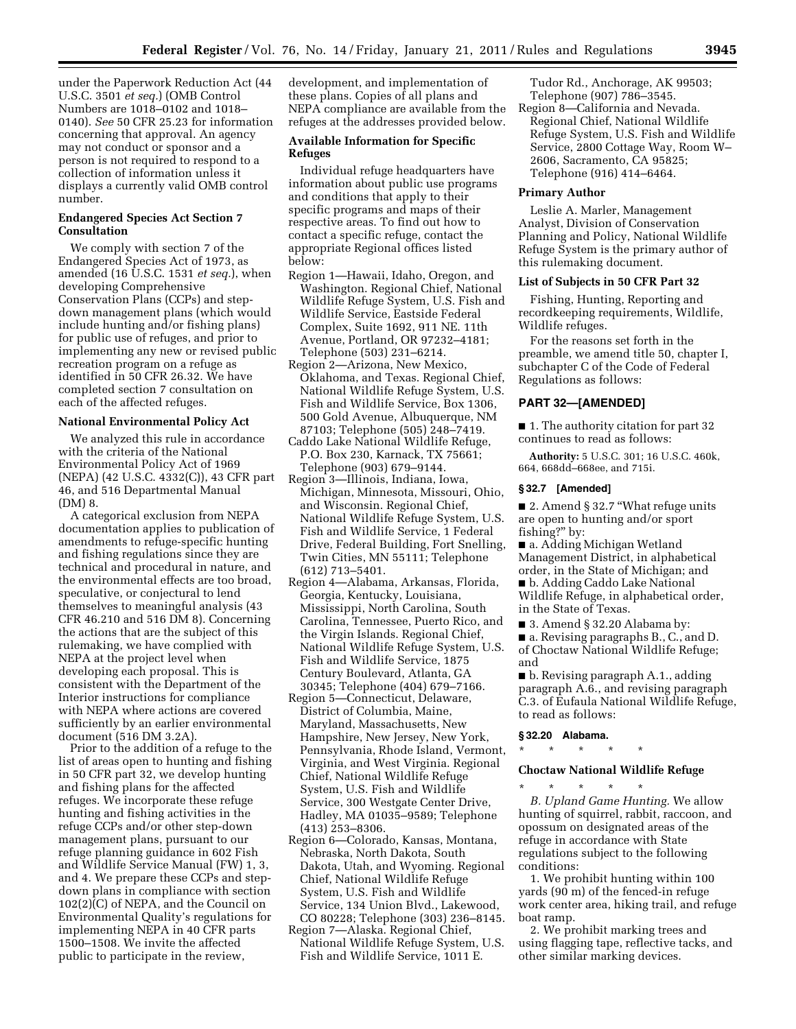under the Paperwork Reduction Act (44 U.S.C. 3501 *et seq.*) (OMB Control Numbers are 1018–0102 and 1018–0140). *See* 50 CFR 25.23 for information concerning that approval. An agency may not conduct or sponsor and a person is not required to respond to a collection of information unless it displays a currently valid OMB control number.

**Endangered Species Act Section 7 Consultation**

We comply with section 7 of the Endangered Species Act of 1973, as amended (16 U.S.C. 1531 *et seq.*), when developing Comprehensive Conservation Plans (CCPs) and step-down management plans (which would include hunting and/or fishing plans) for public use of refuges, and prior to implementing any new or revised public recreation program on a refuge as identified in 50 CFR 26.32. We have completed section 7 consultation on each of the affected refuges.

**National Environmental Policy Act**

We analyzed this rule in accordance with the criteria of the National Environmental Policy Act of 1969 (NEPA) (42 U.S.C. 4332(C)), 43 CFR part 46, and 516 Departmental Manual (DM) 8.

A categorical exclusion from NEPA documentation applies to publication of amendments to refuge-specific hunting and fishing regulations since they are technical and procedural in nature, and the environmental effects are too broad, speculative, or conjectural to lend themselves to meaningful analysis (43 CFR 46.210 and 516 DM 8). Concerning the actions that are the subject of this rulemaking, we have complied with NEPA at the project level when developing each proposal. This is consistent with the Department of the Interior instructions for compliance with NEPA where actions are covered sufficiently by an earlier environmental document (516 DM 3.2A).

Prior to the addition of a refuge to the list of areas open to hunting and fishing in 50 CFR part 32, we develop hunting and fishing plans for the affected refuges. We incorporate these refuge hunting and fishing activities in the refuge CCPs and/or other step-down management plans, pursuant to our refuge planning guidance in 602 Fish and Wildlife Service Manual (FW) 1, 3, and 4. We prepare these CCPs and step-down plans in compliance with section 102(2)(C) of NEPA, and the Council on Environmental Quality's regulations for implementing NEPA in 40 CFR parts 1500–1508. We invite the affected public to participate in the review, development, and implementation of these plans. Copies of all plans and NEPA compliance are available from the refuges at the addresses provided below.

**Available Information for Specific Refuges**

Individual refuge headquarters have information about public use programs and conditions that apply to their specific programs and maps of their respective areas. To find out how to contact a specific refuge, contact the appropriate Regional offices listed below:

Region 1—Hawaii, Idaho, Oregon, and Washington. Regional Chief, National Wildlife Refuge System, U.S. Fish and Wildlife Service, Eastside Federal Complex, Suite 1692, 911 NE. 11th Avenue, Portland, OR 97232–4181; Telephone (503) 231–6214.

Region 2—Arizona, New Mexico, Oklahoma, and Texas. Regional Chief, National Wildlife Refuge System, U.S. Fish and Wildlife Service, Box 1306, 500 Gold Avenue, Albuquerque, NM 87103; Telephone (505) 248–7419.

Caddo Lake National Wildlife Refuge, P.O. Box 230, Karnack, TX 75661; Telephone (903) 679–9144.

Region 3—Illinois, Indiana, Iowa, Michigan, Minnesota, Missouri, Ohio, and Wisconsin. Regional Chief, National Wildlife Refuge System, U.S. Fish and Wildlife Service, 1 Federal Drive, Federal Building, Fort Snelling, Twin Cities, MN 55111; Telephone (612) 713–5401.

Region 4—Alabama, Arkansas, Florida, Georgia, Kentucky, Louisiana, Mississippi, North Carolina, South Carolina, Tennessee, Puerto Rico, and the Virgin Islands. Regional Chief, National Wildlife Refuge System, U.S. Fish and Wildlife Service, 1875 Century Boulevard, Atlanta, GA 30345; Telephone (404) 679–7166.

Region 5—Connecticut, Delaware, District of Columbia, Maine, Maryland, Massachusetts, New Hampshire, New Jersey, New York, Pennsylvania, Rhode Island, Vermont, Virginia, and West Virginia. Regional Chief, National Wildlife Refuge System, U.S. Fish and Wildlife Service, 300 Westgate Center Drive, Hadley, MA 01035–9589; Telephone (413) 253–8306.

Region 6—Colorado, Kansas, Montana, Nebraska, North Dakota, South Dakota, Utah, and Wyoming. Regional Chief, National Wildlife Refuge System, U.S. Fish and Wildlife Service, 134 Union Blvd., Lakewood, CO 80228; Telephone (303) 236–8145.

Region 7—Alaska. Regional Chief, National Wildlife Refuge System, U.S. Fish and Wildlife Service, 1011 E. Tudor Rd., Anchorage, AK 99503; Telephone (907) 786–3545.

Region 8—California and Nevada. Regional Chief, National Wildlife Refuge System, U.S. Fish and Wildlife Service, 2800 Cottage Way, Room W–2606, Sacramento, CA 95825; Telephone (916) 414–6464.

**Primary Author**

Leslie A. Marler, Management Analyst, Division of Conservation Planning and Policy, National Wildlife Refuge System is the primary author of this rulemaking document.

**List of Subjects in 50 CFR Part 32**

Fishing, Hunting, Reporting and recordkeeping requirements, Wildlife, Wildlife refuges.

For the reasons set forth in the preamble, we amend title 50, chapter I, subchapter C of the Code of Federal Regulations as follows:

## PART 32—[AMENDED]

■ 1. The authority citation for part 32 continues to read as follows:

**Authority:** 5 U.S.C. 301; 16 U.S.C. 460k, 664, 668dd–668ee, and 715i.

### § 32.7 [Amended]

■ 2. Amend § 32.7 "What refuge units are open to hunting and/or sport fishing?" by:

■ a. Adding Michigan Wetland Management District, in alphabetical order, in the State of Michigan; and

■ b. Adding Caddo Lake National Wildlife Refuge, in alphabetical order, in the State of Texas.

■ 3. Amend § 32.20 Alabama by:

■ a. Revising paragraphs B., C., and D. of Choctaw National Wildlife Refuge; and

■ b. Revising paragraph A.1., adding paragraph A.6., and revising paragraph C.3. of Eufaula National Wildlife Refuge, to read as follows:

### § 32.20 Alabama.

\* \* \* \* \*

**Choctaw National Wildlife Refuge**

\* \* \* \* \*

*B. Upland Game Hunting.* We allow hunting of squirrel, rabbit, raccoon, and opossum on designated areas of the refuge in accordance with State regulations subject to the following conditions:

1. We prohibit hunting within 100 yards (90 m) of the fenced-in refuge work center area, hiking trail, and refuge boat ramp.

2. We prohibit marking trees and using flagging tape, reflective tacks, and other similar marking devices.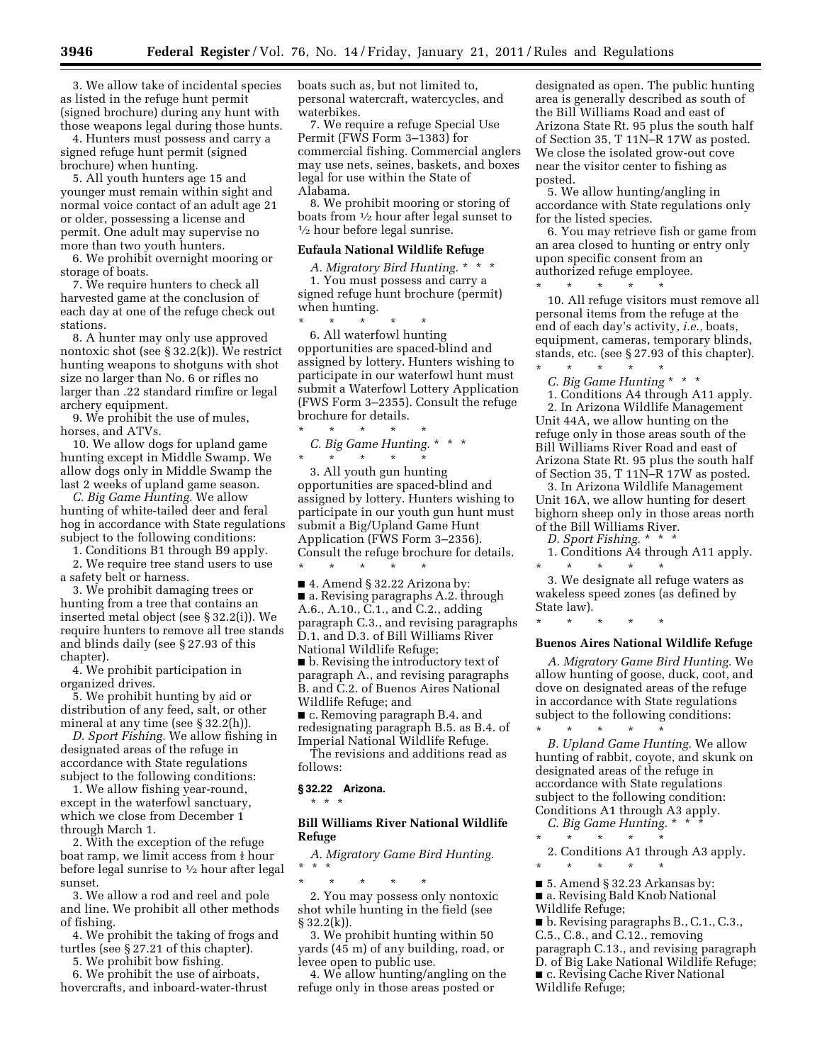3. We allow take of incidental species as listed in the refuge hunt permit (signed brochure) during any hunt with those weapons legal during those hunts.

4. Hunters must possess and carry a signed refuge hunt permit (signed brochure) when hunting.

5. All youth hunters age 15 and younger must remain within sight and normal voice contact of an adult age 21 or older, possessing a license and permit. One adult may supervise no more than two youth hunters.

6. We prohibit overnight mooring or storage of boats.

7. We require hunters to check all harvested game at the conclusion of each day at one of the refuge check out stations.

8. A hunter may only use approved nontoxic shot (see § 32.2(k)). We restrict hunting weapons to shotguns with shot size no larger than No. 6 or rifles no larger than .22 standard rimfire or legal archery equipment.

9. We prohibit the use of mules, horses, and ATVs.

10. We allow dogs for upland game hunting except in Middle Swamp. We allow dogs only in Middle Swamp the last 2 weeks of upland game season.

*C. Big Game Hunting.* We allow hunting of white-tailed deer and feral hog in accordance with State regulations subject to the following conditions:

1. Conditions B1 through B9 apply.

2. We require tree stand users to use a safety belt or harness.

3. We prohibit damaging trees or hunting from a tree that contains an inserted metal object (see § 32.2(i)). We require hunters to remove all tree stands and blinds daily (see § 27.93 of this chapter).

4. We prohibit participation in organized drives.

5. We prohibit hunting by aid or distribution of any feed, salt, or other mineral at any time (see § 32.2(h)).

*D. Sport Fishing.* We allow fishing in designated areas of the refuge in accordance with State regulations subject to the following conditions:

1. We allow fishing year-round, except in the waterfowl sanctuary, which we close from December 1 through March 1.

2. With the exception of the refuge boat ramp, we limit access from ½ hour before legal sunrise to ½ hour after legal sunset.

3. We allow a rod and reel and pole and line. We prohibit all other methods of fishing.

4. We prohibit the taking of frogs and turtles (see § 27.21 of this chapter).

5. We prohibit bow fishing.

6. We prohibit the use of airboats, hovercrafts, and inboard-water-thrust boats such as, but not limited to, personal watercraft, watercycles, and waterbikes.

7. We require a refuge Special Use Permit (FWS Form 3–1383) for commercial fishing. Commercial anglers may use nets, seines, baskets, and boxes legal for use within the State of Alabama.

8. We prohibit mooring or storing of boats from ½ hour after legal sunset to ½ hour before legal sunrise.

**Eufaula National Wildlife Refuge**

*A. Migratory Bird Hunting.* * * *

1. You must possess and carry a signed refuge hunt brochure (permit) when hunting.

\* \* \* \* \*

6. All waterfowl hunting opportunities are spaced-blind and assigned by lottery. Hunters wishing to participate in our waterfowl hunt must submit a Waterfowl Lottery Application (FWS Form 3–2355). Consult the refuge brochure for details.

\* \* \* \* \*

*C. Big Game Hunting.* * * *

\* \* \* \* \*

3. All youth gun hunting opportunities are spaced-blind and assigned by lottery. Hunters wishing to participate in our youth gun hunt must submit a Big/Upland Game Hunt Application (FWS Form 3–2356). Consult the refuge brochure for details.

\* \* \* \* \*

■ 4. Amend § 32.22 Arizona by:

■ a. Revising paragraphs A.2. through A.6., A.10., C.1., and C.2., adding paragraph C.3., and revising paragraphs D.1. and D.3. of Bill Williams River National Wildlife Refuge;

■ b. Revising the introductory text of paragraph A., and revising paragraphs B. and C.2. of Buenos Aires National Wildlife Refuge; and

■ c. Removing paragraph B.4. and redesignating paragraph B.5. as B.4. of Imperial National Wildlife Refuge.

The revisions and additions read as follows:

**§ 32.22 Arizona.**

\* \* \*

**Bill Williams River National Wildlife Refuge**

*A. Migratory Game Bird Hunting.* * * *

\* \* \* \* \*

2. You may possess only nontoxic shot while hunting in the field (see § 32.2(k)).

3. We prohibit hunting within 50 yards (45 m) of any building, road, or levee open to public use.

4. We allow hunting/angling on the refuge only in those areas posted or designated as open. The public hunting area is generally described as south of the Bill Williams Road and east of Arizona State Rt. 95 plus the south half of Section 35, T 11N–R 17W as posted. We close the isolated grow-out cove near the visitor center to fishing as posted.

5. We allow hunting/angling in accordance with State regulations only for the listed species.

6. You may retrieve fish or game from an area closed to hunting or entry only upon specific consent from an authorized refuge employee.

\* \* \* \* \*

10. All refuge visitors must remove all personal items from the refuge at the end of each day's activity, *i.e.,* boats, equipment, cameras, temporary blinds, stands, etc. (see § 27.93 of this chapter).

\* \* \* \* \*

*C. Big Game Hunting* * * *

1. Conditions A4 through A11 apply.

2. In Arizona Wildlife Management Unit 44A, we allow hunting on the refuge only in those areas south of the Bill Williams River Road and east of Arizona State Rt. 95 plus the south half of Section 35, T 11N–R 17W as posted.

3. In Arizona Wildlife Management Unit 16A, we allow hunting for desert bighorn sheep only in those areas north of the Bill Williams River.

*D. Sport Fishing.* * * *

1. Conditions A4 through A11 apply.

\* \* \* \* \*

3. We designate all refuge waters as wakeless speed zones (as defined by State law).

\* \* \* \* \*

**Buenos Aires National Wildlife Refuge**

*A. Migratory Game Bird Hunting.* We allow hunting of goose, duck, coot, and dove on designated areas of the refuge in accordance with State regulations subject to the following conditions:

\* \* \* \* \*

*B. Upland Game Hunting.* We allow hunting of rabbit, coyote, and skunk on designated areas of the refuge in accordance with State regulations subject to the following condition: Conditions A1 through A3 apply.

*C. Big Game Hunting.* * * *

\* \* \* \* \*

2. Conditions A1 through A3 apply.

\* \* \* \* \*

■ 5. Amend § 32.23 Arkansas by:

■ a. Revising Bald Knob National Wildlife Refuge;

■ b. Revising paragraphs B., C.1., C.3., C.5., C.8., and C.12., removing paragraph C.13., and revising paragraph D. of Big Lake National Wildlife Refuge;

■ c. Revising Cache River National Wildlife Refuge;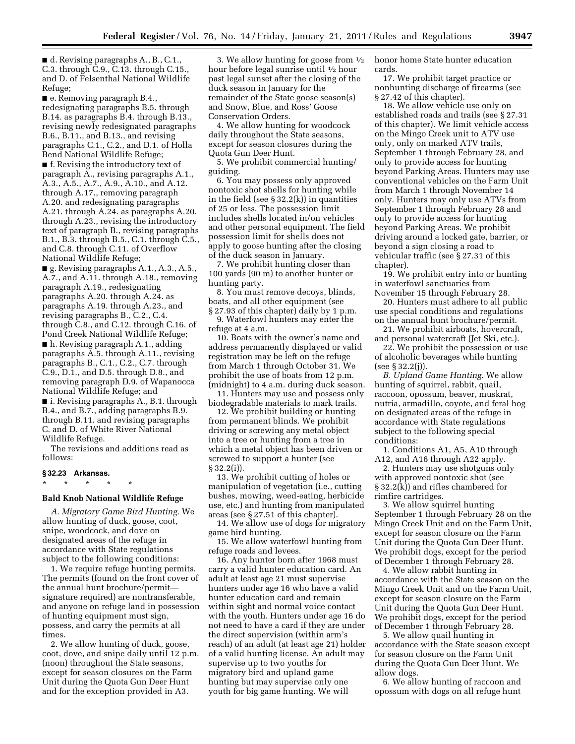■ d. Revising paragraphs A., B., C.1., C.3. through C.9., C.13. through C.15., and D. of Felsenthal National Wildlife Refuge;

■ e. Removing paragraph B.4., redesignating paragraphs B.5. through B.14. as paragraphs B.4. through B.13., revising newly redesignated paragraphs B.6., B.11., and B.13., and revising paragraphs C.1., C.2., and D.1. of Holla Bend National Wildlife Refuge;

■ f. Revising the introductory text of paragraph A., revising paragraphs A.1., A.3., A.5., A.7., A.9., A.10., and A.12. through A.17., removing paragraph A.20. and redesignating paragraphs A.21. through A.24. as paragraphs A.20. through A.23., revising the introductory text of paragraph B., revising paragraphs B.1., B.3. through B.5., C.1. through C.5., and C.8. through C.11. of Overflow National Wildlife Refuge;

■ g. Revising paragraphs A.1., A.3., A.5., A.7., and A.11. through A.18., removing paragraph A.19., redesignating paragraphs A.20. through A.24. as paragraphs A.19. through A.23., and revising paragraphs B., C.2., C.4. through C.8., and C.12. through C.16. of Pond Creek National Wildlife Refuge;

■ h. Revising paragraph A.1., adding paragraphs A.5. through A.11., revising paragraphs B., C.1., C.2., C.7. through C.9., D.1., and D.5. through D.8., and removing paragraph D.9. of Wapanocca National Wildlife Refuge; and

■ i. Revising paragraphs A., B.1. through B.4., and B.7., adding paragraphs B.9. through B.11. and revising paragraphs C. and D. of White River National Wildlife Refuge.

The revisions and additions read as follows:

### § 32.23 Arkansas.

\* \* \* \* \*

#### Bald Knob National Wildlife Refuge

*A. Migratory Game Bird Hunting.* We allow hunting of duck, goose, coot, snipe, woodcock, and dove on designated areas of the refuge in accordance with State regulations subject to the following conditions:

1. We require refuge hunting permits. The permits (found on the front cover of the annual hunt brochure/permit—signature required) are nontransferable, and anyone on refuge land in possession of hunting equipment must sign, possess, and carry the permits at all times.

2. We allow hunting of duck, goose, coot, dove, and snipe daily until 12 p.m. (noon) throughout the State seasons, except for season closures on the Farm Unit during the Quota Gun Deer Hunt and for the exception provided in A3.

3. We allow hunting for goose from ½ hour before legal sunrise until ½ hour past legal sunset after the closing of the duck season in January for the remainder of the State goose season(s) and Snow, Blue, and Ross' Goose Conservation Orders.

4. We allow hunting for woodcock daily throughout the State seasons, except for season closures during the Quota Gun Deer Hunt.

5. We prohibit commercial hunting/guiding.

6. You may possess only approved nontoxic shot shells for hunting while in the field (see § 32.2(k)) in quantities of 25 or less. The possession limit includes shells located in/on vehicles and other personal equipment. The field possession limit for shells does not apply to goose hunting after the closing of the duck season in January.

7. We prohibit hunting closer than 100 yards (90 m) to another hunter or hunting party.

8. You must remove decoys, blinds, boats, and all other equipment (see § 27.93 of this chapter) daily by 1 p.m.

9. Waterfowl hunters may enter the refuge at 4 a.m.

10. Boats with the owner's name and address permanently displayed or valid registration may be left on the refuge from March 1 through October 31. We prohibit the use of boats from 12 p.m. (midnight) to 4 a.m. during duck season.

11. Hunters may use and possess only biodegradable materials to mark trails.

12. We prohibit building or hunting from permanent blinds. We prohibit driving or screwing any metal object into a tree or hunting from a tree in which a metal object has been driven or screwed to support a hunter (see § 32.2(i)).

13. We prohibit cutting of holes or manipulation of vegetation (i.e., cutting bushes, mowing, weed-eating, herbicide use, etc.) and hunting from manipulated areas (see § 27.51 of this chapter).

14. We allow use of dogs for migratory game bird hunting.

15. We allow waterfowl hunting from refuge roads and levees.

16. Any hunter born after 1968 must carry a valid hunter education card. An adult at least age 21 must supervise hunters under age 16 who have a valid hunter education card and remain within sight and normal voice contact with the youth. Hunters under age 16 do not need to have a card if they are under the direct supervision (within arm's reach) of an adult (at least age 21) holder of a valid hunting license. An adult may supervise up to two youths for migratory bird and upland game hunting but may supervise only one youth for big game hunting. We will honor home State hunter education cards.

17. We prohibit target practice or nonhunting discharge of firearms (see § 27.42 of this chapter).

18. We allow vehicle use only on established roads and trails (see § 27.31 of this chapter). We limit vehicle access on the Mingo Creek unit to ATV use only, only on marked ATV trails, September 1 through February 28, and only to provide access for hunting beyond Parking Areas. Hunters may use conventional vehicles on the Farm Unit from March 1 through November 14 only. Hunters may only use ATVs from September 1 through February 28 and only to provide access for hunting beyond Parking Areas. We prohibit driving around a locked gate, barrier, or beyond a sign closing a road to vehicular traffic (see § 27.31 of this chapter).

19. We prohibit entry into or hunting in waterfowl sanctuaries from November 15 through February 28.

20. Hunters must adhere to all public use special conditions and regulations on the annual hunt brochure/permit.

21. We prohibit airboats, hovercraft, and personal watercraft (Jet Ski, etc.).

22. We prohibit the possession or use of alcoholic beverages while hunting (see § 32.2(j)).

*B. Upland Game Hunting.* We allow hunting of squirrel, rabbit, quail, raccoon, opossum, beaver, muskrat, nutria, armadillo, coyote, and feral hog on designated areas of the refuge in accordance with State regulations subject to the following special conditions:

1. Conditions A1, A5, A10 through A12, and A16 through A22 apply.

2. Hunters may use shotguns only with approved nontoxic shot (see § 32.2(k)) and rifles chambered for rimfire cartridges.

3. We allow squirrel hunting September 1 through February 28 on the Mingo Creek Unit and on the Farm Unit, except for season closure on the Farm Unit during the Quota Gun Deer Hunt. We prohibit dogs, except for the period of December 1 through February 28.

4. We allow rabbit hunting in accordance with the State season on the Mingo Creek Unit and on the Farm Unit, except for season closure on the Farm Unit during the Quota Gun Deer Hunt. We prohibit dogs, except for the period of December 1 through February 28.

5. We allow quail hunting in accordance with the State season except for season closure on the Farm Unit during the Quota Gun Deer Hunt. We allow dogs.

6. We allow hunting of raccoon and opossum with dogs on all refuge hunt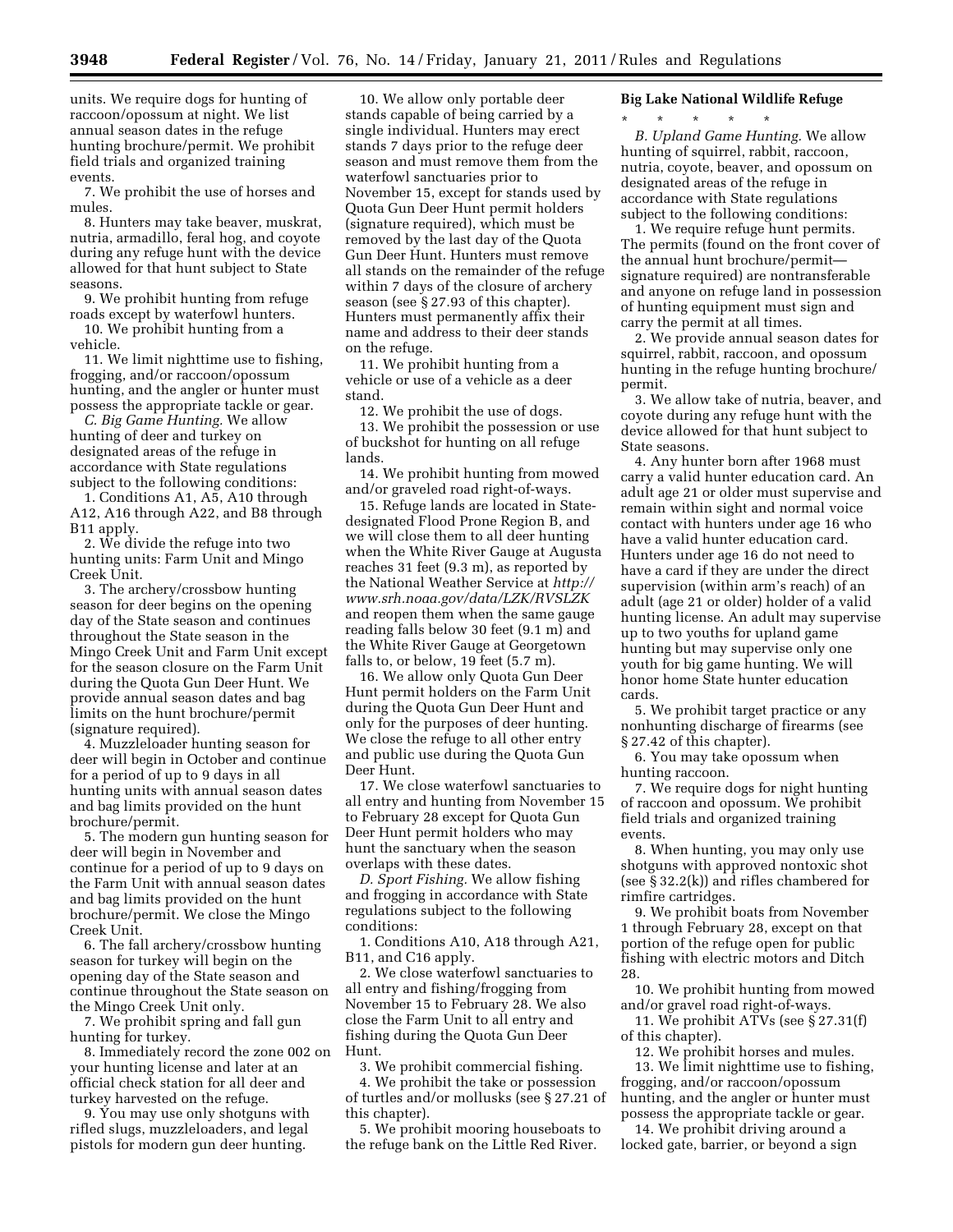units. We require dogs for hunting of raccoon/opossum at night. We list annual season dates in the refuge hunting brochure/permit. We prohibit field trials and organized training events.

7. We prohibit the use of horses and mules.

8. Hunters may take beaver, muskrat, nutria, armadillo, feral hog, and coyote during any refuge hunt with the device allowed for that hunt subject to State seasons.

9. We prohibit hunting from refuge roads except by waterfowl hunters.

10. We prohibit hunting from a vehicle.

11. We limit nighttime use to fishing, frogging, and/or raccoon/opossum hunting, and the angler or hunter must possess the appropriate tackle or gear.

*C. Big Game Hunting.* We allow hunting of deer and turkey on designated areas of the refuge in accordance with State regulations subject to the following conditions:

1. Conditions A1, A5, A10 through A12, A16 through A22, and B8 through B11 apply.

2. We divide the refuge into two hunting units: Farm Unit and Mingo Creek Unit.

3. The archery/crossbow hunting season for deer begins on the opening day of the State season and continues throughout the State season in the Mingo Creek Unit and Farm Unit except for the season closure on the Farm Unit during the Quota Gun Deer Hunt. We provide annual season dates and bag limits on the hunt brochure/permit (signature required).

4. Muzzleloader hunting season for deer will begin in October and continue for a period of up to 9 days in all hunting units with annual season dates and bag limits provided on the hunt brochure/permit.

5. The modern gun hunting season for deer will begin in November and continue for a period of up to 9 days on the Farm Unit with annual season dates and bag limits provided on the hunt brochure/permit. We close the Mingo Creek Unit.

6. The fall archery/crossbow hunting season for turkey will begin on the opening day of the State season and continue throughout the State season on the Mingo Creek Unit only.

7. We prohibit spring and fall gun hunting for turkey.

8. Immediately record the zone 002 on your hunting license and later at an official check station for all deer and turkey harvested on the refuge.

9. You may use only shotguns with rifled slugs, muzzleloaders, and legal pistols for modern gun deer hunting.

10. We allow only portable deer stands capable of being carried by a single individual. Hunters may erect stands 7 days prior to the refuge deer season and must remove them from the waterfowl sanctuaries prior to November 15, except for stands used by Quota Gun Deer Hunt permit holders (signature required), which must be removed by the last day of the Quota Gun Deer Hunt. Hunters must remove all stands on the remainder of the refuge within 7 days of the closure of archery season (see § 27.93 of this chapter). Hunters must permanently affix their name and address to their deer stands on the refuge.

11. We prohibit hunting from a vehicle or use of a vehicle as a deer stand.

12. We prohibit the use of dogs.

13. We prohibit the possession or use of buckshot for hunting on all refuge lands.

14. We prohibit hunting from mowed and/or graveled road right-of-ways.

15. Refuge lands are located in State-designated Flood Prone Region B, and we will close them to all deer hunting when the White River Gauge at Augusta reaches 31 feet (9.3 m), as reported by the National Weather Service at *http://www.srh.noaa.gov/data/LZK/RVSLZK* and reopen them when the same gauge reading falls below 30 feet (9.1 m) and the White River Gauge at Georgetown falls to, or below, 19 feet (5.7 m).

16. We allow only Quota Gun Deer Hunt permit holders on the Farm Unit during the Quota Gun Deer Hunt and only for the purposes of deer hunting. We close the refuge to all other entry and public use during the Quota Gun Deer Hunt.

17. We close waterfowl sanctuaries to all entry and hunting from November 15 to February 28 except for Quota Gun Deer Hunt permit holders who may hunt the sanctuary when the season overlaps with these dates.

*D. Sport Fishing.* We allow fishing and frogging in accordance with State regulations subject to the following conditions:

1. Conditions A10, A18 through A21, B11, and C16 apply.

2. We close waterfowl sanctuaries to all entry and fishing/frogging from November 15 to February 28. We also close the Farm Unit to all entry and fishing during the Quota Gun Deer Hunt.

3. We prohibit commercial fishing.

4. We prohibit the take or possession of turtles and/or mollusks (see § 27.21 of this chapter).

5. We prohibit mooring houseboats to the refuge bank on the Little Red River.

**Big Lake National Wildlife Refuge**

\* \* \* \* \*

*B. Upland Game Hunting.* We allow hunting of squirrel, rabbit, raccoon, nutria, coyote, beaver, and opossum on designated areas of the refuge in accordance with State regulations subject to the following conditions:

1. We require refuge hunt permits. The permits (found on the front cover of the annual hunt brochure/permit—signature required) are nontransferable and anyone on refuge land in possession of hunting equipment must sign and carry the permit at all times.

2. We provide annual season dates for squirrel, rabbit, raccoon, and opossum hunting in the refuge hunting brochure/permit.

3. We allow take of nutria, beaver, and coyote during any refuge hunt with the device allowed for that hunt subject to State seasons.

4. Any hunter born after 1968 must carry a valid hunter education card. An adult age 21 or older must supervise and remain within sight and normal voice contact with hunters under age 16 who have a valid hunter education card. Hunters under age 16 do not need to have a card if they are under the direct supervision (within arm's reach) of an adult (age 21 or older) holder of a valid hunting license. An adult may supervise up to two youths for upland game hunting but may supervise only one youth for big game hunting. We will honor home State hunter education cards.

5. We prohibit target practice or any nonhunting discharge of firearms (see § 27.42 of this chapter).

6. You may take opossum when hunting raccoon.

7. We require dogs for night hunting of raccoon and opossum. We prohibit field trials and organized training events.

8. When hunting, you may only use shotguns with approved nontoxic shot (see § 32.2(k)) and rifles chambered for rimfire cartridges.

9. We prohibit boats from November 1 through February 28, except on that portion of the refuge open for public fishing with electric motors and Ditch 28.

10. We prohibit hunting from mowed and/or gravel road right-of-ways.

11. We prohibit ATVs (see § 27.31(f) of this chapter).

12. We prohibit horses and mules.

13. We limit nighttime use to fishing, frogging, and/or raccoon/opossum hunting, and the angler or hunter must possess the appropriate tackle or gear.

14. We prohibit driving around a locked gate, barrier, or beyond a sign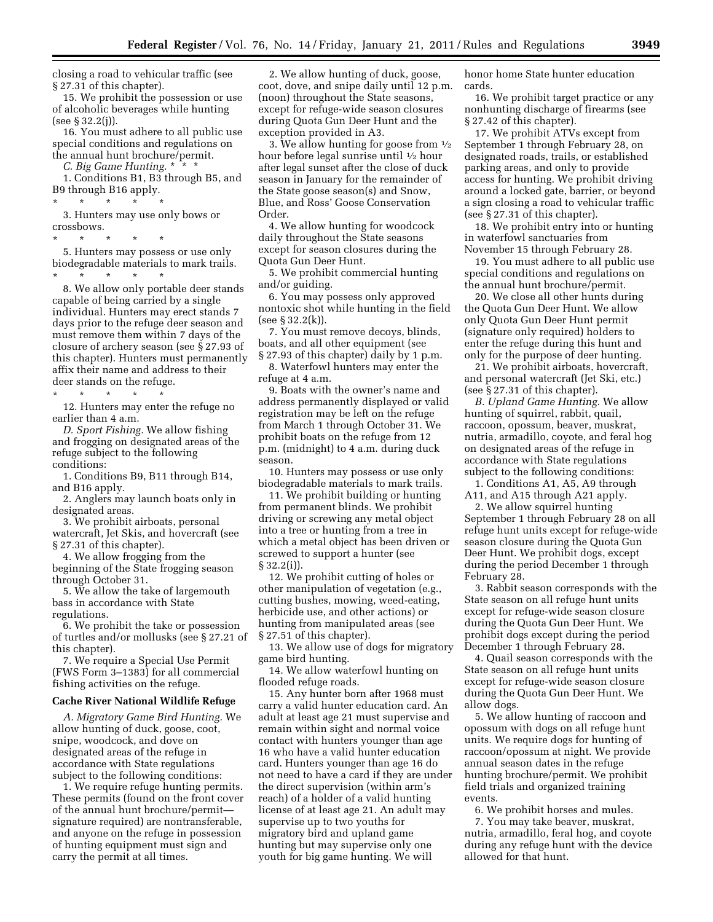closing a road to vehicular traffic (see § 27.31 of this chapter).

15. We prohibit the possession or use of alcoholic beverages while hunting (see § 32.2(j)).

16. You must adhere to all public use special conditions and regulations on the annual hunt brochure/permit.

*C. Big Game Hunting.* * * *

1. Conditions B1, B3 through B5, and B9 through B16 apply.

* * * * *

3. Hunters may use only bows or crossbows.

* * * * *

5. Hunters may possess or use only biodegradable materials to mark trails.

* * * * *

8. We allow only portable deer stands capable of being carried by a single individual. Hunters may erect stands 7 days prior to the refuge deer season and must remove them within 7 days of the closure of archery season (see § 27.93 of this chapter). Hunters must permanently affix their name and address to their deer stands on the refuge.

* * * * *

12. Hunters may enter the refuge no earlier than 4 a.m.

*D. Sport Fishing.* We allow fishing and frogging on designated areas of the refuge subject to the following conditions:

1. Conditions B9, B11 through B14, and B16 apply.

2. Anglers may launch boats only in designated areas.

3. We prohibit airboats, personal watercraft, Jet Skis, and hovercraft (see § 27.31 of this chapter).

4. We allow frogging from the beginning of the State frogging season through October 31.

5. We allow the take of largemouth bass in accordance with State regulations.

6. We prohibit the take or possession of turtles and/or mollusks (see § 27.21 of this chapter).

7. We require a Special Use Permit (FWS Form 3–1383) for all commercial fishing activities on the refuge.

**Cache River National Wildlife Refuge**

*A. Migratory Game Bird Hunting.* We allow hunting of duck, goose, coot, snipe, woodcock, and dove on designated areas of the refuge in accordance with State regulations subject to the following conditions:

1. We require refuge hunting permits. These permits (found on the front cover of the annual hunt brochure/permit—signature required) are nontransferable, and anyone on the refuge in possession of hunting equipment must sign and carry the permit at all times.

2. We allow hunting of duck, goose, coot, dove, and snipe daily until 12 p.m. (noon) throughout the State seasons, except for refuge-wide season closures during Quota Gun Deer Hunt and the exception provided in A3.

3. We allow hunting for goose from ½ hour before legal sunrise until ½ hour after legal sunset after the close of duck season in January for the remainder of the State goose season(s) and Snow, Blue, and Ross' Goose Conservation Order.

4. We allow hunting for woodcock daily throughout the State seasons except for season closures during the Quota Gun Deer Hunt.

5. We prohibit commercial hunting and/or guiding.

6. You may possess only approved nontoxic shot while hunting in the field (see § 32.2(k)).

7. You must remove decoys, blinds, boats, and all other equipment (see § 27.93 of this chapter) daily by 1 p.m.

8. Waterfowl hunters may enter the refuge at 4 a.m.

9. Boats with the owner's name and address permanently displayed or valid registration may be left on the refuge from March 1 through October 31. We prohibit boats on the refuge from 12 p.m. (midnight) to 4 a.m. during duck season.

10. Hunters may possess or use only biodegradable materials to mark trails.

11. We prohibit building or hunting from permanent blinds. We prohibit driving or screwing any metal object into a tree or hunting from a tree in which a metal object has been driven or screwed to support a hunter (see § 32.2(i)).

12. We prohibit cutting of holes or other manipulation of vegetation (e.g., cutting bushes, mowing, weed-eating, herbicide use, and other actions) or hunting from manipulated areas (see § 27.51 of this chapter).

13. We allow use of dogs for migratory game bird hunting.

14. We allow waterfowl hunting on flooded refuge roads.

15. Any hunter born after 1968 must carry a valid hunter education card. An adult at least age 21 must supervise and remain within sight and normal voice contact with hunters younger than age 16 who have a valid hunter education card. Hunters younger than age 16 do not need to have a card if they are under the direct supervision (within arm's reach) of a holder of a valid hunting license of at least age 21. An adult may supervise up to two youths for migratory bird and upland game hunting but may supervise only one youth for big game hunting. We will honor home State hunter education cards.

16. We prohibit target practice or any nonhunting discharge of firearms (see § 27.42 of this chapter).

17. We prohibit ATVs except from September 1 through February 28, on designated roads, trails, or established parking areas, and only to provide access for hunting. We prohibit driving around a locked gate, barrier, or beyond a sign closing a road to vehicular traffic (see § 27.31 of this chapter).

18. We prohibit entry into or hunting in waterfowl sanctuaries from November 15 through February 28.

19. You must adhere to all public use special conditions and regulations on the annual hunt brochure/permit.

20. We close all other hunts during the Quota Gun Deer Hunt. We allow only Quota Gun Deer Hunt permit (signature only required) holders to enter the refuge during this hunt and only for the purpose of deer hunting.

21. We prohibit airboats, hovercraft, and personal watercraft (Jet Ski, etc.) (see § 27.31 of this chapter).

*B. Upland Game Hunting.* We allow hunting of squirrel, rabbit, quail, raccoon, opossum, beaver, muskrat, nutria, armadillo, coyote, and feral hog on designated areas of the refuge in accordance with State regulations subject to the following conditions:

1. Conditions A1, A5, A9 through A11, and A15 through A21 apply.

2. We allow squirrel hunting September 1 through February 28 on all refuge hunt units except for refuge-wide season closure during the Quota Gun Deer Hunt. We prohibit dogs, except during the period December 1 through February 28.

3. Rabbit season corresponds with the State season on all refuge hunt units except for refuge-wide season closure during the Quota Gun Deer Hunt. We prohibit dogs except during the period December 1 through February 28.

4. Quail season corresponds with the State season on all refuge hunt units except for refuge-wide season closure during the Quota Gun Deer Hunt. We allow dogs.

5. We allow hunting of raccoon and opossum with dogs on all refuge hunt units. We require dogs for hunting of raccoon/opossum at night. We provide annual season dates in the refuge hunting brochure/permit. We prohibit field trials and organized training events.

6. We prohibit horses and mules.

7. You may take beaver, muskrat, nutria, armadillo, feral hog, and coyote during any refuge hunt with the device allowed for that hunt.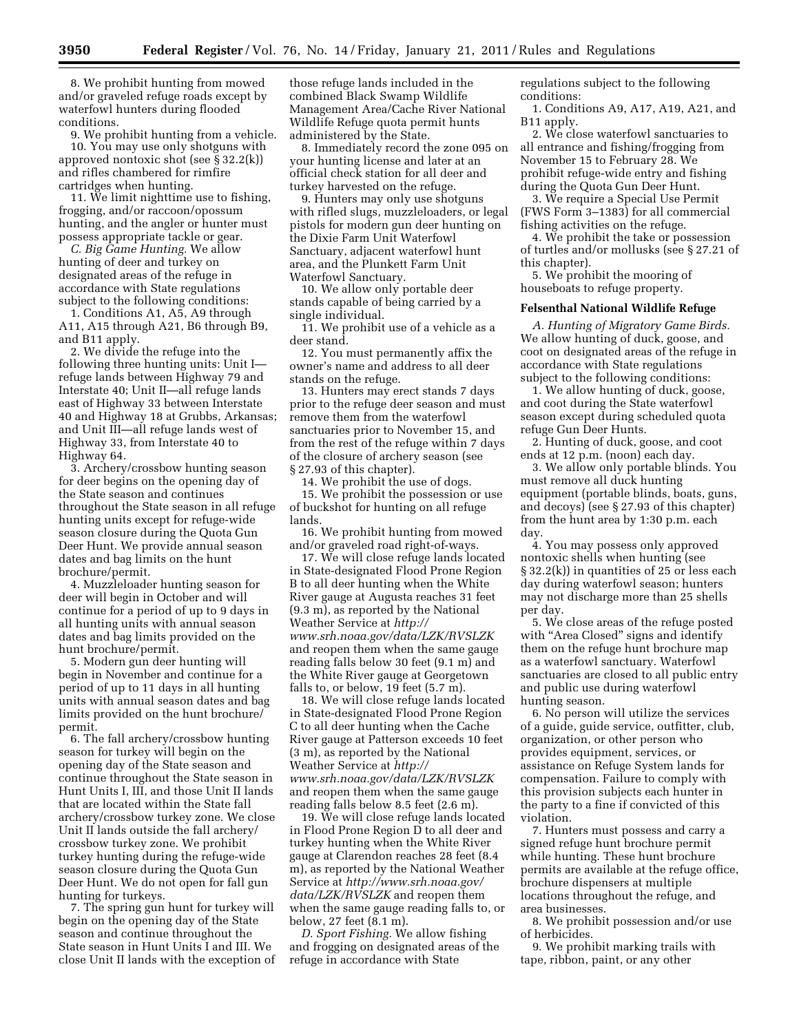8. We prohibit hunting from mowed and/or graveled refuge roads except by waterfowl hunters during flooded conditions.

9. We prohibit hunting from a vehicle.

10. You may use only shotguns with approved nontoxic shot (see § 32.2(k)) and rifles chambered for rimfire cartridges when hunting.

11. We limit nighttime use to fishing, frogging, and/or raccoon/opossum hunting, and the angler or hunter must possess appropriate tackle or gear.

*C. Big Game Hunting.* We allow hunting of deer and turkey on designated areas of the refuge in accordance with State regulations subject to the following conditions:

1. Conditions A1, A5, A9 through A11, A15 through A21, B6 through B9, and B11 apply.

2. We divide the refuge into the following three hunting units: Unit I—refuge lands between Highway 79 and Interstate 40; Unit II—all refuge lands east of Highway 33 between Interstate 40 and Highway 18 at Grubbs, Arkansas; and Unit III—all refuge lands west of Highway 33, from Interstate 40 to Highway 64.

3. Archery/crossbow hunting season for deer begins on the opening day of the State season and continues throughout the State season in all refuge hunting units except for refuge-wide season closure during the Quota Gun Deer Hunt. We provide annual season dates and bag limits on the hunt brochure/permit.

4. Muzzleloader hunting season for deer will begin in October and will continue for a period of up to 9 days in all hunting units with annual season dates and bag limits provided on the hunt brochure/permit.

5. Modern gun deer hunting will begin in November and continue for a period of up to 11 days in all hunting units with annual season dates and bag limits provided on the hunt brochure/permit.

6. The fall archery/crossbow hunting season for turkey will begin on the opening day of the State season and continue throughout the State season in Hunt Units I, III, and those Unit II lands that are located within the State fall archery/crossbow turkey zone. We close Unit II lands outside the fall archery/crossbow turkey zone. We prohibit turkey hunting during the refuge-wide season closure during the Quota Gun Deer Hunt. We do not open for fall gun hunting for turkeys.

7. The spring gun hunt for turkey will begin on the opening day of the State season and continue throughout the State season in Hunt Units I and III. We close Unit II lands with the exception of those refuge lands included in the combined Black Swamp Wildlife Management Area/Cache River National Wildlife Refuge quota permit hunts administered by the State.

8. Immediately record the zone 095 on your hunting license and later at an official check station for all deer and turkey harvested on the refuge.

9. Hunters may only use shotguns with rifled slugs, muzzleloaders, or legal pistols for modern gun deer hunting on the Dixie Farm Unit Waterfowl Sanctuary, adjacent waterfowl hunt area, and the Plunkett Farm Unit Waterfowl Sanctuary.

10. We allow only portable deer stands capable of being carried by a single individual.

11. We prohibit use of a vehicle as a deer stand.

12. You must permanently affix the owner's name and address to all deer stands on the refuge.

13. Hunters may erect stands 7 days prior to the refuge deer season and must remove them from the waterfowl sanctuaries prior to November 15, and from the rest of the refuge within 7 days of the closure of archery season (see § 27.93 of this chapter).

14. We prohibit the use of dogs.

15. We prohibit the possession or use of buckshot for hunting on all refuge lands.

16. We prohibit hunting from mowed and/or graveled road right-of-ways.

17. We will close refuge lands located in State-designated Flood Prone Region B to all deer hunting when the White River gauge at Augusta reaches 31 feet (9.3 m), as reported by the National Weather Service at *http://www.srh.noaa.gov/data/LZK/RVSLZK* and reopen them when the same gauge reading falls below 30 feet (9.1 m) and the White River gauge at Georgetown falls to, or below, 19 feet (5.7 m).

18. We will close refuge lands located in State-designated Flood Prone Region C to all deer hunting when the Cache River gauge at Patterson exceeds 10 feet (3 m), as reported by the National Weather Service at *http://www.srh.noaa.gov/data/LZK/RVSLZK* and reopen them when the same gauge reading falls below 8.5 feet (2.6 m).

19. We will close refuge lands located in Flood Prone Region D to all deer and turkey hunting when the White River gauge at Clarendon reaches 28 feet (8.4 m), as reported by the National Weather Service at *http://www.srh.noaa.gov/data/LZK/RVSLZK* and reopen them when the same gauge reading falls to, or below, 27 feet (8.1 m).

*D. Sport Fishing.* We allow fishing and frogging on designated areas of the refuge in accordance with State regulations subject to the following conditions:

1. Conditions A9, A17, A19, A21, and B11 apply.

2. We close waterfowl sanctuaries to all entrance and fishing/frogging from November 15 to February 28. We prohibit refuge-wide entry and fishing during the Quota Gun Deer Hunt.

3. We require a Special Use Permit (FWS Form 3–1383) for all commercial fishing activities on the refuge.

4. We prohibit the take or possession of turtles and/or mollusks (see § 27.21 of this chapter).

5. We prohibit the mooring of houseboats to refuge property.

### Felsenthal National Wildlife Refuge

*A. Hunting of Migratory Game Birds.* We allow hunting of duck, goose, and coot on designated areas of the refuge in accordance with State regulations subject to the following conditions:

1. We allow hunting of duck, goose, and coot during the State waterfowl season except during scheduled quota refuge Gun Deer Hunts.

2. Hunting of duck, goose, and coot ends at 12 p.m. (noon) each day.

3. We allow only portable blinds. You must remove all duck hunting equipment (portable blinds, boats, guns, and decoys) (see § 27.93 of this chapter) from the hunt area by 1:30 p.m. each day.

4. You may possess only approved nontoxic shells when hunting (see § 32.2(k)) in quantities of 25 or less each day during waterfowl season; hunters may not discharge more than 25 shells per day.

5. We close areas of the refuge posted with "Area Closed" signs and identify them on the refuge hunt brochure map as a waterfowl sanctuary. Waterfowl sanctuaries are closed to all public entry and public use during waterfowl hunting season.

6. No person will utilize the services of a guide, guide service, outfitter, club, organization, or other person who provides equipment, services, or assistance on Refuge System lands for compensation. Failure to comply with this provision subjects each hunter in the party to a fine if convicted of this violation.

7. Hunters must possess and carry a signed refuge hunt brochure permit while hunting. These hunt brochure permits are available at the refuge office, brochure dispensers at multiple locations throughout the refuge, and area businesses.

8. We prohibit possession and/or use of herbicides.

9. We prohibit marking trails with tape, ribbon, paint, or any other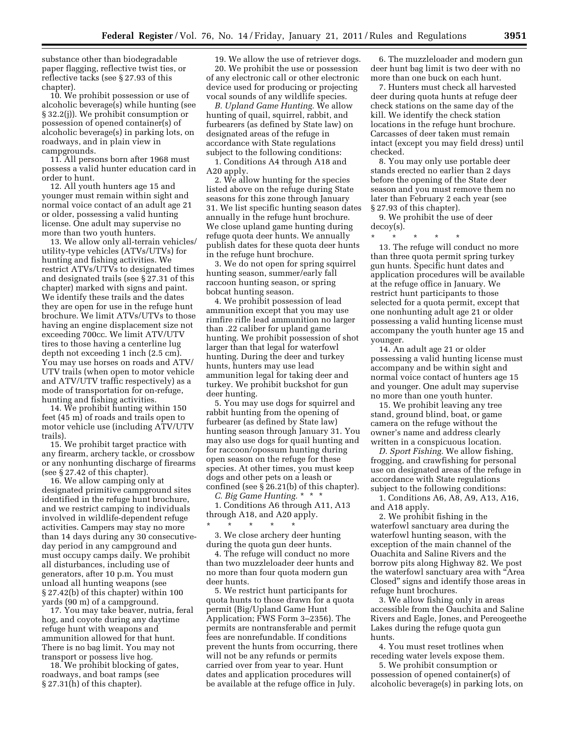substance other than biodegradable paper flagging, reflective twist ties, or reflective tacks (see § 27.93 of this chapter).

10. We prohibit possession or use of alcoholic beverage(s) while hunting (see § 32.2(j)). We prohibit consumption or possession of opened container(s) of alcoholic beverage(s) in parking lots, on roadways, and in plain view in campgrounds.

11. All persons born after 1968 must possess a valid hunter education card in order to hunt.

12. All youth hunters age 15 and younger must remain within sight and normal voice contact of an adult age 21 or older, possessing a valid hunting license. One adult may supervise no more than two youth hunters.

13. We allow only all-terrain vehicles/utility-type vehicles (ATVs/UTVs) for hunting and fishing activities. We restrict ATVs/UTVs to designated times and designated trails (see § 27.31 of this chapter) marked with signs and paint. We identify these trails and the dates they are open for use in the refuge hunt brochure. We limit ATVs/UTVs to those having an engine displacement size not exceeding 700cc. We limit ATV/UTV tires to those having a centerline lug depth not exceeding 1 inch (2.5 cm). You may use horses on roads and ATV/UTV trails (when open to motor vehicle and ATV/UTV traffic respectively) as a mode of transportation for on-refuge, hunting and fishing activities.

14. We prohibit hunting within 150 feet (45 m) of roads and trails open to motor vehicle use (including ATV/UTV trails).

15. We prohibit target practice with any firearm, archery tackle, or crossbow or any nonhunting discharge of firearms (see § 27.42 of this chapter).

16. We allow camping only at designated primitive campground sites identified in the refuge hunt brochure, and we restrict camping to individuals involved in wildlife-dependent refuge activities. Campers may stay no more than 14 days during any 30 consecutive-day period in any campground and must occupy camps daily. We prohibit all disturbances, including use of generators, after 10 p.m. You must unload all hunting weapons (see § 27.42(b) of this chapter) within 100 yards (90 m) of a campground.

17. You may take beaver, nutria, feral hog, and coyote during any daytime refuge hunt with weapons and ammunition allowed for that hunt. There is no bag limit. You may not transport or possess live hog.

18. We prohibit blocking of gates, roadways, and boat ramps (see § 27.31(h) of this chapter).

19. We allow the use of retriever dogs.

20. We prohibit the use or possession of any electronic call or other electronic device used for producing or projecting vocal sounds of any wildlife species.

*B. Upland Game Hunting.* We allow hunting of quail, squirrel, rabbit, and furbearers (as defined by State law) on designated areas of the refuge in accordance with State regulations subject to the following conditions:

1. Conditions A4 through A18 and A20 apply.

2. We allow hunting for the species listed above on the refuge during State seasons for this zone through January 31. We list specific hunting season dates annually in the refuge hunt brochure. We close upland game hunting during refuge quota deer hunts. We annually publish dates for these quota deer hunts in the refuge hunt brochure.

3. We do not open for spring squirrel hunting season, summer/early fall raccoon hunting season, or spring bobcat hunting season.

4. We prohibit possession of lead ammunition except that you may use rimfire rifle lead ammunition no larger than .22 caliber for upland game hunting. We prohibit possession of shot larger than that legal for waterfowl hunting. During the deer and turkey hunts, hunters may use lead ammunition legal for taking deer and turkey. We prohibit buckshot for gun deer hunting.

5. You may use dogs for squirrel and rabbit hunting from the opening of furbearer (as defined by State law) hunting season through January 31. You may also use dogs for quail hunting and for raccoon/opossum hunting during open season on the refuge for these species. At other times, you must keep dogs and other pets on a leash or confined (see § 26.21(b) of this chapter).

*C. Big Game Hunting.* * * *

1. Conditions A6 through A11, A13 through A18, and A20 apply.

\* \* \* \* \*

3. We close archery deer hunting during the quota gun deer hunts.

4. The refuge will conduct no more than two muzzleloader deer hunts and no more than four quota modern gun deer hunts.

5. We restrict hunt participants for quota hunts to those drawn for a quota permit (Big/Upland Game Hunt Application; FWS Form 3–2356). The permits are nontransferable and permit fees are nonrefundable. If conditions prevent the hunts from occurring, there will not be any refunds or permits carried over from year to year. Hunt dates and application procedures will be available at the refuge office in July.

6. The muzzleloader and modern gun deer hunt bag limit is two deer with no more than one buck on each hunt.

7. Hunters must check all harvested deer during quota hunts at refuge deer check stations on the same day of the kill. We identify the check station locations in the refuge hunt brochure. Carcasses of deer taken must remain intact (except you may field dress) until checked.

8. You may only use portable deer stands erected no earlier than 2 days before the opening of the State deer season and you must remove them no later than February 2 each year (see § 27.93 of this chapter).

9. We prohibit the use of deer decoy(s).

\* \* \* \* \*

13. The refuge will conduct no more than three quota permit spring turkey gun hunts. Specific hunt dates and application procedures will be available at the refuge office in January. We restrict hunt participants to those selected for a quota permit, except that one nonhunting adult age 21 or older possessing a valid hunting license must accompany the youth hunter age 15 and younger.

14. An adult age 21 or older possessing a valid hunting license must accompany and be within sight and normal voice contact of hunters age 15 and younger. One adult may supervise no more than one youth hunter.

15. We prohibit leaving any tree stand, ground blind, boat, or game camera on the refuge without the owner's name and address clearly written in a conspicuous location.

*D. Sport Fishing.* We allow fishing, frogging, and crawfishing for personal use on designated areas of the refuge in accordance with State regulations subject to the following conditions:

1. Conditions A6, A8, A9, A13, A16, and A18 apply.

2. We prohibit fishing in the waterfowl sanctuary area during the waterfowl hunting season, with the exception of the main channel of the Ouachita and Saline Rivers and the borrow pits along Highway 82. We post the waterfowl sanctuary area with "Area Closed" signs and identify those areas in refuge hunt brochures.

3. We allow fishing only in areas accessible from the Oauchita and Saline Rivers and Eagle, Jones, and Pereogeethe Lakes during the refuge quota gun hunts.

4. You must reset trotlines when receding water levels expose them.

5. We prohibit consumption or possession of opened container(s) of alcoholic beverage(s) in parking lots, on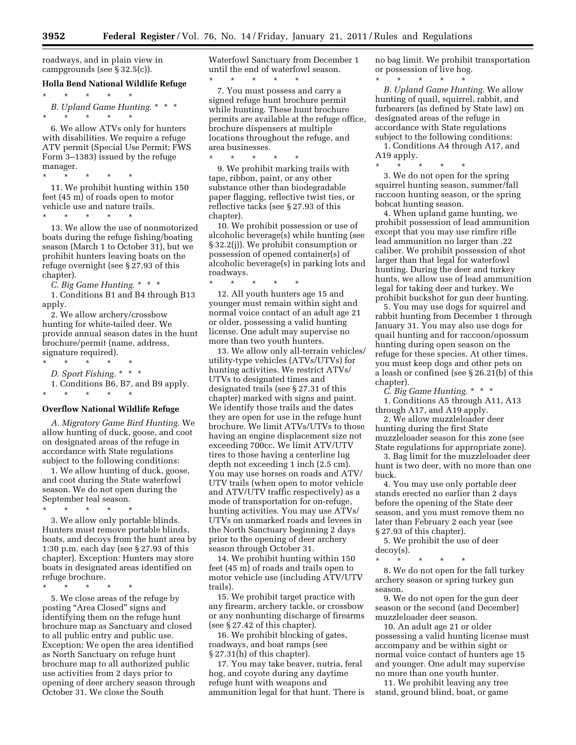roadways, and in plain view in campgrounds (see § 32.5(c)).

**Holla Bend National Wildlife Refuge**

\* \* \* \* \*

*B. Upland Game Hunting.* \* \* \*

\* \* \* \* \*

6. We allow ATVs only for hunters with disabilities. We require a refuge ATV permit (Special Use Permit; FWS Form 3–1383) issued by the refuge manager.

\* \* \* \* \*

11. We prohibit hunting within 150 feet (45 m) of roads open to motor vehicle use and nature trails.

\* \* \* \* \*

13. We allow the use of nonmotorized boats during the refuge fishing/boating season (March 1 to October 31), but we prohibit hunters leaving boats on the refuge overnight (see § 27.93 of this chapter).

*C. Big Game Hunting.* \* \* \*

1. Conditions B1 and B4 through B13 apply.

2. We allow archery/crossbow hunting for white-tailed deer. We provide annual season dates in the hunt brochure/permit (name, address, signature required).

\* \* \* \* \*

*D. Sport Fishing.* \* \* \*

1. Conditions B6, B7, and B9 apply.

\* \* \* \* \*

**Overflow National Wildlife Refuge**

*A. Migratory Game Bird Hunting.* We allow hunting of duck, goose, and coot on designated areas of the refuge in accordance with State regulations subject to the following conditions:

1. We allow hunting of duck, goose, and coot during the State waterfowl season. We do not open during the September teal season.

\* \* \* \* \*

3. We allow only portable blinds. Hunters must remove portable blinds, boats, and decoys from the hunt area by 1:30 p.m. each day (see § 27.93 of this chapter). Exception: Hunters may store boats in designated areas identified on refuge brochure.

\* \* \* \* \*

5. We close areas of the refuge by posting "Area Closed" signs and identifying them on the refuge hunt brochure map as Sanctuary and closed to all public entry and public use. Exception: We open the area identified as North Sanctuary on refuge hunt brochure map to all authorized public use activities from 2 days prior to opening of deer archery season through October 31. We close the South Waterfowl Sanctuary from December 1 until the end of waterfowl season.

\* \* \* \* \*

7. You must possess and carry a signed refuge hunt brochure permit while hunting. These hunt brochure permits are available at the refuge office, brochure dispensers at multiple locations throughout the refuge, and area businesses.

\* \* \* \* \*

9. We prohibit marking trails with tape, ribbon, paint, or any other substance other than biodegradable paper flagging, reflective twist ties, or reflective tacks (see § 27.93 of this chapter).

10. We prohibit possession or use of alcoholic beverage(s) while hunting (see § 32.2(j)). We prohibit consumption or possession of opened container(s) of alcoholic beverage(s) in parking lots and roadways.

\* \* \* \* \*

12. All youth hunters age 15 and younger must remain within sight and normal voice contact of an adult age 21 or older, possessing a valid hunting license. One adult may supervise no more than two youth hunters.

13. We allow only all-terrain vehicles/utility-type vehicles (ATVs/UTVs) for hunting activities. We restrict ATVs/UTVs to designated times and designated trails (see § 27.31 of this chapter) marked with signs and paint. We identify those trails and the dates they are open for use in the refuge hunt brochure. We limit ATVs/UTVs to those having an engine displacement size not exceeding 700cc. We limit ATV/UTV tires to those having a centerline lug depth not exceeding 1 inch (2.5 cm). You may use horses on roads and ATV/UTV trails (when open to motor vehicle and ATV/UTV traffic respectively) as a mode of transportation for on-refuge, hunting activities. You may use ATVs/UTVs on unmarked roads and levees in the North Sanctuary beginning 2 days prior to the opening of deer archery season through October 31.

14. We prohibit hunting within 150 feet (45 m) of roads and trails open to motor vehicle use (including ATV/UTV trails).

15. We prohibit target practice with any firearm, archery tackle, or crossbow or any nonhunting discharge of firearms (see § 27.42 of this chapter).

16. We prohibit blocking of gates, roadways, and boat ramps (see § 27.31(h) of this chapter).

17. You may take beaver, nutria, feral hog, and coyote during any daytime refuge hunt with weapons and ammunition legal for that hunt. There is no bag limit. We prohibit transportation or possession of live hog.

\* \* \* \* \*

*B. Upland Game Hunting.* We allow hunting of quail, squirrel, rabbit, and furbearers (as defined by State law) on designated areas of the refuge in accordance with State regulations subject to the following conditions:

1. Conditions A4 through A17, and A19 apply.

\* \* \* \* \*

3. We do not open for the spring squirrel hunting season, summer/fall raccoon hunting season, or the spring bobcat hunting season.

4. When upland game hunting, we prohibit possession of lead ammunition except that you may use rimfire rifle lead ammunition no larger than .22 caliber. We prohibit possession of shot larger than that legal for waterfowl hunting. During the deer and turkey hunts, we allow use of lead ammunition legal for taking deer and turkey. We prohibit buckshot for gun deer hunting.

5. You may use dogs for squirrel and rabbit hunting from December 1 through January 31. You may also use dogs for quail hunting and for raccoon/opossum hunting during open season on the refuge for these species. At other times, you must keep dogs and other pets on a leash or confined (see § 26.21(b) of this chapter).

*C. Big Game Hunting.* \* \* \*

1. Conditions A5 through A11, A13 through A17, and A19 apply.

2. We allow muzzleloader deer hunting during the first State muzzleloader season for this zone (see State regulations for appropriate zone).

3. Bag limit for the muzzleloader deer hunt is two deer, with no more than one buck.

4. You may use only portable deer stands erected no earlier than 2 days before the opening of the State deer season, and you must remove them no later than February 2 each year (see § 27.93 of this chapter).

5. We prohibit the use of deer decoy(s).

\* \* \* \* \*

8. We do not open for the fall turkey archery season or spring turkey gun season.

9. We do not open for the gun deer season or the second (and December) muzzleloader deer season.

10. An adult age 21 or older possessing a valid hunting license must accompany and be within sight or normal voice contact of hunters age 15 and younger. One adult may supervise no more than one youth hunter.

11. We prohibit leaving any tree stand, ground blind, boat, or game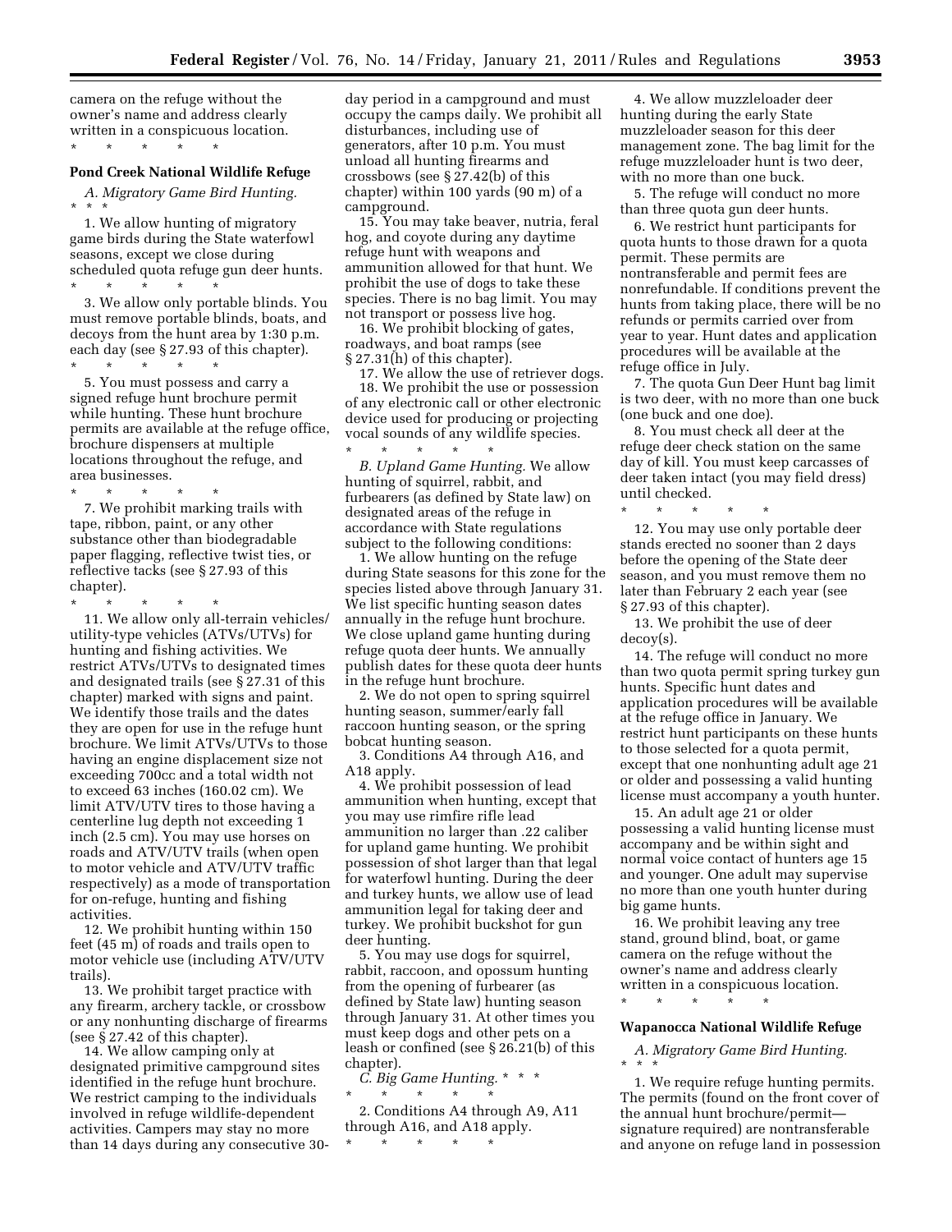camera on the refuge without the owner's name and address clearly written in a conspicuous location.

\* \* \* \* \*

**Pond Creek National Wildlife Refuge**

*A. Migratory Game Bird Hunting.* \* \* \*

1. We allow hunting of migratory game birds during the State waterfowl seasons, except we close during scheduled quota refuge gun deer hunts.

\* \* \* \* \*

3. We allow only portable blinds. You must remove portable blinds, boats, and decoys from the hunt area by 1:30 p.m. each day (see § 27.93 of this chapter).

\* \* \* \* \*

5. You must possess and carry a signed refuge hunt brochure permit while hunting. These hunt brochure permits are available at the refuge office, brochure dispensers at multiple locations throughout the refuge, and area businesses.

\* \* \* \* \*

7. We prohibit marking trails with tape, ribbon, paint, or any other substance other than biodegradable paper flagging, reflective twist ties, or reflective tacks (see § 27.93 of this chapter).

\* \* \* \* \*

11. We allow only all-terrain vehicles/utility-type vehicles (ATVs/UTVs) for hunting and fishing activities. We restrict ATVs/UTVs to designated times and designated trails (see § 27.31 of this chapter) marked with signs and paint. We identify those trails and the dates they are open for use in the refuge hunt brochure. We limit ATVs/UTVs to those having an engine displacement size not exceeding 700cc and a total width not to exceed 63 inches (160.02 cm). We limit ATV/UTV tires to those having a centerline lug depth not exceeding 1 inch (2.5 cm). You may use horses on roads and ATV/UTV trails (when open to motor vehicle and ATV/UTV traffic respectively) as a mode of transportation for on-refuge, hunting and fishing activities.

12. We prohibit hunting within 150 feet (45 m) of roads and trails open to motor vehicle use (including ATV/UTV trails).

13. We prohibit target practice with any firearm, archery tackle, or crossbow or any nonhunting discharge of firearms (see § 27.42 of this chapter).

14. We allow camping only at designated primitive campground sites identified in the refuge hunt brochure. We restrict camping to the individuals involved in refuge wildlife-dependent activities. Campers may stay no more than 14 days during any consecutive 30-day period in a campground and must occupy the camps daily. We prohibit all disturbances, including use of generators, after 10 p.m. You must unload all hunting firearms and crossbows (see § 27.42(b) of this chapter) within 100 yards (90 m) of a campground.

15. You may take beaver, nutria, feral hog, and coyote during any daytime refuge hunt with weapons and ammunition allowed for that hunt. We prohibit the use of dogs to take these species. There is no bag limit. You may not transport or possess live hog.

16. We prohibit blocking of gates, roadways, and boat ramps (see § 27.31(h) of this chapter).

17. We allow the use of retriever dogs.

18. We prohibit the use or possession of any electronic call or other electronic device used for producing or projecting vocal sounds of any wildlife species.

\* \* \* \* \*

*B. Upland Game Hunting.* We allow hunting of squirrel, rabbit, and furbearers (as defined by State law) on designated areas of the refuge in accordance with State regulations subject to the following conditions:

1. We allow hunting on the refuge during State seasons for this zone for the species listed above through January 31. We list specific hunting season dates annually in the refuge hunt brochure. We close upland game hunting during refuge quota deer hunts. We annually publish dates for these quota deer hunts in the refuge hunt brochure.

2. We do not open to spring squirrel hunting season, summer/early fall raccoon hunting season, or the spring bobcat hunting season.

3. Conditions A4 through A16, and A18 apply.

4. We prohibit possession of lead ammunition when hunting, except that you may use rimfire rifle lead ammunition no larger than .22 caliber for upland game hunting. We prohibit possession of shot larger than that legal for waterfowl hunting. During the deer and turkey hunts, we allow use of lead ammunition legal for taking deer and turkey. We prohibit buckshot for gun deer hunting.

5. You may use dogs for squirrel, rabbit, raccoon, and opossum hunting from the opening of furbearer (as defined by State law) hunting season through January 31. At other times you must keep dogs and other pets on a leash or confined (see § 26.21(b) of this chapter).

*C. Big Game Hunting.* \* \* \*

\* \* \* \* \*

2. Conditions A4 through A9, A11 through A16, and A18 apply.

\* \* \* \* \*

4. We allow muzzleloader deer hunting during the early State muzzleloader season for this deer management zone. The bag limit for the refuge muzzleloader hunt is two deer, with no more than one buck.

5. The refuge will conduct no more than three quota gun deer hunts.

6. We restrict hunt participants for quota hunts to those drawn for a quota permit. These permits are nontransferable and permit fees are nonrefundable. If conditions prevent the hunts from taking place, there will be no refunds or permits carried over from year to year. Hunt dates and application procedures will be available at the refuge office in July.

7. The quota Gun Deer Hunt bag limit is two deer, with no more than one buck (one buck and one doe).

8. You must check all deer at the refuge deer check station on the same day of kill. You must keep carcasses of deer taken intact (you may field dress) until checked.

\* \* \* \* \*

12. You may use only portable deer stands erected no sooner than 2 days before the opening of the State deer season, and you must remove them no later than February 2 each year (see § 27.93 of this chapter).

13. We prohibit the use of deer decoy(s).

14. The refuge will conduct no more than two quota permit spring turkey gun hunts. Specific hunt dates and application procedures will be available at the refuge office in January. We restrict hunt participants on these hunts to those selected for a quota permit, except that one nonhunting adult age 21 or older and possessing a valid hunting license must accompany a youth hunter.

15. An adult age 21 or older possessing a valid hunting license must accompany and be within sight and normal voice contact of hunters age 15 and younger. One adult may supervise no more than one youth hunter during big game hunts.

16. We prohibit leaving any tree stand, ground blind, boat, or game camera on the refuge without the owner's name and address clearly written in a conspicuous location.

\* \* \* \* \*

**Wapanocca National Wildlife Refuge**

*A. Migratory Game Bird Hunting.* \* \* \*

1. We require refuge hunting permits. The permits (found on the front cover of the annual hunt brochure/permit—signature required) are nontransferable and anyone on refuge land in possession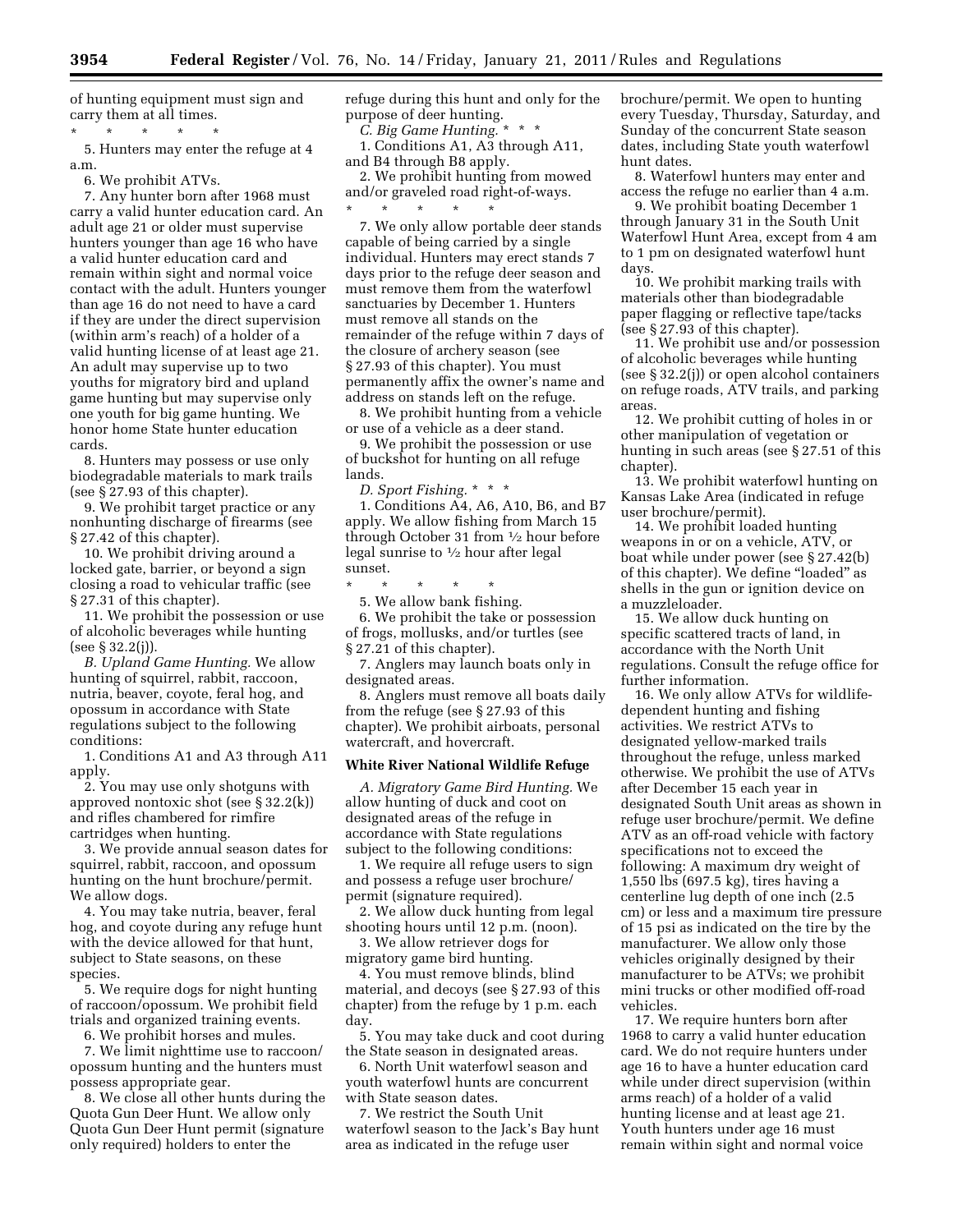of hunting equipment must sign and carry them at all times.

\* \* \* \* \*

5. Hunters may enter the refuge at 4 a.m.

6. We prohibit ATVs.

7. Any hunter born after 1968 must carry a valid hunter education card. An adult age 21 or older must supervise hunters younger than age 16 who have a valid hunter education card and remain within sight and normal voice contact with the adult. Hunters younger than age 16 do not need to have a card if they are under the direct supervision (within arm's reach) of a holder of a valid hunting license of at least age 21. An adult may supervise up to two youths for migratory bird and upland game hunting but may supervise only one youth for big game hunting. We honor home State hunter education cards.

8. Hunters may possess or use only biodegradable materials to mark trails (see § 27.93 of this chapter).

9. We prohibit target practice or any nonhunting discharge of firearms (see § 27.42 of this chapter).

10. We prohibit driving around a locked gate, barrier, or beyond a sign closing a road to vehicular traffic (see § 27.31 of this chapter).

11. We prohibit the possession or use of alcoholic beverages while hunting (see § 32.2(j)).

*B. Upland Game Hunting.* We allow hunting of squirrel, rabbit, raccoon, nutria, beaver, coyote, feral hog, and opossum in accordance with State regulations subject to the following conditions:

1. Conditions A1 and A3 through A11 apply.

2. You may use only shotguns with approved nontoxic shot (see § 32.2(k)) and rifles chambered for rimfire cartridges when hunting.

3. We provide annual season dates for squirrel, rabbit, raccoon, and opossum hunting on the hunt brochure/permit. We allow dogs.

4. You may take nutria, beaver, feral hog, and coyote during any refuge hunt with the device allowed for that hunt, subject to State seasons, on these species.

5. We require dogs for night hunting of raccoon/opossum. We prohibit field trials and organized training events.

6. We prohibit horses and mules.

7. We limit nighttime use to raccoon/opossum hunting and the hunters must possess appropriate gear.

8. We close all other hunts during the Quota Gun Deer Hunt. We allow only Quota Gun Deer Hunt permit (signature only required) holders to enter the refuge during this hunt and only for the purpose of deer hunting.

*C. Big Game Hunting.* \* \* \*

1. Conditions A1, A3 through A11, and B4 through B8 apply.

2. We prohibit hunting from mowed and/or graveled road right-of-ways.

\* \* \* \* \*

7. We only allow portable deer stands capable of being carried by a single individual. Hunters may erect stands 7 days prior to the refuge deer season and must remove them from the waterfowl sanctuaries by December 1. Hunters must remove all stands on the remainder of the refuge within 7 days of the closure of archery season (see § 27.93 of this chapter). You must permanently affix the owner's name and address on stands left on the refuge.

8. We prohibit hunting from a vehicle or use of a vehicle as a deer stand.

9. We prohibit the possession or use of buckshot for hunting on all refuge lands.

*D. Sport Fishing.* \* \* \*

1. Conditions A4, A6, A10, B6, and B7 apply. We allow fishing from March 15 through October 31 from ½ hour before legal sunrise to ½ hour after legal sunset.

\* \* \* \* \*

5. We allow bank fishing.

6. We prohibit the take or possession of frogs, mollusks, and/or turtles (see § 27.21 of this chapter).

7. Anglers may launch boats only in designated areas.

8. Anglers must remove all boats daily from the refuge (see § 27.93 of this chapter). We prohibit airboats, personal watercraft, and hovercraft.

**White River National Wildlife Refuge**

*A. Migratory Game Bird Hunting.* We allow hunting of duck and coot on designated areas of the refuge in accordance with State regulations subject to the following conditions:

1. We require all refuge users to sign and possess a refuge user brochure/permit (signature required).

2. We allow duck hunting from legal shooting hours until 12 p.m. (noon).

3. We allow retriever dogs for migratory game bird hunting.

4. You must remove blinds, blind material, and decoys (see § 27.93 of this chapter) from the refuge by 1 p.m. each day.

5. You may take duck and coot during the State season in designated areas.

6. North Unit waterfowl season and youth waterfowl hunts are concurrent with State season dates.

7. We restrict the South Unit waterfowl season to the Jack's Bay hunt area as indicated in the refuge user brochure/permit. We open to hunting every Tuesday, Thursday, Saturday, and Sunday of the concurrent State season dates, including State youth waterfowl hunt dates.

8. Waterfowl hunters may enter and access the refuge no earlier than 4 a.m.

9. We prohibit boating December 1 through January 31 in the South Unit Waterfowl Hunt Area, except from 4 am to 1 pm on designated waterfowl hunt days.

10. We prohibit marking trails with materials other than biodegradable paper flagging or reflective tape/tacks (see § 27.93 of this chapter).

11. We prohibit use and/or possession of alcoholic beverages while hunting (see § 32.2(j)) or open alcohol containers on refuge roads, ATV trails, and parking areas.

12. We prohibit cutting of holes in or other manipulation of vegetation or hunting in such areas (see § 27.51 of this chapter).

13. We prohibit waterfowl hunting on Kansas Lake Area (indicated in refuge user brochure/permit).

14. We prohibit loaded hunting weapons in or on a vehicle, ATV, or boat while under power (see § 27.42(b) of this chapter). We define "loaded" as shells in the gun or ignition device on a muzzleloader.

15. We allow duck hunting on specific scattered tracts of land, in accordance with the North Unit regulations. Consult the refuge office for further information.

16. We only allow ATVs for wildlife-dependent hunting and fishing activities. We restrict ATVs to designated yellow-marked trails throughout the refuge, unless marked otherwise. We prohibit the use of ATVs after December 15 each year in designated South Unit areas as shown in refuge user brochure/permit. We define ATV as an off-road vehicle with factory specifications not to exceed the following: A maximum dry weight of 1,550 lbs (697.5 kg), tires having a centerline lug depth of one inch (2.5 cm) or less and a maximum tire pressure of 15 psi as indicated on the tire by the manufacturer. We allow only those vehicles originally designed by their manufacturer to be ATVs; we prohibit mini trucks or other modified off-road vehicles.

17. We require hunters born after 1968 to carry a valid hunter education card. We do not require hunters under age 16 to have a hunter education card while under direct supervision (within arms reach) of a holder of a valid hunting license and at least age 21. Youth hunters under age 16 must remain within sight and normal voice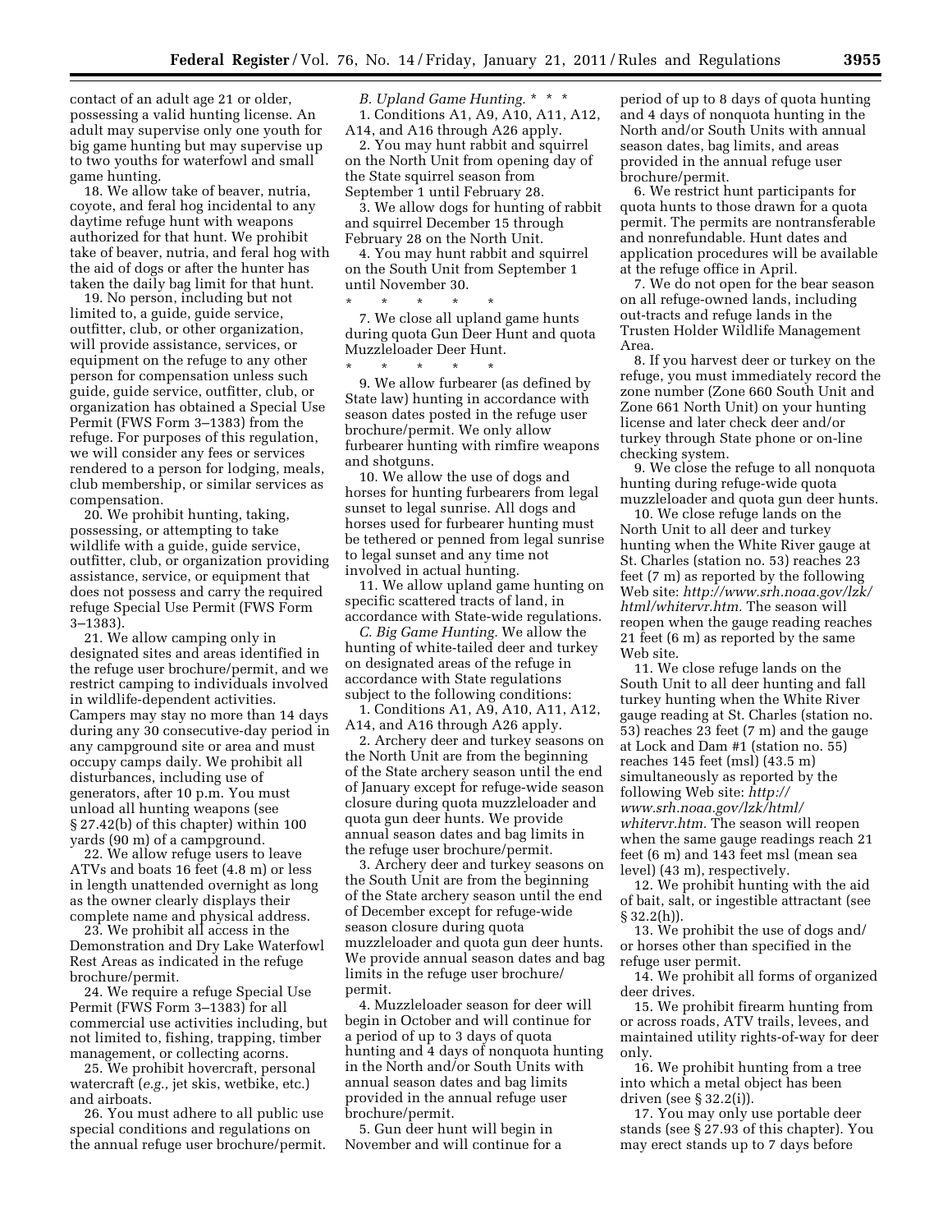contact of an adult age 21 or older, possessing a valid hunting license. An adult may supervise only one youth for big game hunting but may supervise up to two youths for waterfowl and small game hunting.

18. We allow take of beaver, nutria, coyote, and feral hog incidental to any daytime refuge hunt with weapons authorized for that hunt. We prohibit take of beaver, nutria, and feral hog with the aid of dogs or after the hunter has taken the daily bag limit for that hunt.

19. No person, including but not limited to, a guide, guide service, outfitter, club, or other organization, will provide assistance, services, or equipment on the refuge to any other person for compensation unless such guide, guide service, outfitter, club, or organization has obtained a Special Use Permit (FWS Form 3–1383) from the refuge. For purposes of this regulation, we will consider any fees or services rendered to a person for lodging, meals, club membership, or similar services as compensation.

20. We prohibit hunting, taking, possessing, or attempting to take wildlife with a guide, guide service, outfitter, club, or organization providing assistance, service, or equipment that does not possess and carry the required refuge Special Use Permit (FWS Form 3–1383).

21. We allow camping only in designated sites and areas identified in the refuge user brochure/permit, and we restrict camping to individuals involved in wildlife-dependent activities. Campers may stay no more than 14 days during any 30 consecutive-day period in any campground site or area and must occupy camps daily. We prohibit all disturbances, including use of generators, after 10 p.m. You must unload all hunting weapons (see § 27.42(b) of this chapter) within 100 yards (90 m) of a campground.

22. We allow refuge users to leave ATVs and boats 16 feet (4.8 m) or less in length unattended overnight as long as the owner clearly displays their complete name and physical address.

23. We prohibit all access in the Demonstration and Dry Lake Waterfowl Rest Areas as indicated in the refuge brochure/permit.

24. We require a refuge Special Use Permit (FWS Form 3–1383) for all commercial use activities including, but not limited to, fishing, trapping, timber management, or collecting acorns.

25. We prohibit hovercraft, personal watercraft (*e.g.,* jet skis, wetbike, etc.) and airboats.

26. You must adhere to all public use special conditions and regulations on the annual refuge user brochure/permit.

*B. Upland Game Hunting.* * * *

1. Conditions A1, A9, A10, A11, A12, A14, and A16 through A26 apply.

2. You may hunt rabbit and squirrel on the North Unit from opening day of the State squirrel season from September 1 until February 28.

3. We allow dogs for hunting of rabbit and squirrel December 15 through February 28 on the North Unit.

4. You may hunt rabbit and squirrel on the South Unit from September 1 until November 30.

\* \* \* \* \*

7. We close all upland game hunts during quota Gun Deer Hunt and quota Muzzleloader Deer Hunt.

\* \* \* \* \*

9. We allow furbearer (as defined by State law) hunting in accordance with season dates posted in the refuge user brochure/permit. We only allow furbearer hunting with rimfire weapons and shotguns.

10. We allow the use of dogs and horses for hunting furbearers from legal sunset to legal sunrise. All dogs and horses used for furbearer hunting must be tethered or penned from legal sunrise to legal sunset and any time not involved in actual hunting.

11. We allow upland game hunting on specific scattered tracts of land, in accordance with State-wide regulations.

*C. Big Game Hunting.* We allow the hunting of white-tailed deer and turkey on designated areas of the refuge in accordance with State regulations subject to the following conditions:

1. Conditions A1, A9, A10, A11, A12, A14, and A16 through A26 apply.

2. Archery deer and turkey seasons on the North Unit are from the beginning of the State archery season until the end of January except for refuge-wide season closure during quota muzzleloader and quota gun deer hunts. We provide annual season dates and bag limits in the refuge user brochure/permit.

3. Archery deer and turkey seasons on the South Unit are from the beginning of the State archery season until the end of December except for refuge-wide season closure during quota muzzleloader and quota gun deer hunts. We provide annual season dates and bag limits in the refuge user brochure/permit.

4. Muzzleloader season for deer will begin in October and will continue for a period of up to 3 days of quota hunting and 4 days of nonquota hunting in the North and/or South Units with annual season dates and bag limits provided in the annual refuge user brochure/permit.

5. Gun deer hunt will begin in November and will continue for a period of up to 8 days of quota hunting and 4 days of nonquota hunting in the North and/or South Units with annual season dates, bag limits, and areas provided in the annual refuge user brochure/permit.

6. We restrict hunt participants for quota hunts to those drawn for a quota permit. The permits are nontransferable and nonrefundable. Hunt dates and application procedures will be available at the refuge office in April.

7. We do not open for the bear season on all refuge-owned lands, including out-tracts and refuge lands in the Trusten Holder Wildlife Management Area.

8. If you harvest deer or turkey on the refuge, you must immediately record the zone number (Zone 660 South Unit and Zone 661 North Unit) on your hunting license and later check deer and/or turkey through State phone or on-line checking system.

9. We close the refuge to all nonquota hunting during refuge-wide quota muzzleloader and quota gun deer hunts.

10. We close refuge lands on the North Unit to all deer and turkey hunting when the White River gauge at St. Charles (station no. 53) reaches 23 feet (7 m) as reported by the following Web site: *http://www.srh.noaa.gov/lzk/html/whitervr.htm.* The season will reopen when the gauge reading reaches 21 feet (6 m) as reported by the same Web site.

11. We close refuge lands on the South Unit to all deer hunting and fall turkey hunting when the White River gauge reading at St. Charles (station no. 53) reaches 23 feet (7 m) and the gauge at Lock and Dam #1 (station no. 55) reaches 145 feet (msl) (43.5 m) simultaneously as reported by the following Web site: *http://www.srh.noaa.gov/lzk/html/whitervr.htm.* The season will reopen when the same gauge readings reach 21 feet (6 m) and 143 feet msl (mean sea level) (43 m), respectively.

12. We prohibit hunting with the aid of bait, salt, or ingestible attractant (see § 32.2(h)).

13. We prohibit the use of dogs and/or horses other than specified in the refuge user permit.

14. We prohibit all forms of organized deer drives.

15. We prohibit firearm hunting from or across roads, ATV trails, levees, and maintained utility rights-of-way for deer only.

16. We prohibit hunting from a tree into which a metal object has been driven (see § 32.2(i)).

17. You may only use portable deer stands (see § 27.93 of this chapter). You may erect stands up to 7 days before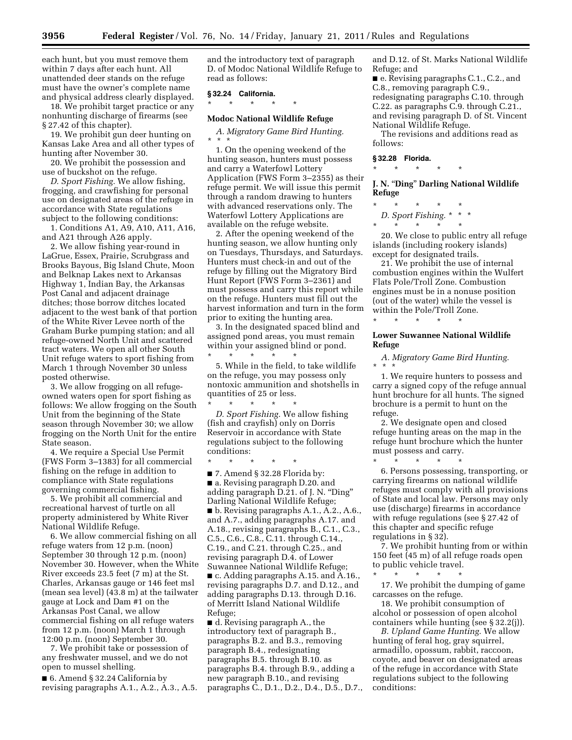each hunt, but you must remove them within 7 days after each hunt. All unattended deer stands on the refuge must have the owner's complete name and physical address clearly displayed.

18. We prohibit target practice or any nonhunting discharge of firearms (see § 27.42 of this chapter).

19. We prohibit gun deer hunting on Kansas Lake Area and all other types of hunting after November 30.

20. We prohibit the possession and use of buckshot on the refuge.

*D. Sport Fishing.* We allow fishing, frogging, and crawfishing for personal use on designated areas of the refuge in accordance with State regulations subject to the following conditions:

1. Conditions A1, A9, A10, A11, A16, and A21 through A26 apply.

2. We allow fishing year-round in LaGrue, Essex, Prairie, Scrubgrass and Brooks Bayous, Big Island Chute, Moon and Belknap Lakes next to Arkansas Highway 1, Indian Bay, the Arkansas Post Canal and adjacent drainage ditches; those borrow ditches located adjacent to the west bank of that portion of the White River Levee north of the Graham Burke pumping station; and all refuge-owned North Unit and scattered tract waters. We open all other South Unit refuge waters to sport fishing from March 1 through November 30 unless posted otherwise.

3. We allow frogging on all refuge-owned waters open for sport fishing as follows: We allow frogging on the South Unit from the beginning of the State season through November 30; we allow frogging on the North Unit for the entire State season.

4. We require a Special Use Permit (FWS Form 3–1383) for all commercial fishing on the refuge in addition to compliance with State regulations governing commercial fishing.

5. We prohibit all commercial and recreational harvest of turtle on all property administered by White River National Wildlife Refuge.

6. We allow commercial fishing on all refuge waters from 12 p.m. (noon) September 30 through 12 p.m. (noon) November 30. However, when the White River exceeds 23.5 feet (7 m) at the St. Charles, Arkansas gauge or 146 feet msl (mean sea level) (43.8 m) at the tailwater gauge at Lock and Dam #1 on the Arkansas Post Canal, we allow commercial fishing on all refuge waters from 12 p.m. (noon) March 1 through 12:00 p.m. (noon) September 30.

7. We prohibit take or possession of any freshwater mussel, and we do not open to mussel shelling.

■ 6. Amend § 32.24 California by revising paragraphs A.1., A.2., A.3., A.5. and the introductory text of paragraph D. of Modoc National Wildlife Refuge to read as follows:

### § 32.24 California.

\* \* \* \* \*

#### Modoc National Wildlife Refuge

*A. Migratory Game Bird Hunting.* \* \* \*

1. On the opening weekend of the hunting season, hunters must possess and carry a Waterfowl Lottery Application (FWS Form 3–2355) as their refuge permit. We will issue this permit through a random drawing to hunters with advanced reservations only. The Waterfowl Lottery Applications are available on the refuge website.

2. After the opening weekend of the hunting season, we allow hunting only on Tuesdays, Thursdays, and Saturdays. Hunters must check-in and out of the refuge by filling out the Migratory Bird Hunt Report (FWS Form 3–2361) and must possess and carry this report while on the refuge. Hunters must fill out the harvest information and turn in the form prior to exiting the hunting area.

3. In the designated spaced blind and assigned pond areas, you must remain within your assigned blind or pond.

\* \* \* \* \*

5. While in the field, to take wildlife on the refuge, you may possess only nontoxic ammunition and shotshells in quantities of 25 or less.

\* \* \* \* \*

*D. Sport Fishing.* We allow fishing (fish and crayfish) only on Dorris Reservoir in accordance with State regulations subject to the following conditions:

\* \* \* \* \*

■ 7. Amend § 32.28 Florida by:

■ a. Revising paragraph D.20. and adding paragraph D.21. of J. N. "Ding" Darling National Wildlife Refuge;

■ b. Revising paragraphs A.1., A.2., A.6., and A.7., adding paragraphs A.17. and A.18., revising paragraphs B., C.1., C.3., C.5., C.6., C.8., C.11. through C.14., C.19., and C.21. through C.25., and revising paragraph D.4. of Lower Suwannee National Wildlife Refuge;

■ c. Adding paragraphs A.15. and A.16., revising paragraphs D.7. and D.12., and adding paragraphs D.13. through D.16. of Merritt Island National Wildlife Refuge;

■ d. Revising paragraph A., the introductory text of paragraph B., paragraphs B.2. and B.3., removing paragraph B.4., redesignating paragraphs B.5. through B.10. as paragraphs B.4. through B.9., adding a new paragraph B.10., and revising paragraphs C., D.1., D.2., D.4., D.5., D.7., and D.12. of St. Marks National Wildlife Refuge; and

■ e. Revising paragraphs C.1., C.2., and C.8., removing paragraph C.9., redesignating paragraphs C.10. through C.22. as paragraphs C.9. through C.21., and revising paragraph D. of St. Vincent National Wildlife Refuge.

The revisions and additions read as follows:

### § 32.28 Florida.

\* \* \* \* \*

#### J. N. "Ding" Darling National Wildlife Refuge

\* \* \* \* \*

*D. Sport Fishing.* \* \* \*

\* \* \* \* \*

20. We close to public entry all refuge islands (including rookery islands) except for designated trails.

21. We prohibit the use of internal combustion engines within the Wulfert Flats Pole/Troll Zone. Combustion engines must be in a nonuse position (out of the water) while the vessel is within the Pole/Troll Zone.

\* \* \* \* \*

#### Lower Suwannee National Wildlife Refuge

*A. Migratory Game Bird Hunting.* \* \* \*

1. We require hunters to possess and carry a signed copy of the refuge annual hunt brochure for all hunts. The signed brochure is a permit to hunt on the refuge.

2. We designate open and closed refuge hunting areas on the map in the refuge hunt brochure which the hunter must possess and carry.

\* \* \* \* \*

6. Persons possessing, transporting, or carrying firearms on national wildlife refuges must comply with all provisions of State and local law. Persons may only use (discharge) firearms in accordance with refuge regulations (see § 27.42 of this chapter and specific refuge regulations in § 32).

7. We prohibit hunting from or within 150 feet (45 m) of all refuge roads open to public vehicle travel.

\* \* \* \* \*

17. We prohibit the dumping of game carcasses on the refuge.

18. We prohibit consumption of alcohol or possession of open alcohol containers while hunting (see § 32.2(j)).

*B. Upland Game Hunting.* We allow hunting of feral hog, gray squirrel, armadillo, opossum, rabbit, raccoon, coyote, and beaver on designated areas of the refuge in accordance with State regulations subject to the following conditions: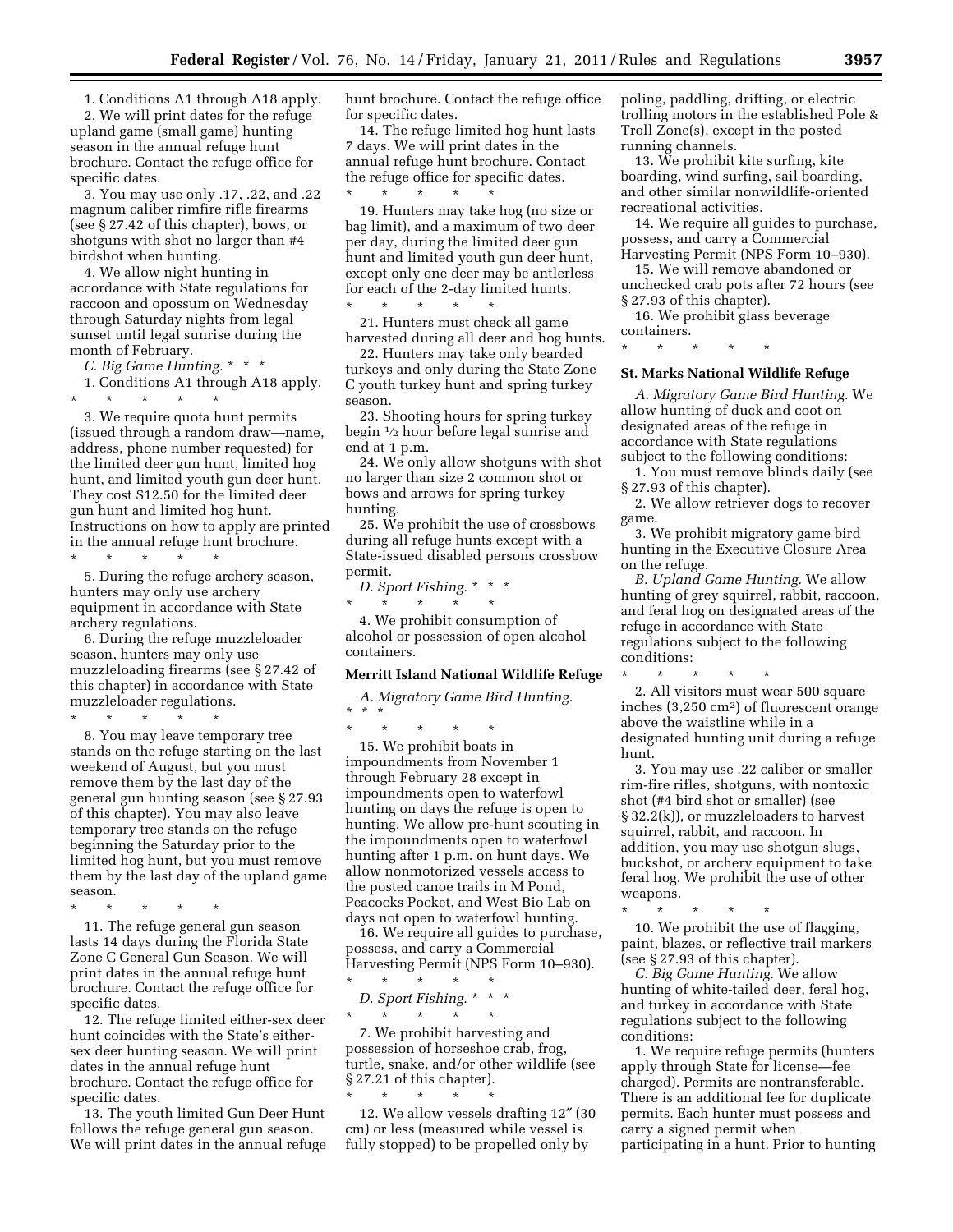1. Conditions A1 through A18 apply.

2. We will print dates for the refuge upland game (small game) hunting season in the annual refuge hunt brochure. Contact the refuge office for specific dates.

3. You may use only .17, .22, and .22 magnum caliber rimfire rifle firearms (see § 27.42 of this chapter), bows, or shotguns with shot no larger than #4 birdshot when hunting.

4. We allow night hunting in accordance with State regulations for raccoon and opossum on Wednesday through Saturday nights from legal sunset until legal sunrise during the month of February.

*C. Big Game Hunting.* * * *

1. Conditions A1 through A18 apply.

\* \* \* \* \*

3. We require quota hunt permits (issued through a random draw—name, address, phone number requested) for the limited deer gun hunt, limited hog hunt, and limited youth gun deer hunt. They cost $12.50 for the limited deer gun hunt and limited hog hunt. Instructions on how to apply are printed in the annual refuge hunt brochure.

\* \* \* \* \*

5. During the refuge archery season, hunters may only use archery equipment in accordance with State archery regulations.

6. During the refuge muzzleloader season, hunters may only use muzzleloading firearms (see § 27.42 of this chapter) in accordance with State muzzleloader regulations.

\* \* \* \* \*

8. You may leave temporary tree stands on the refuge starting on the last weekend of August, but you must remove them by the last day of the general gun hunting season (see § 27.93 of this chapter). You may also leave temporary tree stands on the refuge beginning the Saturday prior to the limited hog hunt, but you must remove them by the last day of the upland game season.

\* \* \* \* \*

11. The refuge general gun season lasts 14 days during the Florida State Zone C General Gun Season. We will print dates in the annual refuge hunt brochure. Contact the refuge office for specific dates.

12. The refuge limited either-sex deer hunt coincides with the State's either-sex deer hunting season. We will print dates in the annual refuge hunt brochure. Contact the refuge office for specific dates.

13. The youth limited Gun Deer Hunt follows the refuge general gun season. We will print dates in the annual refuge hunt brochure. Contact the refuge office for specific dates.

14. The refuge limited hog hunt lasts 7 days. We will print dates in the annual refuge hunt brochure. Contact the refuge office for specific dates.

\* \* \* \* \*

19. Hunters may take hog (no size or bag limit), and a maximum of two deer per day, during the limited deer gun hunt and limited youth gun deer hunt, except only one deer may be antlerless for each of the 2-day limited hunts.

\* \* \* \* \*

21. Hunters must check all game harvested during all deer and hog hunts.

22. Hunters may take only bearded turkeys and only during the State Zone C youth turkey hunt and spring turkey season.

23. Shooting hours for spring turkey begin ½ hour before legal sunrise and end at 1 p.m.

24. We only allow shotguns with shot no larger than size 2 common shot or bows and arrows for spring turkey hunting.

25. We prohibit the use of crossbows during all refuge hunts except with a State-issued disabled persons crossbow permit.

*D. Sport Fishing.* * * *

\* \* \* \* \*

4. We prohibit consumption of alcohol or possession of open alcohol containers.

**Merritt Island National Wildlife Refuge**

*A. Migratory Game Bird Hunting.* * * *

\* \* \* \* \*

15. We prohibit boats in impoundments from November 1 through February 28 except in impoundments open to waterfowl hunting on days the refuge is open to hunting. We allow pre-hunt scouting in the impoundments open to waterfowl hunting after 1 p.m. on hunt days. We allow nonmotorized vessels access to the posted canoe trails in M Pond, Peacocks Pocket, and West Bio Lab on days not open to waterfowl hunting.

16. We require all guides to purchase, possess, and carry a Commercial Harvesting Permit (NPS Form 10–930).

\* \* \* \* \*

*D. Sport Fishing.* * * *

\* \* \* \* \*

7. We prohibit harvesting and possession of horseshoe crab, frog, turtle, snake, and/or other wildlife (see § 27.21 of this chapter).

\* \* \* \* \*

12. We allow vessels drafting 12″ (30 cm) or less (measured while vessel is fully stopped) to be propelled only by poling, paddling, drifting, or electric trolling motors in the established Pole & Troll Zone(s), except in the posted running channels.

13. We prohibit kite surfing, kite boarding, wind surfing, sail boarding, and other similar nonwildlife-oriented recreational activities.

14. We require all guides to purchase, possess, and carry a Commercial Harvesting Permit (NPS Form 10–930).

15. We will remove abandoned or unchecked crab pots after 72 hours (see § 27.93 of this chapter).

16. We prohibit glass beverage containers.

\* \* \* \* \*

**St. Marks National Wildlife Refuge**

*A. Migratory Game Bird Hunting.* We allow hunting of duck and coot on designated areas of the refuge in accordance with State regulations subject to the following conditions:

1. You must remove blinds daily (see § 27.93 of this chapter).

2. We allow retriever dogs to recover game.

3. We prohibit migratory game bird hunting in the Executive Closure Area on the refuge.

*B. Upland Game Hunting.* We allow hunting of grey squirrel, rabbit, raccoon, and feral hog on designated areas of the refuge in accordance with State regulations subject to the following conditions:

\* \* \* \* \*

2. All visitors must wear 500 square inches (3,250 $cm^2$) of fluorescent orange above the waistline while in a designated hunting unit during a refuge hunt.

3. You may use .22 caliber or smaller rim-fire rifles, shotguns, with nontoxic shot (#4 bird shot or smaller) (see § 32.2(k)), or muzzleloaders to harvest squirrel, rabbit, and raccoon. In addition, you may use shotgun slugs, buckshot, or archery equipment to take feral hog. We prohibit the use of other weapons.

\* \* \* \* \*

10. We prohibit the use of flagging, paint, blazes, or reflective trail markers (see § 27.93 of this chapter).

*C. Big Game Hunting.* We allow hunting of white-tailed deer, feral hog, and turkey in accordance with State regulations subject to the following conditions:

1. We require refuge permits (hunters apply through State for license—fee charged). Permits are nontransferable. There is an additional fee for duplicate permits. Each hunter must possess and carry a signed permit when participating in a hunt. Prior to hunting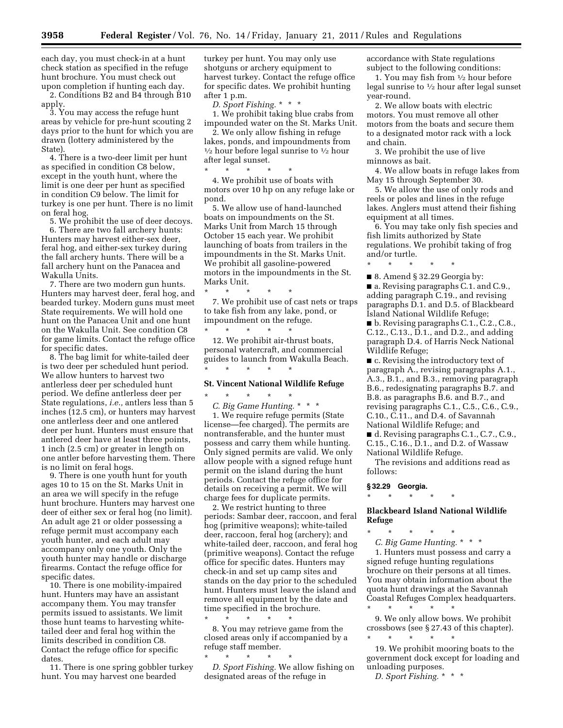each day, you must check-in at a hunt check station as specified in the refuge hunt brochure. You must check out upon completion if hunting each day.

2. Conditions B2 and B4 through B10 apply.

3. You may access the refuge hunt areas by vehicle for pre-hunt scouting 2 days prior to the hunt for which you are drawn (lottery administered by the State).

4. There is a two-deer limit per hunt as specified in condition C8 below, except in the youth hunt, where the limit is one deer per hunt as specified in condition C9 below. The limit for turkey is one per hunt. There is no limit on feral hog.

5. We prohibit the use of deer decoys.

6. There are two fall archery hunts: Hunters may harvest either-sex deer, feral hog, and either-sex turkey during the fall archery hunts. There will be a fall archery hunt on the Panacea and Wakulla Units.

7. There are two modern gun hunts. Hunters may harvest deer, feral hog, and bearded turkey. Modern guns must meet State requirements. We will hold one hunt on the Panacea Unit and one hunt on the Wakulla Unit. See condition C8 for game limits. Contact the refuge office for specific dates.

8. The bag limit for white-tailed deer is two deer per scheduled hunt period. We allow hunters to harvest two antlerless deer per scheduled hunt period. We define antlerless deer per State regulations, *i.e.,* antlers less than 5 inches (12.5 cm), or hunters may harvest one antlerless deer and one antlered deer per hunt. Hunters must ensure that antlered deer have at least three points, 1 inch (2.5 cm) or greater in length on one antler before harvesting them. There is no limit on feral hogs.

9. There is one youth hunt for youth ages 10 to 15 on the St. Marks Unit in an area we will specify in the refuge hunt brochure. Hunters may harvest one deer of either sex or feral hog (no limit). An adult age 21 or older possessing a refuge permit must accompany each youth hunter, and each adult may accompany only one youth. Only the youth hunter may handle or discharge firearms. Contact the refuge office for specific dates.

10. There is one mobility-impaired hunt. Hunters may have an assistant accompany them. You may transfer permits issued to assistants. We limit those hunt teams to harvesting white-tailed deer and feral hog within the limits described in condition C8. Contact the refuge office for specific dates.

11. There is one spring gobbler turkey hunt. You may harvest one bearded turkey per hunt. You may only use shotguns or archery equipment to harvest turkey. Contact the refuge office for specific dates. We prohibit hunting after 1 p.m.

*D. Sport Fishing.* * * *

1. We prohibit taking blue crabs from impounded water on the St. Marks Unit.

2. We only allow fishing in refuge lakes, ponds, and impoundments from ½ hour before legal sunrise to ½ hour after legal sunset.

\* \* \* \* \*

4. We prohibit use of boats with motors over 10 hp on any refuge lake or pond.

5. We allow use of hand-launched boats on impoundments on the St. Marks Unit from March 15 through October 15 each year. We prohibit launching of boats from trailers in the impoundments in the St. Marks Unit. We prohibit all gasoline-powered motors in the impoundments in the St. Marks Unit.

\* \* \* \* \*

7. We prohibit use of cast nets or traps to take fish from any lake, pond, or impoundment on the refuge.

\* \* \* \* \*

12. We prohibit air-thrust boats, personal watercraft, and commercial guides to launch from Wakulla Beach.

\* \* \* \* \*

**St. Vincent National Wildlife Refuge**

\* \* \* \* \*

*C. Big Game Hunting.* * * *

1. We require refuge permits (State license—fee charged). The permits are nontransferable, and the hunter must possess and carry them while hunting. Only signed permits are valid. We only allow people with a signed refuge hunt permit on the island during the hunt periods. Contact the refuge office for details on receiving a permit. We will charge fees for duplicate permits.

2. We restrict hunting to three periods: Sambar deer, raccoon, and feral hog (primitive weapons); white-tailed deer, raccoon, feral hog (archery); and white-tailed deer, raccoon, and feral hog (primitive weapons). Contact the refuge office for specific dates. Hunters may check-in and set up camp sites and stands on the day prior to the scheduled hunt. Hunters must leave the island and remove all equipment by the date and time specified in the brochure.

\* \* \* \* \*

8. You may retrieve game from the closed areas only if accompanied by a refuge staff member.

\* \* \* \* \*

*D. Sport Fishing.* We allow fishing on designated areas of the refuge in accordance with State regulations subject to the following conditions:

1. You may fish from ½ hour before legal sunrise to ½ hour after legal sunset year-round.

2. We allow boats with electric motors. You must remove all other motors from the boats and secure them to a designated motor rack with a lock and chain.

3. We prohibit the use of live minnows as bait.

4. We allow boats in refuge lakes from May 15 through September 30.

5. We allow the use of only rods and reels or poles and lines in the refuge lakes. Anglers must attend their fishing equipment at all times.

6. You may take only fish species and fish limits authorized by State regulations. We prohibit taking of frog and/or turtle.

\* \* \* \* \*

■ 8. Amend § 32.29 Georgia by:

■ a. Revising paragraphs C.1. and C.9., adding paragraph C.19., and revising paragraphs D.1. and D.5. of Blackbeard Island National Wildlife Refuge;

■ b. Revising paragraphs C.1., C.2., C.8., C.12., C.13., D.1., and D.2., and adding paragraph D.4. of Harris Neck National Wildlife Refuge;

■ c. Revising the introductory text of paragraph A., revising paragraphs A.1., A.3., B.1., and B.3., removing paragraph B.6., redesignating paragraphs B.7. and B.8. as paragraphs B.6. and B.7., and revising paragraphs C.1., C.5., C.6., C.9., C.10., C.11., and D.4. of Savannah National Wildlife Refuge; and

■ d. Revising paragraphs C.1., C.7., C.9., C.15., C.16., D.1., and D.2. of Wassaw National Wildlife Refuge.

The revisions and additions read as follows:

**§ 32.29 Georgia.**

\* \* \* \* \*

**Blackbeard Island National Wildlife Refuge**

\* \* \* \* \*

*C. Big Game Hunting.* * * *

1. Hunters must possess and carry a signed refuge hunting regulations brochure on their persons at all times. You may obtain information about the quota hunt drawings at the Savannah Coastal Refuges Complex headquarters.

\* \* \* \* \*

9. We only allow bows. We prohibit crossbows (see § 27.43 of this chapter).

\* \* \* \* \*

19. We prohibit mooring boats to the government dock except for loading and unloading purposes.

*D. Sport Fishing.* * * *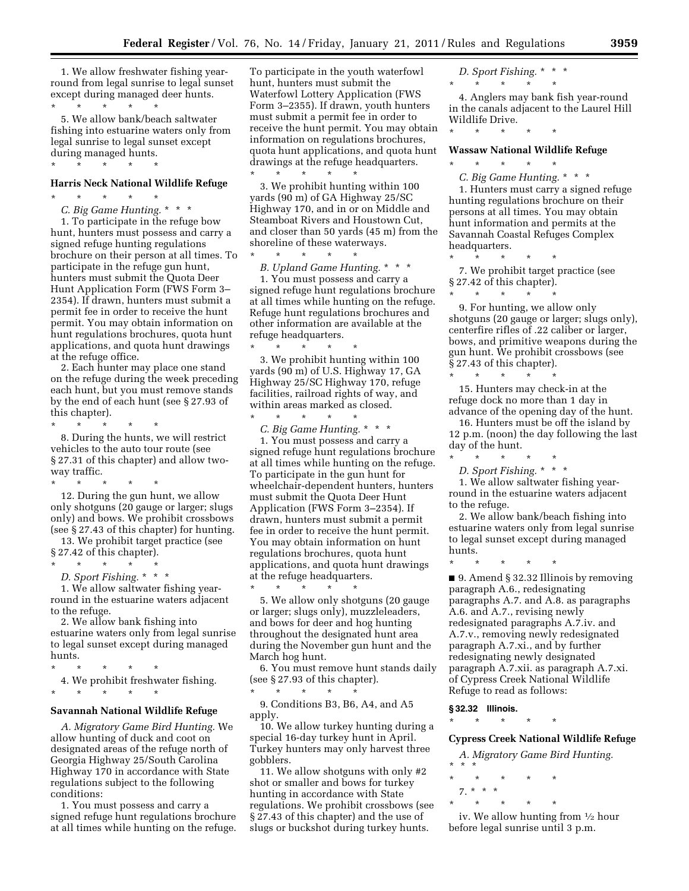1. We allow freshwater fishing year-round from legal sunrise to legal sunset except during managed deer hunts.

\* \* \* \* \*

5. We allow bank/beach saltwater fishing into estuarine waters only from legal sunrise to legal sunset except during managed hunts.

\* \* \* \* \*

**Harris Neck National Wildlife Refuge**

\* \* \* \* \*

*C. Big Game Hunting.* \* \* \*

1. To participate in the refuge bow hunt, hunters must possess and carry a signed refuge hunting regulations brochure on their person at all times. To participate in the refuge gun hunt, hunters must submit the Quota Deer Hunt Application Form (FWS Form 3–2354). If drawn, hunters must submit a permit fee in order to receive the hunt permit. You may obtain information on hunt regulations brochures, quota hunt applications, and quota hunt drawings at the refuge office.

2. Each hunter may place one stand on the refuge during the week preceding each hunt, but you must remove stands by the end of each hunt (see § 27.93 of this chapter).

\* \* \* \* \*

8. During the hunts, we will restrict vehicles to the auto tour route (see § 27.31 of this chapter) and allow two-way traffic.

\* \* \* \* \*

12. During the gun hunt, we allow only shotguns (20 gauge or larger; slugs only) and bows. We prohibit crossbows (see § 27.43 of this chapter) for hunting.

13. We prohibit target practice (see § 27.42 of this chapter).

\* \* \* \* \*

*D. Sport Fishing.* \* \* \*

1. We allow saltwater fishing year-round in the estuarine waters adjacent to the refuge.

2. We allow bank fishing into estuarine waters only from legal sunrise to legal sunset except during managed hunts.

\* \* \* \* \*

4. We prohibit freshwater fishing.

\* \* \* \* \*

**Savannah National Wildlife Refuge**

*A. Migratory Game Bird Hunting.* We allow hunting of duck and coot on designated areas of the refuge north of Georgia Highway 25/South Carolina Highway 170 in accordance with State regulations subject to the following conditions:

1. You must possess and carry a signed refuge hunt regulations brochure at all times while hunting on the refuge. To participate in the youth waterfowl hunt, hunters must submit the Waterfowl Lottery Application (FWS Form 3–2355). If drawn, youth hunters must submit a permit fee in order to receive the hunt permit. You may obtain information on regulations brochures, quota hunt applications, and quota hunt drawings at the refuge headquarters.

\* \* \* \* \*

3. We prohibit hunting within 100 yards (90 m) of GA Highway 25/SC Highway 170, and in or on Middle and Steamboat Rivers and Houstown Cut, and closer than 50 yards (45 m) from the shoreline of these waterways.

\* \* \* \* \*

*B. Upland Game Hunting.* \* \* \*

1. You must possess and carry a signed refuge hunt regulations brochure at all times while hunting on the refuge. Refuge hunt regulations brochures and other information are available at the refuge headquarters.

\* \* \* \* \*

3. We prohibit hunting within 100 yards (90 m) of U.S. Highway 17, GA Highway 25/SC Highway 170, refuge facilities, railroad rights of way, and within areas marked as closed.

\* \* \* \* \*

*C. Big Game Hunting.* \* \* \*

1. You must possess and carry a signed refuge hunt regulations brochure at all times while hunting on the refuge. To participate in the gun hunt for wheelchair-dependent hunters, hunters must submit the Quota Deer Hunt Application (FWS Form 3–2354). If drawn, hunters must submit a permit fee in order to receive the hunt permit. You may obtain information on hunt regulations brochures, quota hunt applications, and quota hunt drawings at the refuge headquarters.

\* \* \* \* \*

5. We allow only shotguns (20 gauge or larger; slugs only), muzzleleaders, and bows for deer and hog hunting throughout the designated hunt area during the November gun hunt and the March hog hunt.

6. You must remove hunt stands daily (see § 27.93 of this chapter).

\* \* \* \* \*

9. Conditions B3, B6, A4, and A5 apply.

10. We allow turkey hunting during a special 16-day turkey hunt in April. Turkey hunters may only harvest three gobblers.

11. We allow shotguns with only #2 shot or smaller and bows for turkey hunting in accordance with State regulations. We prohibit crossbows (see § 27.43 of this chapter) and the use of slugs or buckshot during turkey hunts.

*D. Sport Fishing.* \* \* \*

\* \* \* \* \*

4. Anglers may bank fish year-round in the canals adjacent to the Laurel Hill Wildlife Drive.

\* \* \* \* \*

**Wassaw National Wildlife Refuge**

\* \* \* \* \*

*C. Big Game Hunting.* \* \* \*

1. Hunters must carry a signed refuge hunting regulations brochure on their persons at all times. You may obtain hunt information and permits at the Savannah Coastal Refuges Complex headquarters.

\* \* \* \* \*

7. We prohibit target practice (see § 27.42 of this chapter).

\* \* \* \* \*

9. For hunting, we allow only shotguns (20 gauge or larger; slugs only), centerfire rifles of .22 caliber or larger, bows, and primitive weapons during the gun hunt. We prohibit crossbows (see § 27.43 of this chapter).

\* \* \* \* \*

15. Hunters may check-in at the refuge dock no more than 1 day in advance of the opening day of the hunt.

16. Hunters must be off the island by 12 p.m. (noon) the day following the last day of the hunt.

\* \* \* \* \*

*D. Sport Fishing.* \* \* \*

1. We allow saltwater fishing year-round in the estuarine waters adjacent to the refuge.

2. We allow bank/beach fishing into estuarine waters only from legal sunrise to legal sunset except during managed hunts.

\* \* \* \* \*

■ 9. Amend § 32.32 Illinois by removing paragraph A.6., redesignating paragraphs A.7. and A.8. as paragraphs A.6. and A.7., revising newly redesignated paragraphs A.7.iv. and A.7.v., removing newly redesignated paragraph A.7.xi., and by further redesignating newly designated paragraph A.7.xii. as paragraph A.7.xi. of Cypress Creek National Wildlife Refuge to read as follows:

**§ 32.32 Illinois.**

\* \* \* \* \*

**Cypress Creek National Wildlife Refuge**

*A. Migratory Game Bird Hunting.* \* \* \*

\* \* \* \* \*

7. \* \* \*

\* \* \* \* \*

iv. We allow hunting from ½ hour before legal sunrise until 3 p.m.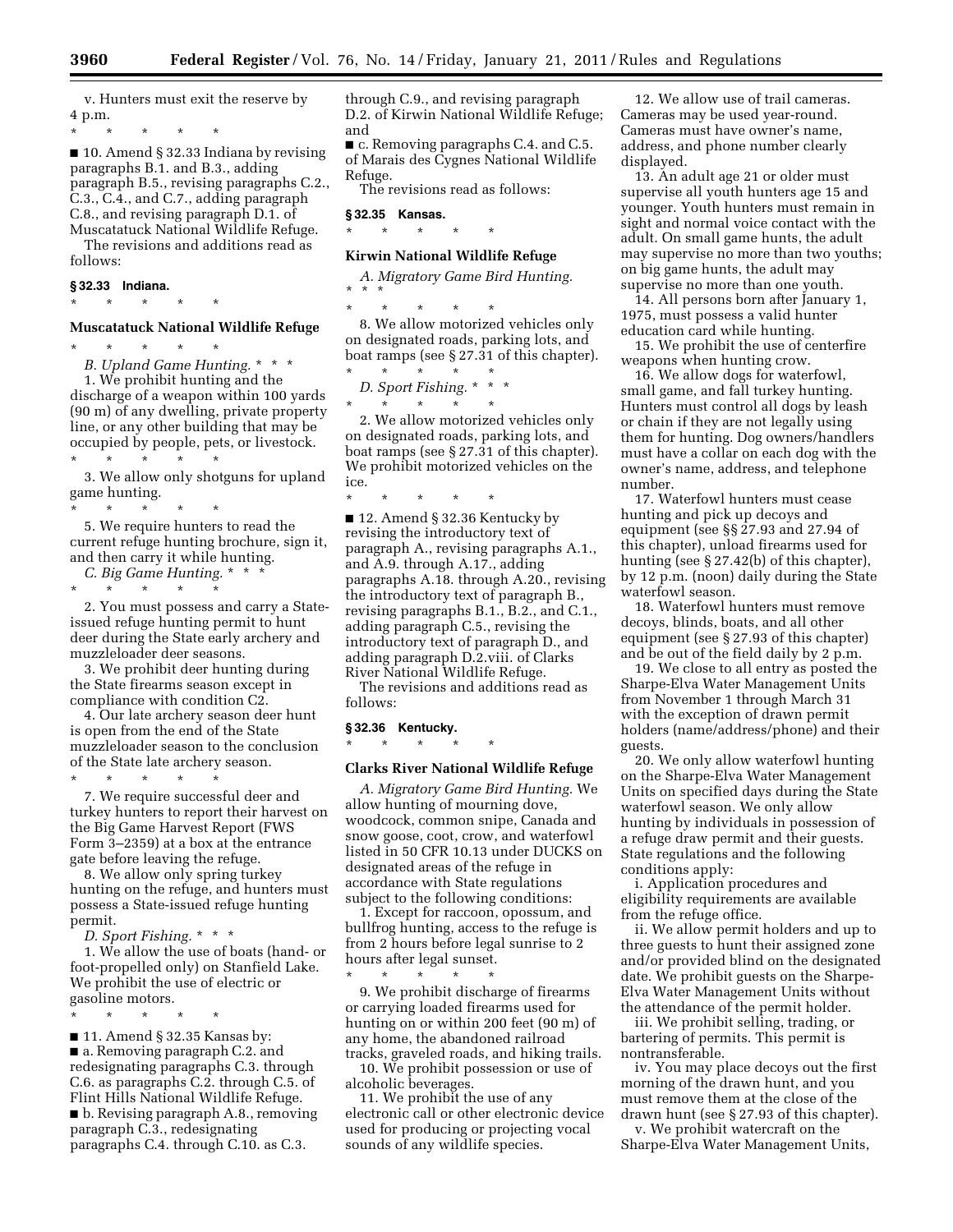v. Hunters must exit the reserve by 4 p.m.

\* \* \* \* \*

■ 10. Amend § 32.33 Indiana by revising paragraphs B.1. and B.3., adding paragraph B.5., revising paragraphs C.2., C.3., C.4., and C.7., adding paragraph C.8., and revising paragraph D.1. of Muscatatuck National Wildlife Refuge.

The revisions and additions read as follows:

**§ 32.33 Indiana.**

\* \* \* \* \*

**Muscatatuck National Wildlife Refuge**

\* \* \* \* \*

*B. Upland Game Hunting.* \* \* \*

1. We prohibit hunting and the discharge of a weapon within 100 yards (90 m) of any dwelling, private property line, or any other building that may be occupied by people, pets, or livestock.

\* \* \* \* \*

3. We allow only shotguns for upland game hunting.

\* \* \* \* \*

5. We require hunters to read the current refuge hunting brochure, sign it, and then carry it while hunting.

*C. Big Game Hunting.* \* \* \*

\* \* \* \* \*

2. You must possess and carry a State-issued refuge hunting permit to hunt deer during the State early archery and muzzleloader deer seasons.

3. We prohibit deer hunting during the State firearms season except in compliance with condition C2.

4. Our late archery season deer hunt is open from the end of the State muzzleloader season to the conclusion of the State late archery season.

\* \* \* \* \*

7. We require successful deer and turkey hunters to report their harvest on the Big Game Harvest Report (FWS Form 3–2359) at a box at the entrance gate before leaving the refuge.

8. We allow only spring turkey hunting on the refuge, and hunters must possess a State-issued refuge hunting permit.

*D. Sport Fishing.* \* \* \*

1. We allow the use of boats (hand- or foot-propelled only) on Stanfield Lake. We prohibit the use of electric or gasoline motors.

\* \* \* \* \*

■ 11. Amend § 32.35 Kansas by:

■ a. Removing paragraph C.2. and redesignating paragraphs C.3. through C.6. as paragraphs C.2. through C.5. of Flint Hills National Wildlife Refuge.

■ b. Revising paragraph A.8., removing paragraph C.3., redesignating paragraphs C.4. through C.10. as C.3. through C.9., and revising paragraph D.2. of Kirwin National Wildlife Refuge; and

■ c. Removing paragraphs C.4. and C.5. of Marais des Cygnes National Wildlife Refuge.

The revisions read as follows:

**§ 32.35 Kansas.**

\* \* \* \* \*

**Kirwin National Wildlife Refuge**

*A. Migratory Game Bird Hunting.* \* \* \*

\* \* \* \* \*

8. We allow motorized vehicles only on designated roads, parking lots, and boat ramps (see § 27.31 of this chapter).

\* \* \* \* \*

*D. Sport Fishing.* \* \* \*

\* \* \* \* \*

2. We allow motorized vehicles only on designated roads, parking lots, and boat ramps (see § 27.31 of this chapter). We prohibit motorized vehicles on the ice.

\* \* \* \* \*

■ 12. Amend § 32.36 Kentucky by revising the introductory text of paragraph A., revising paragraphs A.1., and A.9. through A.17., adding paragraphs A.18. through A.20., revising the introductory text of paragraph B., revising paragraphs B.1., B.2., and C.1., adding paragraph C.5., revising the introductory text of paragraph D., and adding paragraph D.2.viii. of Clarks River National Wildlife Refuge.

The revisions and additions read as follows:

**§ 32.36 Kentucky.**

\* \* \* \* \*

**Clarks River National Wildlife Refuge**

*A. Migratory Game Bird Hunting.* We allow hunting of mourning dove, woodcock, common snipe, Canada and snow goose, coot, crow, and waterfowl listed in 50 CFR 10.13 under DUCKS on designated areas of the refuge in accordance with State regulations subject to the following conditions:

1. Except for raccoon, opossum, and bullfrog hunting, access to the refuge is from 2 hours before legal sunrise to 2 hours after legal sunset.

\* \* \* \* \*

9. We prohibit discharge of firearms or carrying loaded firearms used for hunting on or within 200 feet (90 m) of any home, the abandoned railroad tracks, graveled roads, and hiking trails.

10. We prohibit possession or use of alcoholic beverages.

11. We prohibit the use of any electronic call or other electronic device used for producing or projecting vocal sounds of any wildlife species.

12. We allow use of trail cameras. Cameras may be used year-round. Cameras must have owner's name, address, and phone number clearly displayed.

13. An adult age 21 or older must supervise all youth hunters age 15 and younger. Youth hunters must remain in sight and normal voice contact with the adult. On small game hunts, the adult may supervise no more than two youths; on big game hunts, the adult may supervise no more than one youth.

14. All persons born after January 1, 1975, must possess a valid hunter education card while hunting.

15. We prohibit the use of centerfire weapons when hunting crow.

16. We allow dogs for waterfowl, small game, and fall turkey hunting. Hunters must control all dogs by leash or chain if they are not legally using them for hunting. Dog owners/handlers must have a collar on each dog with the owner's name, address, and telephone number.

17. Waterfowl hunters must cease hunting and pick up decoys and equipment (see §§ 27.93 and 27.94 of this chapter), unload firearms used for hunting (see § 27.42(b) of this chapter), by 12 p.m. (noon) daily during the State waterfowl season.

18. Waterfowl hunters must remove decoys, blinds, boats, and all other equipment (see § 27.93 of this chapter) and be out of the field daily by 2 p.m.

19. We close to all entry as posted the Sharpe-Elva Water Management Units from November 1 through March 31 with the exception of drawn permit holders (name/address/phone) and their guests.

20. We only allow waterfowl hunting on the Sharpe-Elva Water Management Units on specified days during the State waterfowl season. We only allow hunting by individuals in possession of a refuge draw permit and their guests. State regulations and the following conditions apply:

i. Application procedures and eligibility requirements are available from the refuge office.

ii. We allow permit holders and up to three guests to hunt their assigned zone and/or provided blind on the designated date. We prohibit guests on the Sharpe-Elva Water Management Units without the attendance of the permit holder.

iii. We prohibit selling, trading, or bartering of permits. This permit is nontransferable.

iv. You may place decoys out the first morning of the drawn hunt, and you must remove them at the close of the drawn hunt (see § 27.93 of this chapter).

v. We prohibit watercraft on the Sharpe-Elva Water Management Units,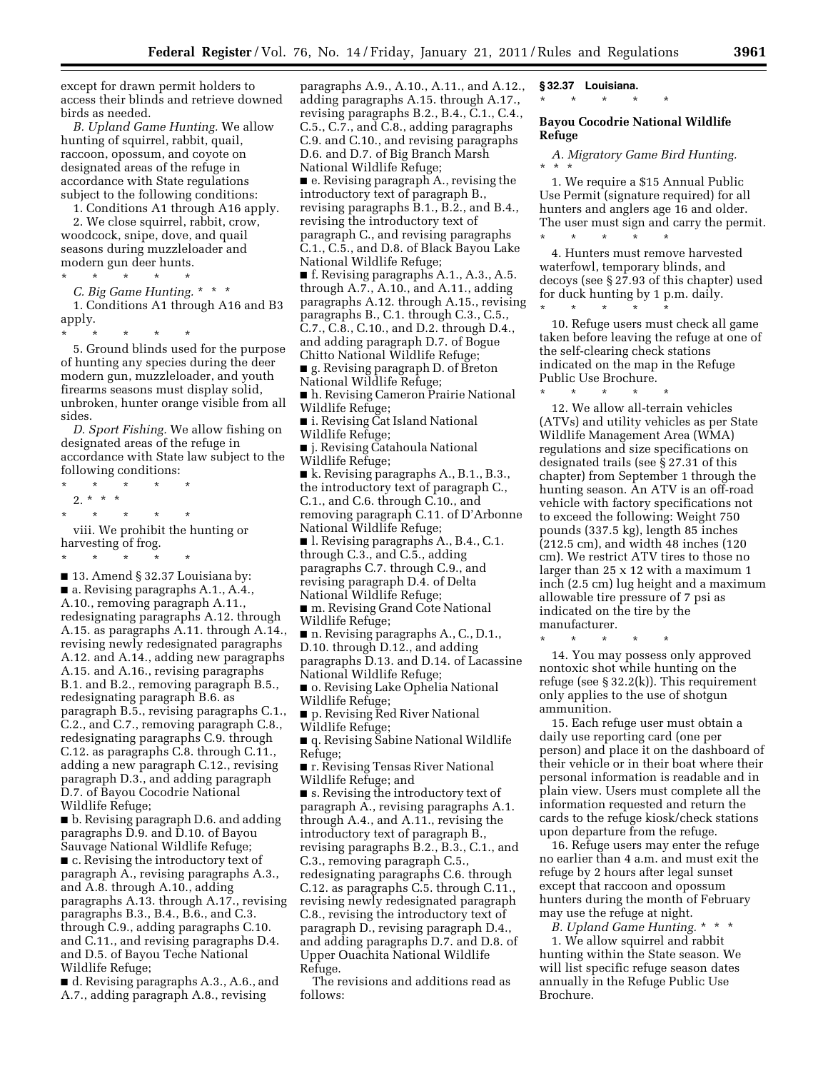except for drawn permit holders to access their blinds and retrieve downed birds as needed.

*B. Upland Game Hunting.* We allow hunting of squirrel, rabbit, quail, raccoon, opossum, and coyote on designated areas of the refuge in accordance with State regulations subject to the following conditions:

1. Conditions A1 through A16 apply.

2. We close squirrel, rabbit, crow, woodcock, snipe, dove, and quail seasons during muzzleloader and modern gun deer hunts.

\* \* \* \* \*

*C. Big Game Hunting.* \* \* \*

1. Conditions A1 through A16 and B3 apply.

\* \* \* \* \*

5. Ground blinds used for the purpose of hunting any species during the deer modern gun, muzzleloader, and youth firearms seasons must display solid, unbroken, hunter orange visible from all sides.

*D. Sport Fishing.* We allow fishing on designated areas of the refuge in accordance with State law subject to the following conditions:

\* \* \* \* \*

2. \* \* \*

\* \* \* \* \*

viii. We prohibit the hunting or harvesting of frog.

\* \* \* \* \*

■ 13. Amend § 32.37 Louisiana by:

■ a. Revising paragraphs A.1., A.4., A.10., removing paragraph A.11., redesignating paragraphs A.12. through A.15. as paragraphs A.11. through A.14., revising newly redesignated paragraphs A.12. and A.14., adding new paragraphs A.15. and A.16., revising paragraphs B.1. and B.2., removing paragraph B.5., redesignating paragraph B.6. as paragraph B.5., revising paragraphs C.1., C.2., and C.7., removing paragraph C.8., redesignating paragraphs C.9. through C.12. as paragraphs C.8. through C.11., adding a new paragraph C.12., revising paragraph D.3., and adding paragraph D.7. of Bayou Cocodrie National Wildlife Refuge;

■ b. Revising paragraph D.6. and adding paragraphs D.9. and D.10. of Bayou Sauvage National Wildlife Refuge;

■ c. Revising the introductory text of paragraph A., revising paragraphs A.3., and A.8. through A.10., adding paragraphs A.13. through A.17., revising paragraphs B.3., B.4., B.6., and C.3. through C.9., adding paragraphs C.10. and C.11., and revising paragraphs D.4. and D.5. of Bayou Teche National Wildlife Refuge;

■ d. Revising paragraphs A.3., A.6., and A.7., adding paragraph A.8., revising paragraphs A.9., A.10., A.11., and A.12., adding paragraphs A.15. through A.17., revising paragraphs B.2., B.4., C.1., C.4., C.5., C.7., and C.8., adding paragraphs C.9. and C.10., and revising paragraphs D.6. and D.7. of Big Branch Marsh National Wildlife Refuge;

■ e. Revising paragraph A., revising the introductory text of paragraph B., revising paragraphs B.1., B.2., and B.4., revising the introductory text of paragraph C., and revising paragraphs C.1., C.5., and D.8. of Black Bayou Lake National Wildlife Refuge;

■ f. Revising paragraphs A.1., A.3., A.5. through A.7., A.10., and A.11., adding paragraphs A.12. through A.15., revising paragraphs B., C.1. through C.3., C.5., C.7., C.8., C.10., and D.2. through D.4., and adding paragraph D.7. of Bogue Chitto National Wildlife Refuge;

■ g. Revising paragraph D. of Breton National Wildlife Refuge;

■ h. Revising Cameron Prairie National Wildlife Refuge;

■ i. Revising Cat Island National Wildlife Refuge;

■ j. Revising Catahoula National Wildlife Refuge;

■ k. Revising paragraphs A., B.1., B.3., the introductory text of paragraph C., C.1., and C.6. through C.10., and removing paragraph C.11. of D'Arbonne National Wildlife Refuge;

■ l. Revising paragraphs A., B.4., C.1. through C.3., and C.5., adding paragraphs C.7. through C.9., and revising paragraph D.4. of Delta National Wildlife Refuge;

■ m. Revising Grand Cote National Wildlife Refuge;

■ n. Revising paragraphs A., C., D.1., D.10. through D.12., and adding paragraphs D.13. and D.14. of Lacassine National Wildlife Refuge;

■ o. Revising Lake Ophelia National Wildlife Refuge;

■ p. Revising Red River National Wildlife Refuge;

■ q. Revising Sabine National Wildlife Refuge;

■ r. Revising Tensas River National Wildlife Refuge; and

■ s. Revising the introductory text of paragraph A., revising paragraphs A.1. through A.4., and A.11., revising the introductory text of paragraph B., revising paragraphs B.2., B.3., C.1., and C.3., removing paragraph C.5., redesignating paragraphs C.6. through C.12. as paragraphs C.5. through C.11., revising newly redesignated paragraph C.8., revising the introductory text of paragraph D., revising paragraph D.4., and adding paragraphs D.7. and D.8. of Upper Ouachita National Wildlife Refuge.

The revisions and additions read as follows:

**§ 32.37 Louisiana.**

\* \* \* \* \*

**Bayou Cocodrie National Wildlife Refuge**

*A. Migratory Game Bird Hunting.* \* \* \*

1. We require a $15 Annual Public Use Permit (signature required) for all hunters and anglers age 16 and older. The user must sign and carry the permit.

\* \* \* \* \*

4. Hunters must remove harvested waterfowl, temporary blinds, and decoys (see § 27.93 of this chapter) used for duck hunting by 1 p.m. daily.

\* \* \* \* \*

10. Refuge users must check all game taken before leaving the refuge at one of the self-clearing check stations indicated on the map in the Refuge Public Use Brochure.

\* \* \* \* \*

12. We allow all-terrain vehicles (ATVs) and utility vehicles as per State Wildlife Management Area (WMA) regulations and size specifications on designated trails (see § 27.31 of this chapter) from September 1 through the hunting season. An ATV is an off-road vehicle with factory specifications not to exceed the following: Weight 750 pounds (337.5 kg), length 85 inches (212.5 cm), and width 48 inches (120 cm). We restrict ATV tires to those no larger than 25 x 12 with a maximum 1 inch (2.5 cm) lug height and a maximum allowable tire pressure of 7 psi as indicated on the tire by the manufacturer.

\* \* \* \* \*

14. You may possess only approved nontoxic shot while hunting on the refuge (see § 32.2(k)). This requirement only applies to the use of shotgun ammunition.

15. Each refuge user must obtain a daily use reporting card (one per person) and place it on the dashboard of their vehicle or in their boat where their personal information is readable and in plain view. Users must complete all the information requested and return the cards to the refuge kiosk/check stations upon departure from the refuge.

16. Refuge users may enter the refuge no earlier than 4 a.m. and must exit the refuge by 2 hours after legal sunset except that raccoon and opossum hunters during the month of February may use the refuge at night.

*B. Upland Game Hunting.* \* \* \*

1. We allow squirrel and rabbit hunting within the State season. We will list specific refuge season dates annually in the Refuge Public Use Brochure.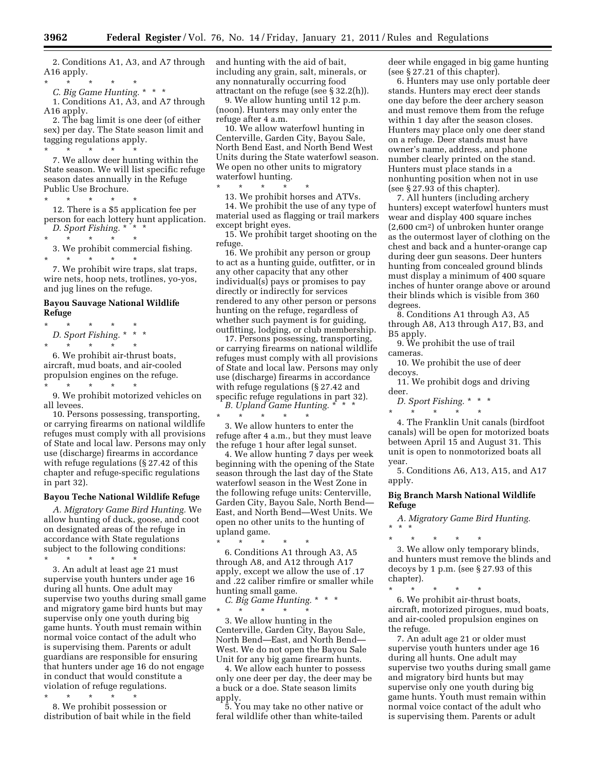2. Conditions A1, A3, and A7 through A16 apply.

\* \* \* \* \*

*C. Big Game Hunting.* \* \* \*

1. Conditions A1, A3, and A7 through A16 apply.

2. The bag limit is one deer (of either sex) per day. The State season limit and tagging regulations apply.

\* \* \* \* \*

7. We allow deer hunting within the State season. We will list specific refuge season dates annually in the Refuge Public Use Brochure.

\* \* \* \* \*

12. There is a $5 application fee per person for each lottery hunt application.

*D. Sport Fishing.* \* \* \*

\* \* \* \* \*

3. We prohibit commercial fishing.

\* \* \* \* \*

7. We prohibit wire traps, slat traps, wire nets, hoop nets, trotlines, yo-yos, and jug lines on the refuge.

**Bayou Sauvage National Wildlife Refuge**

\* \* \* \* \*

*D. Sport Fishing.* \* \* \*

\* \* \* \* \*

6. We prohibit air-thrust boats, aircraft, mud boats, and air-cooled propulsion engines on the refuge.

\* \* \* \* \*

9. We prohibit motorized vehicles on all levees.

10. Persons possessing, transporting, or carrying firearms on national wildlife refuges must comply with all provisions of State and local law. Persons may only use (discharge) firearms in accordance with refuge regulations (§ 27.42 of this chapter and refuge-specific regulations in part 32).

**Bayou Teche National Wildlife Refuge**

*A. Migratory Game Bird Hunting.* We allow hunting of duck, goose, and coot on designated areas of the refuge in accordance with State regulations subject to the following conditions:

\* \* \* \* \*

3. An adult at least age 21 must supervise youth hunters under age 16 during all hunts. One adult may supervise two youths during small game and migratory game bird hunts but may supervise only one youth during big game hunts. Youth must remain within normal voice contact of the adult who is supervising them. Parents or adult guardians are responsible for ensuring that hunters under age 16 do not engage in conduct that would constitute a violation of refuge regulations.

\* \* \* \* \*

8. We prohibit possession or distribution of bait while in the field and hunting with the aid of bait, including any grain, salt, minerals, or any nonnaturally occurring food attractant on the refuge (see § 32.2(h)).

9. We allow hunting until 12 p.m. (noon). Hunters may only enter the refuge after 4 a.m.

10. We allow waterfowl hunting in Centerville, Garden City, Bayou Sale, North Bend East, and North Bend West Units during the State waterfowl season. We open no other units to migratory waterfowl hunting.

\* \* \* \* \*

13. We prohibit horses and ATVs.

14. We prohibit the use of any type of material used as flagging or trail markers except bright eyes.

15. We prohibit target shooting on the refuge.

16. We prohibit any person or group to act as a hunting guide, outfitter, or in any other capacity that any other individual(s) pays or promises to pay directly or indirectly for services rendered to any other person or persons hunting on the refuge, regardless of whether such payment is for guiding, outfitting, lodging, or club membership.

17. Persons possessing, transporting, or carrying firearms on national wildlife refuges must comply with all provisions of State and local law. Persons may only use (discharge) firearms in accordance with refuge regulations (§ 27.42 and specific refuge regulations in part 32).

*B. Upland Game Hunting.* \* \* \*

\* \* \* \* \*

3. We allow hunters to enter the refuge after 4 a.m., but they must leave the refuge 1 hour after legal sunset.

4. We allow hunting 7 days per week beginning with the opening of the State season through the last day of the State waterfowl season in the West Zone in the following refuge units: Centerville, Garden City, Bayou Sale, North Bend—East, and North Bend—West Units. We open no other units to the hunting of upland game.

\* \* \* \* \*

6. Conditions A1 through A3, A5 through A8, and A12 through A17 apply, except we allow the use of .17 and .22 caliber rimfire or smaller while hunting small game.

*C. Big Game Hunting.* \* \* \*

\* \* \* \* \*

3. We allow hunting in the Centerville, Garden City, Bayou Sale, North Bend—East, and North Bend—West. We do not open the Bayou Sale Unit for any big game firearm hunts.

4. We allow each hunter to possess only one deer per day, the deer may be a buck or a doe. State season limits apply.

5. You may take no other native or feral wildlife other than white-tailed deer while engaged in big game hunting (see § 27.21 of this chapter).

6. Hunters may use only portable deer stands. Hunters may erect deer stands one day before the deer archery season and must remove them from the refuge within 1 day after the season closes. Hunters may place only one deer stand on a refuge. Deer stands must have owner's name, address, and phone number clearly printed on the stand. Hunters must place stands in a nonhunting position when not in use (see § 27.93 of this chapter).

7. All hunters (including archery hunters) except waterfowl hunters must wear and display 400 square inches (2,600 $cm^2$) of unbroken hunter orange as the outermost layer of clothing on the chest and back and a hunter-orange cap during deer gun seasons. Deer hunters hunting from concealed ground blinds must display a minimum of 400 square inches of hunter orange above or around their blinds which is visible from 360 degrees.

8. Conditions A1 through A3, A5 through A8, A13 through A17, B3, and B5 apply.

9. We prohibit the use of trail cameras.

10. We prohibit the use of deer decoys.

11. We prohibit dogs and driving deer.

*D. Sport Fishing.* \* \* \*

\* \* \* \* \*

4. The Franklin Unit canals (birdfoot canals) will be open for motorized boats between April 15 and August 31. This unit is open to nonmotorized boats all year.

5. Conditions A6, A13, A15, and A17 apply.

**Big Branch Marsh National Wildlife Refuge**

*A. Migratory Game Bird Hunting.* \* \* \*

\* \* \* \* \*

3. We allow only temporary blinds, and hunters must remove the blinds and decoys by 1 p.m. (see § 27.93 of this chapter).

\* \* \* \* \*

6. We prohibit air-thrust boats, aircraft, motorized pirogues, mud boats, and air-cooled propulsion engines on the refuge.

7. An adult age 21 or older must supervise youth hunters under age 16 during all hunts. One adult may supervise two youths during small game and migratory bird hunts but may supervise only one youth during big game hunts. Youth must remain within normal voice contact of the adult who is supervising them. Parents or adult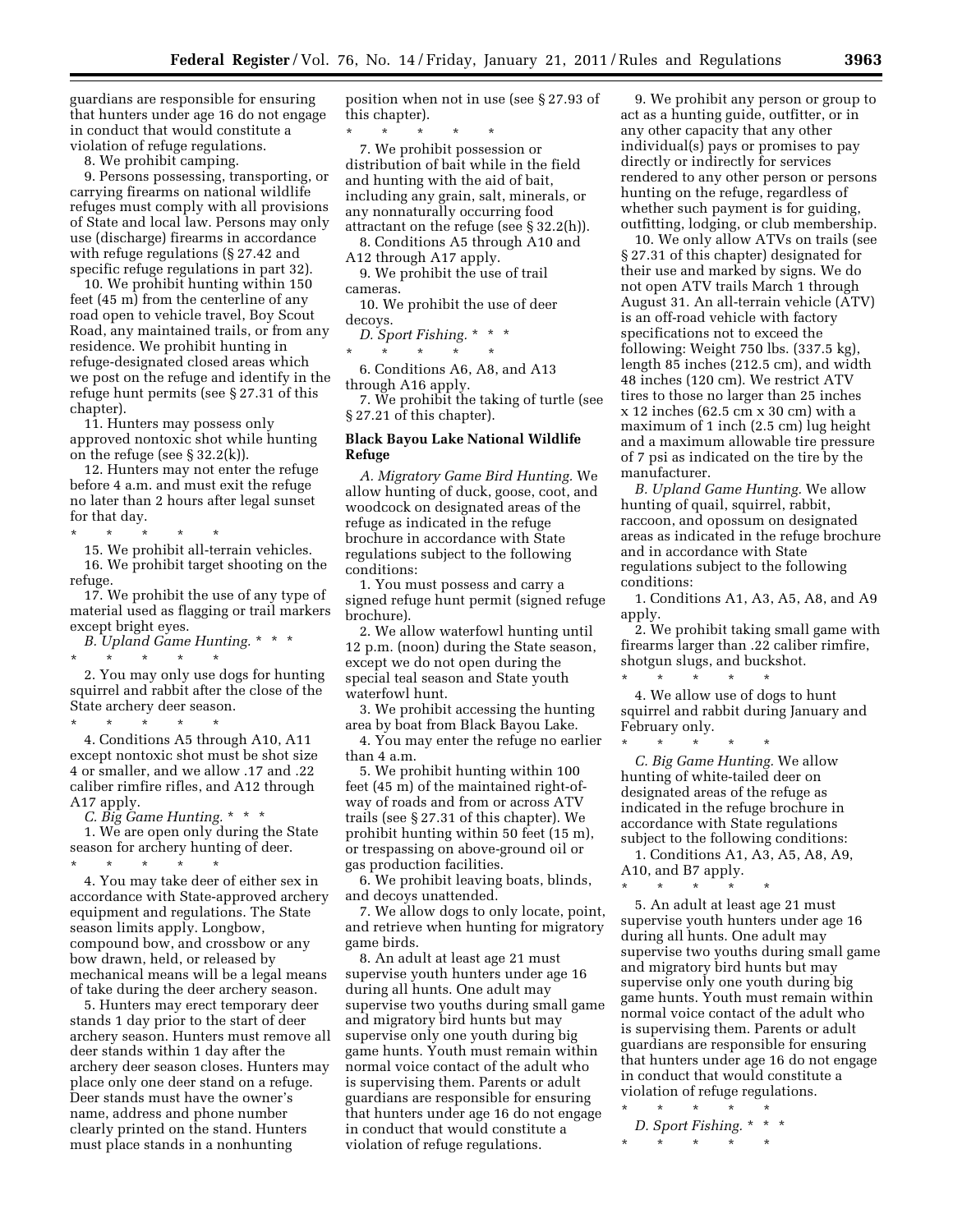guardians are responsible for ensuring that hunters under age 16 do not engage in conduct that would constitute a violation of refuge regulations.

8. We prohibit camping.

9. Persons possessing, transporting, or carrying firearms on national wildlife refuges must comply with all provisions of State and local law. Persons may only use (discharge) firearms in accordance with refuge regulations (§ 27.42 and specific refuge regulations in part 32).

10. We prohibit hunting within 150 feet (45 m) from the centerline of any road open to vehicle travel, Boy Scout Road, any maintained trails, or from any residence. We prohibit hunting in refuge-designated closed areas which we post on the refuge and identify in the refuge hunt permits (see § 27.31 of this chapter).

11. Hunters may possess only approved nontoxic shot while hunting on the refuge (see § 32.2(k)).

12. Hunters may not enter the refuge before 4 a.m. and must exit the refuge no later than 2 hours after legal sunset for that day.

\* \* \* \* \*

15. We prohibit all-terrain vehicles.

16. We prohibit target shooting on the refuge.

17. We prohibit the use of any type of material used as flagging or trail markers except bright eyes.

*B. Upland Game Hunting.* \* \* \*

\* \* \* \* \*

2. You may only use dogs for hunting squirrel and rabbit after the close of the State archery deer season.

\* \* \* \* \*

4. Conditions A5 through A10, A11 except nontoxic shot must be shot size 4 or smaller, and we allow .17 and .22 caliber rimfire rifles, and A12 through A17 apply.

*C. Big Game Hunting.* \* \* \*

1. We are open only during the State season for archery hunting of deer.

\* \* \* \* \*

4. You may take deer of either sex in accordance with State-approved archery equipment and regulations. The State season limits apply. Longbow, compound bow, and crossbow or any bow drawn, held, or released by mechanical means will be a legal means of take during the deer archery season.

5. Hunters may erect temporary deer stands 1 day prior to the start of deer archery season. Hunters must remove all deer stands within 1 day after the archery deer season closes. Hunters may place only one deer stand on a refuge. Deer stands must have the owner's name, address and phone number clearly printed on the stand. Hunters must place stands in a nonhunting position when not in use (see § 27.93 of this chapter).

\* \* \* \* \*

7. We prohibit possession or distribution of bait while in the field and hunting with the aid of bait, including any grain, salt, minerals, or any nonnaturally occurring food attractant on the refuge (see § 32.2(h)).

8. Conditions A5 through A10 and A12 through A17 apply.

9. We prohibit the use of trail cameras.

10. We prohibit the use of deer decoys.

*D. Sport Fishing.* \* \* \*

\* \* \* \* \*

6. Conditions A6, A8, and A13 through A16 apply.

7. We prohibit the taking of turtle (see § 27.21 of this chapter).

**Black Bayou Lake National Wildlife Refuge**

*A. Migratory Game Bird Hunting.* We allow hunting of duck, goose, coot, and woodcock on designated areas of the refuge as indicated in the refuge brochure in accordance with State regulations subject to the following conditions:

1. You must possess and carry a signed refuge hunt permit (signed refuge brochure).

2. We allow waterfowl hunting until 12 p.m. (noon) during the State season, except we do not open during the special teal season and State youth waterfowl hunt.

3. We prohibit accessing the hunting area by boat from Black Bayou Lake.

4. You may enter the refuge no earlier than 4 a.m.

5. We prohibit hunting within 100 feet (45 m) of the maintained right-of-way of roads and from or across ATV trails (see § 27.31 of this chapter). We prohibit hunting within 50 feet (15 m), or trespassing on above-ground oil or gas production facilities.

6. We prohibit leaving boats, blinds, and decoys unattended.

7. We allow dogs to only locate, point, and retrieve when hunting for migratory game birds.

8. An adult at least age 21 must supervise youth hunters under age 16 during all hunts. One adult may supervise two youths during small game and migratory bird hunts but may supervise only one youth during big game hunts. Youth must remain within normal voice contact of the adult who is supervising them. Parents or adult guardians are responsible for ensuring that hunters under age 16 do not engage in conduct that would constitute a violation of refuge regulations.

9. We prohibit any person or group to act as a hunting guide, outfitter, or in any other capacity that any other individual(s) pays or promises to pay directly or indirectly for services rendered to any other person or persons hunting on the refuge, regardless of whether such payment is for guiding, outfitting, lodging, or club membership.

10. We only allow ATVs on trails (see § 27.31 of this chapter) designated for their use and marked by signs. We do not open ATV trails March 1 through August 31. An all-terrain vehicle (ATV) is an off-road vehicle with factory specifications not to exceed the following: Weight 750 lbs. (337.5 kg), length 85 inches (212.5 cm), and width 48 inches (120 cm). We restrict ATV tires to those no larger than 25 inches x 12 inches (62.5 cm x 30 cm) with a maximum of 1 inch (2.5 cm) lug height and a maximum allowable tire pressure of 7 psi as indicated on the tire by the manufacturer.

*B. Upland Game Hunting.* We allow hunting of quail, squirrel, rabbit, raccoon, and opossum on designated areas as indicated in the refuge brochure and in accordance with State regulations subject to the following conditions:

1. Conditions A1, A3, A5, A8, and A9 apply.

2. We prohibit taking small game with firearms larger than .22 caliber rimfire, shotgun slugs, and buckshot.

\* \* \* \* \*

4. We allow use of dogs to hunt squirrel and rabbit during January and February only.

\* \* \* \* \*

*C. Big Game Hunting.* We allow hunting of white-tailed deer on designated areas of the refuge as indicated in the refuge brochure in accordance with State regulations subject to the following conditions:

1. Conditions A1, A3, A5, A8, A9, A10, and B7 apply.

\* \* \* \* \*

5. An adult at least age 21 must supervise youth hunters under age 16 during all hunts. One adult may supervise two youths during small game and migratory bird hunts but may supervise only one youth during big game hunts. Youth must remain within normal voice contact of the adult who is supervising them. Parents or adult guardians are responsible for ensuring that hunters under age 16 do not engage in conduct that would constitute a violation of refuge regulations.

\* \* \* \* \*

*D. Sport Fishing.* \* \* \*

\* \* \* \* \*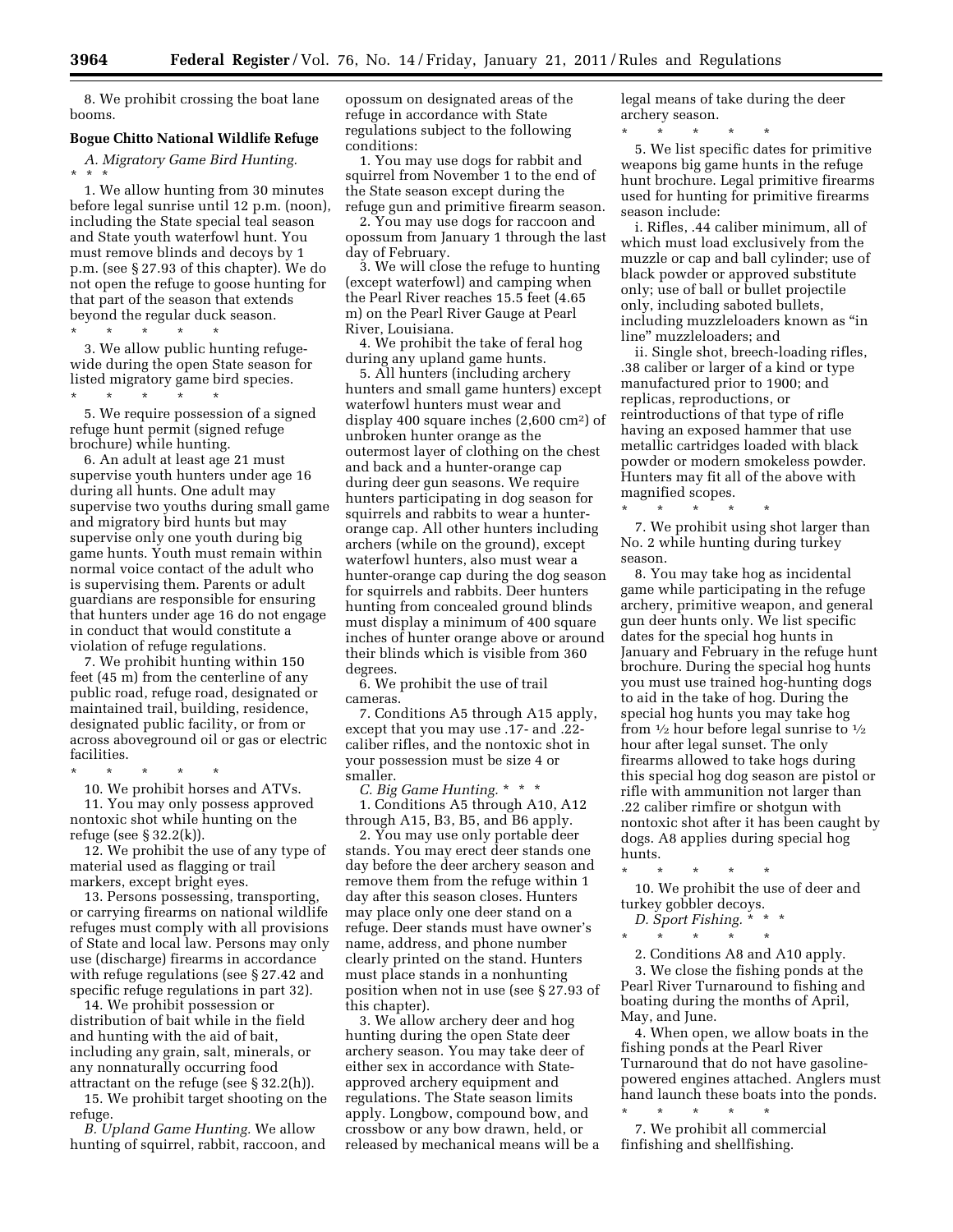8. We prohibit crossing the boat lane booms.

**Bogue Chitto National Wildlife Refuge**

*A. Migratory Game Bird Hunting.* * * *

1. We allow hunting from 30 minutes before legal sunrise until 12 p.m. (noon), including the State special teal season and State youth waterfowl hunt. You must remove blinds and decoys by 1 p.m. (see § 27.93 of this chapter). We do not open the refuge to goose hunting for that part of the season that extends beyond the regular duck season.

\* \* \* \* \*

3. We allow public hunting refuge-wide during the open State season for listed migratory game bird species.

\* \* \* \* \*

5. We require possession of a signed refuge hunt permit (signed refuge brochure) while hunting.

6. An adult at least age 21 must supervise youth hunters under age 16 during all hunts. One adult may supervise two youths during small game and migratory bird hunts but may supervise only one youth during big game hunts. Youth must remain within normal voice contact of the adult who is supervising them. Parents or adult guardians are responsible for ensuring that hunters under age 16 do not engage in conduct that would constitute a violation of refuge regulations.

7. We prohibit hunting within 150 feet (45 m) from the centerline of any public road, refuge road, designated or maintained trail, building, residence, designated public facility, or from or across aboveground oil or gas or electric facilities.

\* \* \* \* \*

10. We prohibit horses and ATVs.

11. You may only possess approved nontoxic shot while hunting on the refuge (see § 32.2(k)).

12. We prohibit the use of any type of material used as flagging or trail markers, except bright eyes.

13. Persons possessing, transporting, or carrying firearms on national wildlife refuges must comply with all provisions of State and local law. Persons may only use (discharge) firearms in accordance with refuge regulations (see § 27.42 and specific refuge regulations in part 32).

14. We prohibit possession or distribution of bait while in the field and hunting with the aid of bait, including any grain, salt, minerals, or any nonnaturally occurring food attractant on the refuge (see § 32.2(h)).

15. We prohibit target shooting on the refuge.

*B. Upland Game Hunting.* We allow hunting of squirrel, rabbit, raccoon, and opossum on designated areas of the refuge in accordance with State regulations subject to the following conditions:

1. You may use dogs for rabbit and squirrel from November 1 to the end of the State season except during the refuge gun and primitive firearm season.

2. You may use dogs for raccoon and opossum from January 1 through the last day of February.

3. We will close the refuge to hunting (except waterfowl) and camping when the Pearl River reaches 15.5 feet (4.65 m) on the Pearl River Gauge at Pearl River, Louisiana.

4. We prohibit the take of feral hog during any upland game hunts.

5. All hunters (including archery hunters and small game hunters) except waterfowl hunters must wear and display 400 square inches (2,600 $cm^2$) of unbroken hunter orange as the outermost layer of clothing on the chest and back and a hunter-orange cap during deer gun seasons. We require hunters participating in dog season for squirrels and rabbits to wear a hunter-orange cap. All other hunters including archers (while on the ground), except waterfowl hunters, also must wear a hunter-orange cap during the dog season for squirrels and rabbits. Deer hunters hunting from concealed ground blinds must display a minimum of 400 square inches of hunter orange above or around their blinds which is visible from 360 degrees.

6. We prohibit the use of trail cameras.

7. Conditions A5 through A15 apply, except that you may use .17- and .22-caliber rifles, and the nontoxic shot in your possession must be size 4 or smaller.

*C. Big Game Hunting.* * * *

1. Conditions A5 through A10, A12 through A15, B3, B5, and B6 apply.

2. You may use only portable deer stands. You may erect deer stands one day before the deer archery season and remove them from the refuge within 1 day after this season closes. Hunters may place only one deer stand on a refuge. Deer stands must have owner's name, address, and phone number clearly printed on the stand. Hunters must place stands in a nonhunting position when not in use (see § 27.93 of this chapter).

3. We allow archery deer and hog hunting during the open State deer archery season. You may take deer of either sex in accordance with State-approved archery equipment and regulations. The State season limits apply. Longbow, compound bow, and crossbow or any bow drawn, held, or released by mechanical means will be a legal means of take during the deer archery season.

\* \* \* \* \*

5. We list specific dates for primitive weapons big game hunts in the refuge hunt brochure. Legal primitive firearms used for hunting for primitive firearms season include:

i. Rifles, .44 caliber minimum, all of which must load exclusively from the muzzle or cap and ball cylinder; use of black powder or approved substitute only; use of ball or bullet projectile only, including saboted bullets, including muzzleloaders known as "in line" muzzleloaders; and

ii. Single shot, breech-loading rifles, .38 caliber or larger of a kind or type manufactured prior to 1900; and replicas, reproductions, or reintroductions of that type of rifle having an exposed hammer that use metallic cartridges loaded with black powder or modern smokeless powder. Hunters may fit all of the above with magnified scopes.

\* \* \* \* \*

7. We prohibit using shot larger than No. 2 while hunting during turkey season.

8. You may take hog as incidental game while participating in the refuge archery, primitive weapon, and general gun deer hunts only. We list specific dates for the special hog hunts in January and February in the refuge hunt brochure. During the special hog hunts you must use trained hog-hunting dogs to aid in the take of hog. During the special hog hunts you may take hog from ½ hour before legal sunrise to ½ hour after legal sunset. The only firearms allowed to take hogs during this special hog dog season are pistol or rifle with ammunition not larger than .22 caliber rimfire or shotgun with nontoxic shot after it has been caught by dogs. A8 applies during special hog hunts.

\* \* \* \* \*

10. We prohibit the use of deer and turkey gobbler decoys.

*D. Sport Fishing.* * * *

\* \* \* \* \*

2. Conditions A8 and A10 apply.

3. We close the fishing ponds at the Pearl River Turnaround to fishing and boating during the months of April, May, and June.

4. When open, we allow boats in the fishing ponds at the Pearl River Turnaround that do not have gasoline-powered engines attached. Anglers must hand launch these boats into the ponds.

\* \* \* \* \*

7. We prohibit all commercial finfishing and shellfishing.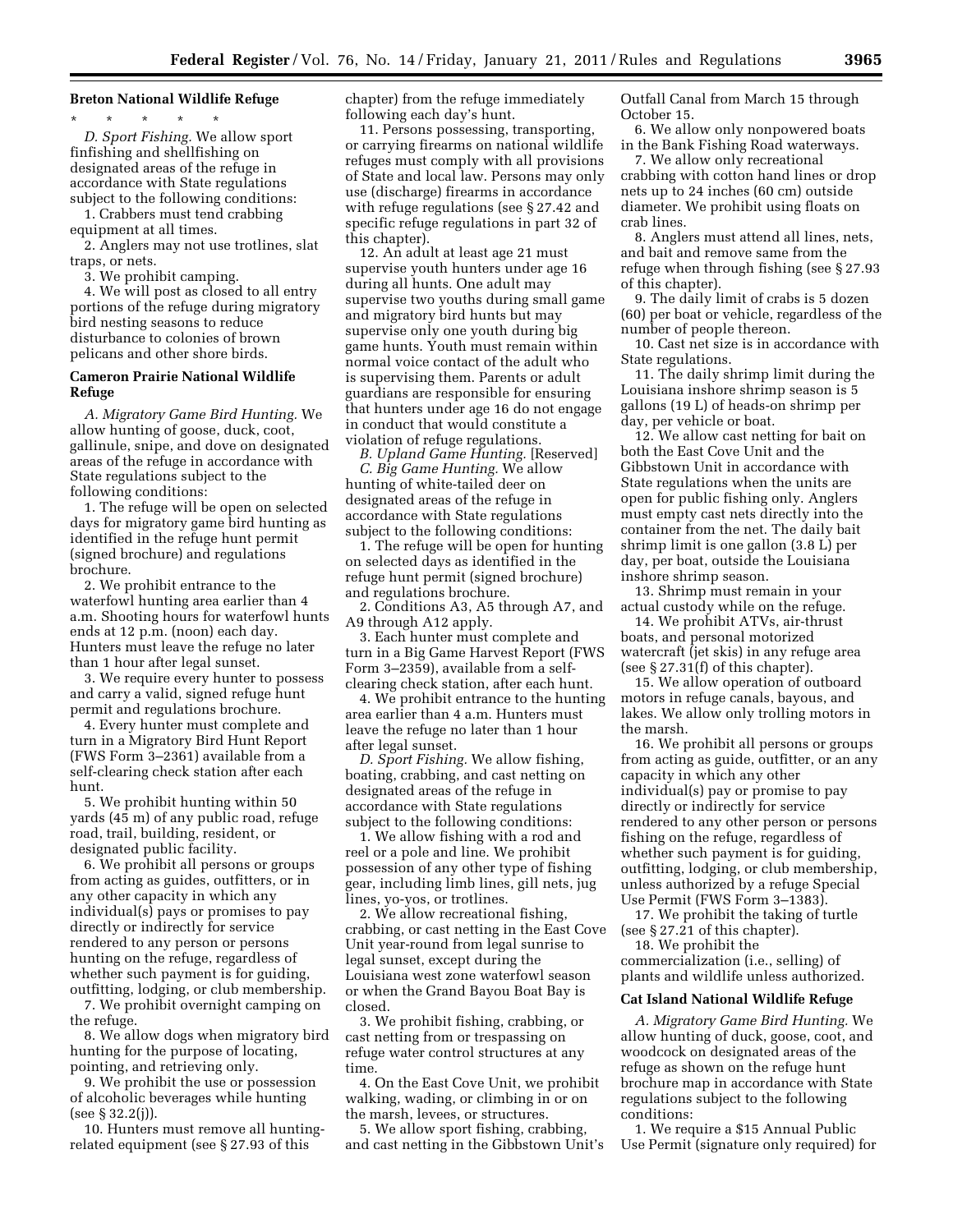**Breton National Wildlife Refuge**

\* \* \* \* \*

*D. Sport Fishing.* We allow sport finfishing and shellfishing on designated areas of the refuge in accordance with State regulations subject to the following conditions:

1. Crabbers must tend crabbing equipment at all times.
2. Anglers may not use trotlines, slat traps, or nets.
3. We prohibit camping.
4. We will post as closed to all entry portions of the refuge during migratory bird nesting seasons to reduce disturbance to colonies of brown pelicans and other shore birds.

**Cameron Prairie National Wildlife Refuge**

*A. Migratory Game Bird Hunting.* We allow hunting of goose, duck, coot, gallinule, snipe, and dove on designated areas of the refuge in accordance with State regulations subject to the following conditions:

1. The refuge will be open on selected days for migratory game bird hunting as identified in the refuge hunt permit (signed brochure) and regulations brochure.
2. We prohibit entrance to the waterfowl hunting area earlier than 4 a.m. Shooting hours for waterfowl hunts ends at 12 p.m. (noon) each day. Hunters must leave the refuge no later than 1 hour after legal sunset.
3. We require every hunter to possess and carry a valid, signed refuge hunt permit and regulations brochure.
4. Every hunter must complete and turn in a Migratory Bird Hunt Report (FWS Form 3–2361) available from a self-clearing check station after each hunt.
5. We prohibit hunting within 50 yards (45 m) of any public road, refuge road, trail, building, resident, or designated public facility.
6. We prohibit all persons or groups from acting as guides, outfitters, or in any other capacity in which any individual(s) pays or promises to pay directly or indirectly for service rendered to any person or persons hunting on the refuge, regardless of whether such payment is for guiding, outfitting, lodging, or club membership.
7. We prohibit overnight camping on the refuge.
8. We allow dogs when migratory bird hunting for the purpose of locating, pointing, and retrieving only.
9. We prohibit the use or possession of alcoholic beverages while hunting (see § 32.2(j)).
10. Hunters must remove all hunting-related equipment (see § 27.93 of this chapter) from the refuge immediately following each day's hunt.
11. Persons possessing, transporting, or carrying firearms on national wildlife refuges must comply with all provisions of State and local law. Persons may only use (discharge) firearms in accordance with refuge regulations (see § 27.42 and specific refuge regulations in part 32 of this chapter).
12. An adult at least age 21 must supervise youth hunters under age 16 during all hunts. One adult may supervise two youths during small game and migratory bird hunts but may supervise only one youth during big game hunts. Youth must remain within normal voice contact of the adult who is supervising them. Parents or adult guardians are responsible for ensuring that hunters under age 16 do not engage in conduct that would constitute a violation of refuge regulations.

*B. Upland Game Hunting.* [Reserved]

*C. Big Game Hunting.* We allow hunting of white-tailed deer on designated areas of the refuge in accordance with State regulations subject to the following conditions:

1. The refuge will be open for hunting on selected days as identified in the refuge hunt permit (signed brochure) and regulations brochure.
2. Conditions A3, A5 through A7, and A9 through A12 apply.
3. Each hunter must complete and turn in a Big Game Harvest Report (FWS Form 3–2359), available from a self-clearing check station, after each hunt.
4. We prohibit entrance to the hunting area earlier than 4 a.m. Hunters must leave the refuge no later than 1 hour after legal sunset.

*D. Sport Fishing.* We allow fishing, boating, crabbing, and cast netting on designated areas of the refuge in accordance with State regulations subject to the following conditions:

1. We allow fishing with a rod and reel or a pole and line. We prohibit possession of any other type of fishing gear, including limb lines, gill nets, jug lines, yo-yos, or trotlines.
2. We allow recreational fishing, crabbing, or cast netting in the East Cove Unit year-round from legal sunrise to legal sunset, except during the Louisiana west zone waterfowl season or when the Grand Bayou Boat Bay is closed.
3. We prohibit fishing, crabbing, or cast netting from or trespassing on refuge water control structures at any time.
4. On the East Cove Unit, we prohibit walking, wading, or climbing in or on the marsh, levees, or structures.
5. We allow sport fishing, crabbing, and cast netting in the Gibbstown Unit's Outfall Canal from March 15 through October 15.
6. We allow only nonpowered boats in the Bank Fishing Road waterways.
7. We allow only recreational crabbing with cotton hand lines or drop nets up to 24 inches (60 cm) outside diameter. We prohibit using floats on crab lines.
8. Anglers must attend all lines, nets, and bait and remove same from the refuge when through fishing (see § 27.93 of this chapter).
9. The daily limit of crabs is 5 dozen (60) per boat or vehicle, regardless of the number of people thereon.
10. Cast net size is in accordance with State regulations.
11. The daily shrimp limit during the Louisiana inshore shrimp season is 5 gallons (19 L) of heads-on shrimp per day, per vehicle or boat.
12. We allow cast netting for bait on both the East Cove Unit and the Gibbstown Unit in accordance with State regulations when the units are open for public fishing only. Anglers must empty cast nets directly into the container from the net. The daily bait shrimp limit is one gallon (3.8 L) per day, per boat, outside the Louisiana inshore shrimp season.
13. Shrimp must remain in your actual custody while on the refuge.
14. We prohibit ATVs, air-thrust boats, and personal motorized watercraft (jet skis) in any refuge area (see § 27.31(f) of this chapter).
15. We allow operation of outboard motors in refuge canals, bayous, and lakes. We allow only trolling motors in the marsh.
16. We prohibit all persons or groups from acting as guide, outfitter, or an any capacity in which any other individual(s) pay or promise to pay directly or indirectly for service rendered to any other person or persons fishing on the refuge, regardless of whether such payment is for guiding, outfitting, lodging, or club membership, unless authorized by a refuge Special Use Permit (FWS Form 3–1383).
17. We prohibit the taking of turtle (see § 27.21 of this chapter).
18. We prohibit the commercialization (i.e., selling) of plants and wildlife unless authorized.

**Cat Island National Wildlife Refuge**

*A. Migratory Game Bird Hunting.* We allow hunting of duck, goose, coot, and woodcock on designated areas of the refuge as shown on the refuge hunt brochure map in accordance with State regulations subject to the following conditions:

1. We require a $15 Annual Public Use Permit (signature only required) for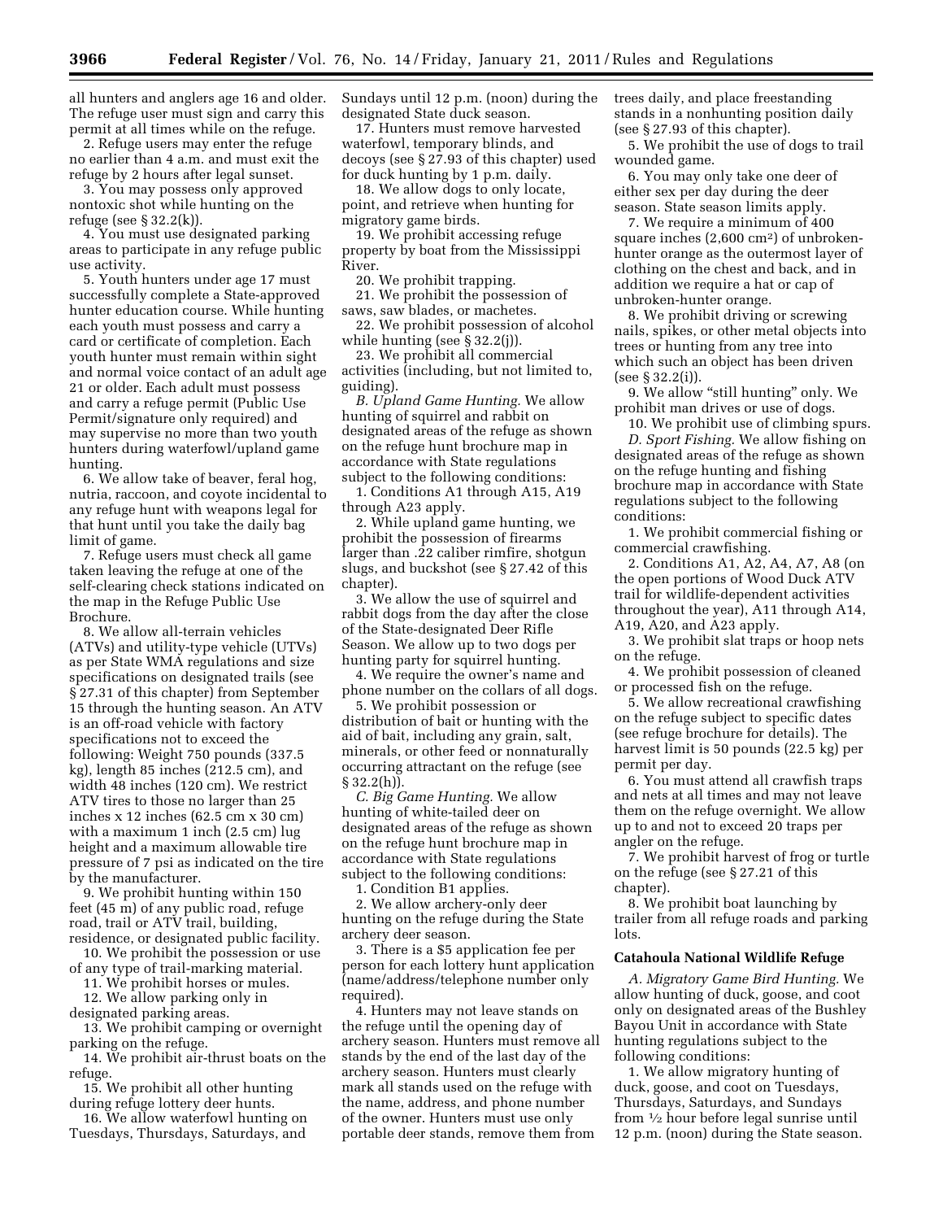all hunters and anglers age 16 and older. The refuge user must sign and carry this permit at all times while on the refuge.

2. Refuge users may enter the refuge no earlier than 4 a.m. and must exit the refuge by 2 hours after legal sunset.

3. You may possess only approved nontoxic shot while hunting on the refuge (see § 32.2(k)).

4. You must use designated parking areas to participate in any refuge public use activity.

5. Youth hunters under age 17 must successfully complete a State-approved hunter education course. While hunting each youth must possess and carry a card or certificate of completion. Each youth hunter must remain within sight and normal voice contact of an adult age 21 or older. Each adult must possess and carry a refuge permit (Public Use Permit/signature only required) and may supervise no more than two youth hunters during waterfowl/upland game hunting.

6. We allow take of beaver, feral hog, nutria, raccoon, and coyote incidental to any refuge hunt with weapons legal for that hunt until you take the daily bag limit of game.

7. Refuge users must check all game taken leaving the refuge at one of the self-clearing check stations indicated on the map in the Refuge Public Use Brochure.

8. We allow all-terrain vehicles (ATVs) and utility-type vehicle (UTVs) as per State WMA regulations and size specifications on designated trails (see § 27.31 of this chapter) from September 15 through the hunting season. An ATV is an off-road vehicle with factory specifications not to exceed the following: Weight 750 pounds (337.5 kg), length 85 inches (212.5 cm), and width 48 inches (120 cm). We restrict ATV tires to those no larger than 25 inches x 12 inches (62.5 cm x 30 cm) with a maximum 1 inch (2.5 cm) lug height and a maximum allowable tire pressure of 7 psi as indicated on the tire by the manufacturer.

9. We prohibit hunting within 150 feet (45 m) of any public road, refuge road, trail or ATV trail, building, residence, or designated public facility.

10. We prohibit the possession or use of any type of trail-marking material.

11. We prohibit horses or mules.

12. We allow parking only in designated parking areas.

13. We prohibit camping or overnight parking on the refuge.

14. We prohibit air-thrust boats on the refuge.

15. We prohibit all other hunting during refuge lottery deer hunts.

16. We allow waterfowl hunting on Tuesdays, Thursdays, Saturdays, and Sundays until 12 p.m. (noon) during the designated State duck season.

17. Hunters must remove harvested waterfowl, temporary blinds, and decoys (see § 27.93 of this chapter) used for duck hunting by 1 p.m. daily.

18. We allow dogs to only locate, point, and retrieve when hunting for migratory game birds.

19. We prohibit accessing refuge property by boat from the Mississippi River.

20. We prohibit trapping.

21. We prohibit the possession of saws, saw blades, or machetes.

22. We prohibit possession of alcohol while hunting (see § 32.2(j)).

23. We prohibit all commercial activities (including, but not limited to, guiding).

*B. Upland Game Hunting.* We allow hunting of squirrel and rabbit on designated areas of the refuge as shown on the refuge hunt brochure map in accordance with State regulations subject to the following conditions:

1. Conditions A1 through A15, A19 through A23 apply.

2. While upland game hunting, we prohibit the possession of firearms larger than .22 caliber rimfire, shotgun slugs, and buckshot (see § 27.42 of this chapter).

3. We allow the use of squirrel and rabbit dogs from the day after the close of the State-designated Deer Rifle Season. We allow up to two dogs per hunting party for squirrel hunting.

4. We require the owner's name and phone number on the collars of all dogs.

5. We prohibit possession or distribution of bait or hunting with the aid of bait, including any grain, salt, minerals, or other feed or nonnaturally occurring attractant on the refuge (see § 32.2(h)).

*C. Big Game Hunting.* We allow hunting of white-tailed deer on designated areas of the refuge as shown on the refuge hunt brochure map in accordance with State regulations subject to the following conditions:

1. Condition B1 applies.

2. We allow archery-only deer hunting on the refuge during the State archery deer season.

3. There is a $5 application fee per person for each lottery hunt application (name/address/telephone number only required).

4. Hunters may not leave stands on the refuge until the opening day of archery season. Hunters must remove all stands by the end of the last day of the archery season. Hunters must clearly mark all stands used on the refuge with the name, address, and phone number of the owner. Hunters must use only portable deer stands, remove them from trees daily, and place freestanding stands in a nonhunting position daily (see § 27.93 of this chapter).

5. We prohibit the use of dogs to trail wounded game.

6. You may only take one deer of either sex per day during the deer season. State season limits apply.

7. We require a minimum of 400 square inches (2,600 cm²) of unbroken-hunter orange as the outermost layer of clothing on the chest and back, and in addition we require a hat or cap of unbroken-hunter orange.

8. We prohibit driving or screwing nails, spikes, or other metal objects into trees or hunting from any tree into which such an object has been driven (see § 32.2(i)).

9. We allow "still hunting" only. We prohibit man drives or use of dogs.

10. We prohibit use of climbing spurs.

*D. Sport Fishing.* We allow fishing on designated areas of the refuge as shown on the refuge hunting and fishing brochure map in accordance with State regulations subject to the following conditions:

1. We prohibit commercial fishing or commercial crawfishing.

2. Conditions A1, A2, A4, A7, A8 (on the open portions of Wood Duck ATV trail for wildlife-dependent activities throughout the year), A11 through A14, A19, A20, and A23 apply.

3. We prohibit slat traps or hoop nets on the refuge.

4. We prohibit possession of cleaned or processed fish on the refuge.

5. We allow recreational crawfishing on the refuge subject to specific dates (see refuge brochure for details). The harvest limit is 50 pounds (22.5 kg) per permit per day.

6. You must attend all crawfish traps and nets at all times and may not leave them on the refuge overnight. We allow up to and not to exceed 20 traps per angler on the refuge.

7. We prohibit harvest of frog or turtle on the refuge (see § 27.21 of this chapter).

8. We prohibit boat launching by trailer from all refuge roads and parking lots.

**Catahoula National Wildlife Refuge**

*A. Migratory Game Bird Hunting.* We allow hunting of duck, goose, and coot only on designated areas of the Bushley Bayou Unit in accordance with State hunting regulations subject to the following conditions:

1. We allow migratory hunting of duck, goose, and coot on Tuesdays, Thursdays, Saturdays, and Sundays from ½ hour before legal sunrise until 12 p.m. (noon) during the State season.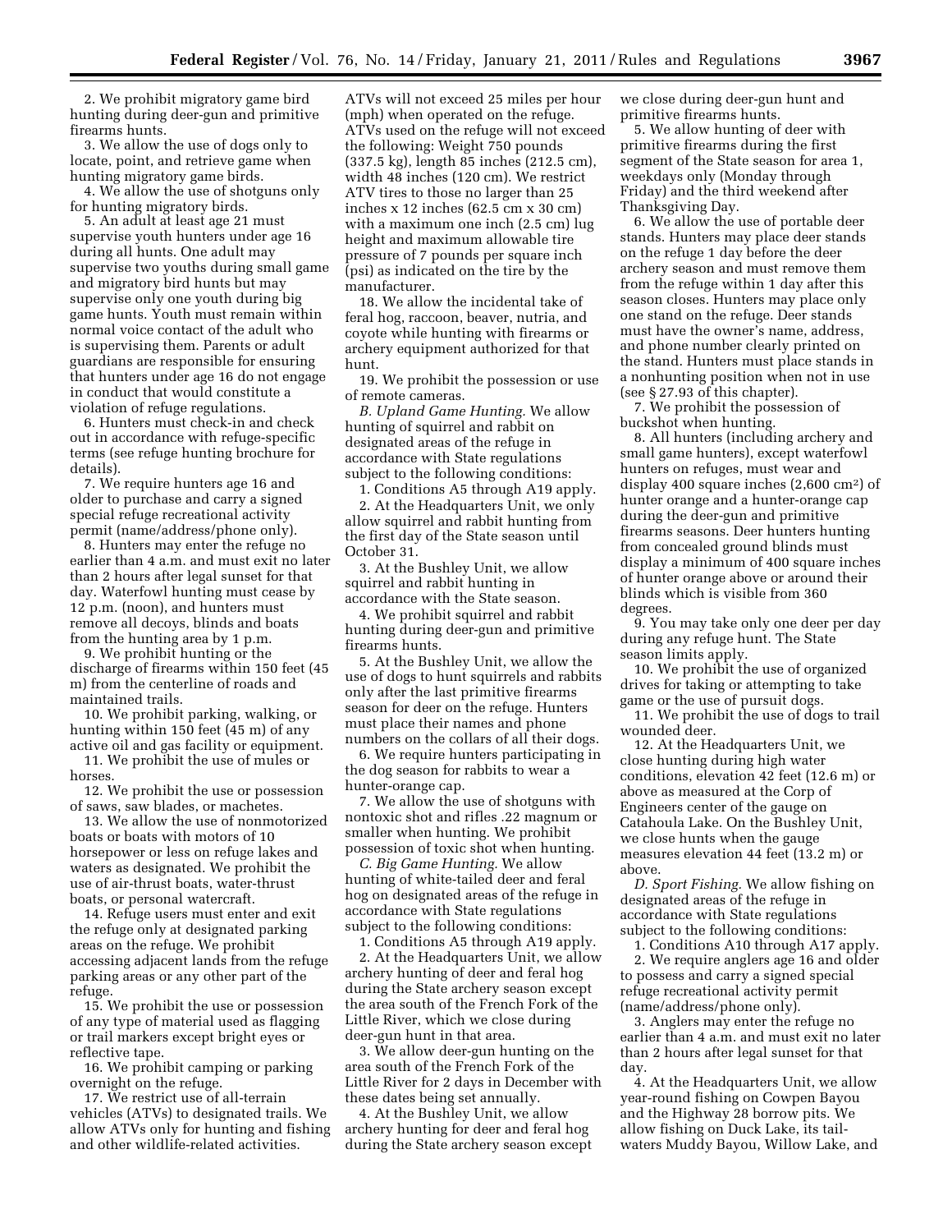2. We prohibit migratory game bird hunting during deer-gun and primitive firearms hunts.

3. We allow the use of dogs only to locate, point, and retrieve game when hunting migratory game birds.

4. We allow the use of shotguns only for hunting migratory birds.

5. An adult at least age 21 must supervise youth hunters under age 16 during all hunts. One adult may supervise two youths during small game and migratory bird hunts but may supervise only one youth during big game hunts. Youth must remain within normal voice contact of the adult who is supervising them. Parents or adult guardians are responsible for ensuring that hunters under age 16 do not engage in conduct that would constitute a violation of refuge regulations.

6. Hunters must check-in and check out in accordance with refuge-specific terms (see refuge hunting brochure for details).

7. We require hunters age 16 and older to purchase and carry a signed special refuge recreational activity permit (name/address/phone only).

8. Hunters may enter the refuge no earlier than 4 a.m. and must exit no later than 2 hours after legal sunset for that day. Waterfowl hunting must cease by 12 p.m. (noon), and hunters must remove all decoys, blinds and boats from the hunting area by 1 p.m.

9. We prohibit hunting or the discharge of firearms within 150 feet (45 m) from the centerline of roads and maintained trails.

10. We prohibit parking, walking, or hunting within 150 feet (45 m) of any active oil and gas facility or equipment.

11. We prohibit the use of mules or horses.

12. We prohibit the use or possession of saws, saw blades, or machetes.

13. We allow the use of nonmotorized boats or boats with motors of 10 horsepower or less on refuge lakes and waters as designated. We prohibit the use of air-thrust boats, water-thrust boats, or personal watercraft.

14. Refuge users must enter and exit the refuge only at designated parking areas on the refuge. We prohibit accessing adjacent lands from the refuge parking areas or any other part of the refuge.

15. We prohibit the use or possession of any type of material used as flagging or trail markers except bright eyes or reflective tape.

16. We prohibit camping or parking overnight on the refuge.

17. We restrict use of all-terrain vehicles (ATVs) to designated trails. We allow ATVs only for hunting and fishing and other wildlife-related activities. ATVs will not exceed 25 miles per hour (mph) when operated on the refuge. ATVs used on the refuge will not exceed the following: Weight 750 pounds (337.5 kg), length 85 inches (212.5 cm), width 48 inches (120 cm). We restrict ATV tires to those no larger than 25 inches x 12 inches (62.5 cm x 30 cm) with a maximum one inch (2.5 cm) lug height and maximum allowable tire pressure of 7 pounds per square inch (psi) as indicated on the tire by the manufacturer.

18. We allow the incidental take of feral hog, raccoon, beaver, nutria, and coyote while hunting with firearms or archery equipment authorized for that hunt.

19. We prohibit the possession or use of remote cameras.

*B. Upland Game Hunting.* We allow hunting of squirrel and rabbit on designated areas of the refuge in accordance with State regulations subject to the following conditions:

1. Conditions A5 through A19 apply.

2. At the Headquarters Unit, we only allow squirrel and rabbit hunting from the first day of the State season until October 31.

3. At the Bushley Unit, we allow squirrel and rabbit hunting in accordance with the State season.

4. We prohibit squirrel and rabbit hunting during deer-gun and primitive firearms hunts.

5. At the Bushley Unit, we allow the use of dogs to hunt squirrels and rabbits only after the last primitive firearms season for deer on the refuge. Hunters must place their names and phone numbers on the collars of all their dogs.

6. We require hunters participating in the dog season for rabbits to wear a hunter-orange cap.

7. We allow the use of shotguns with nontoxic shot and rifles .22 magnum or smaller when hunting. We prohibit possession of toxic shot when hunting.

*C. Big Game Hunting.* We allow hunting of white-tailed deer and feral hog on designated areas of the refuge in accordance with State regulations subject to the following conditions:

1. Conditions A5 through A19 apply.

2. At the Headquarters Unit, we allow archery hunting of deer and feral hog during the State archery season except the area south of the French Fork of the Little River, which we close during deer-gun hunt in that area.

3. We allow deer-gun hunting on the area south of the French Fork of the Little River for 2 days in December with these dates being set annually.

4. At the Bushley Unit, we allow archery hunting for deer and feral hog during the State archery season except we close during deer-gun hunt and primitive firearms hunts.

5. We allow hunting of deer with primitive firearms during the first segment of the State season for area 1, weekdays only (Monday through Friday) and the third weekend after Thanksgiving Day.

6. We allow the use of portable deer stands. Hunters may place deer stands on the refuge 1 day before the deer archery season and must remove them from the refuge within 1 day after this season closes. Hunters may place only one stand on the refuge. Deer stands must have the owner's name, address, and phone number clearly printed on the stand. Hunters must place stands in a nonhunting position when not in use (see § 27.93 of this chapter).

7. We prohibit the possession of buckshot when hunting.

8. All hunters (including archery and small game hunters), except waterfowl hunters on refuges, must wear and display 400 square inches (2,600 cm$^2$) of hunter orange and a hunter-orange cap during the deer-gun and primitive firearms seasons. Deer hunters hunting from concealed ground blinds must display a minimum of 400 square inches of hunter orange above or around their blinds which is visible from 360 degrees.

9. You may take only one deer per day during any refuge hunt. The State season limits apply.

10. We prohibit the use of organized drives for taking or attempting to take game or the use of pursuit dogs.

11. We prohibit the use of dogs to trail wounded deer.

12. At the Headquarters Unit, we close hunting during high water conditions, elevation 42 feet (12.6 m) or above as measured at the Corp of Engineers center of the gauge on Catahoula Lake. On the Bushley Unit, we close hunts when the gauge measures elevation 44 feet (13.2 m) or above.

*D. Sport Fishing.* We allow fishing on designated areas of the refuge in accordance with State regulations subject to the following conditions:

1. Conditions A10 through A17 apply.

2. We require anglers age 16 and older to possess and carry a signed special refuge recreational activity permit (name/address/phone only).

3. Anglers may enter the refuge no earlier than 4 a.m. and must exit no later than 2 hours after legal sunset for that day.

4. At the Headquarters Unit, we allow year-round fishing on Cowpen Bayou and the Highway 28 borrow pits. We allow fishing on Duck Lake, its tail-waters Muddy Bayou, Willow Lake, and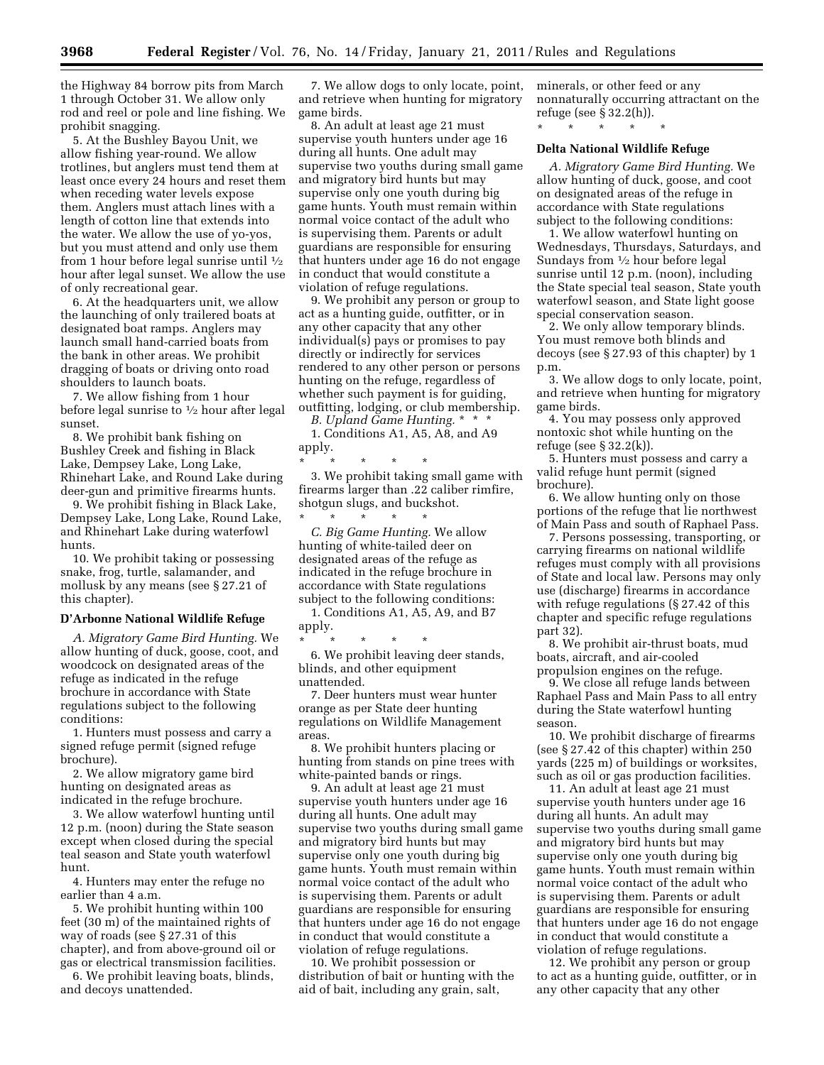the Highway 84 borrow pits from March 1 through October 31. We allow only rod and reel or pole and line fishing. We prohibit snagging.

5. At the Bushley Bayou Unit, we allow fishing year-round. We allow trotlines, but anglers must tend them at least once every 24 hours and reset them when receding water levels expose them. Anglers must attach lines with a length of cotton line that extends into the water. We allow the use of yo-yos, but you must attend and only use them from 1 hour before legal sunrise until ½ hour after legal sunset. We allow the use of only recreational gear.

6. At the headquarters unit, we allow the launching of only trailered boats at designated boat ramps. Anglers may launch small hand-carried boats from the bank in other areas. We prohibit dragging of boats or driving onto road shoulders to launch boats.

7. We allow fishing from 1 hour before legal sunrise to ½ hour after legal sunset.

8. We prohibit bank fishing on Bushley Creek and fishing in Black Lake, Dempsey Lake, Long Lake, Rhinehart Lake, and Round Lake during deer-gun and primitive firearms hunts.

9. We prohibit fishing in Black Lake, Dempsey Lake, Long Lake, Round Lake, and Rhinehart Lake during waterfowl hunts.

10. We prohibit taking or possessing snake, frog, turtle, salamander, and mollusk by any means (see § 27.21 of this chapter).

**D'Arbonne National Wildlife Refuge**

*A. Migratory Game Bird Hunting.* We allow hunting of duck, goose, coot, and woodcock on designated areas of the refuge as indicated in the refuge brochure in accordance with State regulations subject to the following conditions:

1. Hunters must possess and carry a signed refuge permit (signed refuge brochure).

2. We allow migratory game bird hunting on designated areas as indicated in the refuge brochure.

3. We allow waterfowl hunting until 12 p.m. (noon) during the State season except when closed during the special teal season and State youth waterfowl hunt.

4. Hunters may enter the refuge no earlier than 4 a.m.

5. We prohibit hunting within 100 feet (30 m) of the maintained rights of way of roads (see § 27.31 of this chapter), and from above-ground oil or gas or electrical transmission facilities.

6. We prohibit leaving boats, blinds, and decoys unattended.

7. We allow dogs to only locate, point, and retrieve when hunting for migratory game birds.

8. An adult at least age 21 must supervise youth hunters under age 16 during all hunts. One adult may supervise two youths during small game and migratory bird hunts but may supervise only one youth during big game hunts. Youth must remain within normal voice contact of the adult who is supervising them. Parents or adult guardians are responsible for ensuring that hunters under age 16 do not engage in conduct that would constitute a violation of refuge regulations.

9. We prohibit any person or group to act as a hunting guide, outfitter, or in any other capacity that any other individual(s) pays or promises to pay directly or indirectly for services rendered to any other person or persons hunting on the refuge, regardless of whether such payment is for guiding, outfitting, lodging, or club membership.

*B. Upland Game Hunting.* * * *

1. Conditions A1, A5, A8, and A9 apply.

\* \* \* \* \*

3. We prohibit taking small game with firearms larger than .22 caliber rimfire, shotgun slugs, and buckshot.

\* \* \* \* \*

*C. Big Game Hunting.* We allow hunting of white-tailed deer on designated areas of the refuge as indicated in the refuge brochure in accordance with State regulations subject to the following conditions:

1. Conditions A1, A5, A9, and B7 apply.

\* \* \* \* \*

6. We prohibit leaving deer stands, blinds, and other equipment unattended.

7. Deer hunters must wear hunter orange as per State deer hunting regulations on Wildlife Management areas.

8. We prohibit hunters placing or hunting from stands on pine trees with white-painted bands or rings.

9. An adult at least age 21 must supervise youth hunters under age 16 during all hunts. One adult may supervise two youths during small game and migratory bird hunts but may supervise only one youth during big game hunts. Youth must remain within normal voice contact of the adult who is supervising them. Parents or adult guardians are responsible for ensuring that hunters under age 16 do not engage in conduct that would constitute a violation of refuge regulations.

10. We prohibit possession or distribution of bait or hunting with the aid of bait, including any grain, salt, minerals, or other feed or any nonnaturally occurring attractant on the refuge (see § 32.2(h)).

\* \* \* \* \*

**Delta National Wildlife Refuge**

*A. Migratory Game Bird Hunting.* We allow hunting of duck, goose, and coot on designated areas of the refuge in accordance with State regulations subject to the following conditions:

1. We allow waterfowl hunting on Wednesdays, Thursdays, Saturdays, and Sundays from ½ hour before legal sunrise until 12 p.m. (noon), including the State special teal season, State youth waterfowl season, and State light goose special conservation season.

2. We only allow temporary blinds. You must remove both blinds and decoys (see § 27.93 of this chapter) by 1 p.m.

3. We allow dogs to only locate, point, and retrieve when hunting for migratory game birds.

4. You may possess only approved nontoxic shot while hunting on the refuge (see § 32.2(k)).

5. Hunters must possess and carry a valid refuge hunt permit (signed brochure).

6. We allow hunting only on those portions of the refuge that lie northwest of Main Pass and south of Raphael Pass.

7. Persons possessing, transporting, or carrying firearms on national wildlife refuges must comply with all provisions of State and local law. Persons may only use (discharge) firearms in accordance with refuge regulations (§ 27.42 of this chapter and specific refuge regulations part 32).

8. We prohibit air-thrust boats, mud boats, aircraft, and air-cooled propulsion engines on the refuge.

9. We close all refuge lands between Raphael Pass and Main Pass to all entry during the State waterfowl hunting season.

10. We prohibit discharge of firearms (see § 27.42 of this chapter) within 250 yards (225 m) of buildings or worksites, such as oil or gas production facilities.

11. An adult at least age 21 must supervise youth hunters under age 16 during all hunts. An adult may supervise two youths during small game and migratory bird hunts but may supervise only one youth during big game hunts. Youth must remain within normal voice contact of the adult who is supervising them. Parents or adult guardians are responsible for ensuring that hunters under age 16 do not engage in conduct that would constitute a violation of refuge regulations.

12. We prohibit any person or group to act as a hunting guide, outfitter, or in any other capacity that any other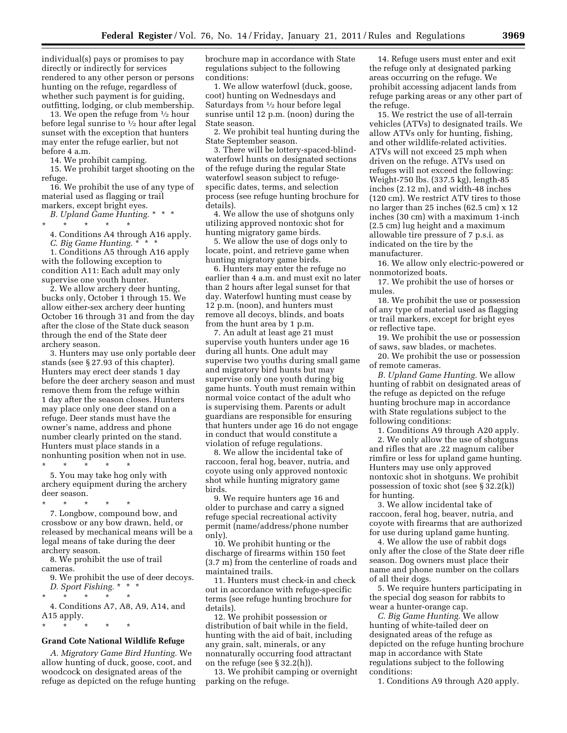individual(s) pays or promises to pay directly or indirectly for services rendered to any other person or persons hunting on the refuge, regardless of whether such payment is for guiding, outfitting, lodging, or club membership.

13. We open the refuge from ½ hour before legal sunrise to ½ hour after legal sunset with the exception that hunters may enter the refuge earlier, but not before 4 a.m.

14. We prohibit camping.

15. We prohibit target shooting on the refuge.

16. We prohibit the use of any type of material used as flagging or trail markers, except bright eyes.

*B. Upland Game Hunting.* * * *

\* \* \* \* \*

4. Conditions A4 through A16 apply.

*C. Big Game Hunting.* * * *

1. Conditions A5 through A16 apply with the following exception to condition A11: Each adult may only supervise one youth hunter.

2. We allow archery deer hunting, bucks only, October 1 through 15. We allow either-sex archery deer hunting October 16 through 31 and from the day after the close of the State duck season through the end of the State deer archery season.

3. Hunters may use only portable deer stands (see § 27.93 of this chapter). Hunters may erect deer stands 1 day before the deer archery season and must remove them from the refuge within 1 day after the season closes. Hunters may place only one deer stand on a refuge. Deer stands must have the owner's name, address and phone number clearly printed on the stand. Hunters must place stands in a nonhunting position when not in use.

\* \* \* \* \*

5. You may take hog only with archery equipment during the archery deer season.

\* \* \* \* \*

7. Longbow, compound bow, and crossbow or any bow drawn, held, or released by mechanical means will be a legal means of take during the deer archery season.

8. We prohibit the use of trail cameras.

9. We prohibit the use of deer decoys.

*D. Sport Fishing.* * * *

\* \* \* \* \*

4. Conditions A7, A8, A9, A14, and A15 apply.

\* \* \* \* \*

**Grand Cote National Wildlife Refuge**

*A. Migratory Game Bird Hunting.* We allow hunting of duck, goose, coot, and woodcock on designated areas of the refuge as depicted on the refuge hunting brochure map in accordance with State regulations subject to the following conditions:

1. We allow waterfowl (duck, goose, coot) hunting on Wednesdays and Saturdays from ½ hour before legal sunrise until 12 p.m. (noon) during the State season.

2. We prohibit teal hunting during the State September season.

3. There will be lottery-spaced-blind-waterfowl hunts on designated sections of the refuge during the regular State waterfowl season subject to refuge-specific dates, terms, and selection process (see refuge hunting brochure for details).

4. We allow the use of shotguns only utilizing approved nontoxic shot for hunting migratory game birds.

5. We allow the use of dogs only to locate, point, and retrieve game when hunting migratory game birds.

6. Hunters may enter the refuge no earlier than 4 a.m. and must exit no later than 2 hours after legal sunset for that day. Waterfowl hunting must cease by 12 p.m. (noon), and hunters must remove all decoys, blinds, and boats from the hunt area by 1 p.m.

7. An adult at least age 21 must supervise youth hunters under age 16 during all hunts. One adult may supervise two youths during small game and migratory bird hunts but may supervise only one youth during big game hunts. Youth must remain within normal voice contact of the adult who is supervising them. Parents or adult guardians are responsible for ensuring that hunters under age 16 do not engage in conduct that would constitute a violation of refuge regulations.

8. We allow the incidental take of raccoon, feral hog, beaver, nutria, and coyote using only approved nontoxic shot while hunting migratory game birds.

9. We require hunters age 16 and older to purchase and carry a signed refuge special recreational activity permit (name/address/phone number only).

10. We prohibit hunting or the discharge of firearms within 150 feet (3.7 m) from the centerline of roads and maintained trails.

11. Hunters must check-in and check out in accordance with refuge-specific terms (see refuge hunting brochure for details).

12. We prohibit possession or distribution of bait while in the field, hunting with the aid of bait, including any grain, salt, minerals, or any nonnaturally occurring food attractant on the refuge (see § 32.2(h)).

13. We prohibit camping or overnight parking on the refuge.

14. Refuge users must enter and exit the refuge only at designated parking areas occurring on the refuge. We prohibit accessing adjacent lands from refuge parking areas or any other part of the refuge.

15. We restrict the use of all-terrain vehicles (ATVs) to designated trails. We allow ATVs only for hunting, fishing, and other wildlife-related activities. ATVs will not exceed 25 mph when driven on the refuge. ATVs used on refuges will not exceed the following: Weight-750 lbs. (337.5 kg), length-85 inches (2.12 m), and width-48 inches (120 cm). We restrict ATV tires to those no larger than 25 inches (62.5 cm) x 12 inches (30 cm) with a maximum 1-inch (2.5 cm) lug height and a maximum allowable tire pressure of 7 p.s.i. as indicated on the tire by the manufacturer.

16. We allow only electric-powered or nonmotorized boats.

17. We prohibit the use of horses or mules.

18. We prohibit the use or possession of any type of material used as flagging or trail markers, except for bright eyes or reflective tape.

19. We prohibit the use or possession of saws, saw blades, or machetes.

20. We prohibit the use or possession of remote cameras.

*B. Upland Game Hunting.* We allow hunting of rabbit on designated areas of the refuge as depicted on the refuge hunting brochure map in accordance with State regulations subject to the following conditions:

1. Conditions A9 through A20 apply.

2. We only allow the use of shotguns and rifles that are .22 magnum caliber rimfire or less for upland game hunting. Hunters may use only approved nontoxic shot in shotguns. We prohibit possession of toxic shot (see § 32.2(k)) for hunting.

3. We allow incidental take of raccoon, feral hog, beaver, nutria, and coyote with firearms that are authorized for use during upland game hunting.

4. We allow the use of rabbit dogs only after the close of the State deer rifle season. Dog owners must place their name and phone number on the collars of all their dogs.

5. We require hunters participating in the special dog season for rabbits to wear a hunter-orange cap.

*C. Big Game Hunting.* We allow hunting of white-tailed deer on designated areas of the refuge as depicted on the refuge hunting brochure map in accordance with State regulations subject to the following conditions:

1. Conditions A9 through A20 apply.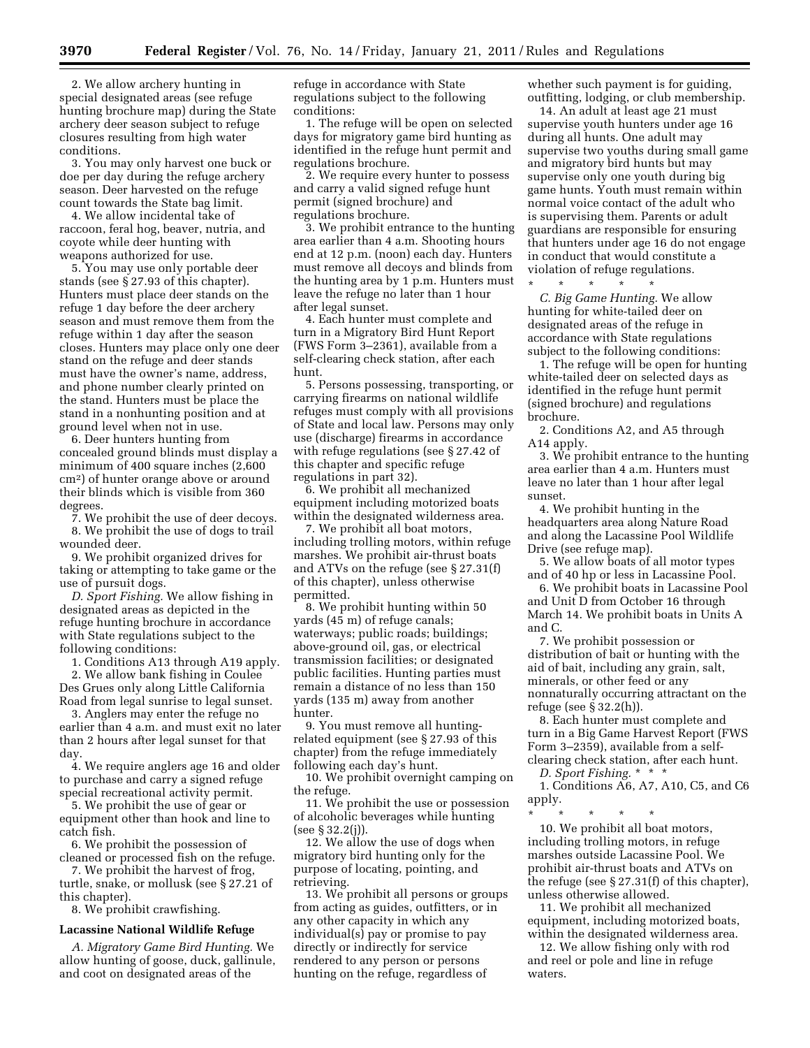2. We allow archery hunting in special designated areas (see refuge hunting brochure map) during the State archery deer season subject to refuge closures resulting from high water conditions.

3. You may only harvest one buck or doe per day during the refuge archery season. Deer harvested on the refuge count towards the State bag limit.

4. We allow incidental take of raccoon, feral hog, beaver, nutria, and coyote while deer hunting with weapons authorized for use.

5. You may use only portable deer stands (see § 27.93 of this chapter). Hunters must place deer stands on the refuge 1 day before the deer archery season and must remove them from the refuge within 1 day after the season closes. Hunters may place only one deer stand on the refuge and deer stands must have the owner's name, address, and phone number clearly printed on the stand. Hunters must be place the stand in a nonhunting position and at ground level when not in use.

6. Deer hunters hunting from concealed ground blinds must display a minimum of 400 square inches (2,600 $cm^2$) of hunter orange above or around their blinds which is visible from 360 degrees.

7. We prohibit the use of deer decoys.

8. We prohibit the use of dogs to trail wounded deer.

9. We prohibit organized drives for taking or attempting to take game or the use of pursuit dogs.

*D. Sport Fishing.* We allow fishing in designated areas as depicted in the refuge hunting brochure in accordance with State regulations subject to the following conditions:

1. Conditions A13 through A19 apply.

2. We allow bank fishing in Coulee Des Grues only along Little California Road from legal sunrise to legal sunset.

3. Anglers may enter the refuge no earlier than 4 a.m. and must exit no later than 2 hours after legal sunset for that day.

4. We require anglers age 16 and older to purchase and carry a signed refuge special recreational activity permit.

5. We prohibit the use of gear or equipment other than hook and line to catch fish.

6. We prohibit the possession of cleaned or processed fish on the refuge.

7. We prohibit the harvest of frog, turtle, snake, or mollusk (see § 27.21 of this chapter).

8. We prohibit crawfishing.

**Lacassine National Wildlife Refuge**

*A. Migratory Game Bird Hunting.* We allow hunting of goose, duck, gallinule, and coot on designated areas of the refuge in accordance with State regulations subject to the following conditions:

1. The refuge will be open on selected days for migratory game bird hunting as identified in the refuge hunt permit and regulations brochure.

2. We require every hunter to possess and carry a valid signed refuge hunt permit (signed brochure) and regulations brochure.

3. We prohibit entrance to the hunting area earlier than 4 a.m. Shooting hours end at 12 p.m. (noon) each day. Hunters must remove all decoys and blinds from the hunting area by 1 p.m. Hunters must leave the refuge no later than 1 hour after legal sunset.

4. Each hunter must complete and turn in a Migratory Bird Hunt Report (FWS Form 3–2361), available from a self-clearing check station, after each hunt.

5. Persons possessing, transporting, or carrying firearms on national wildlife refuges must comply with all provisions of State and local law. Persons may only use (discharge) firearms in accordance with refuge regulations (see § 27.42 of this chapter and specific refuge regulations in part 32).

6. We prohibit all mechanized equipment including motorized boats within the designated wilderness area.

7. We prohibit all boat motors, including trolling motors, within refuge marshes. We prohibit air-thrust boats and ATVs on the refuge (see § 27.31(f) of this chapter), unless otherwise permitted.

8. We prohibit hunting within 50 yards (45 m) of refuge canals; waterways; public roads; buildings; above-ground oil, gas, or electrical transmission facilities; or designated public facilities. Hunting parties must remain a distance of no less than 150 yards (135 m) away from another hunter.

9. You must remove all hunting-related equipment (see § 27.93 of this chapter) from the refuge immediately following each day's hunt.

10. We prohibit overnight camping on the refuge.

11. We prohibit the use or possession of alcoholic beverages while hunting (see § 32.2(j)).

12. We allow the use of dogs when migratory bird hunting only for the purpose of locating, pointing, and retrieving.

13. We prohibit all persons or groups from acting as guides, outfitters, or in any other capacity in which any individual(s) pay or promise to pay directly or indirectly for service rendered to any person or persons hunting on the refuge, regardless of whether such payment is for guiding, outfitting, lodging, or club membership.

14. An adult at least age 21 must supervise youth hunters under age 16 during all hunts. One adult may supervise two youths during small game and migratory bird hunts but may supervise only one youth during big game hunts. Youth must remain within normal voice contact of the adult who is supervising them. Parents or adult guardians are responsible for ensuring that hunters under age 16 do not engage in conduct that would constitute a violation of refuge regulations.

\* \* \* \* \*

*C. Big Game Hunting.* We allow hunting for white-tailed deer on designated areas of the refuge in accordance with State regulations subject to the following conditions:

1. The refuge will be open for hunting white-tailed deer on selected days as identified in the refuge hunt permit (signed brochure) and regulations brochure.

2. Conditions A2, and A5 through A14 apply.

3. We prohibit entrance to the hunting area earlier than 4 a.m. Hunters must leave no later than 1 hour after legal sunset.

4. We prohibit hunting in the headquarters area along Nature Road and along the Lacassine Pool Wildlife Drive (see refuge map).

5. We allow boats of all motor types and of 40 hp or less in Lacassine Pool.

6. We prohibit boats in Lacassine Pool and Unit D from October 16 through March 14. We prohibit boats in Units A and C.

7. We prohibit possession or distribution of bait or hunting with the aid of bait, including any grain, salt, minerals, or other feed or any nonnaturally occurring attractant on the refuge (see § 32.2(h)).

8. Each hunter must complete and turn in a Big Game Harvest Report (FWS Form 3–2359), available from a self-clearing check station, after each hunt.

*D. Sport Fishing.* \* \* \*

1. Conditions A6, A7, A10, C5, and C6 apply.

\* \* \* \* \*

10. We prohibit all boat motors, including trolling motors, in refuge marshes outside Lacassine Pool. We prohibit air-thrust boats and ATVs on the refuge (see § 27.31(f) of this chapter), unless otherwise allowed.

11. We prohibit all mechanized equipment, including motorized boats, within the designated wilderness area.

12. We allow fishing only with rod and reel or pole and line in refuge waters.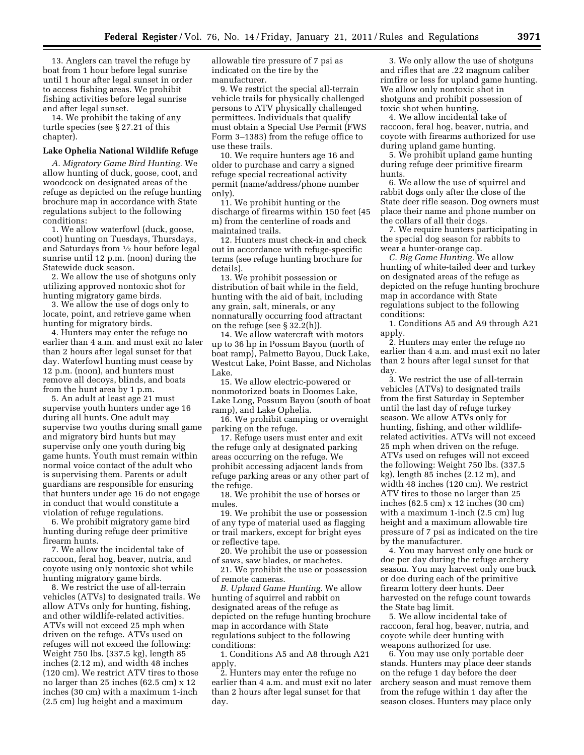13. Anglers can travel the refuge by boat from 1 hour before legal sunrise until 1 hour after legal sunset in order to access fishing areas. We prohibit fishing activities before legal sunrise and after legal sunset.

14. We prohibit the taking of any turtle species (see § 27.21 of this chapter).

**Lake Ophelia National Wildlife Refuge**

*A. Migratory Game Bird Hunting.* We allow hunting of duck, goose, coot, and woodcock on designated areas of the refuge as depicted on the refuge hunting brochure map in accordance with State regulations subject to the following conditions:

1. We allow waterfowl (duck, goose, coot) hunting on Tuesdays, Thursdays, and Saturdays from ½ hour before legal sunrise until 12 p.m. (noon) during the Statewide duck season.

2. We allow the use of shotguns only utilizing approved nontoxic shot for hunting migratory game birds.

3. We allow the use of dogs only to locate, point, and retrieve game when hunting for migratory birds.

4. Hunters may enter the refuge no earlier than 4 a.m. and must exit no later than 2 hours after legal sunset for that day. Waterfowl hunting must cease by 12 p.m. (noon), and hunters must remove all decoys, blinds, and boats from the hunt area by 1 p.m.

5. An adult at least age 21 must supervise youth hunters under age 16 during all hunts. One adult may supervise two youths during small game and migratory bird hunts but may supervise only one youth during big game hunts. Youth must remain within normal voice contact of the adult who is supervising them. Parents or adult guardians are responsible for ensuring that hunters under age 16 do not engage in conduct that would constitute a violation of refuge regulations.

6. We prohibit migratory game bird hunting during refuge deer primitive firearm hunts.

7. We allow the incidental take of raccoon, feral hog, beaver, nutria, and coyote using only nontoxic shot while hunting migratory game birds.

8. We restrict the use of all-terrain vehicles (ATVs) to designated trails. We allow ATVs only for hunting, fishing, and other wildlife-related activities. ATVs will not exceed 25 mph when driven on the refuge. ATVs used on refuges will not exceed the following: Weight 750 lbs. (337.5 kg), length 85 inches (2.12 m), and width 48 inches (120 cm). We restrict ATV tires to those no larger than 25 inches (62.5 cm) x 12 inches (30 cm) with a maximum 1-inch (2.5 cm) lug height and a maximum allowable tire pressure of 7 psi as indicated on the tire by the manufacturer.

9. We restrict the special all-terrain vehicle trails for physically challenged persons to ATV physically challenged permittees. Individuals that qualify must obtain a Special Use Permit (FWS Form 3–1383) from the refuge office to use these trails.

10. We require hunters age 16 and older to purchase and carry a signed refuge special recreational activity permit (name/address/phone number only).

11. We prohibit hunting or the discharge of firearms within 150 feet (45 m) from the centerline of roads and maintained trails.

12. Hunters must check-in and check out in accordance with refuge-specific terms (see refuge hunting brochure for details).

13. We prohibit possession or distribution of bait while in the field, hunting with the aid of bait, including any grain, salt, minerals, or any nonnaturally occurring food attractant on the refuge (see § 32.2(h)).

14. We allow watercraft with motors up to 36 hp in Possum Bayou (north of boat ramp), Palmetto Bayou, Duck Lake, Westcut Lake, Point Basse, and Nicholas Lake.

15. We allow electric-powered or nonmotorized boats in Doomes Lake, Lake Long, Possum Bayou (south of boat ramp), and Lake Ophelia.

16. We prohibit camping or overnight parking on the refuge.

17. Refuge users must enter and exit the refuge only at designated parking areas occurring on the refuge. We prohibit accessing adjacent lands from refuge parking areas or any other part of the refuge.

18. We prohibit the use of horses or mules.

19. We prohibit the use or possession of any type of material used as flagging or trail markers, except for bright eyes or reflective tape.

20. We prohibit the use or possession of saws, saw blades, or machetes.

21. We prohibit the use or possession of remote cameras.

*B. Upland Game Hunting.* We allow hunting of squirrel and rabbit on designated areas of the refuge as depicted on the refuge hunting brochure map in accordance with State regulations subject to the following conditions:

1. Conditions A5 and A8 through A21 apply.

2. Hunters may enter the refuge no earlier than 4 a.m. and must exit no later than 2 hours after legal sunset for that day.

3. We only allow the use of shotguns and rifles that are .22 magnum caliber rimfire or less for upland game hunting. We allow only nontoxic shot in shotguns and prohibit possession of toxic shot when hunting.

4. We allow incidental take of raccoon, feral hog, beaver, nutria, and coyote with firearms authorized for use during upland game hunting.

5. We prohibit upland game hunting during refuge deer primitive firearm hunts.

6. We allow the use of squirrel and rabbit dogs only after the close of the State deer rifle season. Dog owners must place their name and phone number on the collars of all their dogs.

7. We require hunters participating in the special dog season for rabbits to wear a hunter-orange cap.

*C. Big Game Hunting.* We allow hunting of white-tailed deer and turkey on designated areas of the refuge as depicted on the refuge hunting brochure map in accordance with State regulations subject to the following conditions:

1. Conditions A5 and A9 through A21 apply.

2. Hunters may enter the refuge no earlier than 4 a.m. and must exit no later than 2 hours after legal sunset for that day.

3. We restrict the use of all-terrain vehicles (ATVs) to designated trails from the first Saturday in September until the last day of refuge turkey season. We allow ATVs only for hunting, fishing, and other wildlife-related activities. ATVs will not exceed 25 mph when driven on the refuge. ATVs used on refuges will not exceed the following: Weight 750 lbs. (337.5 kg), length 85 inches (2.12 m), and width 48 inches (120 cm). We restrict ATV tires to those no larger than 25 inches (62.5 cm) x 12 inches (30 cm) with a maximum 1-inch (2.5 cm) lug height and a maximum allowable tire pressure of 7 psi as indicated on the tire by the manufacturer.

4. You may harvest only one buck or doe per day during the refuge archery season. You may harvest only one buck or doe during each of the primitive firearm lottery deer hunts. Deer harvested on the refuge count towards the State bag limit.

5. We allow incidental take of raccoon, feral hog, beaver, nutria, and coyote while deer hunting with weapons authorized for use.

6. You may use only portable deer stands. Hunters may place deer stands on the refuge 1 day before the deer archery season and must remove them from the refuge within 1 day after the season closes. Hunters may place only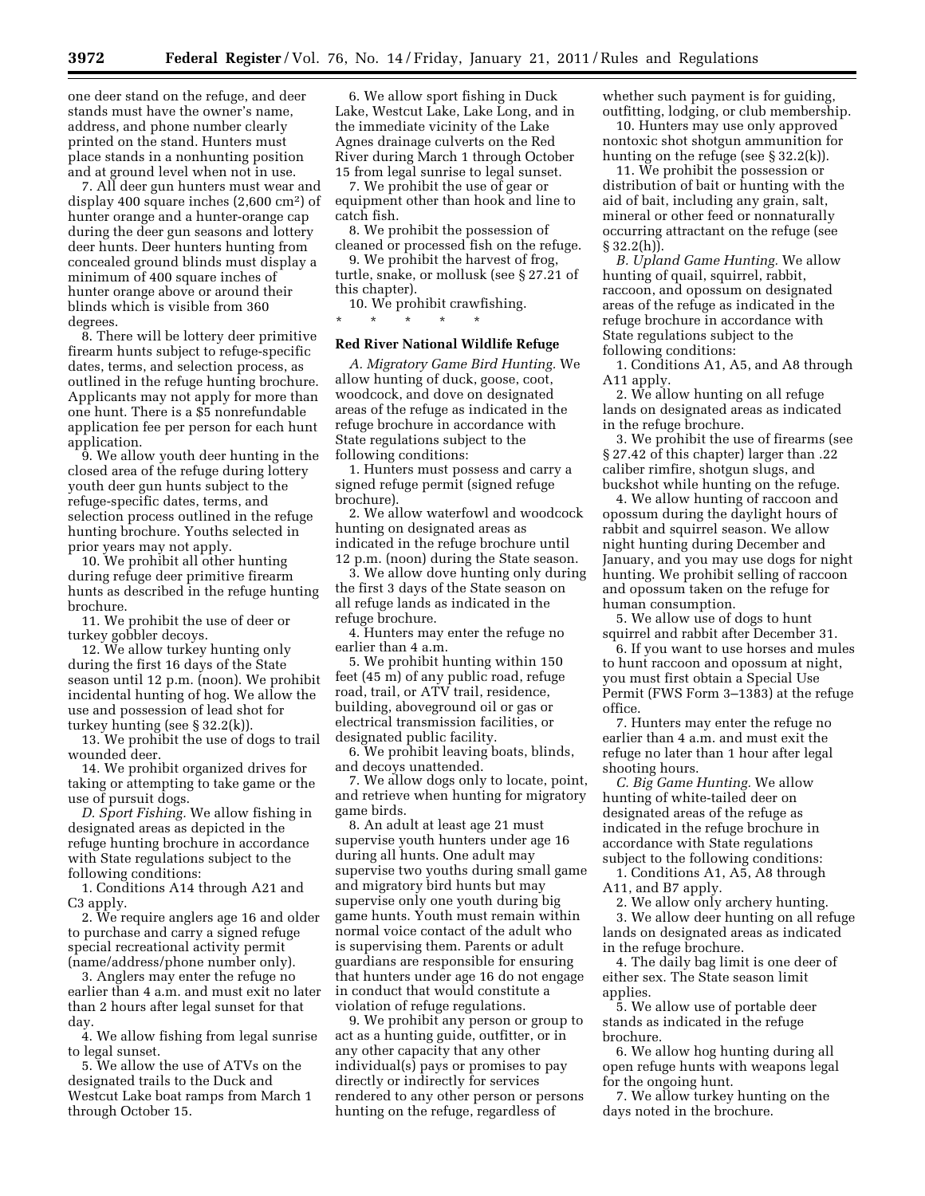one deer stand on the refuge, and deer stands must have the owner's name, address, and phone number clearly printed on the stand. Hunters must place stands in a nonhunting position and at ground level when not in use.

7. All deer gun hunters must wear and display 400 square inches (2,600 $cm^2$) of hunter orange and a hunter-orange cap during the deer gun seasons and lottery deer hunts. Deer hunters hunting from concealed ground blinds must display a minimum of 400 square inches of hunter orange above or around their blinds which is visible from 360 degrees.

8. There will be lottery deer primitive firearm hunts subject to refuge-specific dates, terms, and selection process, as outlined in the refuge hunting brochure. Applicants may not apply for more than one hunt. There is a $5 nonrefundable application fee per person for each hunt application.

9. We allow youth deer hunting in the closed area of the refuge during lottery youth deer gun hunts subject to the refuge-specific dates, terms, and selection process outlined in the refuge hunting brochure. Youths selected in prior years may not apply.

10. We prohibit all other hunting during refuge deer primitive firearm hunts as described in the refuge hunting brochure.

11. We prohibit the use of deer or turkey gobbler decoys.

12. We allow turkey hunting only during the first 16 days of the State season until 12 p.m. (noon). We prohibit incidental hunting of hog. We allow the use and possession of lead shot for turkey hunting (see § 32.2(k)).

13. We prohibit the use of dogs to trail wounded deer.

14. We prohibit organized drives for taking or attempting to take game or the use of pursuit dogs.

*D. Sport Fishing.* We allow fishing in designated areas as depicted in the refuge hunting brochure in accordance with State regulations subject to the following conditions:

1. Conditions A14 through A21 and C3 apply.

2. We require anglers age 16 and older to purchase and carry a signed refuge special recreational activity permit (name/address/phone number only).

3. Anglers may enter the refuge no earlier than 4 a.m. and must exit no later than 2 hours after legal sunset for that day.

4. We allow fishing from legal sunrise to legal sunset.

5. We allow the use of ATVs on the designated trails to the Duck and Westcut Lake boat ramps from March 1 through October 15.

6. We allow sport fishing in Duck Lake, Westcut Lake, Lake Long, and in the immediate vicinity of the Lake Agnes drainage culverts on the Red River during March 1 through October 15 from legal sunrise to legal sunset.

7. We prohibit the use of gear or equipment other than hook and line to catch fish.

8. We prohibit the possession of cleaned or processed fish on the refuge.

9. We prohibit the harvest of frog, turtle, snake, or mollusk (see § 27.21 of this chapter).

10. We prohibit crawfishing.

\* \* \* \* \*

**Red River National Wildlife Refuge**

*A. Migratory Game Bird Hunting.* We allow hunting of duck, goose, coot, woodcock, and dove on designated areas of the refuge as indicated in the refuge brochure in accordance with State regulations subject to the following conditions:

1. Hunters must possess and carry a signed refuge permit (signed refuge brochure).

2. We allow waterfowl and woodcock hunting on designated areas as indicated in the refuge brochure until 12 p.m. (noon) during the State season.

3. We allow dove hunting only during the first 3 days of the State season on all refuge lands as indicated in the refuge brochure.

4. Hunters may enter the refuge no earlier than 4 a.m.

5. We prohibit hunting within 150 feet (45 m) of any public road, refuge road, trail, or ATV trail, residence, building, aboveground oil or gas or electrical transmission facilities, or designated public facility.

6. We prohibit leaving boats, blinds, and decoys unattended.

7. We allow dogs only to locate, point, and retrieve when hunting for migratory game birds.

8. An adult at least age 21 must supervise youth hunters under age 16 during all hunts. One adult may supervise two youths during small game and migratory bird hunts but may supervise only one youth during big game hunts. Youth must remain within normal voice contact of the adult who is supervising them. Parents or adult guardians are responsible for ensuring that hunters under age 16 do not engage in conduct that would constitute a violation of refuge regulations.

9. We prohibit any person or group to act as a hunting guide, outfitter, or in any other capacity that any other individual(s) pays or promises to pay directly or indirectly for services rendered to any other person or persons hunting on the refuge, regardless of whether such payment is for guiding, outfitting, lodging, or club membership.

10. Hunters may use only approved nontoxic shot shotgun ammunition for hunting on the refuge (see § 32.2(k)).

11. We prohibit the possession or distribution of bait or hunting with the aid of bait, including any grain, salt, mineral or other feed or nonnaturally occurring attractant on the refuge (see § 32.2(h)).

*B. Upland Game Hunting.* We allow hunting of quail, squirrel, rabbit, raccoon, and opossum on designated areas of the refuge as indicated in the refuge brochure in accordance with State regulations subject to the following conditions:

1. Conditions A1, A5, and A8 through A11 apply.

2. We allow hunting on all refuge lands on designated areas as indicated in the refuge brochure.

3. We prohibit the use of firearms (see § 27.42 of this chapter) larger than .22 caliber rimfire, shotgun slugs, and buckshot while hunting on the refuge.

4. We allow hunting of raccoon and opossum during the daylight hours of rabbit and squirrel season. We allow night hunting during December and January, and you may use dogs for night hunting. We prohibit selling of raccoon and opossum taken on the refuge for human consumption.

5. We allow use of dogs to hunt squirrel and rabbit after December 31.

6. If you want to use horses and mules to hunt raccoon and opossum at night, you must first obtain a Special Use Permit (FWS Form 3–1383) at the refuge office.

7. Hunters may enter the refuge no earlier than 4 a.m. and must exit the refuge no later than 1 hour after legal shooting hours.

*C. Big Game Hunting.* We allow hunting of white-tailed deer on designated areas of the refuge as indicated in the refuge brochure in accordance with State regulations subject to the following conditions:

1. Conditions A1, A5, A8 through A11, and B7 apply.

2. We allow only archery hunting.

3. We allow deer hunting on all refuge lands on designated areas as indicated in the refuge brochure.

4. The daily bag limit is one deer of either sex. The State season limit applies.

5. We allow use of portable deer stands as indicated in the refuge brochure.

6. We allow hog hunting during all open refuge hunts with weapons legal for the ongoing hunt.

7. We allow turkey hunting on the days noted in the brochure.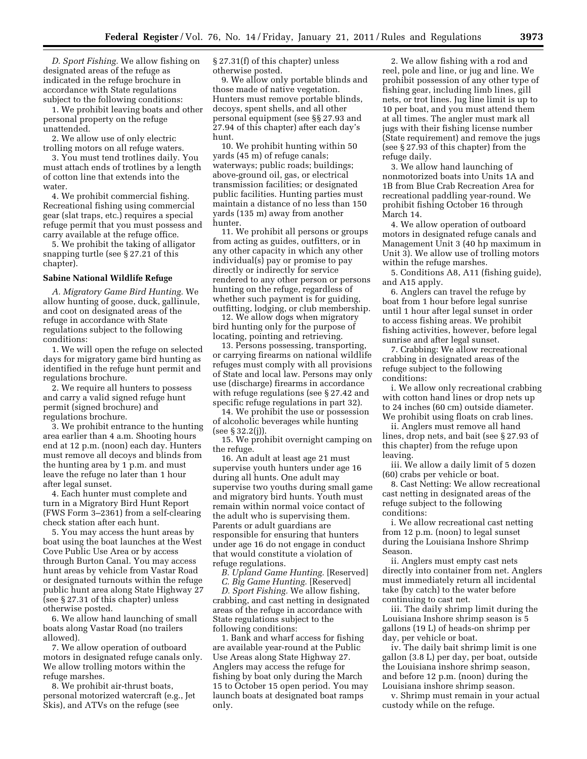*D. Sport Fishing.* We allow fishing on designated areas of the refuge as indicated in the refuge brochure in accordance with State regulations subject to the following conditions:

1. We prohibit leaving boats and other personal property on the refuge unattended.

2. We allow use of only electric trolling motors on all refuge waters.

3. You must tend trotlines daily. You must attach ends of trotlines by a length of cotton line that extends into the water.

4. We prohibit commercial fishing. Recreational fishing using commercial gear (slat traps, etc.) requires a special refuge permit that you must possess and carry available at the refuge office.

5. We prohibit the taking of alligator snapping turtle (see § 27.21 of this chapter).

**Sabine National Wildlife Refuge**

*A. Migratory Game Bird Hunting.* We allow hunting of goose, duck, gallinule, and coot on designated areas of the refuge in accordance with State regulations subject to the following conditions:

1. We will open the refuge on selected days for migratory game bird hunting as identified in the refuge hunt permit and regulations brochure.

2. We require all hunters to possess and carry a valid signed refuge hunt permit (signed brochure) and regulations brochure.

3. We prohibit entrance to the hunting area earlier than 4 a.m. Shooting hours end at 12 p.m. (noon) each day. Hunters must remove all decoys and blinds from the hunting area by 1 p.m. and must leave the refuge no later than 1 hour after legal sunset.

4. Each hunter must complete and turn in a Migratory Bird Hunt Report (FWS Form 3–2361) from a self-clearing check station after each hunt.

5. You may access the hunt areas by boat using the boat launches at the West Cove Public Use Area or by access through Burton Canal. You may access hunt areas by vehicle from Vastar Road or designated turnouts within the refuge public hunt area along State Highway 27 (see § 27.31 of this chapter) unless otherwise posted.

6. We allow hand launching of small boats along Vastar Road (no trailers allowed).

7. We allow operation of outboard motors in designated refuge canals only. We allow trolling motors within the refuge marshes.

8. We prohibit air-thrust boats, personal motorized watercraft (e.g., Jet Skis), and ATVs on the refuge (see § 27.31(f) of this chapter) unless otherwise posted.

9. We allow only portable blinds and those made of native vegetation. Hunters must remove portable blinds, decoys, spent shells, and all other personal equipment (see §§ 27.93 and 27.94 of this chapter) after each day's hunt.

10. We prohibit hunting within 50 yards (45 m) of refuge canals; waterways; public roads; buildings; above-ground oil, gas, or electrical transmission facilities; or designated public facilities. Hunting parties must maintain a distance of no less than 150 yards (135 m) away from another hunter.

11. We prohibit all persons or groups from acting as guides, outfitters, or in any other capacity in which any other individual(s) pay or promise to pay directly or indirectly for service rendered to any other person or persons hunting on the refuge, regardless of whether such payment is for guiding, outfitting, lodging, or club membership.

12. We allow dogs when migratory bird hunting only for the purpose of locating, pointing and retrieving.

13. Persons possessing, transporting, or carrying firearms on national wildlife refuges must comply with all provisions of State and local law. Persons may only use (discharge) firearms in accordance with refuge regulations (see § 27.42 and specific refuge regulations in part 32).

14. We prohibit the use or possession of alcoholic beverages while hunting (see § 32.2(j)).

15. We prohibit overnight camping on the refuge.

16. An adult at least age 21 must supervise youth hunters under age 16 during all hunts. One adult may supervise two youths during small game and migratory bird hunts. Youth must remain within normal voice contact of the adult who is supervising them. Parents or adult guardians are responsible for ensuring that hunters under age 16 do not engage in conduct that would constitute a violation of refuge regulations.

*B. Upland Game Hunting.* [Reserved]

*C. Big Game Hunting.* [Reserved]

*D. Sport Fishing.* We allow fishing, crabbing, and cast netting in designated areas of the refuge in accordance with State regulations subject to the following conditions:

1. Bank and wharf access for fishing are available year-round at the Public Use Areas along State Highway 27. Anglers may access the refuge for fishing by boat only during the March 15 to October 15 open period. You may launch boats at designated boat ramps only.

2. We allow fishing with a rod and reel, pole and line, or jug and line. We prohibit possession of any other type of fishing gear, including limb lines, gill nets, or trot lines. Jug line limit is up to 10 per boat, and you must attend them at all times. The angler must mark all jugs with their fishing license number (State requirement) and remove the jugs (see § 27.93 of this chapter) from the refuge daily.

3. We allow hand launching of nonmotorized boats into Units 1A and 1B from Blue Crab Recreation Area for recreational paddling year-round. We prohibit fishing October 16 through March 14.

4. We allow operation of outboard motors in designated refuge canals and Management Unit 3 (40 hp maximum in Unit 3). We allow use of trolling motors within the refuge marshes.

5. Conditions A8, A11 (fishing guide), and A15 apply.

6. Anglers can travel the refuge by boat from 1 hour before legal sunrise until 1 hour after legal sunset in order to access fishing areas. We prohibit fishing activities, however, before legal sunrise and after legal sunset.

7. Crabbing: We allow recreational crabbing in designated areas of the refuge subject to the following conditions:

i. We allow only recreational crabbing with cotton hand lines or drop nets up to 24 inches (60 cm) outside diameter. We prohibit using floats on crab lines.

ii. Anglers must remove all hand lines, drop nets, and bait (see § 27.93 of this chapter) from the refuge upon leaving.

iii. We allow a daily limit of 5 dozen (60) crabs per vehicle or boat.

8. Cast Netting: We allow recreational cast netting in designated areas of the refuge subject to the following conditions:

i. We allow recreational cast netting from 12 p.m. (noon) to legal sunset during the Louisiana Inshore Shrimp Season.

ii. Anglers must empty cast nets directly into container from net. Anglers must immediately return all incidental take (by catch) to the water before continuing to cast net.

iii. The daily shrimp limit during the Louisiana Inshore shrimp season is 5 gallons (19 L) of heads-on shrimp per day, per vehicle or boat.

iv. The daily bait shrimp limit is one gallon (3.8 L) per day, per boat, outside the Louisiana inshore shrimp season, and before 12 p.m. (noon) during the Louisiana inshore shrimp season.

v. Shrimp must remain in your actual custody while on the refuge.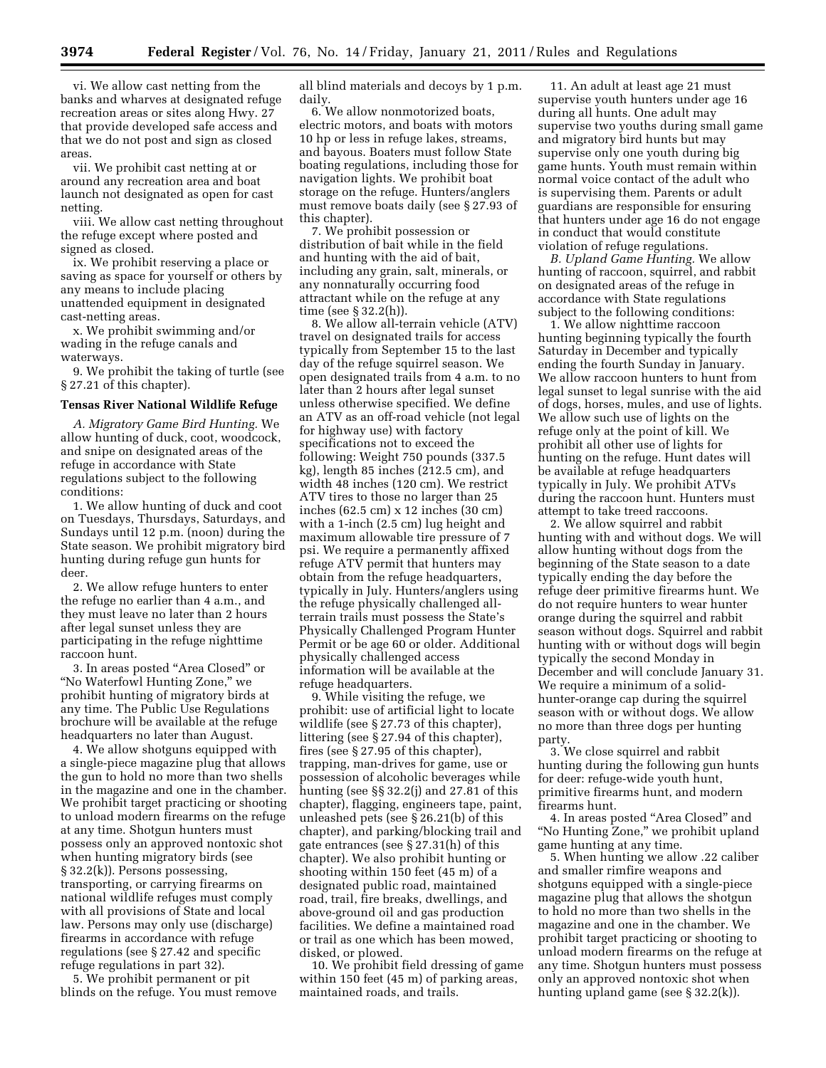vi. We allow cast netting from the banks and wharves at designated refuge recreation areas or sites along Hwy. 27 that provide developed safe access and that we do not post and sign as closed areas.

vii. We prohibit cast netting at or around any recreation area and boat launch not designated as open for cast netting.

viii. We allow cast netting throughout the refuge except where posted and signed as closed.

ix. We prohibit reserving a place or saving as space for yourself or others by any means to include placing unattended equipment in designated cast-netting areas.

x. We prohibit swimming and/or wading in the refuge canals and waterways.

9. We prohibit the taking of turtle (see § 27.21 of this chapter).

**Tensas River National Wildlife Refuge**

*A. Migratory Game Bird Hunting.* We allow hunting of duck, coot, woodcock, and snipe on designated areas of the refuge in accordance with State regulations subject to the following conditions:

1. We allow hunting of duck and coot on Tuesdays, Thursdays, Saturdays, and Sundays until 12 p.m. (noon) during the State season. We prohibit migratory bird hunting during refuge gun hunts for deer.

2. We allow refuge hunters to enter the refuge no earlier than 4 a.m., and they must leave no later than 2 hours after legal sunset unless they are participating in the refuge nighttime raccoon hunt.

3. In areas posted "Area Closed" or "No Waterfowl Hunting Zone," we prohibit hunting of migratory birds at any time. The Public Use Regulations brochure will be available at the refuge headquarters no later than August.

4. We allow shotguns equipped with a single-piece magazine plug that allows the gun to hold no more than two shells in the magazine and one in the chamber. We prohibit target practicing or shooting to unload modern firearms on the refuge at any time. Shotgun hunters must possess only an approved nontoxic shot when hunting migratory birds (see § 32.2(k)). Persons possessing, transporting, or carrying firearms on national wildlife refuges must comply with all provisions of State and local law. Persons may only use (discharge) firearms in accordance with refuge regulations (see § 27.42 and specific refuge regulations in part 32).

5. We prohibit permanent or pit blinds on the refuge. You must remove all blind materials and decoys by 1 p.m. daily.

6. We allow nonmotorized boats, electric motors, and boats with motors 10 hp or less in refuge lakes, streams, and bayous. Boaters must follow State boating regulations, including those for navigation lights. We prohibit boat storage on the refuge. Hunters/anglers must remove boats daily (see § 27.93 of this chapter).

7. We prohibit possession or distribution of bait while in the field and hunting with the aid of bait, including any grain, salt, minerals, or any nonnaturally occurring food attractant while on the refuge at any time (see § 32.2(h)).

8. We allow all-terrain vehicle (ATV) travel on designated trails for access typically from September 15 to the last day of the refuge squirrel season. We open designated trails from 4 a.m. to no later than 2 hours after legal sunset unless otherwise specified. We define an ATV as an off-road vehicle (not legal for highway use) with factory specifications not to exceed the following: Weight 750 pounds (337.5 kg), length 85 inches (212.5 cm), and width 48 inches (120 cm). We restrict ATV tires to those no larger than 25 inches (62.5 cm) x 12 inches (30 cm) with a 1-inch (2.5 cm) lug height and maximum allowable tire pressure of 7 psi. We require a permanently affixed refuge ATV permit that hunters may obtain from the refuge headquarters, typically in July. Hunters/anglers using the refuge physically challenged all-terrain trails must possess the State's Physically Challenged Program Hunter Permit or be age 60 or older. Additional physically challenged access information will be available at the refuge headquarters.

9. While visiting the refuge, we prohibit: use of artificial light to locate wildlife (see § 27.73 of this chapter), littering (see § 27.94 of this chapter), fires (see § 27.95 of this chapter), trapping, man-drives for game, use or possession of alcoholic beverages while hunting (see §§ 32.2(j) and 27.81 of this chapter), flagging, engineers tape, paint, unleashed pets (see § 26.21(b) of this chapter), and parking/blocking trail and gate entrances (see § 27.31(h) of this chapter). We also prohibit hunting or shooting within 150 feet (45 m) of a designated public road, maintained road, trail, fire breaks, dwellings, and above-ground oil and gas production facilities. We define a maintained road or trail as one which has been mowed, disked, or plowed.

10. We prohibit field dressing of game within 150 feet (45 m) of parking areas, maintained roads, and trails.

11. An adult at least age 21 must supervise youth hunters under age 16 during all hunts. One adult may supervise two youths during small game and migratory bird hunts but may supervise only one youth during big game hunts. Youth must remain within normal voice contact of the adult who is supervising them. Parents or adult guardians are responsible for ensuring that hunters under age 16 do not engage in conduct that would constitute violation of refuge regulations.

*B. Upland Game Hunting.* We allow hunting of raccoon, squirrel, and rabbit on designated areas of the refuge in accordance with State regulations subject to the following conditions:

1. We allow nighttime raccoon hunting beginning typically the fourth Saturday in December and typically ending the fourth Sunday in January. We allow raccoon hunters to hunt from legal sunset to legal sunrise with the aid of dogs, horses, mules, and use of lights. We allow such use of lights on the refuge only at the point of kill. We prohibit all other use of lights for hunting on the refuge. Hunt dates will be available at refuge headquarters typically in July. We prohibit ATVs during the raccoon hunt. Hunters must attempt to take treed raccoons.

2. We allow squirrel and rabbit hunting with and without dogs. We will allow hunting without dogs from the beginning of the State season to a date typically ending the day before the refuge deer primitive firearms hunt. We do not require hunters to wear hunter orange during the squirrel and rabbit season without dogs. Squirrel and rabbit hunting with or without dogs will begin typically the second Monday in December and will conclude January 31. We require a minimum of a solid-hunter-orange cap during the squirrel season with or without dogs. We allow no more than three dogs per hunting party.

3. We close squirrel and rabbit hunting during the following gun hunts for deer: refuge-wide youth hunt, primitive firearms hunt, and modern firearms hunt.

4. In areas posted "Area Closed" and "No Hunting Zone," we prohibit upland game hunting at any time.

5. When hunting we allow .22 caliber and smaller rimfire weapons and shotguns equipped with a single-piece magazine plug that allows the shotgun to hold no more than two shells in the magazine and one in the chamber. We prohibit target practicing or shooting to unload modern firearms on the refuge at any time. Shotgun hunters must possess only an approved nontoxic shot when hunting upland game (see § 32.2(k)).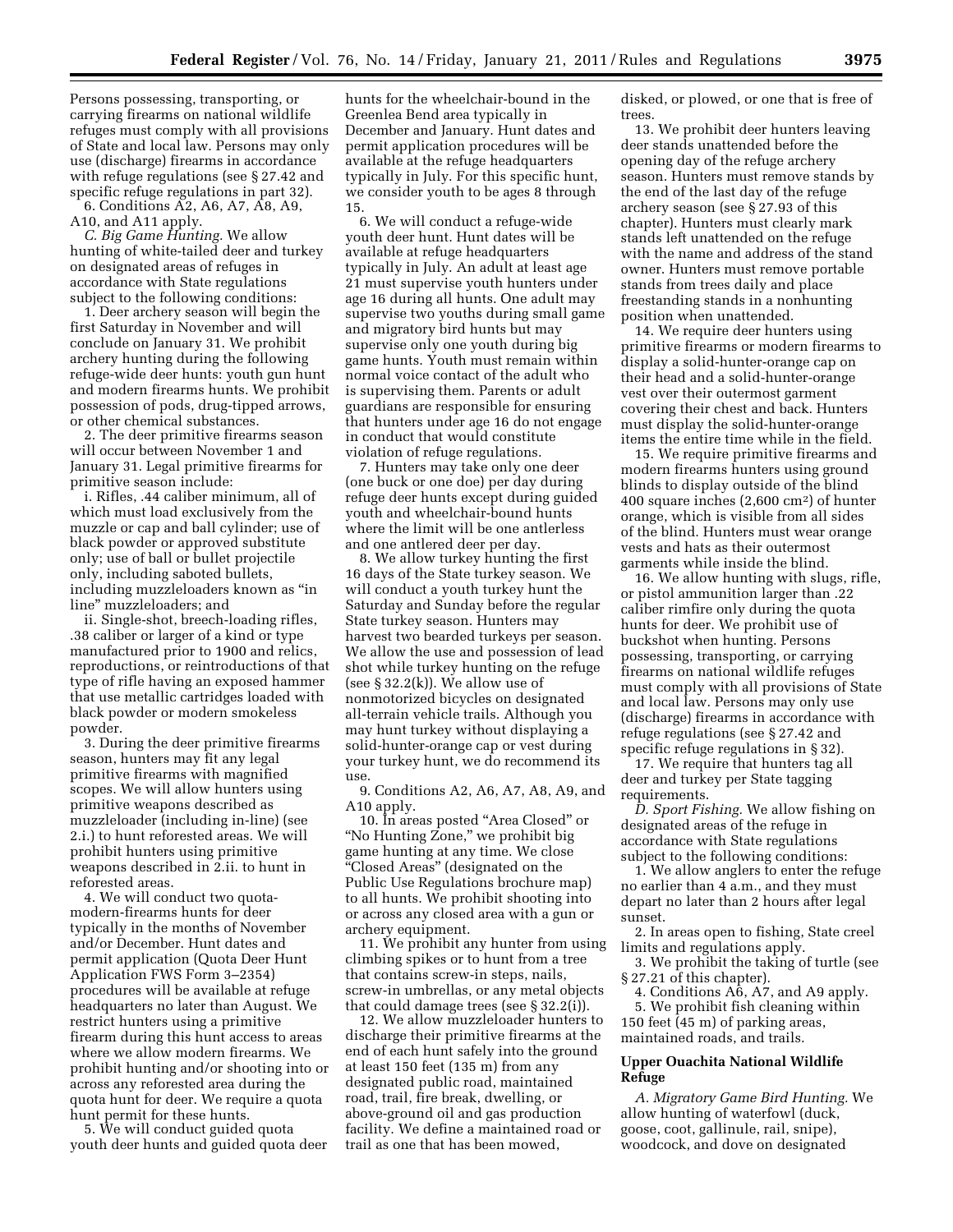Persons possessing, transporting, or carrying firearms on national wildlife refuges must comply with all provisions of State and local law. Persons may only use (discharge) firearms in accordance with refuge regulations (see § 27.42 and specific refuge regulations in part 32).

6. Conditions A2, A6, A7, A8, A9, A10, and A11 apply.

*C. Big Game Hunting.* We allow hunting of white-tailed deer and turkey on designated areas of refuges in accordance with State regulations subject to the following conditions:

1. Deer archery season will begin the first Saturday in November and will conclude on January 31. We prohibit archery hunting during the following refuge-wide deer hunts: youth gun hunt and modern firearms hunts. We prohibit possession of pods, drug-tipped arrows, or other chemical substances.

2. The deer primitive firearms season will occur between November 1 and January 31. Legal primitive firearms for primitive season include:

i. Rifles, .44 caliber minimum, all of which must load exclusively from the muzzle or cap and ball cylinder; use of black powder or approved substitute only; use of ball or bullet projectile only, including saboted bullets, including muzzleloaders known as "in line" muzzleloaders; and

ii. Single-shot, breech-loading rifles, .38 caliber or larger of a kind or type manufactured prior to 1900 and relics, reproductions, or reintroductions of that type of rifle having an exposed hammer that use metallic cartridges loaded with black powder or modern smokeless powder.

3. During the deer primitive firearms season, hunters may fit any legal primitive firearms with magnified scopes. We will allow hunters using primitive weapons described as muzzleloader (including in-line) (see 2.i.) to hunt reforested areas. We will prohibit hunters using primitive weapons described in 2.ii. to hunt in reforested areas.

4. We will conduct two quota-modern-firearms hunts for deer typically in the months of November and/or December. Hunt dates and permit application (Quota Deer Hunt Application FWS Form 3–2354) procedures will be available at refuge headquarters no later than August. We restrict hunters using a primitive firearm during this hunt access to areas where we allow modern firearms. We prohibit hunting and/or shooting into or across any reforested area during the quota hunt for deer. We require a quota hunt permit for these hunts.

5. We will conduct guided quota youth deer hunts and guided quota deer hunts for the wheelchair-bound in the Greenlea Bend area typically in December and January. Hunt dates and permit application procedures will be available at the refuge headquarters typically in July. For this specific hunt, we consider youth to be ages 8 through 15.

6. We will conduct a refuge-wide youth deer hunt. Hunt dates will be available at refuge headquarters typically in July. An adult at least age 21 must supervise youth hunters under age 16 during all hunts. One adult may supervise two youths during small game and migratory bird hunts but may supervise only one youth during big game hunts. Youth must remain within normal voice contact of the adult who is supervising them. Parents or adult guardians are responsible for ensuring that hunters under age 16 do not engage in conduct that would constitute violation of refuge regulations.

7. Hunters may take only one deer (one buck or one doe) per day during refuge deer hunts except during guided youth and wheelchair-bound hunts where the limit will be one antlerless and one antlered deer per day.

8. We allow turkey hunting the first 16 days of the State turkey season. We will conduct a youth turkey hunt the Saturday and Sunday before the regular State turkey season. Hunters may harvest two bearded turkeys per season. We allow the use and possession of lead shot while turkey hunting on the refuge (see § 32.2(k)). We allow use of nonmotorized bicycles on designated all-terrain vehicle trails. Although you may hunt turkey without displaying a solid-hunter-orange cap or vest during your turkey hunt, we do recommend its use.

9. Conditions A2, A6, A7, A8, A9, and A10 apply.

10. In areas posted "Area Closed" or "No Hunting Zone," we prohibit big game hunting at any time. We close "Closed Areas" (designated on the Public Use Regulations brochure map) to all hunts. We prohibit shooting into or across any closed area with a gun or archery equipment.

11. We prohibit any hunter from using climbing spikes or to hunt from a tree that contains screw-in steps, nails, screw-in umbrellas, or any metal objects that could damage trees (see § 32.2(i)).

12. We allow muzzleloader hunters to discharge their primitive firearms at the end of each hunt safely into the ground at least 150 feet (135 m) from any designated public road, maintained road, trail, fire break, dwelling, or above-ground oil and gas production facility. We define a maintained road or trail as one that has been mowed, disked, or plowed, or one that is free of trees.

13. We prohibit deer hunters leaving deer stands unattended before the opening day of the refuge archery season. Hunters must remove stands by the end of the last day of the refuge archery season (see § 27.93 of this chapter). Hunters must clearly mark stands left unattended on the refuge with the name and address of the stand owner. Hunters must remove portable stands from trees daily and place freestanding stands in a nonhunting position when unattended.

14. We require deer hunters using primitive firearms or modern firearms to display a solid-hunter-orange cap on their head and a solid-hunter-orange vest over their outermost garment covering their chest and back. Hunters must display the solid-hunter-orange items the entire time while in the field.

15. We require primitive firearms and modern firearms hunters using ground blinds to display outside of the blind 400 square inches (2,600 cm$^2$) of hunter orange, which is visible from all sides of the blind. Hunters must wear orange vests and hats as their outermost garments while inside the blind.

16. We allow hunting with slugs, rifle, or pistol ammunition larger than .22 caliber rimfire only during the quota hunts for deer. We prohibit use of buckshot when hunting. Persons possessing, transporting, or carrying firearms on national wildlife refuges must comply with all provisions of State and local law. Persons may only use (discharge) firearms in accordance with refuge regulations (see § 27.42 and specific refuge regulations in § 32).

17. We require that hunters tag all deer and turkey per State tagging requirements.

*D. Sport Fishing.* We allow fishing on designated areas of the refuge in accordance with State regulations subject to the following conditions:

1. We allow anglers to enter the refuge no earlier than 4 a.m., and they must depart no later than 2 hours after legal sunset.

2. In areas open to fishing, State creel limits and regulations apply.

3. We prohibit the taking of turtle (see § 27.21 of this chapter).

4. Conditions A6, A7, and A9 apply.

5. We prohibit fish cleaning within 150 feet (45 m) of parking areas, maintained roads, and trails.

**Upper Ouachita National Wildlife Refuge**

*A. Migratory Game Bird Hunting.* We allow hunting of waterfowl (duck, goose, coot, gallinule, rail, snipe), woodcock, and dove on designated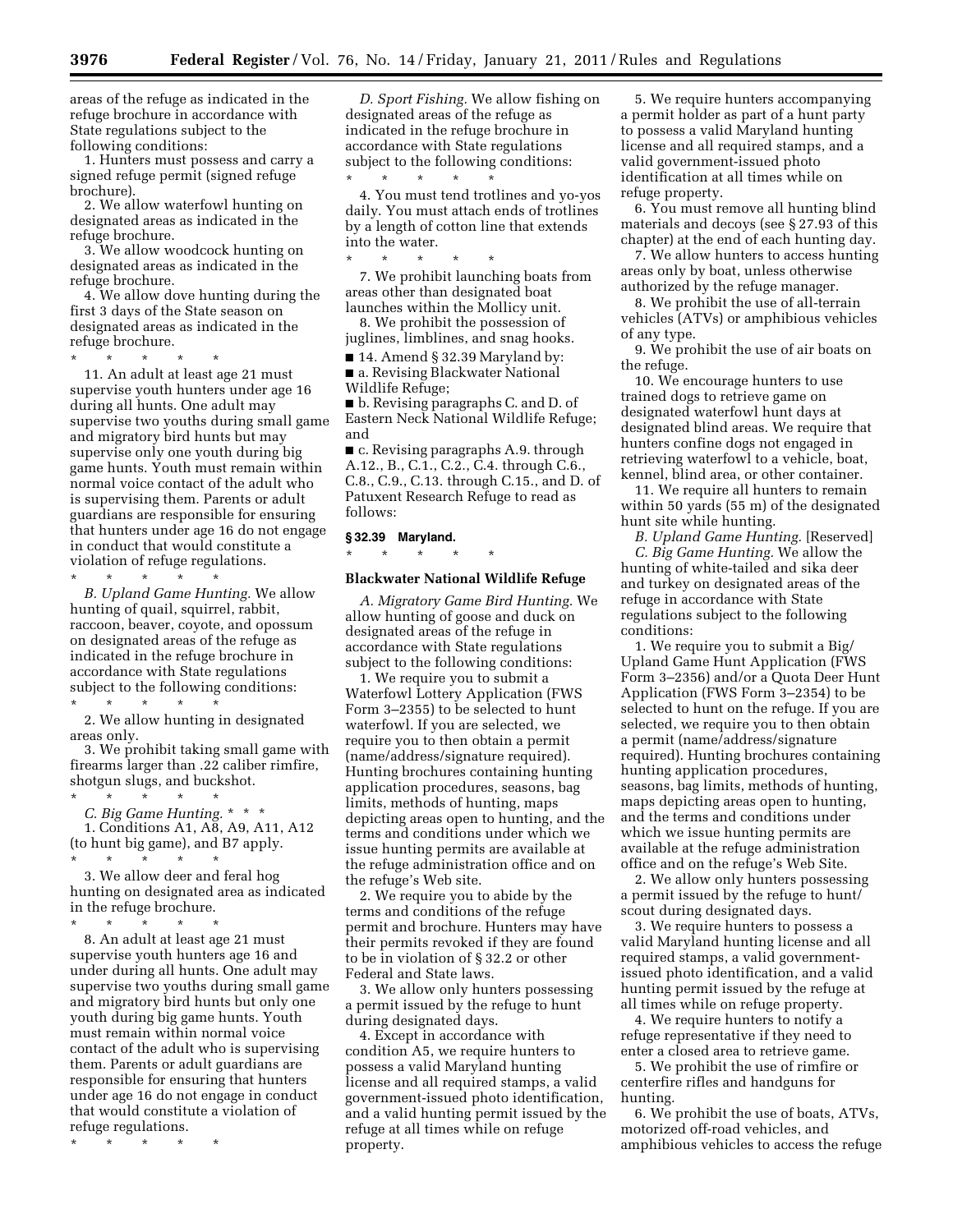areas of the refuge as indicated in the refuge brochure in accordance with State regulations subject to the following conditions:

1. Hunters must possess and carry a signed refuge permit (signed refuge brochure).

2. We allow waterfowl hunting on designated areas as indicated in the refuge brochure.

3. We allow woodcock hunting on designated areas as indicated in the refuge brochure.

4. We allow dove hunting during the first 3 days of the State season on designated areas as indicated in the refuge brochure.

\* \* \* \* \*

11. An adult at least age 21 must supervise youth hunters under age 16 during all hunts. One adult may supervise two youths during small game and migratory bird hunts but may supervise only one youth during big game hunts. Youth must remain within normal voice contact of the adult who is supervising them. Parents or adult guardians are responsible for ensuring that hunters under age 16 do not engage in conduct that would constitute a violation of refuge regulations.

\* \* \* \* \*

*B. Upland Game Hunting.* We allow hunting of quail, squirrel, rabbit, raccoon, beaver, coyote, and opossum on designated areas of the refuge as indicated in the refuge brochure in accordance with State regulations subject to the following conditions:

\* \* \* \* \*

2. We allow hunting in designated areas only.

3. We prohibit taking small game with firearms larger than .22 caliber rimfire, shotgun slugs, and buckshot.

\* \* \* \* \*

*C. Big Game Hunting.* \* \* \*

1. Conditions A1, A8, A9, A11, A12 (to hunt big game), and B7 apply.

\* \* \* \* \*

3. We allow deer and feral hog hunting on designated area as indicated in the refuge brochure.

\* \* \* \* \*

8. An adult at least age 21 must supervise youth hunters age 16 and under during all hunts. One adult may supervise two youths during small game and migratory bird hunts but only one youth during big game hunts. Youth must remain within normal voice contact of the adult who is supervising them. Parents or adult guardians are responsible for ensuring that hunters under age 16 do not engage in conduct that would constitute a violation of refuge regulations.

\* \* \* \* \*

*D. Sport Fishing.* We allow fishing on designated areas of the refuge as indicated in the refuge brochure in accordance with State regulations subject to the following conditions:

\* \* \* \* \*

4. You must tend trotlines and yo-yos daily. You must attach ends of trotlines by a length of cotton line that extends into the water.

\* \* \* \* \*

7. We prohibit launching boats from areas other than designated boat launches within the Mollicy unit.

8. We prohibit the possession of juglines, limblines, and snag hooks.

■ 14. Amend § 32.39 Maryland by:

■ a. Revising Blackwater National Wildlife Refuge;

■ b. Revising paragraphs C. and D. of Eastern Neck National Wildlife Refuge; and

■ c. Revising paragraphs A.9. through A.12., B., C.1., C.2., C.4. through C.6., C.8., C.9., C.13. through C.15., and D. of Patuxent Research Refuge to read as follows:

### § 32.39 Maryland.

\* \* \* \* \*

#### Blackwater National Wildlife Refuge

*A. Migratory Game Bird Hunting.* We allow hunting of goose and duck on designated areas of the refuge in accordance with State regulations subject to the following conditions:

1. We require you to submit a Waterfowl Lottery Application (FWS Form 3–2355) to be selected to hunt waterfowl. If you are selected, we require you to then obtain a permit (name/address/signature required). Hunting brochures containing hunting application procedures, seasons, bag limits, methods of hunting, maps depicting areas open to hunting, and the terms and conditions under which we issue hunting permits are available at the refuge administration office and on the refuge's Web site.

2. We require you to abide by the terms and conditions of the refuge permit and brochure. Hunters may have their permits revoked if they are found to be in violation of § 32.2 or other Federal and State laws.

3. We allow only hunters possessing a permit issued by the refuge to hunt during designated days.

4. Except in accordance with condition A5, we require hunters to possess a valid Maryland hunting license and all required stamps, a valid government-issued photo identification, and a valid hunting permit issued by the refuge at all times while on refuge property.

5. We require hunters accompanying a permit holder as part of a hunt party to possess a valid Maryland hunting license and all required stamps, and a valid government-issued photo identification at all times while on refuge property.

6. You must remove all hunting blind materials and decoys (see § 27.93 of this chapter) at the end of each hunting day.

7. We allow hunters to access hunting areas only by boat, unless otherwise authorized by the refuge manager.

8. We prohibit the use of all-terrain vehicles (ATVs) or amphibious vehicles of any type.

9. We prohibit the use of air boats on the refuge.

10. We encourage hunters to use trained dogs to retrieve game on designated waterfowl hunt days at designated blind areas. We require that hunters confine dogs not engaged in retrieving waterfowl to a vehicle, boat, kennel, blind area, or other container.

11. We require all hunters to remain within 50 yards (55 m) of the designated hunt site while hunting.

*B. Upland Game Hunting.* [Reserved]

*C. Big Game Hunting.* We allow the hunting of white-tailed and sika deer and turkey on designated areas of the refuge in accordance with State regulations subject to the following conditions:

1. We require you to submit a Big/Upland Game Hunt Application (FWS Form 3–2356) and/or a Quota Deer Hunt Application (FWS Form 3–2354) to be selected to hunt on the refuge. If you are selected, we require you to then obtain a permit (name/address/signature required). Hunting brochures containing hunting application procedures, seasons, bag limits, methods of hunting, maps depicting areas open to hunting, and the terms and conditions under which we issue hunting permits are available at the refuge administration office and on the refuge's Web Site.

2. We allow only hunters possessing a permit issued by the refuge to hunt/scout during designated days.

3. We require hunters to possess a valid Maryland hunting license and all required stamps, a valid government-issued photo identification, and a valid hunting permit issued by the refuge at all times while on refuge property.

4. We require hunters to notify a refuge representative if they need to enter a closed area to retrieve game.

5. We prohibit the use of rimfire or centerfire rifles and handguns for hunting.

6. We prohibit the use of boats, ATVs, motorized off-road vehicles, and amphibious vehicles to access the refuge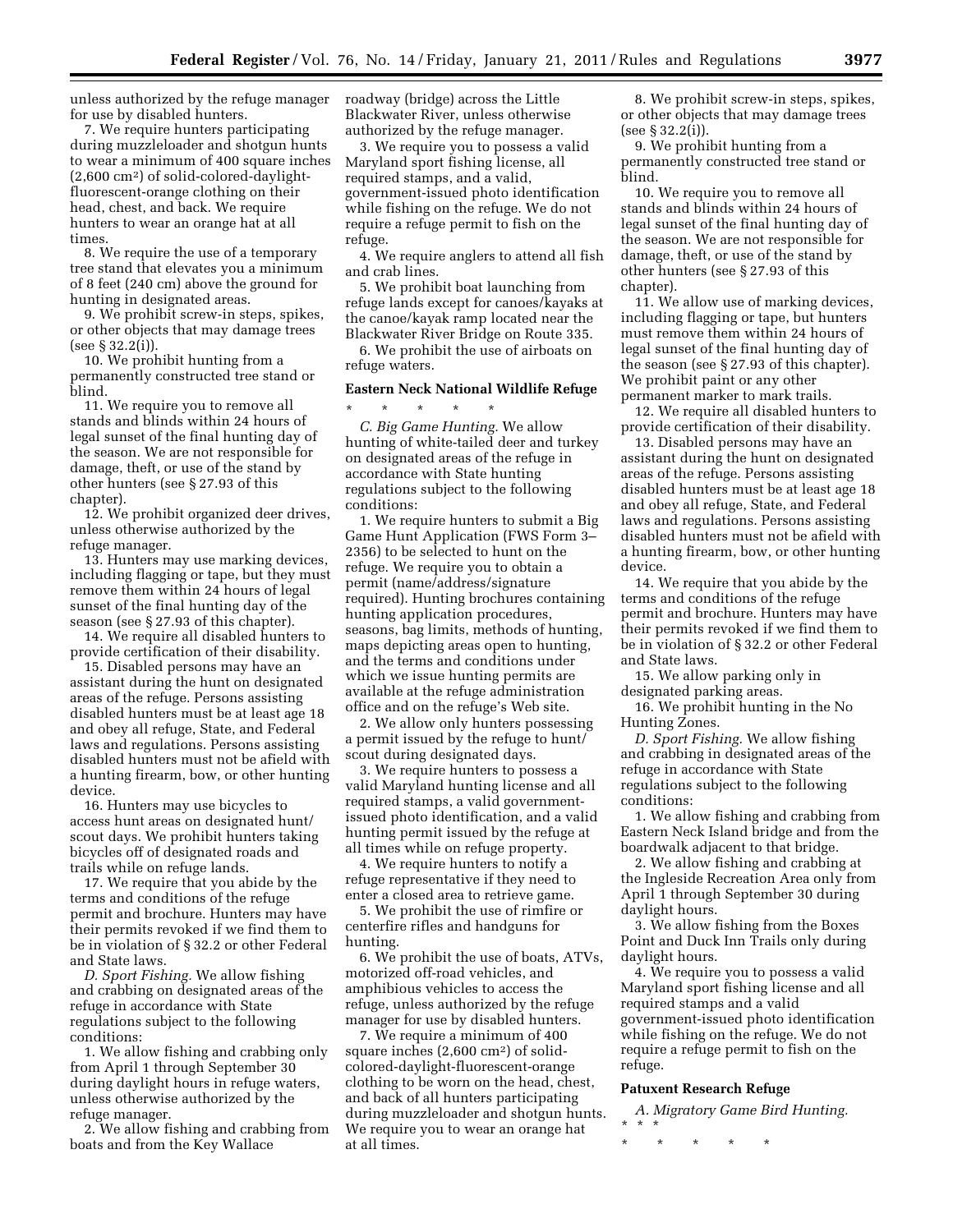unless authorized by the refuge manager for use by disabled hunters.

7. We require hunters participating during muzzleloader and shotgun hunts to wear a minimum of 400 square inches (2,600 $cm^2$) of solid-colored-daylight-fluorescent-orange clothing on their head, chest, and back. We require hunters to wear an orange hat at all times.

8. We require the use of a temporary tree stand that elevates you a minimum of 8 feet (240 cm) above the ground for hunting in designated areas.

9. We prohibit screw-in steps, spikes, or other objects that may damage trees (see § 32.2(i)).

10. We prohibit hunting from a permanently constructed tree stand or blind.

11. We require you to remove all stands and blinds within 24 hours of legal sunset of the final hunting day of the season. We are not responsible for damage, theft, or use of the stand by other hunters (see § 27.93 of this chapter).

12. We prohibit organized deer drives, unless otherwise authorized by the refuge manager.

13. Hunters may use marking devices, including flagging or tape, but they must remove them within 24 hours of legal sunset of the final hunting day of the season (see § 27.93 of this chapter).

14. We require all disabled hunters to provide certification of their disability.

15. Disabled persons may have an assistant during the hunt on designated areas of the refuge. Persons assisting disabled hunters must be at least age 18 and obey all refuge, State, and Federal laws and regulations. Persons assisting disabled hunters must not be afield with a hunting firearm, bow, or other hunting device.

16. Hunters may use bicycles to access hunt areas on designated hunt/scout days. We prohibit hunters taking bicycles off of designated roads and trails while on refuge lands.

17. We require that you abide by the terms and conditions of the refuge permit and brochure. Hunters may have their permits revoked if we find them to be in violation of § 32.2 or other Federal and State laws.

*D. Sport Fishing.* We allow fishing and crabbing on designated areas of the refuge in accordance with State regulations subject to the following conditions:

1. We allow fishing and crabbing only from April 1 through September 30 during daylight hours in refuge waters, unless otherwise authorized by the refuge manager.

2. We allow fishing and crabbing from boats and from the Key Wallace roadway (bridge) across the Little Blackwater River, unless otherwise authorized by the refuge manager.

3. We require you to possess a valid Maryland sport fishing license, all required stamps, and a valid, government-issued photo identification while fishing on the refuge. We do not require a refuge permit to fish on the refuge.

4. We require anglers to attend all fish and crab lines.

5. We prohibit boat launching from refuge lands except for canoes/kayaks at the canoe/kayak ramp located near the Blackwater River Bridge on Route 335.

6. We prohibit the use of airboats on refuge waters.

**Eastern Neck National Wildlife Refuge**

\* \* \* \* \*

*C. Big Game Hunting.* We allow hunting of white-tailed deer and turkey on designated areas of the refuge in accordance with State hunting regulations subject to the following conditions:

1. We require hunters to submit a Big Game Hunt Application (FWS Form 3–2356) to be selected to hunt on the refuge. We require you to obtain a permit (name/address/signature required). Hunting brochures containing hunting application procedures, seasons, bag limits, methods of hunting, maps depicting areas open to hunting, and the terms and conditions under which we issue hunting permits are available at the refuge administration office and on the refuge's Web site.

2. We allow only hunters possessing a permit issued by the refuge to hunt/scout during designated days.

3. We require hunters to possess a valid Maryland hunting license and all required stamps, a valid government-issued photo identification, and a valid hunting permit issued by the refuge at all times while on refuge property.

4. We require hunters to notify a refuge representative if they need to enter a closed area to retrieve game.

5. We prohibit the use of rimfire or centerfire rifles and handguns for hunting.

6. We prohibit the use of boats, ATVs, motorized off-road vehicles, and amphibious vehicles to access the refuge, unless authorized by the refuge manager for use by disabled hunters.

7. We require a minimum of 400 square inches (2,600 $cm^2$) of solid-colored-daylight-fluorescent-orange clothing to be worn on the head, chest, and back of all hunters participating during muzzleloader and shotgun hunts. We require you to wear an orange hat at all times.

8. We prohibit screw-in steps, spikes, or other objects that may damage trees (see § 32.2(i)).

9. We prohibit hunting from a permanently constructed tree stand or blind.

10. We require you to remove all stands and blinds within 24 hours of legal sunset of the final hunting day of the season. We are not responsible for damage, theft, or use of the stand by other hunters (see § 27.93 of this chapter).

11. We allow use of marking devices, including flagging or tape, but hunters must remove them within 24 hours of legal sunset of the final hunting day of the season (see § 27.93 of this chapter). We prohibit paint or any other permanent marker to mark trails.

12. We require all disabled hunters to provide certification of their disability.

13. Disabled persons may have an assistant during the hunt on designated areas of the refuge. Persons assisting disabled hunters must be at least age 18 and obey all refuge, State, and Federal laws and regulations. Persons assisting disabled hunters must not be afield with a hunting firearm, bow, or other hunting device.

14. We require that you abide by the terms and conditions of the refuge permit and brochure. Hunters may have their permits revoked if we find them to be in violation of § 32.2 or other Federal and State laws.

15. We allow parking only in designated parking areas.

16. We prohibit hunting in the No Hunting Zones.

*D. Sport Fishing.* We allow fishing and crabbing in designated areas of the refuge in accordance with State regulations subject to the following conditions:

1. We allow fishing and crabbing from Eastern Neck Island bridge and from the boardwalk adjacent to that bridge.

2. We allow fishing and crabbing at the Ingleside Recreation Area only from April 1 through September 30 during daylight hours.

3. We allow fishing from the Boxes Point and Duck Inn Trails only during daylight hours.

4. We require you to possess a valid Maryland sport fishing license and all required stamps and a valid government-issued photo identification while fishing on the refuge. We do not require a refuge permit to fish on the refuge.

**Patuxent Research Refuge**

*A. Migratory Game Bird Hunting.* \* \* \*

\* \* \* \* \*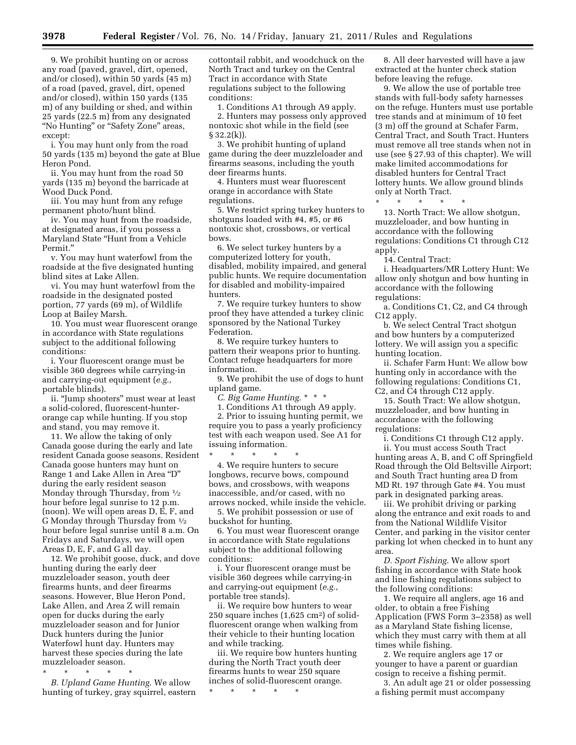9. We prohibit hunting on or across any road (paved, gravel, dirt, opened, and/or closed), within 50 yards (45 m) of a road (paved, gravel, dirt, opened and/or closed), within 150 yards (135 m) of any building or shed, and within 25 yards (22.5 m) from any designated "No Hunting" or "Safety Zone" areas, except:

i. You may hunt only from the road 50 yards (135 m) beyond the gate at Blue Heron Pond.

ii. You may hunt from the road 50 yards (135 m) beyond the barricade at Wood Duck Pond.

iii. You may hunt from any refuge permanent photo/hunt blind.

iv. You may hunt from the roadside, at designated areas, if you possess a Maryland State "Hunt from a Vehicle Permit."

v. You may hunt waterfowl from the roadside at the five designated hunting blind sites at Lake Allen.

vi. You may hunt waterfowl from the roadside in the designated posted portion, 77 yards (69 m), of Wildlife Loop at Bailey Marsh.

10. You must wear fluorescent orange in accordance with State regulations subject to the additional following conditions:

i. Your fluorescent orange must be visible 360 degrees while carrying-in and carrying-out equipment (*e.g.,* portable blinds).

ii. "Jump shooters" must wear at least a solid-colored, fluorescent-hunter-orange cap while hunting. If you stop and stand, you may remove it.

11. We allow the taking of only Canada goose during the early and late resident Canada goose seasons. Resident Canada goose hunters may hunt on Range 1 and Lake Allen in Area "D" during the early resident season Monday through Thursday, from ½ hour before legal sunrise to 12 p.m. (noon). We will open areas D, E, F, and G Monday through Thursday from ½ hour before legal sunrise until 8 a.m. On Fridays and Saturdays, we will open Areas D, E, F, and G all day.

12. We prohibit goose, duck, and dove hunting during the early deer muzzleloader season, youth deer firearms hunts, and deer firearms seasons. However, Blue Heron Pond, Lake Allen, and Area Z will remain open for ducks during the early muzzleloader season and for Junior Duck hunters during the Junior Waterfowl hunt day. Hunters may harvest these species during the late muzzleloader season.

\* \* \* \* \*

*B. Upland Game Hunting.* We allow hunting of turkey, gray squirrel, eastern cottontail rabbit, and woodchuck on the North Tract and turkey on the Central Tract in accordance with State regulations subject to the following conditions:

1. Conditions A1 through A9 apply.

2. Hunters may possess only approved nontoxic shot while in the field (see § 32.2(k)).

3. We prohibit hunting of upland game during the deer muzzleloader and firearms seasons, including the youth deer firearms hunts.

4. Hunters must wear fluorescent orange in accordance with State regulations.

5. We restrict spring turkey hunters to shotguns loaded with #4, #5, or #6 nontoxic shot, crossbows, or vertical bows.

6. We select turkey hunters by a computerized lottery for youth, disabled, mobility impaired, and general public hunts. We require documentation for disabled and mobility-impaired hunters.

7. We require turkey hunters to show proof they have attended a turkey clinic sponsored by the National Turkey Federation.

8. We require turkey hunters to pattern their weapons prior to hunting. Contact refuge headquarters for more information.

9. We prohibit the use of dogs to hunt upland game.

*C. Big Game Hunting.* \* \* \*

1. Conditions A1 through A9 apply.

2. Prior to issuing hunting permit, we require you to pass a yearly proficiency test with each weapon used. See A1 for issuing information.

\* \* \* \* \*

4. We require hunters to secure longbows, recurve bows, compound bows, and crossbows, with weapons inaccessible, and/or cased, with no arrows nocked, while inside the vehicle.

5. We prohibit possession or use of buckshot for hunting.

6. You must wear fluorescent orange in accordance with State regulations subject to the additional following conditions:

i. Your fluorescent orange must be visible 360 degrees while carrying-in and carrying-out equipment (*e.g.,* portable tree stands).

ii. We require bow hunters to wear 250 square inches (1,625 cm²) of solid-fluorescent orange when walking from their vehicle to their hunting location and while tracking.

iii. We require bow hunters hunting during the North Tract youth deer firearms hunts to wear 250 square inches of solid-fluorescent orange.

\* \* \* \* \*

8. All deer harvested will have a jaw extracted at the hunter check station before leaving the refuge.

9. We allow the use of portable tree stands with full-body safety harnesses on the refuge. Hunters must use portable tree stands and at minimum of 10 feet (3 m) off the ground at Schafer Farm, Central Tract, and South Tract. Hunters must remove all tree stands when not in use (see § 27.93 of this chapter). We will make limited accommodations for disabled hunters for Central Tract lottery hunts. We allow ground blinds only at North Tract.

\* \* \* \* \*

13. North Tract: We allow shotgun, muzzleloader, and bow hunting in accordance with the following regulations: Conditions C1 through C12 apply.

14. Central Tract:

i. Headquarters/MR Lottery Hunt: We allow only shotgun and bow hunting in accordance with the following regulations:

a. Conditions C1, C2, and C4 through C12 apply.

b. We select Central Tract shotgun and bow hunters by a computerized lottery. We will assign you a specific hunting location.

ii. Schafer Farm Hunt: We allow bow hunting only in accordance with the following regulations: Conditions C1, C2, and C4 through C12 apply.

15. South Tract: We allow shotgun, muzzleloader, and bow hunting in accordance with the following regulations:

i. Conditions C1 through C12 apply.

ii. You must access South Tract hunting areas A, B, and C off Springfield Road through the Old Beltsville Airport; and South Tract hunting area D from MD Rt. 197 through Gate #4. You must park in designated parking areas.

iii. We prohibit driving or parking along the entrance and exit roads to and from the National Wildlife Visitor Center, and parking in the visitor center parking lot when checked in to hunt any area.

*D. Sport Fishing.* We allow sport fishing in accordance with State hook and line fishing regulations subject to the following conditions:

1. We require all anglers, age 16 and older, to obtain a free Fishing Application (FWS Form 3–2358) as well as a Maryland State fishing license, which they must carry with them at all times while fishing.

2. We require anglers age 17 or younger to have a parent or guardian cosign to receive a fishing permit.

3. An adult age 21 or older possessing a fishing permit must accompany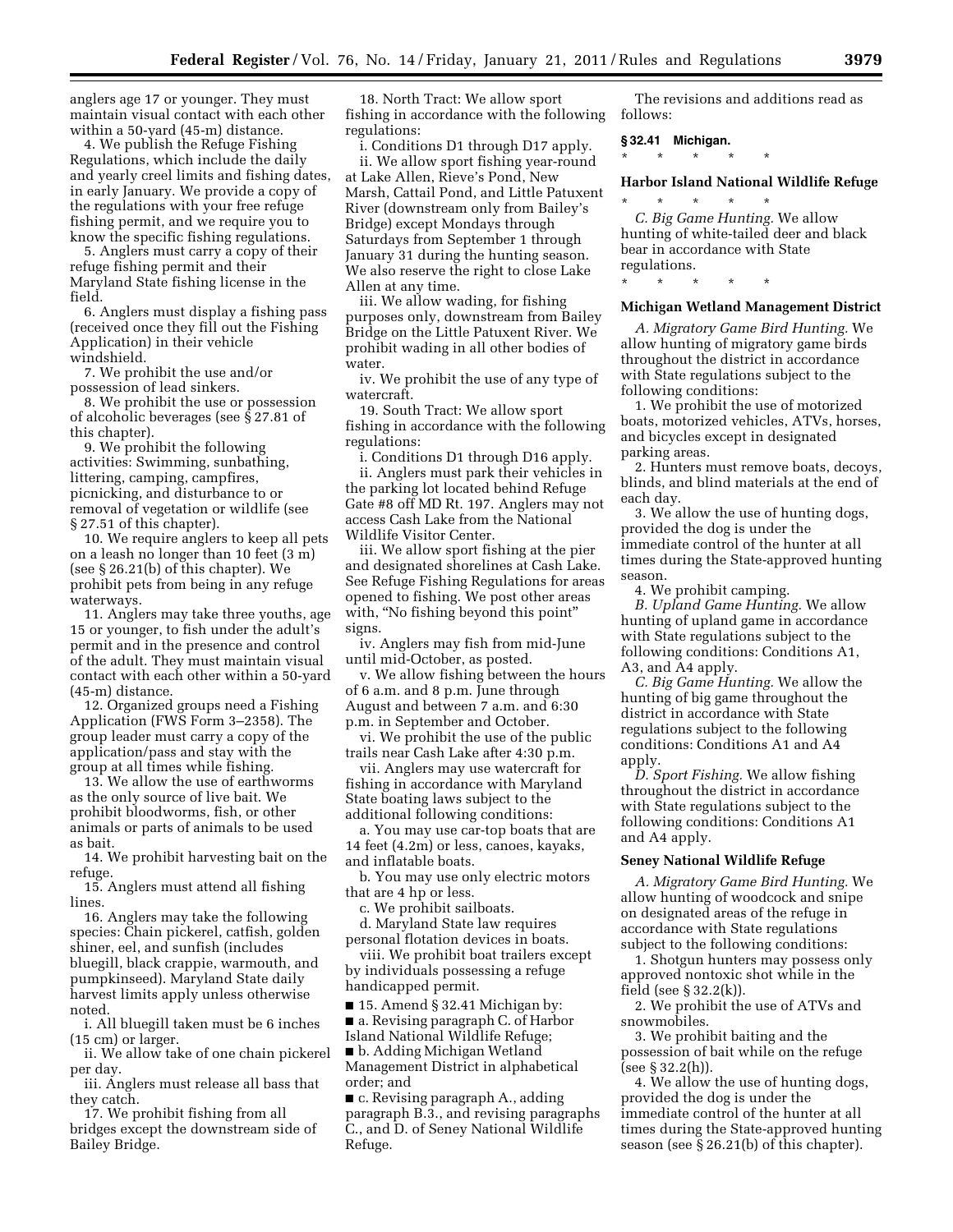anglers age 17 or younger. They must maintain visual contact with each other within a 50-yard (45-m) distance.

4. We publish the Refuge Fishing Regulations, which include the daily and yearly creel limits and fishing dates, in early January. We provide a copy of the regulations with your free refuge fishing permit, and we require you to know the specific fishing regulations.

5. Anglers must carry a copy of their refuge fishing permit and their Maryland State fishing license in the field.

6. Anglers must display a fishing pass (received once they fill out the Fishing Application) in their vehicle windshield.

7. We prohibit the use and/or possession of lead sinkers.

8. We prohibit the use or possession of alcoholic beverages (see § 27.81 of this chapter).

9. We prohibit the following activities: Swimming, sunbathing, littering, camping, campfires, picnicking, and disturbance to or removal of vegetation or wildlife (see § 27.51 of this chapter).

10. We require anglers to keep all pets on a leash no longer than 10 feet (3 m) (see § 26.21(b) of this chapter). We prohibit pets from being in any refuge waterways.

11. Anglers may take three youths, age 15 or younger, to fish under the adult's permit and in the presence and control of the adult. They must maintain visual contact with each other within a 50-yard (45-m) distance.

12. Organized groups need a Fishing Application (FWS Form 3–2358). The group leader must carry a copy of the application/pass and stay with the group at all times while fishing.

13. We allow the use of earthworms as the only source of live bait. We prohibit bloodworms, fish, or other animals or parts of animals to be used as bait.

14. We prohibit harvesting bait on the refuge.

15. Anglers must attend all fishing lines.

16. Anglers may take the following species: Chain pickerel, catfish, golden shiner, eel, and sunfish (includes bluegill, black crappie, warmouth, and pumpkinseed). Maryland State daily harvest limits apply unless otherwise noted.

i. All bluegill taken must be 6 inches (15 cm) or larger.

ii. We allow take of one chain pickerel per day.

iii. Anglers must release all bass that they catch.

17. We prohibit fishing from all bridges except the downstream side of Bailey Bridge.

18. North Tract: We allow sport fishing in accordance with the following regulations:

i. Conditions D1 through D17 apply.

ii. We allow sport fishing year-round at Lake Allen, Rieve's Pond, New Marsh, Cattail Pond, and Little Patuxent River (downstream only from Bailey's Bridge) except Mondays through Saturdays from September 1 through January 31 during the hunting season. We also reserve the right to close Lake Allen at any time.

iii. We allow wading, for fishing purposes only, downstream from Bailey Bridge on the Little Patuxent River. We prohibit wading in all other bodies of water.

iv. We prohibit the use of any type of watercraft.

19. South Tract: We allow sport fishing in accordance with the following regulations:

i. Conditions D1 through D16 apply.

ii. Anglers must park their vehicles in the parking lot located behind Refuge Gate #8 off MD Rt. 197. Anglers may not access Cash Lake from the National Wildlife Visitor Center.

iii. We allow sport fishing at the pier and designated shorelines at Cash Lake. See Refuge Fishing Regulations for areas opened to fishing. We post other areas with, "No fishing beyond this point" signs.

iv. Anglers may fish from mid-June until mid-October, as posted.

v. We allow fishing between the hours of 6 a.m. and 8 p.m. June through August and between 7 a.m. and 6:30 p.m. in September and October.

vi. We prohibit the use of the public trails near Cash Lake after 4:30 p.m.

vii. Anglers may use watercraft for fishing in accordance with Maryland State boating laws subject to the additional following conditions:

a. You may use car-top boats that are 14 feet (4.2m) or less, canoes, kayaks, and inflatable boats.

b. You may use only electric motors that are 4 hp or less.

c. We prohibit sailboats.

d. Maryland State law requires personal flotation devices in boats.

viii. We prohibit boat trailers except by individuals possessing a refuge handicapped permit.

■ 15. Amend § 32.41 Michigan by:

■ a. Revising paragraph C. of Harbor Island National Wildlife Refuge;

■ b. Adding Michigan Wetland Management District in alphabetical order; and

■ c. Revising paragraph A., adding paragraph B.3., and revising paragraphs C., and D. of Seney National Wildlife Refuge.

The revisions and additions read as follows:

**§ 32.41 Michigan.**

\* \* \* \* \*

**Harbor Island National Wildlife Refuge**

\* \* \* \* \*

*C. Big Game Hunting.* We allow hunting of white-tailed deer and black bear in accordance with State regulations.

\* \* \* \* \*

**Michigan Wetland Management District**

*A. Migratory Game Bird Hunting.* We allow hunting of migratory game birds throughout the district in accordance with State regulations subject to the following conditions:

1. We prohibit the use of motorized boats, motorized vehicles, ATVs, horses, and bicycles except in designated parking areas.

2. Hunters must remove boats, decoys, blinds, and blind materials at the end of each day.

3. We allow the use of hunting dogs, provided the dog is under the immediate control of the hunter at all times during the State-approved hunting season.

4. We prohibit camping.

*B. Upland Game Hunting.* We allow hunting of upland game in accordance with State regulations subject to the following conditions: Conditions A1, A3, and A4 apply.

*C. Big Game Hunting.* We allow the hunting of big game throughout the district in accordance with State regulations subject to the following conditions: Conditions A1 and A4 apply.

*D. Sport Fishing.* We allow fishing throughout the district in accordance with State regulations subject to the following conditions: Conditions A1 and A4 apply.

**Seney National Wildlife Refuge**

*A. Migratory Game Bird Hunting.* We allow hunting of woodcock and snipe on designated areas of the refuge in accordance with State regulations subject to the following conditions:

1. Shotgun hunters may possess only approved nontoxic shot while in the field (see § 32.2(k)).

2. We prohibit the use of ATVs and snowmobiles.

3. We prohibit baiting and the possession of bait while on the refuge (see § 32.2(h)).

4. We allow the use of hunting dogs, provided the dog is under the immediate control of the hunter at all times during the State-approved hunting season (see § 26.21(b) of this chapter).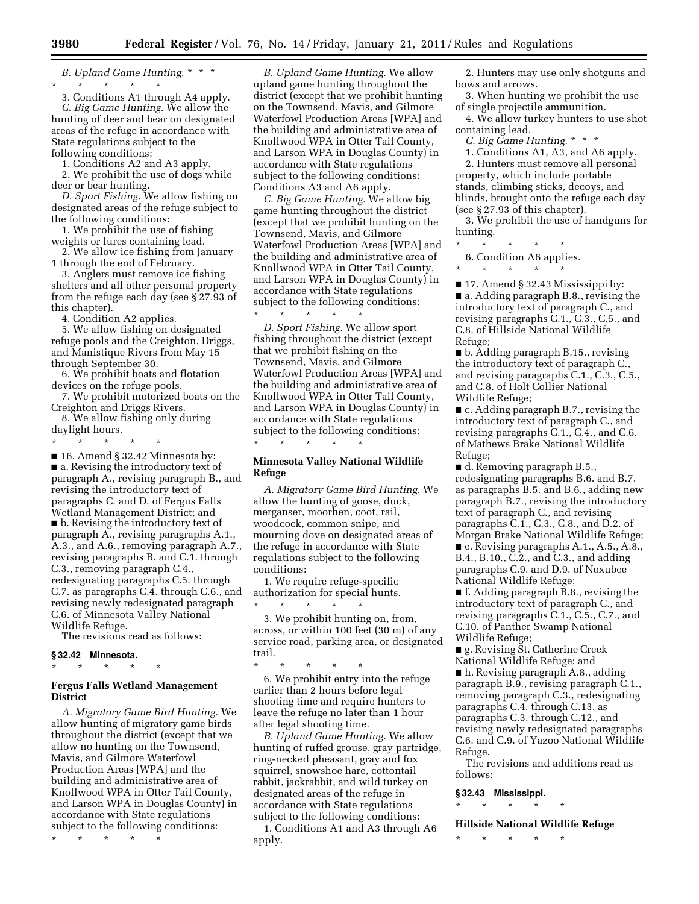*B. Upland Game Hunting.* * * *

\* \* \* \* \*

3. Conditions A1 through A4 apply.

*C. Big Game Hunting.* We allow the hunting of deer and bear on designated areas of the refuge in accordance with State regulations subject to the following conditions:

1. Conditions A2 and A3 apply.
2. We prohibit the use of dogs while deer or bear hunting.

*D. Sport Fishing.* We allow fishing on designated areas of the refuge subject to the following conditions:

1. We prohibit the use of fishing weights or lures containing lead.
2. We allow ice fishing from January 1 through the end of February.
3. Anglers must remove ice fishing shelters and all other personal property from the refuge each day (see § 27.93 of this chapter).
4. Condition A2 applies.
5. We allow fishing on designated refuge pools and the Creighton, Driggs, and Manistique Rivers from May 15 through September 30.
6. We prohibit boats and flotation devices on the refuge pools.
7. We prohibit motorized boats on the Creighton and Driggs Rivers.
8. We allow fishing only during daylight hours.

\* \* \* \* \*

■ 16. Amend § 32.42 Minnesota by:

■ a. Revising the introductory text of paragraph A., revising paragraph B., and revising the introductory text of paragraphs C. and D. of Fergus Falls Wetland Management District; and

■ b. Revising the introductory text of paragraph A., revising paragraphs A.1., A.3., and A.6., removing paragraph A.7., revising paragraphs B. and C.1. through C.3., removing paragraph C.4., redesignating paragraphs C.5. through C.7. as paragraphs C.4. through C.6., and revising newly redesignated paragraph C.6. of Minnesota Valley National Wildlife Refuge.

The revisions read as follows:

**§ 32.42 Minnesota.**

\* \* \* \* \*

**Fergus Falls Wetland Management District**

*A. Migratory Game Bird Hunting.* We allow hunting of migratory game birds throughout the district (except that we allow no hunting on the Townsend, Mavis, and Gilmore Waterfowl Production Areas [WPA] and the building and administrative area of Knollwood WPA in Otter Tail County, and Larson WPA in Douglas County) in accordance with State regulations subject to the following conditions:

\* \* \* \* \*

*B. Upland Game Hunting.* We allow upland game hunting throughout the district (except that we prohibit hunting on the Townsend, Mavis, and Gilmore Waterfowl Production Areas [WPA] and the building and administrative area of Knollwood WPA in Otter Tail County, and Larson WPA in Douglas County) in accordance with State regulations subject to the following conditions: Conditions A3 and A6 apply.

*C. Big Game Hunting.* We allow big game hunting throughout the district (except that we prohibit hunting on the Townsend, Mavis, and Gilmore Waterfowl Production Areas [WPA] and the building and administrative area of Knollwood WPA in Otter Tail County, and Larson WPA in Douglas County) in accordance with State regulations subject to the following conditions:

\* \* \* \* \*

*D. Sport Fishing.* We allow sport fishing throughout the district (except that we prohibit fishing on the Townsend, Mavis, and Gilmore Waterfowl Production Areas [WPA] and the building and administrative area of Knollwood WPA in Otter Tail County, and Larson WPA in Douglas County) in accordance with State regulations subject to the following conditions:

\* \* \* \* \*

**Minnesota Valley National Wildlife Refuge**

*A. Migratory Game Bird Hunting.* We allow the hunting of goose, duck, merganser, moorhen, coot, rail, woodcock, common snipe, and mourning dove on designated areas of the refuge in accordance with State regulations subject to the following conditions:

1. We require refuge-specific authorization for special hunts.

\* \* \* \* \*

3. We prohibit hunting on, from, across, or within 100 feet (30 m) of any service road, parking area, or designated trail.

\* \* \* \* \*

6. We prohibit entry into the refuge earlier than 2 hours before legal shooting time and require hunters to leave the refuge no later than 1 hour after legal shooting time.

*B. Upland Game Hunting.* We allow hunting of ruffed grouse, gray partridge, ring-necked pheasant, gray and fox squirrel, snowshoe hare, cottontail rabbit, jackrabbit, and wild turkey on designated areas of the refuge in accordance with State regulations subject to the following conditions:

1. Conditions A1 and A3 through A6 apply.
2. Hunters may use only shotguns and bows and arrows.
3. When hunting we prohibit the use of single projectile ammunition.
4. We allow turkey hunters to use shot containing lead.

*C. Big Game Hunting.* * * *

1. Conditions A1, A3, and A6 apply.
2. Hunters must remove all personal property, which include portable stands, climbing sticks, decoys, and blinds, brought onto the refuge each day (see § 27.93 of this chapter).
3. We prohibit the use of handguns for hunting.

\* \* \* \* \*

6. Condition A6 applies.

\* \* \* \* \*

■ 17. Amend § 32.43 Mississippi by:

■ a. Adding paragraph B.8., revising the introductory text of paragraph C., and revising paragraphs C.1., C.3., C.5., and C.8. of Hillside National Wildlife Refuge;

■ b. Adding paragraph B.15., revising the introductory text of paragraph C., and revising paragraphs C.1., C.3., C.5., and C.8. of Holt Collier National Wildlife Refuge;

■ c. Adding paragraph B.7., revising the introductory text of paragraph C., and revising paragraphs C.1., C.4., and C.6. of Mathews Brake National Wildlife Refuge;

■ d. Removing paragraph B.5., redesignating paragraphs B.6. and B.7. as paragraphs B.5. and B.6., adding new paragraph B.7., revising the introductory text of paragraph C., and revising paragraphs C.1., C.3., C.8., and D.2. of Morgan Brake National Wildlife Refuge;

■ e. Revising paragraphs A.1., A.5., A.8., B.4., B.10., C.2., and C.3., and adding paragraphs C.9. and D.9. of Noxubee National Wildlife Refuge;

■ f. Adding paragraph B.8., revising the introductory text of paragraph C., and revising paragraphs C.1., C.5., C.7., and C.10. of Panther Swamp National Wildlife Refuge;

■ g. Revising St. Catherine Creek National Wildlife Refuge; and

■ h. Revising paragraph A.8., adding paragraph B.9., revising paragraph C.1., removing paragraph C.3., redesignating paragraphs C.4. through C.13. as paragraphs C.3. through C.12., and revising newly redesignated paragraphs C.6. and C.9. of Yazoo National Wildlife Refuge.

The revisions and additions read as follows:

**§ 32.43 Mississippi.**

\* \* \* \* \*

**Hillside National Wildlife Refuge**

\* \* \* \* \*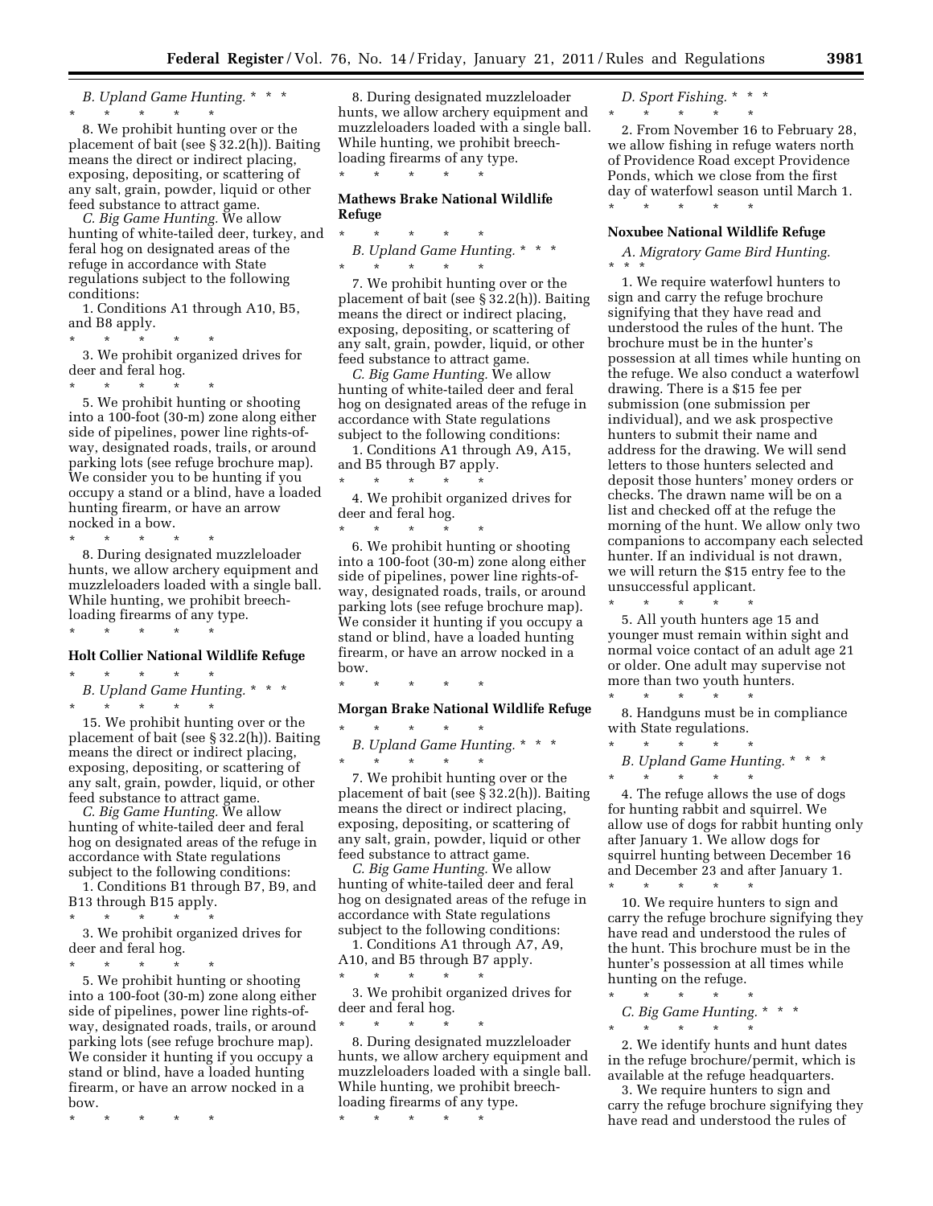*B. Upland Game Hunting.* * * *

\* \* \* \* \*

8. We prohibit hunting over or the placement of bait (see § 32.2(h)). Baiting means the direct or indirect placing, exposing, depositing, or scattering of any salt, grain, powder, liquid or other feed substance to attract game.

*C. Big Game Hunting.* We allow hunting of white-tailed deer, turkey, and feral hog on designated areas of the refuge in accordance with State regulations subject to the following conditions:

1. Conditions A1 through A10, B5, and B8 apply.

\* \* \* \* \*

3. We prohibit organized drives for deer and feral hog.

\* \* \* \* \*

5. We prohibit hunting or shooting into a 100-foot (30-m) zone along either side of pipelines, power line rights-of-way, designated roads, trails, or around parking lots (see refuge brochure map). We consider you to be hunting if you occupy a stand or a blind, have a loaded hunting firearm, or have an arrow nocked in a bow.

\* \* \* \* \*

8. During designated muzzleloader hunts, we allow archery equipment and muzzleloaders loaded with a single ball. While hunting, we prohibit breech-loading firearms of any type.

\* \* \* \* \*

**Holt Collier National Wildlife Refuge**

\* \* \* \* \*

*B. Upland Game Hunting.* * * *

\* \* \* \* \*

15. We prohibit hunting over or the placement of bait (see § 32.2(h)). Baiting means the direct or indirect placing, exposing, depositing, or scattering of any salt, grain, powder, liquid, or other feed substance to attract game.

*C. Big Game Hunting.* We allow hunting of white-tailed deer and feral hog on designated areas of the refuge in accordance with State regulations subject to the following conditions:

1. Conditions B1 through B7, B9, and B13 through B15 apply.

\* \* \* \* \*

3. We prohibit organized drives for deer and feral hog.

\* \* \* \* \*

5. We prohibit hunting or shooting into a 100-foot (30-m) zone along either side of pipelines, power line rights-of-way, designated roads, trails, or around parking lots (see refuge brochure map). We consider it hunting if you occupy a stand or blind, have a loaded hunting firearm, or have an arrow nocked in a bow.

\* \* \* \* \*

8. During designated muzzleloader hunts, we allow archery equipment and muzzleloaders loaded with a single ball. While hunting, we prohibit breech-loading firearms of any type.

\* \* \* \* \*

**Mathews Brake National Wildlife Refuge**

\* \* \* \* \*

*B. Upland Game Hunting.* * * *

\* \* \* \* \*

7. We prohibit hunting over or the placement of bait (see § 32.2(h)). Baiting means the direct or indirect placing, exposing, depositing, or scattering of any salt, grain, powder, liquid, or other feed substance to attract game.

*C. Big Game Hunting.* We allow hunting of white-tailed deer and feral hog on designated areas of the refuge in accordance with State regulations subject to the following conditions:

1. Conditions A1 through A9, A15, and B5 through B7 apply.

\* \* \* \* \*

4. We prohibit organized drives for deer and feral hog.

\* \* \* \* \*

6. We prohibit hunting or shooting into a 100-foot (30-m) zone along either side of pipelines, power line rights-of-way, designated roads, trails, or around parking lots (see refuge brochure map). We consider it hunting if you occupy a stand or blind, have a loaded hunting firearm, or have an arrow nocked in a bow.

\* \* \* \* \*

**Morgan Brake National Wildlife Refuge**

\* \* \* \* \*

*B. Upland Game Hunting.* * * *

\* \* \* \* \*

7. We prohibit hunting over or the placement of bait (see § 32.2(h)). Baiting means the direct or indirect placing, exposing, depositing, or scattering of any salt, grain, powder, liquid or other feed substance to attract game.

*C. Big Game Hunting.* We allow hunting of white-tailed deer and feral hog on designated areas of the refuge in accordance with State regulations subject to the following conditions:

1. Conditions A1 through A7, A9, A10, and B5 through B7 apply.

\* \* \* \* \*

3. We prohibit organized drives for deer and feral hog.

\* \* \* \* \*

8. During designated muzzleloader hunts, we allow archery equipment and muzzleloaders loaded with a single ball. While hunting, we prohibit breech-loading firearms of any type.

\* \* \* \* \*

*D. Sport Fishing.* * * *

\* \* \* \* \*

2. From November 16 to February 28, we allow fishing in refuge waters north of Providence Road except Providence Ponds, which we close from the first day of waterfowl season until March 1.

\* \* \* \* \*

**Noxubee National Wildlife Refuge**

*A. Migratory Game Bird Hunting.* * * *

1. We require waterfowl hunters to sign and carry the refuge brochure signifying that they have read and understood the rules of the hunt. The brochure must be in the hunter's possession at all times while hunting on the refuge. We also conduct a waterfowl drawing. There is a $15 fee per submission (one submission per individual), and we ask prospective hunters to submit their name and address for the drawing. We will send letters to those hunters selected and deposit those hunters' money orders or checks. The drawn name will be on a list and checked off at the refuge the morning of the hunt. We allow only two companions to accompany each selected hunter. If an individual is not drawn, we will return the $15 entry fee to the unsuccessful applicant.

\* \* \* \* \*

5. All youth hunters age 15 and younger must remain within sight and normal voice contact of an adult age 21 or older. One adult may supervise not more than two youth hunters.

\* \* \* \* \*

8. Handguns must be in compliance with State regulations.

\* \* \* \* \*

*B. Upland Game Hunting.* * * *

\* \* \* \* \*

4. The refuge allows the use of dogs for hunting rabbit and squirrel. We allow use of dogs for rabbit hunting only after January 1. We allow dogs for squirrel hunting between December 16 and December 23 and after January 1.

\* \* \* \* \*

10. We require hunters to sign and carry the refuge brochure signifying they have read and understood the rules of the hunt. This brochure must be in the hunter's possession at all times while hunting on the refuge.

\* \* \* \* \*

*C. Big Game Hunting.* * * *

\* \* \* \* \*

2. We identify hunts and hunt dates in the refuge brochure/permit, which is available at the refuge headquarters.

3. We require hunters to sign and carry the refuge brochure signifying they have read and understood the rules of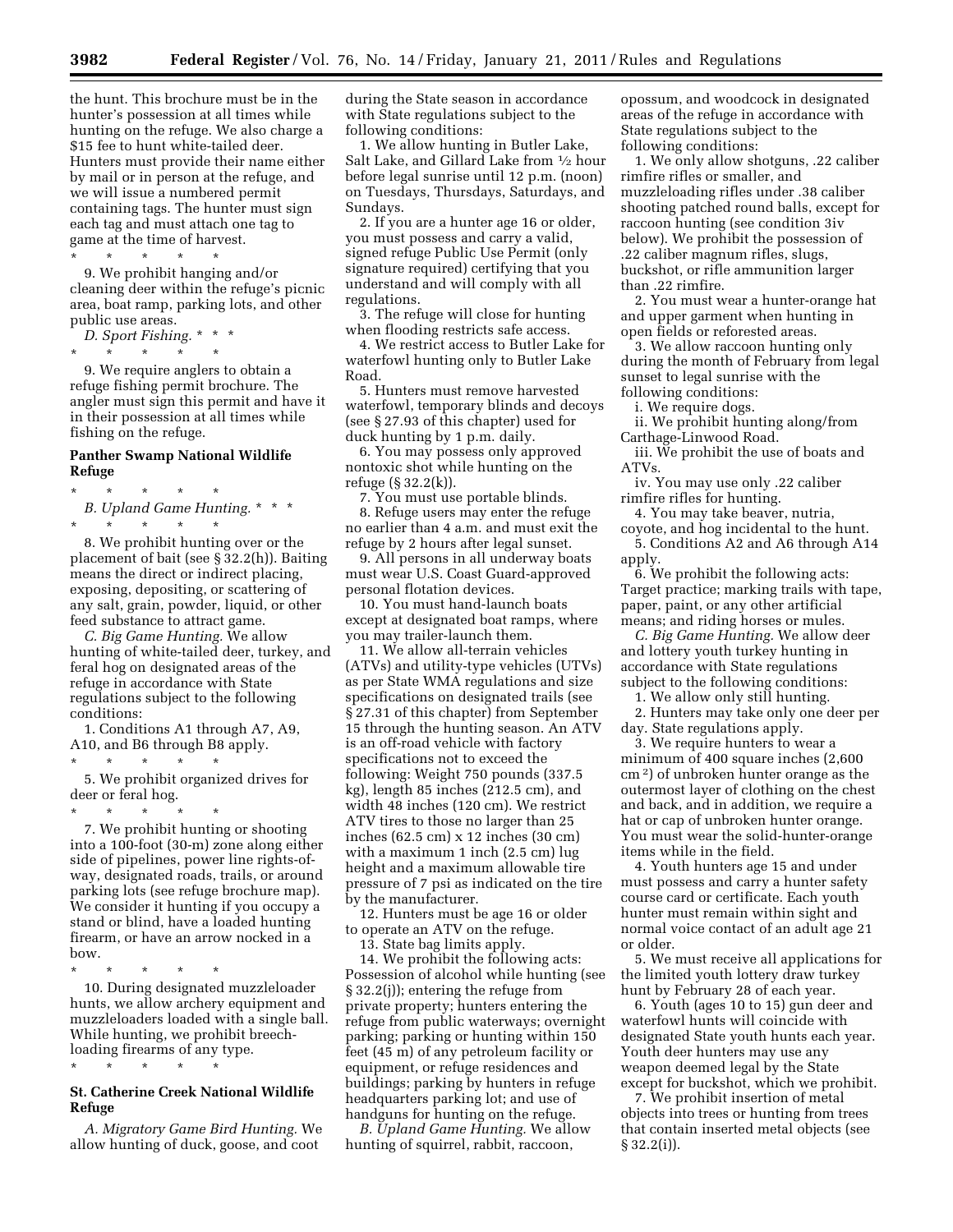the hunt. This brochure must be in the hunter's possession at all times while hunting on the refuge. We also charge a $15 fee to hunt white-tailed deer. Hunters must provide their name either by mail or in person at the refuge, and we will issue a numbered permit containing tags. The hunter must sign each tag and must attach one tag to game at the time of harvest.

\* \* \* \* \*

9. We prohibit hanging and/or cleaning deer within the refuge's picnic area, boat ramp, parking lots, and other public use areas.

*D. Sport Fishing.* \* \* \*

\* \* \* \* \*

9. We require anglers to obtain a refuge fishing permit brochure. The angler must sign this permit and have it in their possession at all times while fishing on the refuge.

**Panther Swamp National Wildlife Refuge**

\* \* \* \* \*

*B. Upland Game Hunting.* \* \* \*

\* \* \* \* \*

8. We prohibit hunting over or the placement of bait (see § 32.2(h)). Baiting means the direct or indirect placing, exposing, depositing, or scattering of any salt, grain, powder, liquid, or other feed substance to attract game.

*C. Big Game Hunting.* We allow hunting of white-tailed deer, turkey, and feral hog on designated areas of the refuge in accordance with State regulations subject to the following conditions:

1. Conditions A1 through A7, A9, A10, and B6 through B8 apply.

\* \* \* \* \*

5. We prohibit organized drives for deer or feral hog.

\* \* \* \* \*

7. We prohibit hunting or shooting into a 100-foot (30-m) zone along either side of pipelines, power line rights-of-way, designated roads, trails, or around parking lots (see refuge brochure map). We consider it hunting if you occupy a stand or blind, have a loaded hunting firearm, or have an arrow nocked in a bow.

\* \* \* \* \*

10. During designated muzzleloader hunts, we allow archery equipment and muzzleloaders loaded with a single ball. While hunting, we prohibit breech-loading firearms of any type.

\* \* \* \* \*

**St. Catherine Creek National Wildlife Refuge**

*A. Migratory Game Bird Hunting.* We allow hunting of duck, goose, and coot during the State season in accordance with State regulations subject to the following conditions:

1. We allow hunting in Butler Lake, Salt Lake, and Gillard Lake from ½ hour before legal sunrise until 12 p.m. (noon) on Tuesdays, Thursdays, Saturdays, and Sundays.

2. If you are a hunter age 16 or older, you must possess and carry a valid, signed refuge Public Use Permit (only signature required) certifying that you understand and will comply with all regulations.

3. The refuge will close for hunting when flooding restricts safe access.

4. We restrict access to Butler Lake for waterfowl hunting only to Butler Lake Road.

5. Hunters must remove harvested waterfowl, temporary blinds and decoys (see § 27.93 of this chapter) used for duck hunting by 1 p.m. daily.

6. You may possess only approved nontoxic shot while hunting on the refuge (§ 32.2(k)).

7. You must use portable blinds.

8. Refuge users may enter the refuge no earlier than 4 a.m. and must exit the refuge by 2 hours after legal sunset.

9. All persons in all underway boats must wear U.S. Coast Guard-approved personal flotation devices.

10. You must hand-launch boats except at designated boat ramps, where you may trailer-launch them.

11. We allow all-terrain vehicles (ATVs) and utility-type vehicles (UTVs) as per State WMA regulations and size specifications on designated trails (see § 27.31 of this chapter) from September 15 through the hunting season. An ATV is an off-road vehicle with factory specifications not to exceed the following: Weight 750 pounds (337.5 kg), length 85 inches (212.5 cm), and width 48 inches (120 cm). We restrict ATV tires to those no larger than 25 inches (62.5 cm) x 12 inches (30 cm) with a maximum 1 inch (2.5 cm) lug height and a maximum allowable tire pressure of 7 psi as indicated on the tire by the manufacturer.

12. Hunters must be age 16 or older to operate an ATV on the refuge.

13. State bag limits apply.

14. We prohibit the following acts: Possession of alcohol while hunting (see § 32.2(j)); entering the refuge from private property; hunters entering the refuge from public waterways; overnight parking; parking or hunting within 150 feet (45 m) of any petroleum facility or equipment, or refuge residences and buildings; parking by hunters in refuge headquarters parking lot; and use of handguns for hunting on the refuge.

*B. Upland Game Hunting.* We allow hunting of squirrel, rabbit, raccoon, opossum, and woodcock in designated areas of the refuge in accordance with State regulations subject to the following conditions:

1. We only allow shotguns, .22 caliber rimfire rifles or smaller, and muzzleloading rifles under .38 caliber shooting patched round balls, except for raccoon hunting (see condition 3iv below). We prohibit the possession of .22 caliber magnum rifles, slugs, buckshot, or rifle ammunition larger than .22 rimfire.

2. You must wear a hunter-orange hat and upper garment when hunting in open fields or reforested areas.

3. We allow raccoon hunting only during the month of February from legal sunset to legal sunrise with the following conditions:

i. We require dogs.

ii. We prohibit hunting along/from Carthage-Linwood Road.

iii. We prohibit the use of boats and ATVs.

iv. You may use only .22 caliber rimfire rifles for hunting.

4. You may take beaver, nutria, coyote, and hog incidental to the hunt.

5. Conditions A2 and A6 through A14 apply.

6. We prohibit the following acts: Target practice; marking trails with tape, paper, paint, or any other artificial means; and riding horses or mules.

*C. Big Game Hunting.* We allow deer and lottery youth turkey hunting in accordance with State regulations subject to the following conditions:

1. We allow only still hunting.

2. Hunters may take only one deer per day. State regulations apply.

3. We require hunters to wear a minimum of 400 square inches (2,600 cm²) of unbroken hunter orange as the outermost layer of clothing on the chest and back, and in addition, we require a hat or cap of unbroken hunter orange. You must wear the solid-hunter-orange items while in the field.

4. Youth hunters age 15 and under must possess and carry a hunter safety course card or certificate. Each youth hunter must remain within sight and normal voice contact of an adult age 21 or older.

5. We must receive all applications for the limited youth lottery draw turkey hunt by February 28 of each year.

6. Youth (ages 10 to 15) gun deer and waterfowl hunts will coincide with designated State youth hunts each year. Youth deer hunters may use any weapon deemed legal by the State except for buckshot, which we prohibit.

7. We prohibit insertion of metal objects into trees or hunting from trees that contain inserted metal objects (see § 32.2(i)).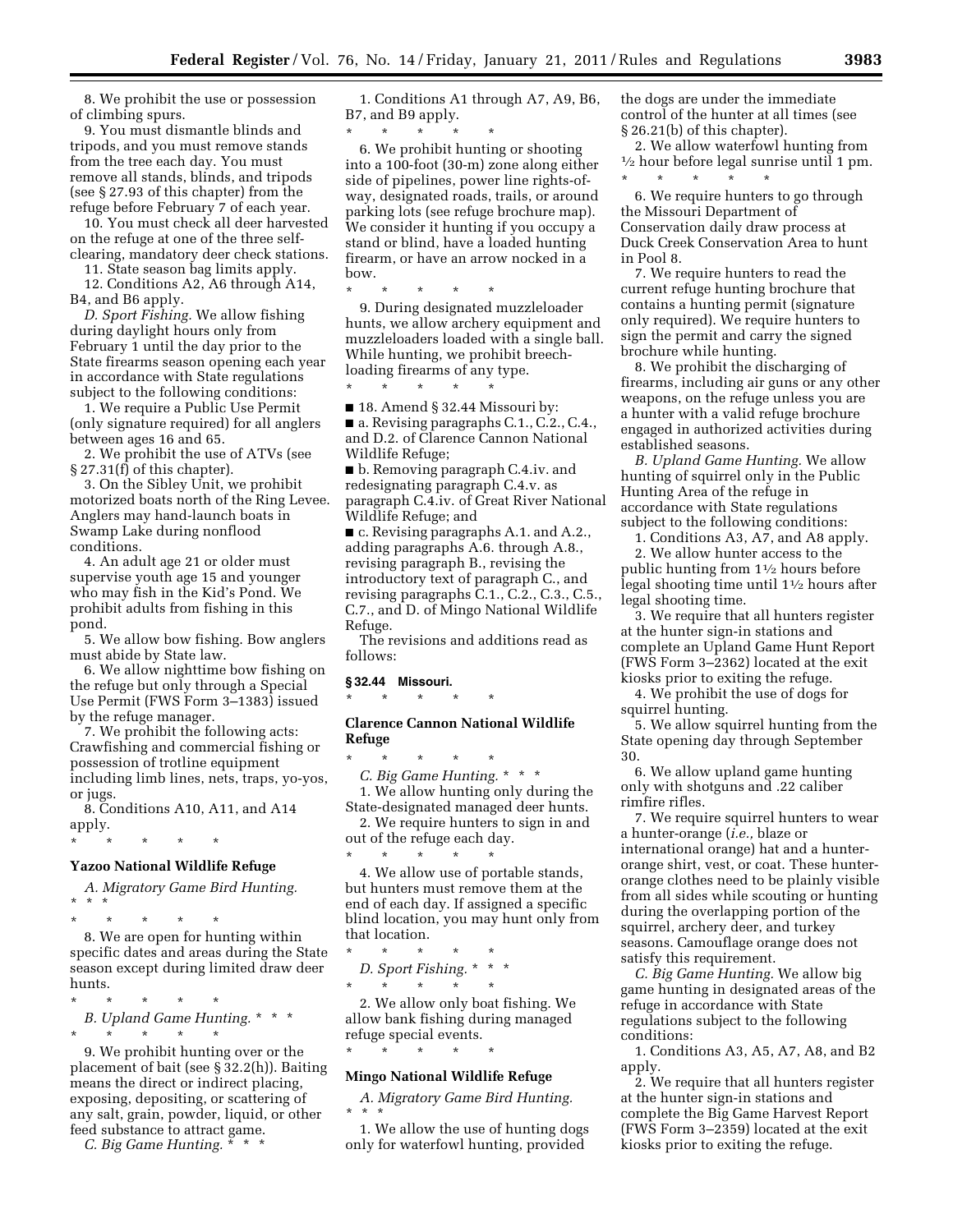8. We prohibit the use or possession of climbing spurs.

9. You must dismantle blinds and tripods, and you must remove stands from the tree each day. You must remove all stands, blinds, and tripods (see § 27.93 of this chapter) from the refuge before February 7 of each year.

10. You must check all deer harvested on the refuge at one of the three self-clearing, mandatory deer check stations.

11. State season bag limits apply.

12. Conditions A2, A6 through A14, B4, and B6 apply.

*D. Sport Fishing.* We allow fishing during daylight hours only from February 1 until the day prior to the State firearms season opening each year in accordance with State regulations subject to the following conditions:

1. We require a Public Use Permit (only signature required) for all anglers between ages 16 and 65.

2. We prohibit the use of ATVs (see § 27.31(f) of this chapter).

3. On the Sibley Unit, we prohibit motorized boats north of the Ring Levee. Anglers may hand-launch boats in Swamp Lake during nonflood conditions.

4. An adult age 21 or older must supervise youth age 15 and younger who may fish in the Kid's Pond. We prohibit adults from fishing in this pond.

5. We allow bow fishing. Bow anglers must abide by State law.

6. We allow nighttime bow fishing on the refuge but only through a Special Use Permit (FWS Form 3–1383) issued by the refuge manager.

7. We prohibit the following acts: Crawfishing and commercial fishing or possession of trotline equipment including limb lines, nets, traps, yo-yos, or jugs.

8. Conditions A10, A11, and A14 apply.

\* \* \* \* \*

**Yazoo National Wildlife Refuge**

*A. Migratory Game Bird Hunting.* \* \* \*

\* \* \* \* \*

8. We are open for hunting within specific dates and areas during the State season except during limited draw deer hunts.

\* \* \* \* \*

*B. Upland Game Hunting.* \* \* \*

\* \* \* \* \*

9. We prohibit hunting over or the placement of bait (see § 32.2(h)). Baiting means the direct or indirect placing, exposing, depositing, or scattering of any salt, grain, powder, liquid, or other feed substance to attract game.

*C. Big Game Hunting.* \* \* \*

1. Conditions A1 through A7, A9, B6, B7, and B9 apply.

\* \* \* \* \*

6. We prohibit hunting or shooting into a 100-foot (30-m) zone along either side of pipelines, power line rights-of-way, designated roads, trails, or around parking lots (see refuge brochure map). We consider it hunting if you occupy a stand or blind, have a loaded hunting firearm, or have an arrow nocked in a bow.

\* \* \* \* \*

9. During designated muzzleloader hunts, we allow archery equipment and muzzleloaders loaded with a single ball. While hunting, we prohibit breech-loading firearms of any type.

\* \* \* \* \*

■ 18. Amend § 32.44 Missouri by:

■ a. Revising paragraphs C.1., C.2., C.4., and D.2. of Clarence Cannon National Wildlife Refuge;

■ b. Removing paragraph C.4.iv. and redesignating paragraph C.4.v. as paragraph C.4.iv. of Great River National Wildlife Refuge; and

■ c. Revising paragraphs A.1. and A.2., adding paragraphs A.6. through A.8., revising paragraph B., revising the introductory text of paragraph C., and revising paragraphs C.1., C.2., C.3., C.5., C.7., and D. of Mingo National Wildlife Refuge.

The revisions and additions read as follows:

### § 32.44 Missouri.

\* \* \* \* \*

**Clarence Cannon National Wildlife Refuge**

\* \* \* \* \*

*C. Big Game Hunting.* \* \* \*

1. We allow hunting only during the State-designated managed deer hunts.

2. We require hunters to sign in and out of the refuge each day.

\* \* \* \* \*

4. We allow use of portable stands, but hunters must remove them at the end of each day. If assigned a specific blind location, you may hunt only from that location.

\* \* \* \* \*

*D. Sport Fishing.* \* \* \*

\* \* \* \* \*

2. We allow only boat fishing. We allow bank fishing during managed refuge special events.

\* \* \* \* \*

**Mingo National Wildlife Refuge**

*A. Migratory Game Bird Hunting.* \* \* \*

1. We allow the use of hunting dogs only for waterfowl hunting, provided the dogs are under the immediate control of the hunter at all times (see § 26.21(b) of this chapter).

2. We allow waterfowl hunting from ½ hour before legal sunrise until 1 pm.

\* \* \* \* \*

6. We require hunters to go through the Missouri Department of Conservation daily draw process at Duck Creek Conservation Area to hunt in Pool 8.

7. We require hunters to read the current refuge hunting brochure that contains a hunting permit (signature only required). We require hunters to sign the permit and carry the signed brochure while hunting.

8. We prohibit the discharging of firearms, including air guns or any other weapons, on the refuge unless you are a hunter with a valid refuge brochure engaged in authorized activities during established seasons.

*B. Upland Game Hunting.* We allow hunting of squirrel only in the Public Hunting Area of the refuge in accordance with State regulations subject to the following conditions:

1. Conditions A3, A7, and A8 apply.

2. We allow hunter access to the public hunting from 1½ hours before legal shooting time until 1½ hours after legal shooting time.

3. We require that all hunters register at the hunter sign-in stations and complete an Upland Game Hunt Report (FWS Form 3–2362) located at the exit kiosks prior to exiting the refuge.

4. We prohibit the use of dogs for squirrel hunting.

5. We allow squirrel hunting from the State opening day through September 30.

6. We allow upland game hunting only with shotguns and .22 caliber rimfire rifles.

7. We require squirrel hunters to wear a hunter-orange (*i.e.,* blaze or international orange) hat and a hunter-orange shirt, vest, or coat. These hunter-orange clothes need to be plainly visible from all sides while scouting or hunting during the overlapping portion of the squirrel, archery deer, and turkey seasons. Camouflage orange does not satisfy this requirement.

*C. Big Game Hunting.* We allow big game hunting in designated areas of the refuge in accordance with State regulations subject to the following conditions:

1. Conditions A3, A5, A7, A8, and B2 apply.

2. We require that all hunters register at the hunter sign-in stations and complete the Big Game Harvest Report (FWS Form 3–2359) located at the exit kiosks prior to exiting the refuge.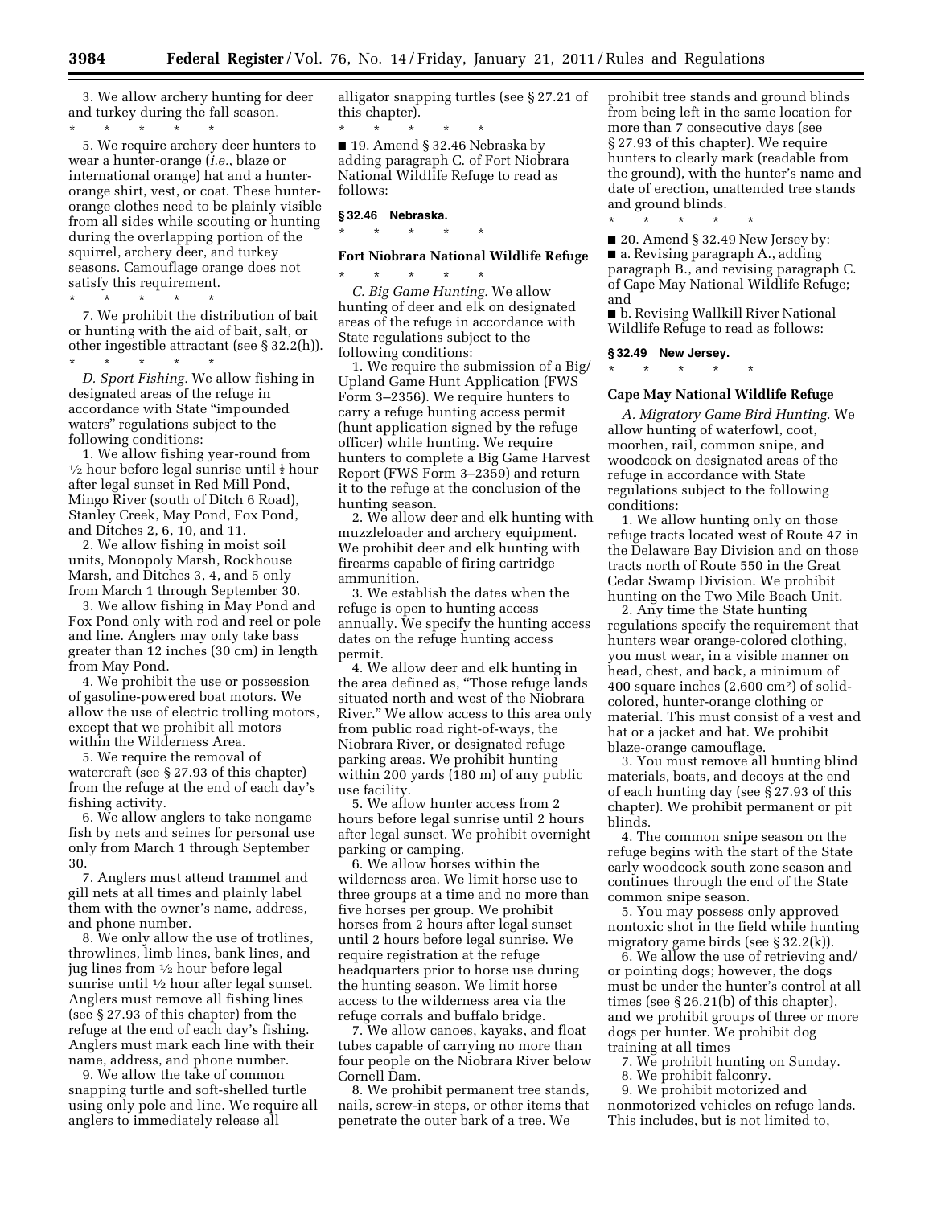3. We allow archery hunting for deer and turkey during the fall season.

\* \* \* \* \*

5. We require archery deer hunters to wear a hunter-orange (*i.e.*, blaze or international orange) hat and a hunter-orange shirt, vest, or coat. These hunter-orange clothes need to be plainly visible from all sides while scouting or hunting during the overlapping portion of the squirrel, archery deer, and turkey seasons. Camouflage orange does not satisfy this requirement.

\* \* \* \* \*

7. We prohibit the distribution of bait or hunting with the aid of bait, salt, or other ingestible attractant (see § 32.2(h)).

\* \* \* \* \*

*D. Sport Fishing.* We allow fishing in designated areas of the refuge in accordance with State "impounded waters" regulations subject to the following conditions:

1. We allow fishing year-round from ½ hour before legal sunrise until ½ hour after legal sunset in Red Mill Pond, Mingo River (south of Ditch 6 Road), Stanley Creek, May Pond, Fox Pond, and Ditches 2, 6, 10, and 11.

2. We allow fishing in moist soil units, Monopoly Marsh, Rockhouse Marsh, and Ditches 3, 4, and 5 only from March 1 through September 30.

3. We allow fishing in May Pond and Fox Pond only with rod and reel or pole and line. Anglers may only take bass greater than 12 inches (30 cm) in length from May Pond.

4. We prohibit the use or possession of gasoline-powered boat motors. We allow the use of electric trolling motors, except that we prohibit all motors within the Wilderness Area.

5. We require the removal of watercraft (see § 27.93 of this chapter) from the refuge at the end of each day's fishing activity.

6. We allow anglers to take nongame fish by nets and seines for personal use only from March 1 through September 30.

7. Anglers must attend trammel and gill nets at all times and plainly label them with the owner's name, address, and phone number.

8. We only allow the use of trotlines, throwlines, limb lines, bank lines, and jug lines from ½ hour before legal sunrise until ½ hour after legal sunset. Anglers must remove all fishing lines (see § 27.93 of this chapter) from the refuge at the end of each day's fishing. Anglers must mark each line with their name, address, and phone number.

9. We allow the take of common snapping turtle and soft-shelled turtle using only pole and line. We require all anglers to immediately release all alligator snapping turtles (see § 27.21 of this chapter).

\* \* \* \* \*

■ 19. Amend § 32.46 Nebraska by adding paragraph C. of Fort Niobrara National Wildlife Refuge to read as follows:

## § 32.46 Nebraska.

\* \* \* \* \*

### Fort Niobrara National Wildlife Refuge

\* \* \* \* \*

*C. Big Game Hunting.* We allow hunting of deer and elk on designated areas of the refuge in accordance with State regulations subject to the following conditions:

1. We require the submission of a Big/Upland Game Hunt Application (FWS Form 3–2356). We require hunters to carry a refuge hunting access permit (hunt application signed by the refuge officer) while hunting. We require hunters to complete a Big Game Harvest Report (FWS Form 3–2359) and return it to the refuge at the conclusion of the hunting season.

2. We allow deer and elk hunting with muzzleloader and archery equipment. We prohibit deer and elk hunting with firearms capable of firing cartridge ammunition.

3. We establish the dates when the refuge is open to hunting access annually. We specify the hunting access dates on the refuge hunting access permit.

4. We allow deer and elk hunting in the area defined as, "Those refuge lands situated north and west of the Niobrara River." We allow access to this area only from public road right-of-ways, the Niobrara River, or designated refuge parking areas. We prohibit hunting within 200 yards (180 m) of any public use facility.

5. We allow hunter access from 2 hours before legal sunrise until 2 hours after legal sunset. We prohibit overnight parking or camping.

6. We allow horses within the wilderness area. We limit horse use to three groups at a time and no more than five horses per group. We prohibit horses from 2 hours after legal sunset until 2 hours before legal sunrise. We require registration at the refuge headquarters prior to horse use during the hunting season. We limit horse access to the wilderness area via the refuge corrals and buffalo bridge.

7. We allow canoes, kayaks, and float tubes capable of carrying no more than four people on the Niobrara River below Cornell Dam.

8. We prohibit permanent tree stands, nails, screw-in steps, or other items that penetrate the outer bark of a tree. We prohibit tree stands and ground blinds from being left in the same location for more than 7 consecutive days (see § 27.93 of this chapter). We require hunters to clearly mark (readable from the ground), with the hunter's name and date of erection, unattended tree stands and ground blinds.

\* \* \* \* \*

■ 20. Amend § 32.49 New Jersey by:

■ a. Revising paragraph A., adding paragraph B., and revising paragraph C. of Cape May National Wildlife Refuge; and

■ b. Revising Wallkill River National Wildlife Refuge to read as follows:

## § 32.49 New Jersey.

\* \* \* \* \*

### Cape May National Wildlife Refuge

*A. Migratory Game Bird Hunting.* We allow hunting of waterfowl, coot, moorhen, rail, common snipe, and woodcock on designated areas of the refuge in accordance with State regulations subject to the following conditions:

1. We allow hunting only on those refuge tracts located west of Route 47 in the Delaware Bay Division and on those tracts north of Route 550 in the Great Cedar Swamp Division. We prohibit hunting on the Two Mile Beach Unit.

2. Any time the State hunting regulations specify the requirement that hunters wear orange-colored clothing, you must wear, in a visible manner on head, chest, and back, a minimum of 400 square inches (2,600 cm²) of solid-colored, hunter-orange clothing or material. This must consist of a vest and hat or a jacket and hat. We prohibit blaze-orange camouflage.

3. You must remove all hunting blind materials, boats, and decoys at the end of each hunting day (see § 27.93 of this chapter). We prohibit permanent or pit blinds.

4. The common snipe season on the refuge begins with the start of the State early woodcock south zone season and continues through the end of the State common snipe season.

5. You may possess only approved nontoxic shot in the field while hunting migratory game birds (see § 32.2(k)).

6. We allow the use of retrieving and/or pointing dogs; however, the dogs must be under the hunter's control at all times (see § 26.21(b) of this chapter), and we prohibit groups of three or more dogs per hunter. We prohibit dog training at all times

7. We prohibit hunting on Sunday.

8. We prohibit falconry.

9. We prohibit motorized and nonmotorized vehicles on refuge lands. This includes, but is not limited to,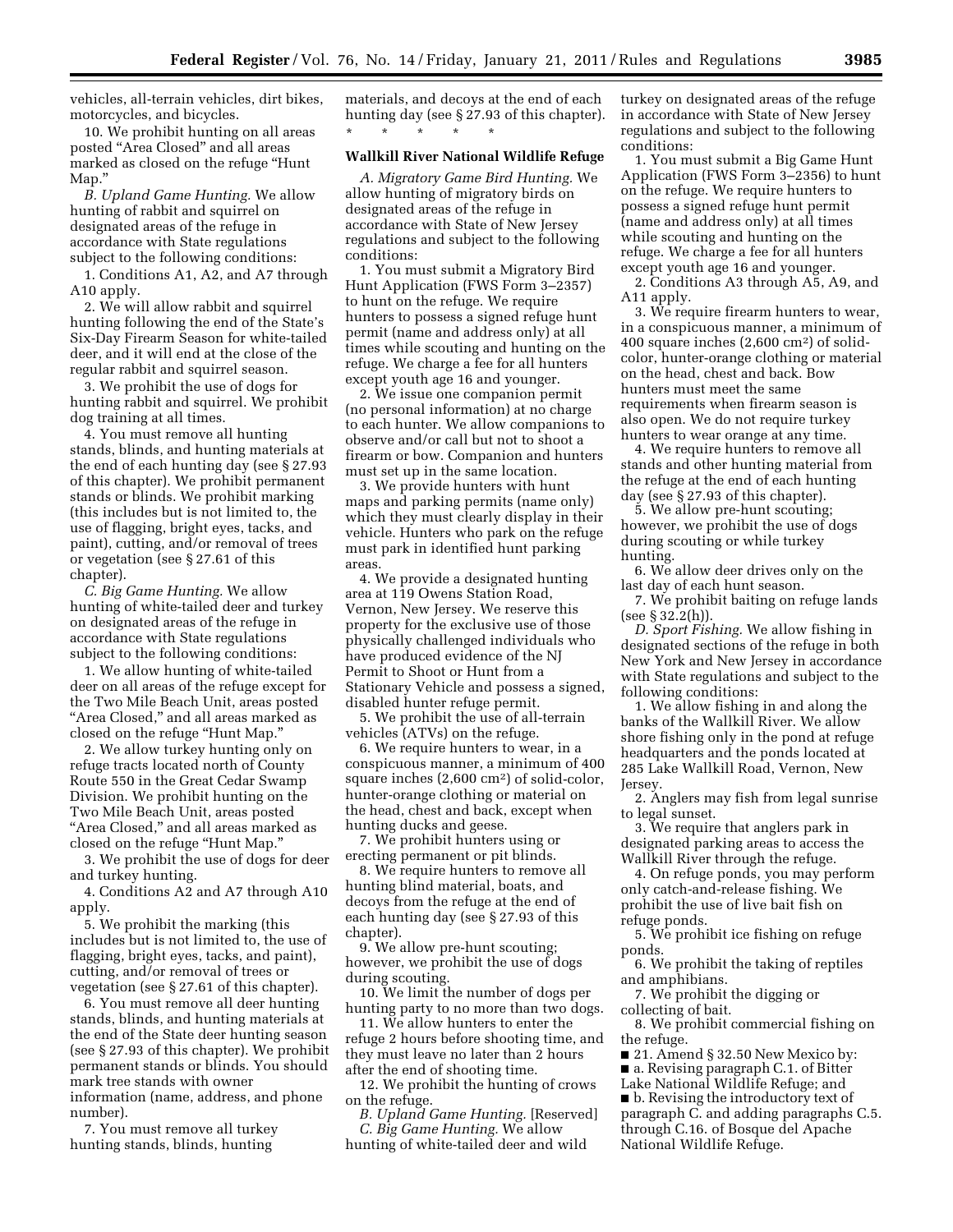vehicles, all-terrain vehicles, dirt bikes, motorcycles, and bicycles.

10. We prohibit hunting on all areas posted "Area Closed" and all areas marked as closed on the refuge "Hunt Map."

*B. Upland Game Hunting.* We allow hunting of rabbit and squirrel on designated areas of the refuge in accordance with State regulations subject to the following conditions:

1. Conditions A1, A2, and A7 through A10 apply.

2. We will allow rabbit and squirrel hunting following the end of the State's Six-Day Firearm Season for white-tailed deer, and it will end at the close of the regular rabbit and squirrel season.

3. We prohibit the use of dogs for hunting rabbit and squirrel. We prohibit dog training at all times.

4. You must remove all hunting stands, blinds, and hunting materials at the end of each hunting day (see § 27.93 of this chapter). We prohibit permanent stands or blinds. We prohibit marking (this includes but is not limited to, the use of flagging, bright eyes, tacks, and paint), cutting, and/or removal of trees or vegetation (see § 27.61 of this chapter).

*C. Big Game Hunting.* We allow hunting of white-tailed deer and turkey on designated areas of the refuge in accordance with State regulations subject to the following conditions:

1. We allow hunting of white-tailed deer on all areas of the refuge except for the Two Mile Beach Unit, areas posted "Area Closed," and all areas marked as closed on the refuge "Hunt Map."

2. We allow turkey hunting only on refuge tracts located north of County Route 550 in the Great Cedar Swamp Division. We prohibit hunting on the Two Mile Beach Unit, areas posted "Area Closed," and all areas marked as closed on the refuge "Hunt Map."

3. We prohibit the use of dogs for deer and turkey hunting.

4. Conditions A2 and A7 through A10 apply.

5. We prohibit the marking (this includes but is not limited to, the use of flagging, bright eyes, tacks, and paint), cutting, and/or removal of trees or vegetation (see § 27.61 of this chapter).

6. You must remove all deer hunting stands, blinds, and hunting materials at the end of the State deer hunting season (see § 27.93 of this chapter). We prohibit permanent stands or blinds. You should mark tree stands with owner information (name, address, and phone number).

7. You must remove all turkey hunting stands, blinds, hunting materials, and decoys at the end of each hunting day (see § 27.93 of this chapter).

\* \* \* \* \*

**Wallkill River National Wildlife Refuge**

*A. Migratory Game Bird Hunting.* We allow hunting of migratory birds on designated areas of the refuge in accordance with State of New Jersey regulations and subject to the following conditions:

1. You must submit a Migratory Bird Hunt Application (FWS Form 3–2357) to hunt on the refuge. We require hunters to possess a signed refuge hunt permit (name and address only) at all times while scouting and hunting on the refuge. We charge a fee for all hunters except youth age 16 and younger.

2. We issue one companion permit (no personal information) at no charge to each hunter. We allow companions to observe and/or call but not to shoot a firearm or bow. Companion and hunters must set up in the same location.

3. We provide hunters with hunt maps and parking permits (name only) which they must clearly display in their vehicle. Hunters who park on the refuge must park in identified hunt parking areas.

4. We provide a designated hunting area at 119 Owens Station Road, Vernon, New Jersey. We reserve this property for the exclusive use of those physically challenged individuals who have produced evidence of the NJ Permit to Shoot or Hunt from a Stationary Vehicle and possess a signed, disabled hunter refuge permit.

5. We prohibit the use of all-terrain vehicles (ATVs) on the refuge.

6. We require hunters to wear, in a conspicuous manner, a minimum of 400 square inches (2,600 cm$^2$) of solid-color, hunter-orange clothing or material on the head, chest and back, except when hunting ducks and geese.

7. We prohibit hunters using or erecting permanent or pit blinds.

8. We require hunters to remove all hunting blind material, boats, and decoys from the refuge at the end of each hunting day (see § 27.93 of this chapter).

9. We allow pre-hunt scouting; however, we prohibit the use of dogs during scouting.

10. We limit the number of dogs per hunting party to no more than two dogs.

11. We allow hunters to enter the refuge 2 hours before shooting time, and they must leave no later than 2 hours after the end of shooting time.

12. We prohibit the hunting of crows on the refuge.

*B. Upland Game Hunting.* [Reserved]

*C. Big Game Hunting.* We allow hunting of white-tailed deer and wild turkey on designated areas of the refuge in accordance with State of New Jersey regulations and subject to the following conditions:

1. You must submit a Big Game Hunt Application (FWS Form 3–2356) to hunt on the refuge. We require hunters to possess a signed refuge hunt permit (name and address only) at all times while scouting and hunting on the refuge. We charge a fee for all hunters except youth age 16 and younger.

2. Conditions A3 through A5, A9, and A11 apply.

3. We require firearm hunters to wear, in a conspicuous manner, a minimum of 400 square inches (2,600 cm$^2$) of solid-color, hunter-orange clothing or material on the head, chest and back. Bow hunters must meet the same requirements when firearm season is also open. We do not require turkey hunters to wear orange at any time.

4. We require hunters to remove all stands and other hunting material from the refuge at the end of each hunting day (see § 27.93 of this chapter).

5. We allow pre-hunt scouting; however, we prohibit the use of dogs during scouting or while turkey hunting.

6. We allow deer drives only on the last day of each hunt season.

7. We prohibit baiting on refuge lands (see § 32.2(h)).

*D. Sport Fishing.* We allow fishing in designated sections of the refuge in both New York and New Jersey in accordance with State regulations and subject to the following conditions:

1. We allow fishing in and along the banks of the Wallkill River. We allow shore fishing only in the pond at refuge headquarters and the ponds located at 285 Lake Wallkill Road, Vernon, New Jersey.

2. Anglers may fish from legal sunrise to legal sunset.

3. We require that anglers park in designated parking areas to access the Wallkill River through the refuge.

4. On refuge ponds, you may perform only catch-and-release fishing. We prohibit the use of live bait fish on refuge ponds.

5. We prohibit ice fishing on refuge ponds.

6. We prohibit the taking of reptiles and amphibians.

7. We prohibit the digging or collecting of bait.

8. We prohibit commercial fishing on the refuge.

■ 21. Amend § 32.50 New Mexico by:

■ a. Revising paragraph C.1. of Bitter Lake National Wildlife Refuge; and

■ b. Revising the introductory text of paragraph C. and adding paragraphs C.5. through C.16. of Bosque del Apache National Wildlife Refuge.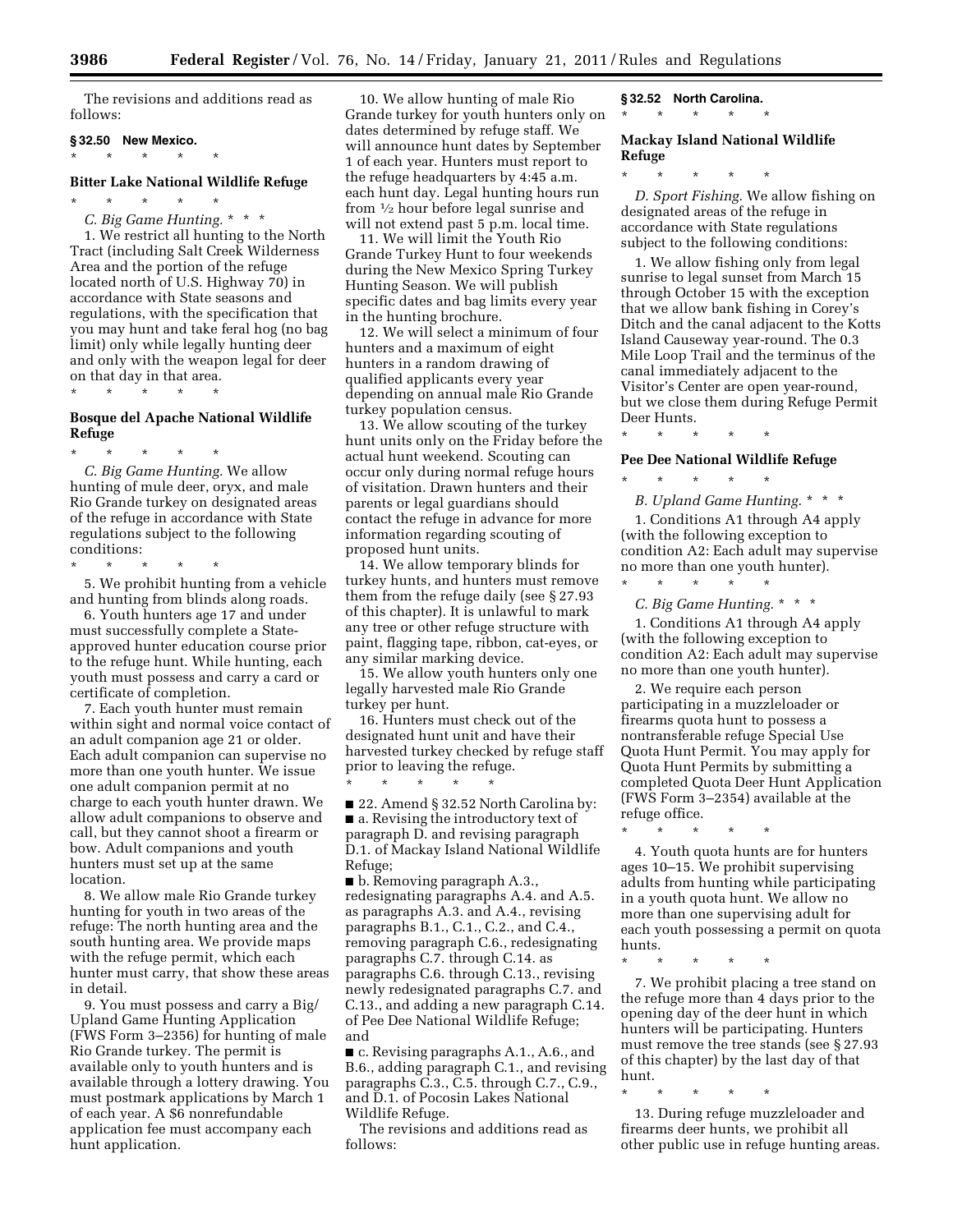The revisions and additions read as follows:

**§ 32.50 New Mexico.**

\* \* \* \* \*

**Bitter Lake National Wildlife Refuge**

\* \* \* \* \*

*C. Big Game Hunting.* \* \* \*

1. We restrict all hunting to the North Tract (including Salt Creek Wilderness Area and the portion of the refuge located north of U.S. Highway 70) in accordance with State seasons and regulations, with the specification that you may hunt and take feral hog (no bag limit) only while legally hunting deer and only with the weapon legal for deer on that day in that area.

\* \* \* \* \*

**Bosque del Apache National Wildlife Refuge**

\* \* \* \* \*

*C. Big Game Hunting.* We allow hunting of mule deer, oryx, and male Rio Grande turkey on designated areas of the refuge in accordance with State regulations subject to the following conditions:

\* \* \* \* \*

5. We prohibit hunting from a vehicle and hunting from blinds along roads.

6. Youth hunters age 17 and under must successfully complete a State-approved hunter education course prior to the refuge hunt. While hunting, each youth must possess and carry a card or certificate of completion.

7. Each youth hunter must remain within sight and normal voice contact of an adult companion age 21 or older. Each adult companion can supervise no more than one youth hunter. We issue one adult companion permit at no charge to each youth hunter drawn. We allow adult companions to observe and call, but they cannot shoot a firearm or bow. Adult companions and youth hunters must set up at the same location.

8. We allow male Rio Grande turkey hunting for youth in two areas of the refuge: The north hunting area and the south hunting area. We provide maps with the refuge permit, which each hunter must carry, that show these areas in detail.

9. You must possess and carry a Big/Upland Game Hunting Application (FWS Form 3–2356) for hunting of male Rio Grande turkey. The permit is available only to youth hunters and is available through a lottery drawing. You must postmark applications by March 1 of each year. A $6 nonrefundable application fee must accompany each hunt application.

10. We allow hunting of male Rio Grande turkey for youth hunters only on dates determined by refuge staff. We will announce hunt dates by September 1 of each year. Hunters must report to the refuge headquarters by 4:45 a.m. each hunt day. Legal hunting hours run from ½ hour before legal sunrise and will not extend past 5 p.m. local time.

11. We will limit the Youth Rio Grande Turkey Hunt to four weekends during the New Mexico Spring Turkey Hunting Season. We will publish specific dates and bag limits every year in the hunting brochure.

12. We will select a minimum of four hunters and a maximum of eight hunters in a random drawing of qualified applicants every year depending on annual male Rio Grande turkey population census.

13. We allow scouting of the turkey hunt units only on the Friday before the actual hunt weekend. Scouting can occur only during normal refuge hours of visitation. Drawn hunters and their parents or legal guardians should contact the refuge in advance for more information regarding scouting of proposed hunt units.

14. We allow temporary blinds for turkey hunts, and hunters must remove them from the refuge daily (see § 27.93 of this chapter). It is unlawful to mark any tree or other refuge structure with paint, flagging tape, ribbon, cat-eyes, or any similar marking device.

15. We allow youth hunters only one legally harvested male Rio Grande turkey per hunt.

16. Hunters must check out of the designated hunt unit and have their harvested turkey checked by refuge staff prior to leaving the refuge.

\* \* \* \* \*

■ 22. Amend § 32.52 North Carolina by:

■ a. Revising the introductory text of paragraph D. and revising paragraph D.1. of Mackay Island National Wildlife Refuge;

■ b. Removing paragraph A.3., redesignating paragraphs A.4. and A.5. as paragraphs A.3. and A.4., revising paragraphs B.1., C.1., C.2., and C.4., removing paragraph C.6., redesignating paragraphs C.7. through C.14. as paragraphs C.6. through C.13., revising newly redesignated paragraphs C.7. and C.13., and adding a new paragraph C.14. of Pee Dee National Wildlife Refuge; and

■ c. Revising paragraphs A.1., A.6., and B.6., adding paragraph C.1., and revising paragraphs C.3., C.5. through C.7., C.9., and D.1. of Pocosin Lakes National Wildlife Refuge.

The revisions and additions read as follows:

**§ 32.52 North Carolina.**

\* \* \* \* \*

**Mackay Island National Wildlife Refuge**

\* \* \* \* \*

*D. Sport Fishing.* We allow fishing on designated areas of the refuge in accordance with State regulations subject to the following conditions:

1. We allow fishing only from legal sunrise to legal sunset from March 15 through October 15 with the exception that we allow bank fishing in Corey's Ditch and the canal adjacent to the Kotts Island Causeway year-round. The 0.3 Mile Loop Trail and the terminus of the canal immediately adjacent to the Visitor's Center are open year-round, but we close them during Refuge Permit Deer Hunts.

\* \* \* \* \*

**Pee Dee National Wildlife Refuge**

\* \* \* \* \*

*B. Upland Game Hunting.* \* \* \*

1. Conditions A1 through A4 apply (with the following exception to condition A2: Each adult may supervise no more than one youth hunter).

\* \* \* \* \*

*C. Big Game Hunting.* \* \* \*

1. Conditions A1 through A4 apply (with the following exception to condition A2: Each adult may supervise no more than one youth hunter).

2. We require each person participating in a muzzleloader or firearms quota hunt to possess a nontransferable refuge Special Use Quota Hunt Permit. You may apply for Quota Hunt Permits by submitting a completed Quota Deer Hunt Application (FWS Form 3–2354) available at the refuge office.

\* \* \* \* \*

4. Youth quota hunts are for hunters ages 10–15. We prohibit supervising adults from hunting while participating in a youth quota hunt. We allow no more than one supervising adult for each youth possessing a permit on quota hunts.

\* \* \* \* \*

7. We prohibit placing a tree stand on the refuge more than 4 days prior to the opening day of the deer hunt in which hunters will be participating. Hunters must remove the tree stands (see § 27.93 of this chapter) by the last day of that hunt.

\* \* \* \* \*

13. During refuge muzzleloader and firearms deer hunts, we prohibit all other public use in refuge hunting areas.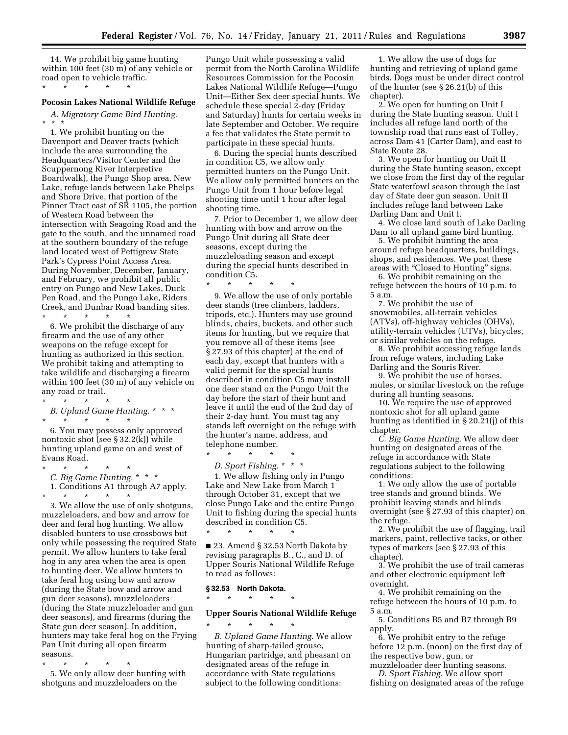14. We prohibit big game hunting within 100 feet (30 m) of any vehicle or road open to vehicle traffic.

\* \* \* \* \*

**Pocosin Lakes National Wildlife Refuge**

*A. Migratory Game Bird Hunting.* \* \* \*

1. We prohibit hunting on the Davenport and Deaver tracts (which include the area surrounding the Headquarters/Visitor Center and the Scuppernong River Interpretive Boardwalk), the Pungo Shop area, New Lake, refuge lands between Lake Phelps and Shore Drive, that portion of the Pinner Tract east of SR 1105, the portion of Western Road between the intersection with Seagoing Road and the gate to the south, and the unnamed road at the southern boundary of the refuge land located west of Pettigrew State Park's Cypress Point Access Area. During November, December, January, and February, we prohibit all public entry on Pungo and New Lakes, Duck Pen Road, and the Pungo Lake, Riders Creek, and Dunbar Road banding sites.

\* \* \* \* \*

6. We prohibit the discharge of any firearm and the use of any other weapons on the refuge except for hunting as authorized in this section. We prohibit taking and attempting to take wildlife and discharging a firearm within 100 feet (30 m) of any vehicle on any road or trail.

\* \* \* \* \*

*B. Upland Game Hunting.* \* \* \*

\* \* \* \* \*

6. You may possess only approved nontoxic shot (see § 32.2(k)) while hunting upland game on and west of Evans Road.

\* \* \* \* \*

*C. Big Game Hunting.* \* \* \*

1. Conditions A1 through A7 apply.

\* \* \* \* \*

3. We allow the use of only shotguns, muzzleloaders, and bow and arrow for deer and feral hog hunting. We allow disabled hunters to use crossbows but only while possessing the required State permit. We allow hunters to take feral hog in any area when the area is open to hunting deer. We allow hunters to take feral hog using bow and arrow (during the State bow and arrow and gun deer seasons), muzzleloaders (during the State muzzleloader and gun deer seasons), and firearms (during the State gun deer season). In addition, hunters may take feral hog on the Frying Pan Unit during all open firearm seasons.

\* \* \* \* \*

5. We only allow deer hunting with shotguns and muzzleloaders on the Pungo Unit while possessing a valid permit from the North Carolina Wildlife Resources Commission for the Pocosin Lakes National Wildlife Refuge—Pungo Unit—Either Sex deer special hunts. We schedule these special 2-day (Friday and Saturday) hunts for certain weeks in late September and October. We require a fee that validates the State permit to participate in these special hunts.

6. During the special hunts described in condition C5, we allow only permitted hunters on the Pungo Unit. We allow only permitted hunters on the Pungo Unit from 1 hour before legal shooting time until 1 hour after legal shooting time.

7. Prior to December 1, we allow deer hunting with bow and arrow on the Pungo Unit during all State deer seasons, except during the muzzleloading season and except during the special hunts described in condition C5.

\* \* \* \* \*

9. We allow the use of only portable deer stands (tree climbers, ladders, tripods, etc.). Hunters may use ground blinds, chairs, buckets, and other such items for hunting, but we require that you remove all of these items (see § 27.93 of this chapter) at the end of each day, except that hunters with a valid permit for the special hunts described in condition C5 may install one deer stand on the Pungo Unit the day before the start of their hunt and leave it until the end of the 2nd day of their 2-day hunt. You must tag any stands left overnight on the refuge with the hunter's name, address, and telephone number.

\* \* \* \* \*

*D. Sport Fishing.* \* \* \*

1. We allow fishing only in Pungo Lake and New Lake from March 1 through October 31, except that we close Pungo Lake and the entire Pungo Unit to fishing during the special hunts described in condition C5.

\* \* \* \* \*

■ 23. Amend § 32.53 North Dakota by revising paragraphs B., C., and D. of Upper Souris National Wildlife Refuge to read as follows:

**§ 32.53 North Dakota.**

\* \* \* \* \*

**Upper Souris National Wildlife Refuge**

\* \* \* \* \*

*B. Upland Game Hunting.* We allow hunting of sharp-tailed grouse, Hungarian partridge, and pheasant on designated areas of the refuge in accordance with State regulations subject to the following conditions:

1. We allow the use of dogs for hunting and retrieving of upland game birds. Dogs must be under direct control of the hunter (see § 26.21(b) of this chapter).

2. We open for hunting on Unit I during the State hunting season. Unit I includes all refuge land north of the township road that runs east of Tolley, across Dam 41 (Carter Dam), and east to State Route 28.

3. We open for hunting on Unit II during the State hunting season, except we close from the first day of the regular State waterfowl season through the last day of State deer gun season. Unit II includes refuge land between Lake Darling Dam and Unit I.

4. We close land south of Lake Darling Dam to all upland game bird hunting.

5. We prohibit hunting the area around refuge headquarters, buildings, shops, and residences. We post these areas with "Closed to Hunting" signs.

6. We prohibit remaining on the refuge between the hours of 10 p.m. to 5 a.m.

7. We prohibit the use of snowmobiles, all-terrain vehicles (ATVs), off-highway vehicles (OHVs), utility-terrain vehicles (UTVs), bicycles, or similar vehicles on the refuge.

8. We prohibit accessing refuge lands from refuge waters, including Lake Darling and the Souris River.

9. We prohibit the use of horses, mules, or similar livestock on the refuge during all hunting seasons.

10. We require the use of approved nontoxic shot for all upland game hunting as identified in § 20.21(j) of this chapter.

*C. Big Game Hunting.* We allow deer hunting on designated areas of the refuge in accordance with State regulations subject to the following conditions:

1. We only allow the use of portable tree stands and ground blinds. We prohibit leaving stands and blinds overnight (see § 27.93 of this chapter) on the refuge.

2. We prohibit the use of flagging, trail markers, paint, reflective tacks, or other types of markers (see § 27.93 of this chapter).

3. We prohibit the use of trail cameras and other electronic equipment left overnight.

4. We prohibit remaining on the refuge between the hours of 10 p.m. to 5 a.m.

5. Conditions B5 and B7 through B9 apply.

6. We prohibit entry to the refuge before 12 p.m. (noon) on the first day of the respective bow, gun, or muzzleloader deer hunting seasons.

*D. Sport Fishing.* We allow sport fishing on designated areas of the refuge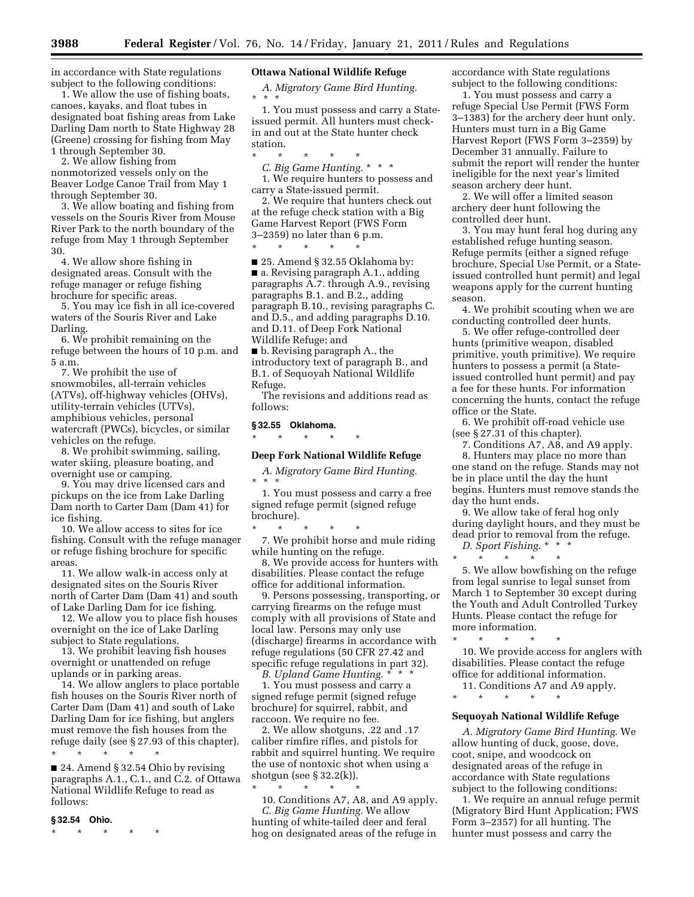in accordance with State regulations subject to the following conditions:

1. We allow the use of fishing boats, canoes, kayaks, and float tubes in designated boat fishing areas from Lake Darling Dam north to State Highway 28 (Greene) crossing for fishing from May 1 through September 30.

2. We allow fishing from nonmotorized vessels only on the Beaver Lodge Canoe Trail from May 1 through September 30.

3. We allow boating and fishing from vessels on the Souris River from Mouse River Park to the north boundary of the refuge from May 1 through September 30.

4. We allow shore fishing in designated areas. Consult with the refuge manager or refuge fishing brochure for specific areas.

5. You may ice fish in all ice-covered waters of the Souris River and Lake Darling.

6. We prohibit remaining on the refuge between the hours of 10 p.m. and 5 a.m.

7. We prohibit the use of snowmobiles, all-terrain vehicles (ATVs), off-highway vehicles (OHVs), utility-terrain vehicles (UTVs), amphibious vehicles, personal watercraft (PWCs), bicycles, or similar vehicles on the refuge.

8. We prohibit swimming, sailing, water skiing, pleasure boating, and overnight use or camping.

9. You may drive licensed cars and pickups on the ice from Lake Darling Dam north to Carter Dam (Dam 41) for ice fishing.

10. We allow access to sites for ice fishing. Consult with the refuge manager or refuge fishing brochure for specific areas.

11. We allow walk-in access only at designated sites on the Souris River north of Carter Dam (Dam 41) and south of Lake Darling Dam for ice fishing.

12. We allow you to place fish houses overnight on the ice of Lake Darling subject to State regulations.

13. We prohibit leaving fish houses overnight or unattended on refuge uplands or in parking areas.

14. We allow anglers to place portable fish houses on the Souris River north of Carter Dam (Dam 41) and south of Lake Darling Dam for ice fishing, but anglers must remove the fish houses from the refuge daily (see § 27.93 of this chapter).

\* \* \* \* \*

■ 24. Amend § 32.54 Ohio by revising paragraphs A.1., C.1., and C.2. of Ottawa National Wildlife Refuge to read as follows:

**§ 32.54 Ohio.**

\* \* \* \* \*

**Ottawa National Wildlife Refuge**

*A. Migratory Game Bird Hunting.* \* \* \*

1. You must possess and carry a State-issued permit. All hunters must check-in and out at the State hunter check station.

\* \* \* \* \*

*C. Big Game Hunting.* \* \* \*

1. We require hunters to possess and carry a State-issued permit.

2. We require that hunters check out at the refuge check station with a Big Game Harvest Report (FWS Form 3–2359) no later than 6 p.m.

\* \* \* \* \*

■ 25. Amend § 32.55 Oklahoma by:

■ a. Revising paragraph A.1., adding paragraphs A.7. through A.9., revising paragraphs B.1. and B.2., adding paragraph B.10., revising paragraphs C. and D.5., and adding paragraphs D.10. and D.11. of Deep Fork National Wildlife Refuge; and

■ b. Revising paragraph A., the introductory text of paragraph B., and B.1. of Sequoyah National Wildlife Refuge.

The revisions and additions read as follows:

**§ 32.55 Oklahoma.**

\* \* \* \* \*

**Deep Fork National Wildlife Refuge**

*A. Migratory Game Bird Hunting.* \* \* \*

1. You must possess and carry a free signed refuge permit (signed refuge brochure).

\* \* \* \* \*

7. We prohibit horse and mule riding while hunting on the refuge.

8. We provide access for hunters with disabilities. Please contact the refuge office for additional information.

9. Persons possessing, transporting, or carrying firearms on the refuge must comply with all provisions of State and local law. Persons may only use (discharge) firearms in accordance with refuge regulations (50 CFR 27.42 and specific refuge regulations in part 32).

*B. Upland Game Hunting.* \* \* \*

1. You must possess and carry a signed refuge permit (signed refuge brochure) for squirrel, rabbit, and raccoon. We require no fee.

2. We allow shotguns, .22 and .17 caliber rimfire rifles, and pistols for rabbit and squirrel hunting. We require the use of nontoxic shot when using a shotgun (see § 32.2(k)).

\* \* \* \* \*

10. Conditions A7, A8, and A9 apply.

*C. Big Game Hunting.* We allow hunting of white-tailed deer and feral hog on designated areas of the refuge in accordance with State regulations subject to the following conditions:

1. You must possess and carry a refuge Special Use Permit (FWS Form 3–1383) for the archery deer hunt only. Hunters must turn in a Big Game Harvest Report (FWS Form 3–2359) by December 31 annually. Failure to submit the report will render the hunter ineligible for the next year's limited season archery deer hunt.

2. We will offer a limited season archery deer hunt following the controlled deer hunt.

3. You may hunt feral hog during any established refuge hunting season. Refuge permits (either a signed refuge brochure, Special Use Permit, or a State-issued controlled hunt permit) and legal weapons apply for the current hunting season.

4. We prohibit scouting when we are conducting controlled deer hunts.

5. We offer refuge-controlled deer hunts (primitive weapon, disabled primitive, youth primitive). We require hunters to possess a permit (a State-issued controlled hunt permit) and pay a fee for these hunts. For information concerning the hunts, contact the refuge office or the State.

6. We prohibit off-road vehicle use (see § 27.31 of this chapter).

7. Conditions A7, A8, and A9 apply.

8. Hunters may place no more than one stand on the refuge. Stands may not be in place until the day the hunt begins. Hunters must remove stands the day the hunt ends.

9. We allow take of feral hog only during daylight hours, and they must be dead prior to removal from the refuge.

*D. Sport Fishing.* \* \* \*

\* \* \* \* \*

5. We allow bowfishing on the refuge from legal sunrise to legal sunset from March 1 to September 30 except during the Youth and Adult Controlled Turkey Hunts. Please contact the refuge for more information.

\* \* \* \* \*

10. We provide access for anglers with disabilities. Please contact the refuge office for additional information.

11. Conditions A7 and A9 apply.

\* \* \* \* \*

**Sequoyah National Wildlife Refuge**

*A. Migratory Game Bird Hunting.* We allow hunting of duck, goose, dove, coot, snipe, and woodcock on designated areas of the refuge in accordance with State regulations subject to the following conditions:

1. We require an annual refuge permit (Migratory Bird Hunt Application; FWS Form 3–2357) for all hunting. The hunter must possess and carry the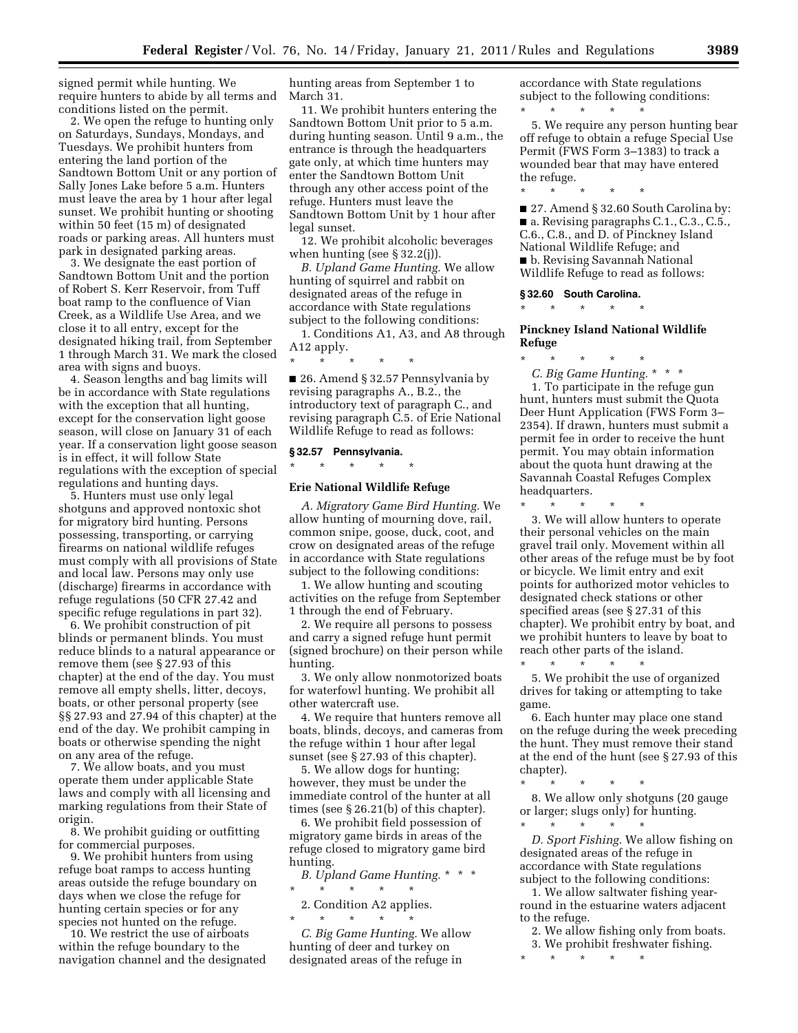signed permit while hunting. We require hunters to abide by all terms and conditions listed on the permit.

2. We open the refuge to hunting only on Saturdays, Sundays, Mondays, and Tuesdays. We prohibit hunters from entering the land portion of the Sandtown Bottom Unit or any portion of Sally Jones Lake before 5 a.m. Hunters must leave the area by 1 hour after legal sunset. We prohibit hunting or shooting within 50 feet (15 m) of designated roads or parking areas. All hunters must park in designated parking areas.

3. We designate the east portion of Sandtown Bottom Unit and the portion of Robert S. Kerr Reservoir, from Tuff boat ramp to the confluence of Vian Creek, as a Wildlife Use Area, and we close it to all entry, except for the designated hiking trail, from September 1 through March 31. We mark the closed area with signs and buoys.

4. Season lengths and bag limits will be in accordance with State regulations with the exception that all hunting, except for the conservation light goose season, will close on January 31 of each year. If a conservation light goose season is in effect, it will follow State regulations with the exception of special regulations and hunting days.

5. Hunters must use only legal shotguns and approved nontoxic shot for migratory bird hunting. Persons possessing, transporting, or carrying firearms on national wildlife refuges must comply with all provisions of State and local law. Persons may only use (discharge) firearms in accordance with refuge regulations (50 CFR 27.42 and specific refuge regulations in part 32).

6. We prohibit construction of pit blinds or permanent blinds. You must reduce blinds to a natural appearance or remove them (see § 27.93 of this chapter) at the end of the day. You must remove all empty shells, litter, decoys, boats, or other personal property (see §§ 27.93 and 27.94 of this chapter) at the end of the day. We prohibit camping in boats or otherwise spending the night on any area of the refuge.

7. We allow boats, and you must operate them under applicable State laws and comply with all licensing and marking regulations from their State of origin.

8. We prohibit guiding or outfitting for commercial purposes.

9. We prohibit hunters from using refuge boat ramps to access hunting areas outside the refuge boundary on days when we close the refuge for hunting certain species or for any species not hunted on the refuge.

10. We restrict the use of airboats within the refuge boundary to the navigation channel and the designated hunting areas from September 1 to March 31.

11. We prohibit hunters entering the Sandtown Bottom Unit prior to 5 a.m. during hunting season. Until 9 a.m., the entrance is through the headquarters gate only, at which time hunters may enter the Sandtown Bottom Unit through any other access point of the refuge. Hunters must leave the Sandtown Bottom Unit by 1 hour after legal sunset.

12. We prohibit alcoholic beverages when hunting (see § 32.2(j)).

*B. Upland Game Hunting.* We allow hunting of squirrel and rabbit on designated areas of the refuge in accordance with State regulations subject to the following conditions:

1. Conditions A1, A3, and A8 through A12 apply.

\* \* \* \* \*

■ 26. Amend § 32.57 Pennsylvania by revising paragraphs A., B.2., the introductory text of paragraph C., and revising paragraph C.5. of Erie National Wildlife Refuge to read as follows:

### § 32.57 Pennsylvania.

\* \* \* \* \*

#### Erie National Wildlife Refuge

*A. Migratory Game Bird Hunting.* We allow hunting of mourning dove, rail, common snipe, goose, duck, coot, and crow on designated areas of the refuge in accordance with State regulations subject to the following conditions:

1. We allow hunting and scouting activities on the refuge from September 1 through the end of February.

2. We require all persons to possess and carry a signed refuge hunt permit (signed brochure) on their person while hunting.

3. We only allow nonmotorized boats for waterfowl hunting. We prohibit all other watercraft use.

4. We require that hunters remove all boats, blinds, decoys, and cameras from the refuge within 1 hour after legal sunset (see § 27.93 of this chapter).

5. We allow dogs for hunting; however, they must be under the immediate control of the hunter at all times (see § 26.21(b) of this chapter).

6. We prohibit field possession of migratory game birds in areas of the refuge closed to migratory game bird hunting.

*B. Upland Game Hunting.* \* \* \*

\* \* \* \* \*

2. Condition A2 applies.

\* \* \* \* \*

*C. Big Game Hunting.* We allow hunting of deer and turkey on designated areas of the refuge in accordance with State regulations subject to the following conditions:

\* \* \* \* \*

5. We require any person hunting bear off refuge to obtain a refuge Special Use Permit (FWS Form 3–1383) to track a wounded bear that may have entered the refuge.

\* \* \* \* \*

■ 27. Amend § 32.60 South Carolina by:

■ a. Revising paragraphs C.1., C.3., C.5., C.6., C.8., and D. of Pinckney Island National Wildlife Refuge; and

■ b. Revising Savannah National Wildlife Refuge to read as follows:

### § 32.60 South Carolina.

\* \* \* \* \*

#### Pinckney Island National Wildlife Refuge

\* \* \* \* \*

*C. Big Game Hunting.* \* \* \*

1. To participate in the refuge gun hunt, hunters must submit the Quota Deer Hunt Application (FWS Form 3–2354). If drawn, hunters must submit a permit fee in order to receive the hunt permit. You may obtain information about the quota hunt drawing at the Savannah Coastal Refuges Complex headquarters.

\* \* \* \* \*

3. We will allow hunters to operate their personal vehicles on the main gravel trail only. Movement within all other areas of the refuge must be by foot or bicycle. We limit entry and exit points for authorized motor vehicles to designated check stations or other specified areas (see § 27.31 of this chapter). We prohibit entry by boat, and we prohibit hunters to leave by boat to reach other parts of the island.

\* \* \* \* \*

5. We prohibit the use of organized drives for taking or attempting to take game.

6. Each hunter may place one stand on the refuge during the week preceding the hunt. They must remove their stand at the end of the hunt (see § 27.93 of this chapter).

\* \* \* \* \*

8. We allow only shotguns (20 gauge or larger; slugs only) for hunting.

\* \* \* \* \*

*D. Sport Fishing.* We allow fishing on designated areas of the refuge in accordance with State regulations subject to the following conditions:

1. We allow saltwater fishing year-round in the estuarine waters adjacent to the refuge.

2. We allow fishing only from boats.

3. We prohibit freshwater fishing.

\* \* \* \* \*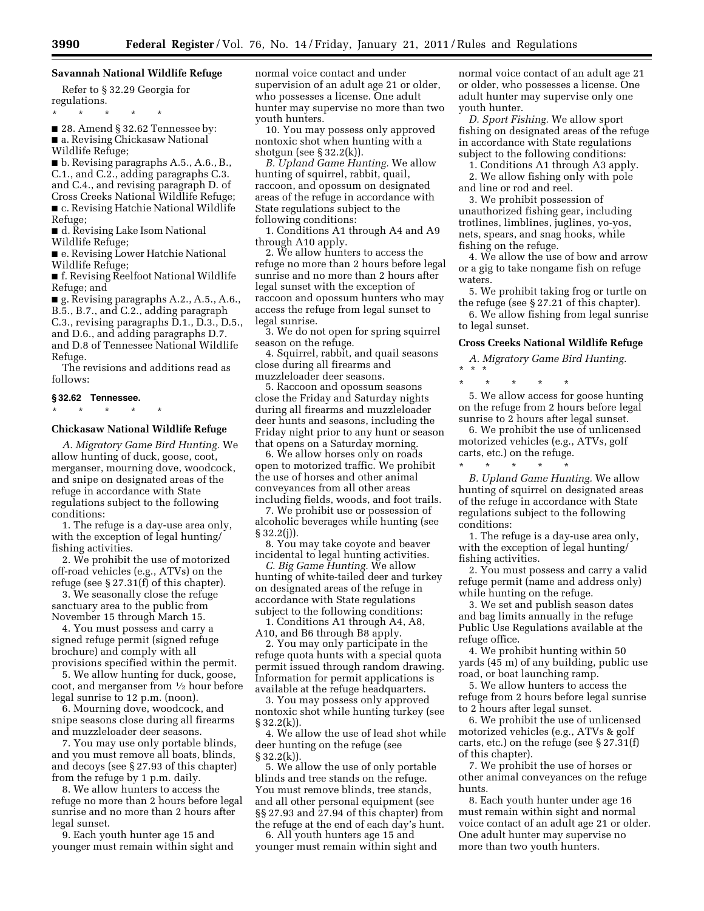## Savannah National Wildlife Refuge

Refer to § 32.29 Georgia for regulations.

\* \* \* \* \*

■ 28. Amend § 32.62 Tennessee by:

■ a. Revising Chickasaw National Wildlife Refuge;

■ b. Revising paragraphs A.5., A.6., B., C.1., and C.2., adding paragraphs C.3. and C.4., and revising paragraph D. of Cross Creeks National Wildlife Refuge;

■ c. Revising Hatchie National Wildlife Refuge;

■ d. Revising Lake Isom National Wildlife Refuge;

■ e. Revising Lower Hatchie National Wildlife Refuge;

■ f. Revising Reelfoot National Wildlife Refuge; and

■ g. Revising paragraphs A.2., A.5., A.6., B.5., B.7., and C.2., adding paragraph C.3., revising paragraphs D.1., D.3., D.5., and D.6., and adding paragraphs D.7. and D.8 of Tennessee National Wildlife Refuge.

The revisions and additions read as follows:

### § 32.62 Tennessee.

\* \* \* \* \*

## Chickasaw National Wildlife Refuge

*A. Migratory Game Bird Hunting.* We allow hunting of duck, goose, coot, merganser, mourning dove, woodcock, and snipe on designated areas of the refuge in accordance with State regulations subject to the following conditions:

1. The refuge is a day-use area only, with the exception of legal hunting/fishing activities.

2. We prohibit the use of motorized off-road vehicles (e.g., ATVs) on the refuge (see § 27.31(f) of this chapter).

3. We seasonally close the refuge sanctuary area to the public from November 15 through March 15.

4. You must possess and carry a signed refuge permit (signed refuge brochure) and comply with all provisions specified within the permit.

5. We allow hunting for duck, goose, coot, and merganser from ½ hour before legal sunrise to 12 p.m. (noon).

6. Mourning dove, woodcock, and snipe seasons close during all firearms and muzzleloader deer seasons.

7. You may use only portable blinds, and you must remove all boats, blinds, and decoys (see § 27.93 of this chapter) from the refuge by 1 p.m. daily.

8. We allow hunters to access the refuge no more than 2 hours before legal sunrise and no more than 2 hours after legal sunset.

9. Each youth hunter age 15 and younger must remain within sight and normal voice contact and under supervision of an adult age 21 or older, who possesses a license. One adult hunter may supervise no more than two youth hunters.

10. You may possess only approved nontoxic shot when hunting with a shotgun (see § 32.2(k)).

*B. Upland Game Hunting.* We allow hunting of squirrel, rabbit, quail, raccoon, and opossum on designated areas of the refuge in accordance with State regulations subject to the following conditions:

1. Conditions A1 through A4 and A9 through A10 apply.

2. We allow hunters to access the refuge no more than 2 hours before legal sunrise and no more than 2 hours after legal sunset with the exception of raccoon and opossum hunters who may access the refuge from legal sunset to legal sunrise.

3. We do not open for spring squirrel season on the refuge.

4. Squirrel, rabbit, and quail seasons close during all firearms and muzzleloader deer seasons.

5. Raccoon and opossum seasons close the Friday and Saturday nights during all firearms and muzzleloader deer hunts and seasons, including the Friday night prior to any hunt or season that opens on a Saturday morning.

6. We allow horses only on roads open to motorized traffic. We prohibit the use of horses and other animal conveyances from all other areas including fields, woods, and foot trails.

7. We prohibit use or possession of alcoholic beverages while hunting (see § 32.2(j)).

8. You may take coyote and beaver incidental to legal hunting activities.

*C. Big Game Hunting.* We allow hunting of white-tailed deer and turkey on designated areas of the refuge in accordance with State regulations subject to the following conditions:

1. Conditions A1 through A4, A8, A10, and B6 through B8 apply.

2. You may only participate in the refuge quota hunts with a special quota permit issued through random drawing. Information for permit applications is available at the refuge headquarters.

3. You may possess only approved nontoxic shot while hunting turkey (see § 32.2(k)).

4. We allow the use of lead shot while deer hunting on the refuge (see § 32.2(k)).

5. We allow the use of only portable blinds and tree stands on the refuge. You must remove blinds, tree stands, and all other personal equipment (see §§ 27.93 and 27.94 of this chapter) from the refuge at the end of each day's hunt.

6. All youth hunters age 15 and younger must remain within sight and normal voice contact of an adult age 21 or older, who possesses a license. One adult hunter may supervise only one youth hunter.

*D. Sport Fishing.* We allow sport fishing on designated areas of the refuge in accordance with State regulations subject to the following conditions:

1. Conditions A1 through A3 apply.

2. We allow fishing only with pole and line or rod and reel.

3. We prohibit possession of unauthorized fishing gear, including trotlines, limblines, juglines, yo-yos, nets, spears, and snag hooks, while fishing on the refuge.

4. We allow the use of bow and arrow or a gig to take nongame fish on refuge waters.

5. We prohibit taking frog or turtle on the refuge (see § 27.21 of this chapter).

6. We allow fishing from legal sunrise to legal sunset.

## Cross Creeks National Wildlife Refuge

*A. Migratory Game Bird Hunting.* \* \* \*

\* \* \* \* \*

5. We allow access for goose hunting on the refuge from 2 hours before legal sunrise to 2 hours after legal sunset.

6. We prohibit the use of unlicensed motorized vehicles (e.g., ATVs, golf carts, etc.) on the refuge.

\* \* \* \* \*

*B. Upland Game Hunting.* We allow hunting of squirrel on designated areas of the refuge in accordance with State regulations subject to the following conditions:

1. The refuge is a day-use area only, with the exception of legal hunting/fishing activities.

2. You must possess and carry a valid refuge permit (name and address only) while hunting on the refuge.

3. We set and publish season dates and bag limits annually in the refuge Public Use Regulations available at the refuge office.

4. We prohibit hunting within 50 yards (45 m) of any building, public use road, or boat launching ramp.

5. We allow hunters to access the refuge from 2 hours before legal sunrise to 2 hours after legal sunset.

6. We prohibit the use of unlicensed motorized vehicles (e.g., ATVs & golf carts, etc.) on the refuge (see § 27.31(f) of this chapter).

7. We prohibit the use of horses or other animal conveyances on the refuge hunts.

8. Each youth hunter under age 16 must remain within sight and normal voice contact of an adult age 21 or older. One adult hunter may supervise no more than two youth hunters.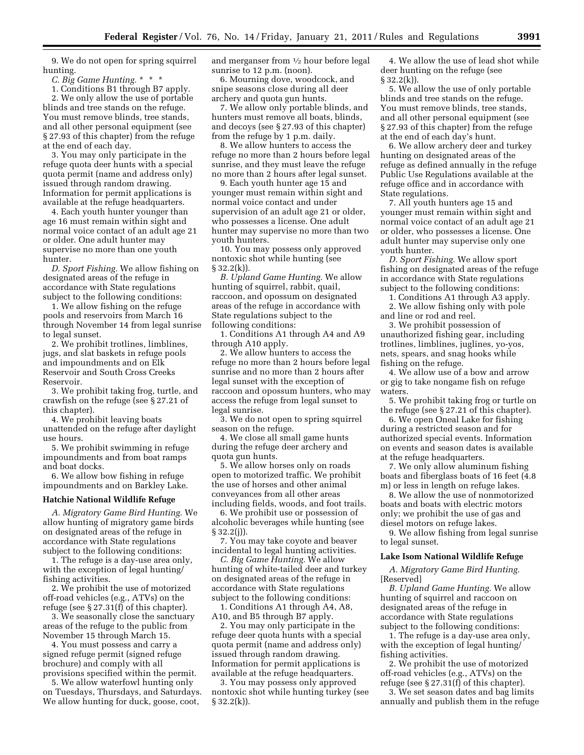9. We do not open for spring squirrel hunting.

*C. Big Game Hunting.* * * *

1. Conditions B1 through B7 apply.

2. We only allow the use of portable blinds and tree stands on the refuge. You must remove blinds, tree stands, and all other personal equipment (see § 27.93 of this chapter) from the refuge at the end of each day.

3. You may only participate in the refuge quota deer hunts with a special quota permit (name and address only) issued through random drawing. Information for permit applications is available at the refuge headquarters.

4. Each youth hunter younger than age 16 must remain within sight and normal voice contact of an adult age 21 or older. One adult hunter may supervise no more than one youth hunter.

*D. Sport Fishing.* We allow fishing on designated areas of the refuge in accordance with State regulations subject to the following conditions:

1. We allow fishing on the refuge pools and reservoirs from March 16 through November 14 from legal sunrise to legal sunset.

2. We prohibit trotlines, limblines, jugs, and slat baskets in refuge pools and impoundments and on Elk Reservoir and South Cross Creeks Reservoir.

3. We prohibit taking frog, turtle, and crawfish on the refuge (see § 27.21 of this chapter).

4. We prohibit leaving boats unattended on the refuge after daylight use hours.

5. We prohibit swimming in refuge impoundments and from boat ramps and boat docks.

6. We allow bow fishing in refuge impoundments and on Barkley Lake.

### Hatchie National Wildlife Refuge

*A. Migratory Game Bird Hunting.* We allow hunting of migratory game birds on designated areas of the refuge in accordance with State regulations subject to the following conditions:

1. The refuge is a day-use area only, with the exception of legal hunting/fishing activities.

2. We prohibit the use of motorized off-road vehicles (e.g., ATVs) on the refuge (see § 27.31(f) of this chapter).

3. We seasonally close the sanctuary areas of the refuge to the public from November 15 through March 15.

4. You must possess and carry a signed refuge permit (signed refuge brochure) and comply with all provisions specified within the permit.

5. We allow waterfowl hunting only on Tuesdays, Thursdays, and Saturdays. We allow hunting for duck, goose, coot, and merganser from ½ hour before legal sunrise to 12 p.m. (noon).

6. Mourning dove, woodcock, and snipe seasons close during all deer archery and quota gun hunts.

7. We allow only portable blinds, and hunters must remove all boats, blinds, and decoys (see § 27.93 of this chapter) from the refuge by 1 p.m. daily.

8. We allow hunters to access the refuge no more than 2 hours before legal sunrise, and they must leave the refuge no more than 2 hours after legal sunset.

9. Each youth hunter age 15 and younger must remain within sight and normal voice contact and under supervision of an adult age 21 or older, who possesses a license. One adult hunter may supervise no more than two youth hunters.

10. You may possess only approved nontoxic shot while hunting (see § 32.2(k)).

*B. Upland Game Hunting.* We allow hunting of squirrel, rabbit, quail, raccoon, and opossum on designated areas of the refuge in accordance with State regulations subject to the following conditions:

1. Conditions A1 through A4 and A9 through A10 apply.

2. We allow hunters to access the refuge no more than 2 hours before legal sunrise and no more than 2 hours after legal sunset with the exception of raccoon and opossum hunters, who may access the refuge from legal sunset to legal sunrise.

3. We do not open to spring squirrel season on the refuge.

4. We close all small game hunts during the refuge deer archery and quota gun hunts.

5. We allow horses only on roads open to motorized traffic. We prohibit the use of horses and other animal conveyances from all other areas including fields, woods, and foot trails.

6. We prohibit use or possession of alcoholic beverages while hunting (see § 32.2(j)).

7. You may take coyote and beaver incidental to legal hunting activities.

*C. Big Game Hunting.* We allow hunting of white-tailed deer and turkey on designated areas of the refuge in accordance with State regulations subject to the following conditions:

1. Conditions A1 through A4, A8, A10, and B5 through B7 apply.

2. You may only participate in the refuge deer quota hunts with a special quota permit (name and address only) issued through random drawing. Information for permit applications is available at the refuge headquarters.

3. You may possess only approved nontoxic shot while hunting turkey (see § 32.2(k)).

4. We allow the use of lead shot while deer hunting on the refuge (see § 32.2(k)).

5. We allow the use of only portable blinds and tree stands on the refuge. You must remove blinds, tree stands, and all other personal equipment (see § 27.93 of this chapter) from the refuge at the end of each day's hunt.

6. We allow archery deer and turkey hunting on designated areas of the refuge as defined annually in the refuge Public Use Regulations available at the refuge office and in accordance with State regulations.

7. All youth hunters age 15 and younger must remain within sight and normal voice contact of an adult age 21 or older, who possesses a license. One adult hunter may supervise only one youth hunter.

*D. Sport Fishing.* We allow sport fishing on designated areas of the refuge in accordance with State regulations subject to the following conditions:

1. Conditions A1 through A3 apply.

2. We allow fishing only with pole and line or rod and reel.

3. We prohibit possession of unauthorized fishing gear, including trotlines, limblines, juglines, yo-yos, nets, spears, and snag hooks while fishing on the refuge.

4. We allow use of a bow and arrow or gig to take nongame fish on refuge waters.

5. We prohibit taking frog or turtle on the refuge (see § 27.21 of this chapter).

6. We open Oneal Lake for fishing during a restricted season and for authorized special events. Information on events and season dates is available at the refuge headquarters.

7. We only allow aluminum fishing boats and fiberglass boats of 16 feet (4.8 m) or less in length on refuge lakes.

8. We allow the use of nonmotorized boats and boats with electric motors only; we prohibit the use of gas and diesel motors on refuge lakes.

9. We allow fishing from legal sunrise to legal sunset.

### Lake Isom National Wildlife Refuge

*A. Migratory Game Bird Hunting.* [Reserved]

*B. Upland Game Hunting.* We allow hunting of squirrel and raccoon on designated areas of the refuge in accordance with State regulations subject to the following conditions:

1. The refuge is a day-use area only, with the exception of legal hunting/fishing activities.

2. We prohibit the use of motorized off-road vehicles (e.g., ATVs) on the refuge (see § 27.31(f) of this chapter).

3. We set season dates and bag limits annually and publish them in the refuge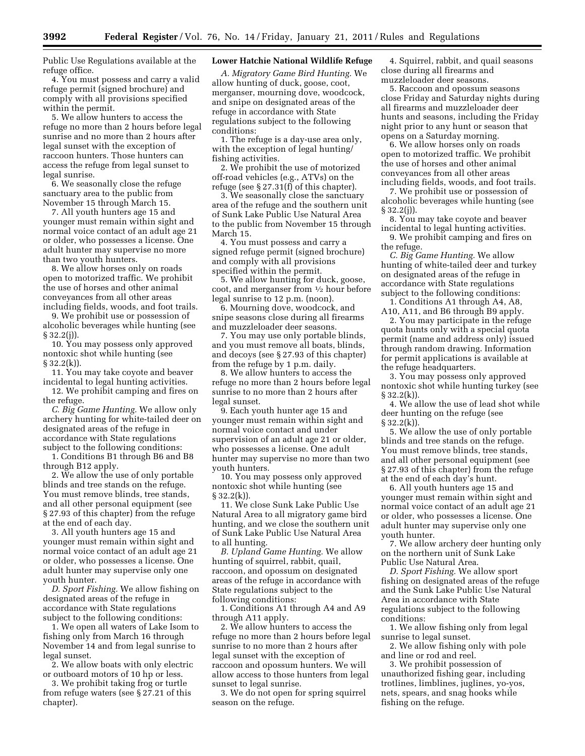Public Use Regulations available at the refuge office.

4. You must possess and carry a valid refuge permit (signed brochure) and comply with all provisions specified within the permit.

5. We allow hunters to access the refuge no more than 2 hours before legal sunrise and no more than 2 hours after legal sunset with the exception of raccoon hunters. Those hunters can access the refuge from legal sunset to legal sunrise.

6. We seasonally close the refuge sanctuary area to the public from November 15 through March 15.

7. All youth hunters age 15 and younger must remain within sight and normal voice contact of an adult age 21 or older, who possesses a license. One adult hunter may supervise no more than two youth hunters.

8. We allow horses only on roads open to motorized traffic. We prohibit the use of horses and other animal conveyances from all other areas including fields, woods, and foot trails.

9. We prohibit use or possession of alcoholic beverages while hunting (see § 32.2(j)).

10. You may possess only approved nontoxic shot while hunting (see § 32.2(k)).

11. You may take coyote and beaver incidental to legal hunting activities.

12. We prohibit camping and fires on the refuge.

*C. Big Game Hunting.* We allow only archery hunting for white-tailed deer on designated areas of the refuge in accordance with State regulations subject to the following conditions:

1. Conditions B1 through B6 and B8 through B12 apply.

2. We allow the use of only portable blinds and tree stands on the refuge. You must remove blinds, tree stands, and all other personal equipment (see § 27.93 of this chapter) from the refuge at the end of each day.

3. All youth hunters age 15 and younger must remain within sight and normal voice contact of an adult age 21 or older, who possesses a license. One adult hunter may supervise only one youth hunter.

*D. Sport Fishing.* We allow fishing on designated areas of the refuge in accordance with State regulations subject to the following conditions:

1. We open all waters of Lake Isom to fishing only from March 16 through November 14 and from legal sunrise to legal sunset.

2. We allow boats with only electric or outboard motors of 10 hp or less.

3. We prohibit taking frog or turtle from refuge waters (see § 27.21 of this chapter).

**Lower Hatchie National Wildlife Refuge**

*A. Migratory Game Bird Hunting.* We allow hunting of duck, goose, coot, merganser, mourning dove, woodcock, and snipe on designated areas of the refuge in accordance with State regulations subject to the following conditions:

1. The refuge is a day-use area only, with the exception of legal hunting/fishing activities.

2. We prohibit the use of motorized off-road vehicles (e.g., ATVs) on the refuge (see § 27.31(f) of this chapter).

3. We seasonally close the sanctuary area of the refuge and the southern unit of Sunk Lake Public Use Natural Area to the public from November 15 through March 15.

4. You must possess and carry a signed refuge permit (signed brochure) and comply with all provisions specified within the permit.

5. We allow hunting for duck, goose, coot, and merganser from ½ hour before legal sunrise to 12 p.m. (noon).

6. Mourning dove, woodcock, and snipe seasons close during all firearms and muzzleloader deer seasons.

7. You may use only portable blinds, and you must remove all boats, blinds, and decoys (see § 27.93 of this chapter) from the refuge by 1 p.m. daily.

8. We allow hunters to access the refuge no more than 2 hours before legal sunrise to no more than 2 hours after legal sunset.

9. Each youth hunter age 15 and younger must remain within sight and normal voice contact and under supervision of an adult age 21 or older, who possesses a license. One adult hunter may supervise no more than two youth hunters.

10. You may possess only approved nontoxic shot while hunting (see § 32.2(k)).

11. We close Sunk Lake Public Use Natural Area to all migratory game bird hunting, and we close the southern unit of Sunk Lake Public Use Natural Area to all hunting.

*B. Upland Game Hunting.* We allow hunting of squirrel, rabbit, quail, raccoon, and opossum on designated areas of the refuge in accordance with State regulations subject to the following conditions:

1. Conditions A1 through A4 and A9 through A11 apply.

2. We allow hunters to access the refuge no more than 2 hours before legal sunrise to no more than 2 hours after legal sunset with the exception of raccoon and opossum hunters. We will allow access to those hunters from legal sunset to legal sunrise.

3. We do not open for spring squirrel season on the refuge.

4. Squirrel, rabbit, and quail seasons close during all firearms and muzzleloader deer seasons.

5. Raccoon and opossum seasons close Friday and Saturday nights during all firearms and muzzleloader deer hunts and seasons, including the Friday night prior to any hunt or season that opens on a Saturday morning.

6. We allow horses only on roads open to motorized traffic. We prohibit the use of horses and other animal conveyances from all other areas including fields, woods, and foot trails.

7. We prohibit use or possession of alcoholic beverages while hunting (see § 32.2(j)).

8. You may take coyote and beaver incidental to legal hunting activities.

9. We prohibit camping and fires on the refuge.

*C. Big Game Hunting.* We allow hunting of white-tailed deer and turkey on designated areas of the refuge in accordance with State regulations subject to the following conditions:

1. Conditions A1 through A4, A8, A10, A11, and B6 through B9 apply.

2. You may participate in the refuge quota hunts only with a special quota permit (name and address only) issued through random drawing. Information for permit applications is available at the refuge headquarters.

3. You may possess only approved nontoxic shot while hunting turkey (see § 32.2(k)).

4. We allow the use of lead shot while deer hunting on the refuge (see § 32.2(k)).

5. We allow the use of only portable blinds and tree stands on the refuge. You must remove blinds, tree stands, and all other personal equipment (see § 27.93 of this chapter) from the refuge at the end of each day's hunt.

6. All youth hunters age 15 and younger must remain within sight and normal voice contact of an adult age 21 or older, who possesses a license. One adult hunter may supervise only one youth hunter.

7. We allow archery deer hunting only on the northern unit of Sunk Lake Public Use Natural Area.

*D. Sport Fishing.* We allow sport fishing on designated areas of the refuge and the Sunk Lake Public Use Natural Area in accordance with State regulations subject to the following conditions:

1. We allow fishing only from legal sunrise to legal sunset.

2. We allow fishing only with pole and line or rod and reel.

3. We prohibit possession of unauthorized fishing gear, including trotlines, limblines, juglines, yo-yos, nets, spears, and snag hooks while fishing on the refuge.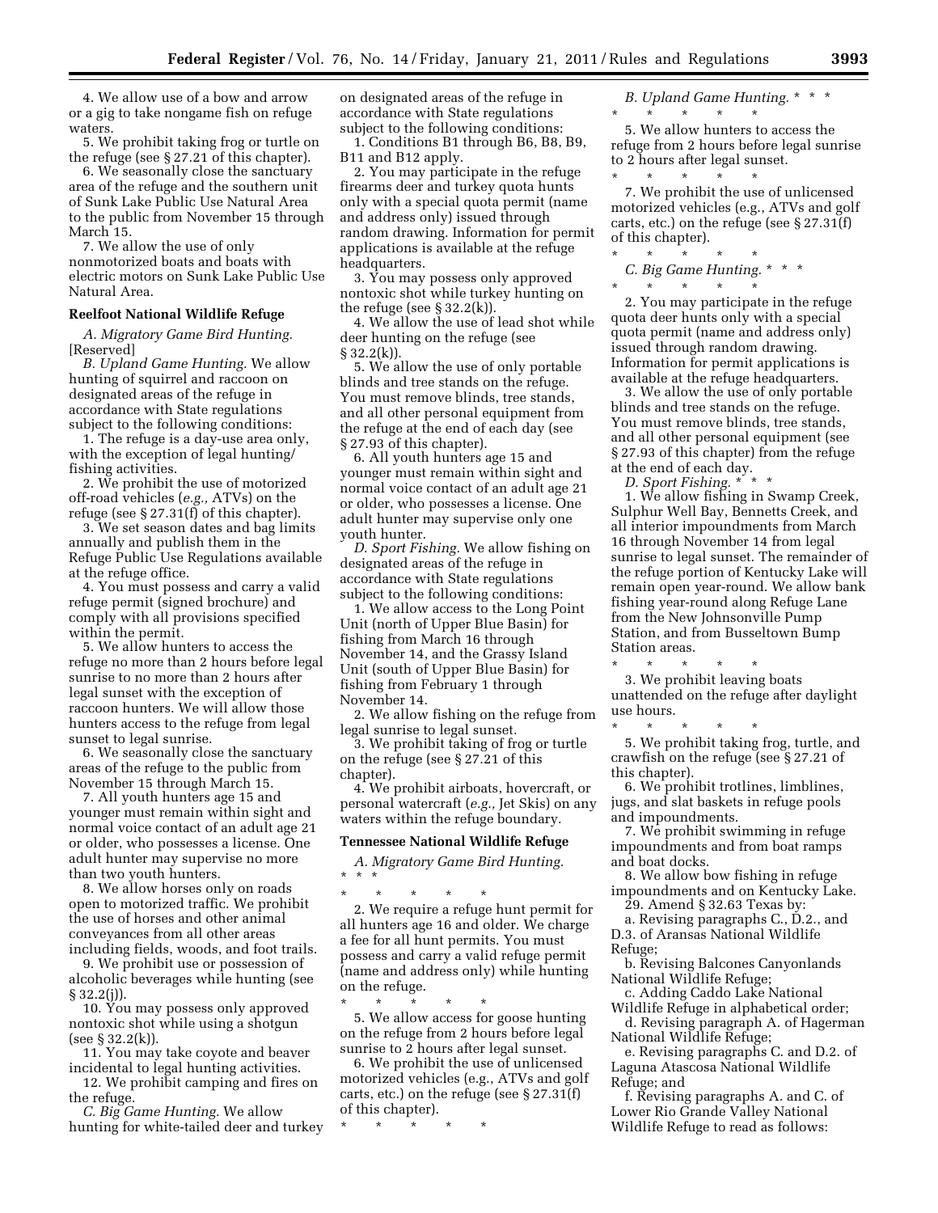4. We allow use of a bow and arrow or a gig to take nongame fish on refuge waters.

5. We prohibit taking frog or turtle on the refuge (see § 27.21 of this chapter).

6. We seasonally close the sanctuary area of the refuge and the southern unit of Sunk Lake Public Use Natural Area to the public from November 15 through March 15.

7. We allow the use of only nonmotorized boats and boats with electric motors on Sunk Lake Public Use Natural Area.

**Reelfoot National Wildlife Refuge**

*A. Migratory Game Bird Hunting.* [Reserved]

*B. Upland Game Hunting.* We allow hunting of squirrel and raccoon on designated areas of the refuge in accordance with State regulations subject to the following conditions:

1. The refuge is a day-use area only, with the exception of legal hunting/fishing activities.

2. We prohibit the use of motorized off-road vehicles (*e.g.,* ATVs) on the refuge (see § 27.31(f) of this chapter).

3. We set season dates and bag limits annually and publish them in the Refuge Public Use Regulations available at the refuge office.

4. You must possess and carry a valid refuge permit (signed brochure) and comply with all provisions specified within the permit.

5. We allow hunters to access the refuge no more than 2 hours before legal sunrise to no more than 2 hours after legal sunset with the exception of raccoon hunters. We will allow those hunters access to the refuge from legal sunset to legal sunrise.

6. We seasonally close the sanctuary areas of the refuge to the public from November 15 through March 15.

7. All youth hunters age 15 and younger must remain within sight and normal voice contact of an adult age 21 or older, who possesses a license. One adult hunter may supervise no more than two youth hunters.

8. We allow horses only on roads open to motorized traffic. We prohibit the use of horses and other animal conveyances from all other areas including fields, woods, and foot trails.

9. We prohibit use or possession of alcoholic beverages while hunting (see § 32.2(j)).

10. You may possess only approved nontoxic shot while using a shotgun (see § 32.2(k)).

11. You may take coyote and beaver incidental to legal hunting activities.

12. We prohibit camping and fires on the refuge.

*C. Big Game Hunting.* We allow hunting for white-tailed deer and turkey on designated areas of the refuge in accordance with State regulations subject to the following conditions:

1. Conditions B1 through B6, B8, B9, B11 and B12 apply.

2. You may participate in the refuge firearms deer and turkey quota hunts only with a special quota permit (name and address only) issued through random drawing. Information for permit applications is available at the refuge headquarters.

3. You may possess only approved nontoxic shot while turkey hunting on the refuge (see § 32.2(k)).

4. We allow the use of lead shot while deer hunting on the refuge (see § 32.2(k)).

5. We allow the use of only portable blinds and tree stands on the refuge. You must remove blinds, tree stands, and all other personal equipment from the refuge at the end of each day (see § 27.93 of this chapter).

6. All youth hunters age 15 and younger must remain within sight and normal voice contact of an adult age 21 or older, who possesses a license. One adult hunter may supervise only one youth hunter.

*D. Sport Fishing.* We allow fishing on designated areas of the refuge in accordance with State regulations subject to the following conditions:

1. We allow access to the Long Point Unit (north of Upper Blue Basin) for fishing from March 16 through November 14, and the Grassy Island Unit (south of Upper Blue Basin) for fishing from February 1 through November 14.

2. We allow fishing on the refuge from legal sunrise to legal sunset.

3. We prohibit taking of frog or turtle on the refuge (see § 27.21 of this chapter).

4. We prohibit airboats, hovercraft, or personal watercraft (*e.g.,* Jet Skis) on any waters within the refuge boundary.

**Tennessee National Wildlife Refuge**

*A. Migratory Game Bird Hunting.* * * *

\* * * * *

2. We require a refuge hunt permit for all hunters age 16 and older. We charge a fee for all hunt permits. You must possess and carry a valid refuge permit (name and address only) while hunting on the refuge.

\* * * * *

5. We allow access for goose hunting on the refuge from 2 hours before legal sunrise to 2 hours after legal sunset.

6. We prohibit the use of unlicensed motorized vehicles (e.g., ATVs and golf carts, etc.) on the refuge (see § 27.31(f) of this chapter).

\* * * * *

*B. Upland Game Hunting.* * * *

\* * * * *

5. We allow hunters to access the refuge from 2 hours before legal sunrise to 2 hours after legal sunset.

\* * * * *

7. We prohibit the use of unlicensed motorized vehicles (e.g., ATVs and golf carts, etc.) on the refuge (see § 27.31(f) of this chapter).

\* * * * *

*C. Big Game Hunting.* * * *

\* * * * *

2. You may participate in the refuge quota deer hunts only with a special quota permit (name and address only) issued through random drawing. Information for permit applications is available at the refuge headquarters.

3. We allow the use of only portable blinds and tree stands on the refuge. You must remove blinds, tree stands, and all other personal equipment (see § 27.93 of this chapter) from the refuge at the end of each day.

*D. Sport Fishing.* * * *

1. We allow fishing in Swamp Creek, Sulphur Well Bay, Bennetts Creek, and all interior impoundments from March 16 through November 14 from legal sunrise to legal sunset. The remainder of the refuge portion of Kentucky Lake will remain open year-round. We allow bank fishing year-round along Refuge Lane from the New Johnsonville Pump Station, and from Busseltown Bump Station areas.

\* * * * *

3. We prohibit leaving boats unattended on the refuge after daylight use hours.

\* * * * *

5. We prohibit taking frog, turtle, and crawfish on the refuge (see § 27.21 of this chapter).

6. We prohibit trotlines, limblines, jugs, and slat baskets in refuge pools and impoundments.

7. We prohibit swimming in refuge impoundments and from boat ramps and boat docks.

8. We allow bow fishing in refuge impoundments and on Kentucky Lake.

29. Amend § 32.63 Texas by:

a. Revising paragraphs C., D.2., and D.3. of Aransas National Wildlife Refuge;

b. Revising Balcones Canyonlands National Wildlife Refuge;

c. Adding Caddo Lake National Wildlife Refuge in alphabetical order;

d. Revising paragraph A. of Hagerman National Wildlife Refuge;

e. Revising paragraphs C. and D.2. of Laguna Atascosa National Wildlife Refuge; and

f. Revising paragraphs A. and C. of Lower Rio Grande Valley National Wildlife Refuge to read as follows: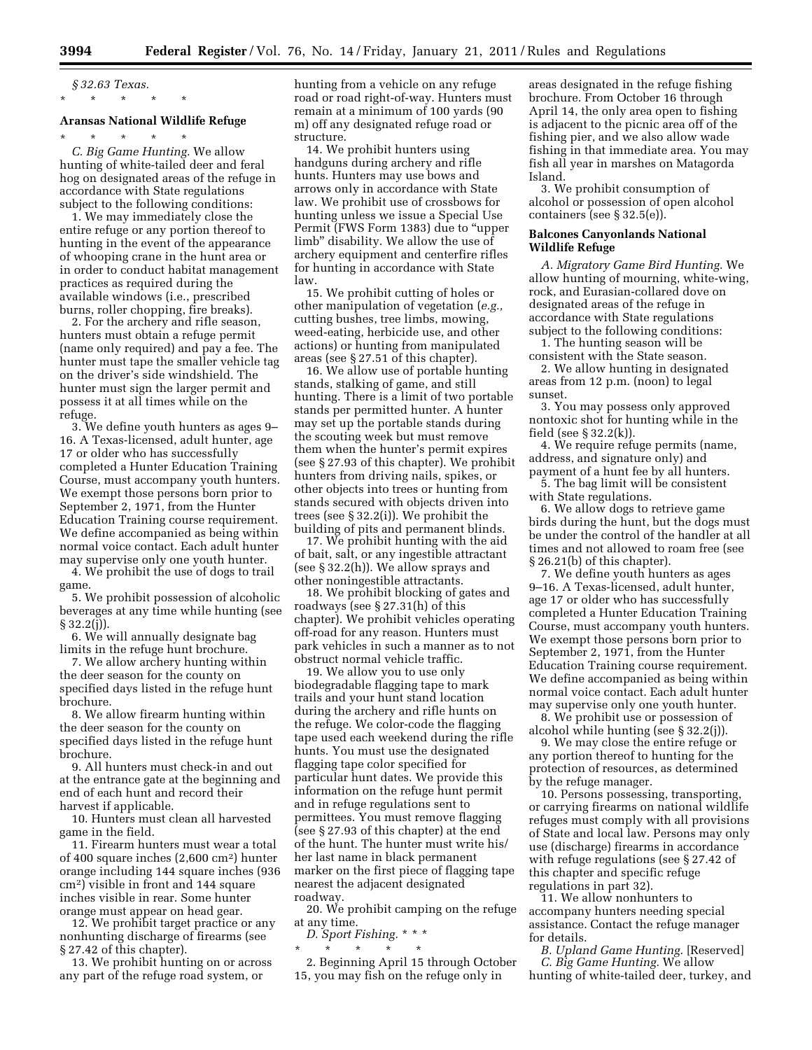*§ 32.63 Texas.*

\* \* \* \* \*

**Aransas National Wildlife Refuge**

\* \* \* \* \*

*C. Big Game Hunting.* We allow hunting of white-tailed deer and feral hog on designated areas of the refuge in accordance with State regulations subject to the following conditions:

1. We may immediately close the entire refuge or any portion thereof to hunting in the event of the appearance of whooping crane in the hunt area or in order to conduct habitat management practices as required during the available windows (i.e., prescribed burns, roller chopping, fire breaks).

2. For the archery and rifle season, hunters must obtain a refuge permit (name only required) and pay a fee. The hunter must tape the smaller vehicle tag on the driver's side windshield. The hunter must sign the larger permit and possess it at all times while on the refuge.

3. We define youth hunters as ages 9–16. A Texas-licensed, adult hunter, age 17 or older who has successfully completed a Hunter Education Training Course, must accompany youth hunters. We exempt those persons born prior to September 2, 1971, from the Hunter Education Training course requirement. We define accompanied as being within normal voice contact. Each adult hunter may supervise only one youth hunter.

4. We prohibit the use of dogs to trail game.

5. We prohibit possession of alcoholic beverages at any time while hunting (see § 32.2(j)).

6. We will annually designate bag limits in the refuge hunt brochure.

7. We allow archery hunting within the deer season for the county on specified days listed in the refuge hunt brochure.

8. We allow firearm hunting within the deer season for the county on specified days listed in the refuge hunt brochure.

9. All hunters must check-in and out at the entrance gate at the beginning and end of each hunt and record their harvest if applicable.

10. Hunters must clean all harvested game in the field.

11. Firearm hunters must wear a total of 400 square inches (2,600 $cm^2$) hunter orange including 144 square inches (936 $cm^2$) visible in front and 144 square inches visible in rear. Some hunter orange must appear on head gear.

12. We prohibit target practice or any nonhunting discharge of firearms (see § 27.42 of this chapter).

13. We prohibit hunting on or across any part of the refuge road system, or hunting from a vehicle on any refuge road or road right-of-way. Hunters must remain at a minimum of 100 yards (90 m) off any designated refuge road or structure.

14. We prohibit hunters using handguns during archery and rifle hunts. Hunters may use bows and arrows only in accordance with State law. We prohibit use of crossbows for hunting unless we issue a Special Use Permit (FWS Form 1383) due to "upper limb" disability. We allow the use of archery equipment and centerfire rifles for hunting in accordance with State law.

15. We prohibit cutting of holes or other manipulation of vegetation (*e.g.,* cutting bushes, tree limbs, mowing, weed-eating, herbicide use, and other actions) or hunting from manipulated areas (see § 27.51 of this chapter).

16. We allow use of portable hunting stands, stalking of game, and still hunting. There is a limit of two portable stands per permitted hunter. A hunter may set up the portable stands during the scouting week but must remove them when the hunter's permit expires (see § 27.93 of this chapter). We prohibit hunters from driving nails, spikes, or other objects into trees or hunting from stands secured with objects driven into trees (see § 32.2(i)). We prohibit the building of pits and permanent blinds.

17. We prohibit hunting with the aid of bait, salt, or any ingestible attractant (see § 32.2(h)). We allow sprays and other noningestible attractants.

18. We prohibit blocking of gates and roadways (see § 27.31(h) of this chapter). We prohibit vehicles operating off-road for any reason. Hunters must park vehicles in such a manner as to not obstruct normal vehicle traffic.

19. We allow you to use only biodegradable flagging tape to mark trails and your hunt stand location during the archery and rifle hunts on the refuge. We color-code the flagging tape used each weekend during the rifle hunts. You must use the designated flagging tape color specified for particular hunt dates. We provide this information on the refuge hunt permit and in refuge regulations sent to permittees. You must remove flagging (see § 27.93 of this chapter) at the end of the hunt. The hunter must write his/her last name in black permanent marker on the first piece of flagging tape nearest the adjacent designated roadway.

20. We prohibit camping on the refuge at any time.

*D. Sport Fishing.* \* \* \*

\* \* \* \* \*

2. Beginning April 15 through October 15, you may fish on the refuge only in areas designated in the refuge fishing brochure. From October 16 through April 14, the only area open to fishing is adjacent to the picnic area off of the fishing pier, and we also allow wade fishing in that immediate area. You may fish all year in marshes on Matagorda Island.

3. We prohibit consumption of alcohol or possession of open alcohol containers (see § 32.5(e)).

**Balcones Canyonlands National Wildlife Refuge**

*A. Migratory Game Bird Hunting.* We allow hunting of mourning, white-wing, rock, and Eurasian-collared dove on designated areas of the refuge in accordance with State regulations subject to the following conditions:

1. The hunting season will be consistent with the State season.

2. We allow hunting in designated areas from 12 p.m. (noon) to legal sunset.

3. You may possess only approved nontoxic shot for hunting while in the field (see § 32.2(k)).

4. We require refuge permits (name, address, and signature only) and payment of a hunt fee by all hunters.

5. The bag limit will be consistent with State regulations.

6. We allow dogs to retrieve game birds during the hunt, but the dogs must be under the control of the handler at all times and not allowed to roam free (see § 26.21(b) of this chapter).

7. We define youth hunters as ages 9–16. A Texas-licensed, adult hunter, age 17 or older who has successfully completed a Hunter Education Training Course, must accompany youth hunters. We exempt those persons born prior to September 2, 1971, from the Hunter Education Training course requirement. We define accompanied as being within normal voice contact. Each adult hunter may supervise only one youth hunter.

8. We prohibit use or possession of alcohol while hunting (see § 32.2(j)).

9. We may close the entire refuge or any portion thereof to hunting for the protection of resources, as determined by the refuge manager.

10. Persons possessing, transporting, or carrying firearms on national wildlife refuges must comply with all provisions of State and local law. Persons may only use (discharge) firearms in accordance with refuge regulations (see § 27.42 of this chapter and specific refuge regulations in part 32).

11. We allow nonhunters to accompany hunters needing special assistance. Contact the refuge manager for details.

*B. Upland Game Hunting.* [Reserved]

*C. Big Game Hunting.* We allow hunting of white-tailed deer, turkey, and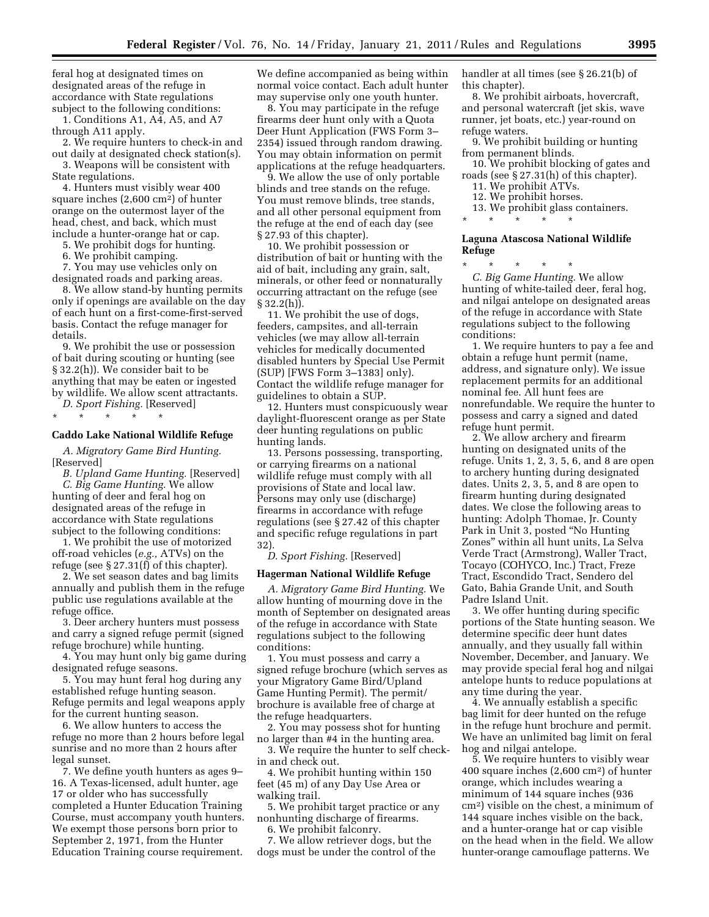feral hog at designated times on designated areas of the refuge in accordance with State regulations subject to the following conditions:

1. Conditions A1, A4, A5, and A7 through A11 apply.

2. We require hunters to check-in and out daily at designated check station(s).

3. Weapons will be consistent with State regulations.

4. Hunters must visibly wear 400 square inches (2,600 cm$^2$) of hunter orange on the outermost layer of the head, chest, and back, which must include a hunter-orange hat or cap.

5. We prohibit dogs for hunting.

6. We prohibit camping.

7. You may use vehicles only on designated roads and parking areas.

8. We allow stand-by hunting permits only if openings are available on the day of each hunt on a first-come-first-served basis. Contact the refuge manager for details.

9. We prohibit the use or possession of bait during scouting or hunting (see § 32.2(h)). We consider bait to be anything that may be eaten or ingested by wildlife. We allow scent attractants.

*D. Sport Fishing.* [Reserved]

\* \* \* \* \*

**Caddo Lake National Wildlife Refuge**

*A. Migratory Game Bird Hunting.* [Reserved]

*B. Upland Game Hunting.* [Reserved]

*C. Big Game Hunting.* We allow hunting of deer and feral hog on designated areas of the refuge in accordance with State regulations subject to the following conditions:

1. We prohibit the use of motorized off-road vehicles (*e.g.,* ATVs) on the refuge (see § 27.31(f) of this chapter).

2. We set season dates and bag limits annually and publish them in the refuge public use regulations available at the refuge office.

3. Deer archery hunters must possess and carry a signed refuge permit (signed refuge brochure) while hunting.

4. You may hunt only big game during designated refuge seasons.

5. You may hunt feral hog during any established refuge hunting season. Refuge permits and legal weapons apply for the current hunting season.

6. We allow hunters to access the refuge no more than 2 hours before legal sunrise and no more than 2 hours after legal sunset.

7. We define youth hunters as ages 9–16. A Texas-licensed, adult hunter, age 17 or older who has successfully completed a Hunter Education Training Course, must accompany youth hunters. We exempt those persons born prior to September 2, 1971, from the Hunter Education Training course requirement. We define accompanied as being within normal voice contact. Each adult hunter may supervise only one youth hunter.

8. You may participate in the refuge firearms deer hunt only with a Quota Deer Hunt Application (FWS Form 3–2354) issued through random drawing. You may obtain information on permit applications at the refuge headquarters.

9. We allow the use of only portable blinds and tree stands on the refuge. You must remove blinds, tree stands, and all other personal equipment from the refuge at the end of each day (see § 27.93 of this chapter).

10. We prohibit possession or distribution of bait or hunting with the aid of bait, including any grain, salt, minerals, or other feed or nonnaturally occurring attractant on the refuge (see § 32.2(h)).

11. We prohibit the use of dogs, feeders, campsites, and all-terrain vehicles (we may allow all-terrain vehicles for medically documented disabled hunters by Special Use Permit (SUP) [FWS Form 3–1383] only). Contact the wildlife refuge manager for guidelines to obtain a SUP.

12. Hunters must conspicuously wear daylight-fluorescent orange as per State deer hunting regulations on public hunting lands.

13. Persons possessing, transporting, or carrying firearms on a national wildlife refuge must comply with all provisions of State and local law. Persons may only use (discharge) firearms in accordance with refuge regulations (see § 27.42 of this chapter and specific refuge regulations in part 32).

*D. Sport Fishing.* [Reserved]

**Hagerman National Wildlife Refuge**

*A. Migratory Game Bird Hunting.* We allow hunting of mourning dove in the month of September on designated areas of the refuge in accordance with State regulations subject to the following conditions:

1. You must possess and carry a signed refuge brochure (which serves as your Migratory Game Bird/Upland Game Hunting Permit). The permit/brochure is available free of charge at the refuge headquarters.

2. You may possess shot for hunting no larger than #4 in the hunting area.

3. We require the hunter to self check-in and check out.

4. We prohibit hunting within 150 feet (45 m) of any Day Use Area or walking trail.

5. We prohibit target practice or any nonhunting discharge of firearms.

6. We prohibit falconry.

7. We allow retriever dogs, but the dogs must be under the control of the handler at all times (see § 26.21(b) of this chapter).

8. We prohibit airboats, hovercraft, and personal watercraft (jet skis, wave runner, jet boats, etc.) year-round on refuge waters.

9. We prohibit building or hunting from permanent blinds.

10. We prohibit blocking of gates and roads (see § 27.31(h) of this chapter).

11. We prohibit ATVs.

12. We prohibit horses.

13. We prohibit glass containers.

\* \* \* \* \*

**Laguna Atascosa National Wildlife Refuge**

\* \* \* \* \*

*C. Big Game Hunting.* We allow hunting of white-tailed deer, feral hog, and nilgai antelope on designated areas of the refuge in accordance with State regulations subject to the following conditions:

1. We require hunters to pay a fee and obtain a refuge hunt permit (name, address, and signature only). We issue replacement permits for an additional nominal fee. All hunt fees are nonrefundable. We require the hunter to possess and carry a signed and dated refuge hunt permit.

2. We allow archery and firearm hunting on designated units of the refuge. Units 1, 2, 3, 5, 6, and 8 are open to archery hunting during designated dates. Units 2, 3, 5, and 8 are open to firearm hunting during designated dates. We close the following areas to hunting: Adolph Thomae, Jr. County Park in Unit 3, posted "No Hunting Zones" within all hunt units, La Selva Verde Tract (Armstrong), Waller Tract, Tocayo (COHYCO, Inc.) Tract, Freze Tract, Escondido Tract, Sendero del Gato, Bahia Grande Unit, and South Padre Island Unit.

3. We offer hunting during specific portions of the State hunting season. We determine specific deer hunt dates annually, and they usually fall within November, December, and January. We may provide special feral hog and nilgai antelope hunts to reduce populations at any time during the year.

4. We annually establish a specific bag limit for deer hunted on the refuge in the refuge hunt brochure and permit. We have an unlimited bag limit on feral hog and nilgai antelope.

5. We require hunters to visibly wear 400 square inches (2,600 cm$^2$) of hunter orange, which includes wearing a minimum of 144 square inches (936 cm$^2$) visible on the chest, a minimum of 144 square inches visible on the back, and a hunter-orange hat or cap visible on the head when in the field. We allow hunter-orange camouflage patterns. We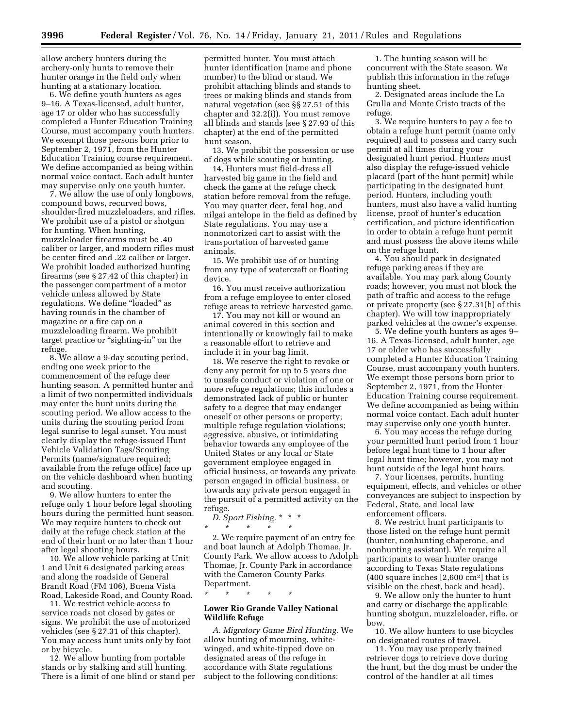allow archery hunters during the archery-only hunts to remove their hunter orange in the field only when hunting at a stationary location.

6. We define youth hunters as ages 9–16. A Texas-licensed, adult hunter, age 17 or older who has successfully completed a Hunter Education Training Course, must accompany youth hunters. We exempt those persons born prior to September 2, 1971, from the Hunter Education Training course requirement. We define accompanied as being within normal voice contact. Each adult hunter may supervise only one youth hunter.

7. We allow the use of only longbows, compound bows, recurved bows, shoulder-fired muzzleloaders, and rifles. We prohibit use of a pistol or shotgun for hunting. When hunting, muzzleloader firearms must be .40 caliber or larger, and modern rifles must be center fired and .22 caliber or larger. We prohibit loaded authorized hunting firearms (see § 27.42 of this chapter) in the passenger compartment of a motor vehicle unless allowed by State regulations. We define "loaded" as having rounds in the chamber of magazine or a fire cap on a muzzleloading firearm. We prohibit target practice or "sighting-in" on the refuge.

8. We allow a 9-day scouting period, ending one week prior to the commencement of the refuge deer hunting season. A permitted hunter and a limit of two nonpermitted individuals may enter the hunt units during the scouting period. We allow access to the units during the scouting period from legal sunrise to legal sunset. You must clearly display the refuge-issued Hunt Vehicle Validation Tags/Scouting Permits (name/signature required; available from the refuge office) face up on the vehicle dashboard when hunting and scouting.

9. We allow hunters to enter the refuge only 1 hour before legal shooting hours during the permitted hunt season. We may require hunters to check out daily at the refuge check station at the end of their hunt or no later than 1 hour after legal shooting hours.

10. We allow vehicle parking at Unit 1 and Unit 6 designated parking areas and along the roadside of General Brandt Road (FM 106), Buena Vista Road, Lakeside Road, and County Road.

11. We restrict vehicle access to service roads not closed by gates or signs. We prohibit the use of motorized vehicles (see § 27.31 of this chapter). You may access hunt units only by foot or by bicycle.

12. We allow hunting from portable stands or by stalking and still hunting. There is a limit of one blind or stand per permitted hunter. You must attach hunter identification (name and phone number) to the blind or stand. We prohibit attaching blinds and stands to trees or making blinds and stands from natural vegetation (see §§ 27.51 of this chapter and 32.2(i)). You must remove all blinds and stands (see § 27.93 of this chapter) at the end of the permitted hunt season.

13. We prohibit the possession or use of dogs while scouting or hunting.

14. Hunters must field-dress all harvested big game in the field and check the game at the refuge check station before removal from the refuge. You may quarter deer, feral hog, and nilgai antelope in the field as defined by State regulations. You may use a nonmotorized cart to assist with the transportation of harvested game animals.

15. We prohibit use of or hunting from any type of watercraft or floating device.

16. You must receive authorization from a refuge employee to enter closed refuge areas to retrieve harvested game.

17. You may not kill or wound an animal covered in this section and intentionally or knowingly fail to make a reasonable effort to retrieve and include it in your bag limit.

18. We reserve the right to revoke or deny any permit for up to 5 years due to unsafe conduct or violation of one or more refuge regulations; this includes a demonstrated lack of public or hunter safety to a degree that may endanger oneself or other persons or property; multiple refuge regulation violations; aggressive, abusive, or intimidating behavior towards any employee of the United States or any local or State government employee engaged in official business, or towards any private person engaged in official business, or towards any private person engaged in the pursuit of a permitted activity on the refuge.

*D. Sport Fishing.* * * *

\* \* \* \* \*

2. We require payment of an entry fee and boat launch at Adolph Thomae, Jr. County Park. We allow access to Adolph Thomae, Jr. County Park in accordance with the Cameron County Parks Department.

\* \* \* \* \*

**Lower Rio Grande Valley National Wildlife Refuge**

*A. Migratory Game Bird Hunting.* We allow hunting of mourning, white-winged, and white-tipped dove on designated areas of the refuge in accordance with State regulations subject to the following conditions:

1. The hunting season will be concurrent with the State season. We publish this information in the refuge hunting sheet.

2. Designated areas include the La Grulla and Monte Cristo tracts of the refuge.

3. We require hunters to pay a fee to obtain a refuge hunt permit (name only required) and to possess and carry such permit at all times during your designated hunt period. Hunters must also display the refuge-issued vehicle placard (part of the hunt permit) while participating in the designated hunt period. Hunters, including youth hunters, must also have a valid hunting license, proof of hunter's education certification, and picture identification in order to obtain a refuge hunt permit and must possess the above items while on the refuge hunt.

4. You should park in designated refuge parking areas if they are available. You may park along County roads; however, you must not block the path of traffic and access to the refuge or private property (see § 27.31(h) of this chapter). We will tow inappropriately parked vehicles at the owner's expense.

5. We define youth hunters as ages 9–16. A Texas-licensed, adult hunter, age 17 or older who has successfully completed a Hunter Education Training Course, must accompany youth hunters. We exempt those persons born prior to September 2, 1971, from the Hunter Education Training course requirement. We define accompanied as being within normal voice contact. Each adult hunter may supervise only one youth hunter.

6. You may access the refuge during your permitted hunt period from 1 hour before legal hunt time to 1 hour after legal hunt time; however, you may not hunt outside of the legal hunt hours.

7. Your licenses, permits, hunting equipment, effects, and vehicles or other conveyances are subject to inspection by Federal, State, and local law enforcement officers.

8. We restrict hunt participants to those listed on the refuge hunt permit (hunter, nonhunting chaperone, and nonhunting assistant). We require all participants to wear hunter orange according to Texas State regulations (400 square inches [2,600 $cm^2$] that is visible on the chest, back and head).

9. We allow only the hunter to hunt and carry or discharge the applicable hunting shotgun, muzzleloader, rifle, or bow.

10. We allow hunters to use bicycles on designated routes of travel.

11. You may use properly trained retriever dogs to retrieve dove during the hunt, but the dog must be under the control of the handler at all times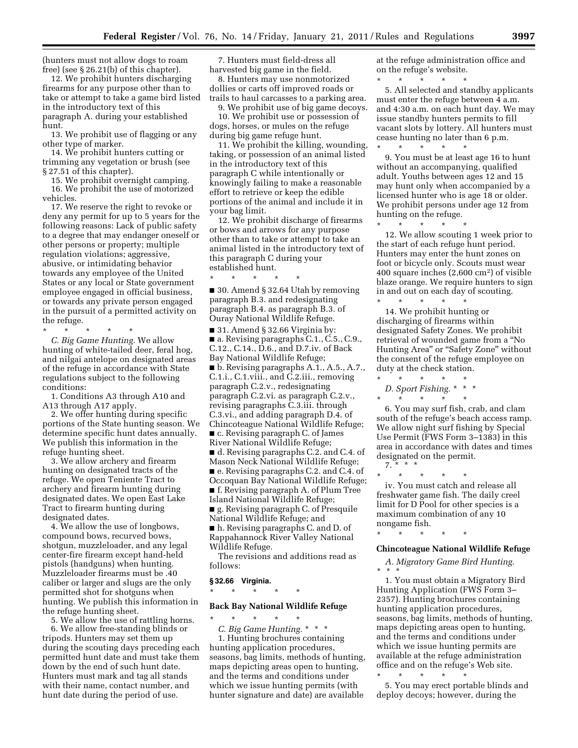(hunters must not allow dogs to roam free) (see § 26.21(b) of this chapter).

12. We prohibit hunters discharging firearms for any purpose other than to take or attempt to take a game bird listed in the introductory text of this paragraph A. during your established hunt.

13. We prohibit use of flagging or any other type of marker.

14. We prohibit hunters cutting or trimming any vegetation or brush (see § 27.51 of this chapter).

15. We prohibit overnight camping.

16. We prohibit the use of motorized vehicles.

17. We reserve the right to revoke or deny any permit for up to 5 years for the following reasons: Lack of public safety to a degree that may endanger oneself or other persons or property; multiple regulation violations; aggressive, abusive, or intimidating behavior towards any employee of the United States or any local or State government employee engaged in official business, or towards any private person engaged in the pursuit of a permitted activity on the refuge.

\* \* \* \* \*

*C. Big Game Hunting.* We allow hunting of white-tailed deer, feral hog, and nilgai antelope on designated areas of the refuge in accordance with State regulations subject to the following conditions:

1. Conditions A3 through A10 and A13 through A17 apply.

2. We offer hunting during specific portions of the State hunting season. We determine specific hunt dates annually. We publish this information in the refuge hunting sheet.

3. We allow archery and firearm hunting on designated tracts of the refuge. We open Teniente Tract to archery and firearm hunting during designated dates. We open East Lake Tract to firearm hunting during designated dates.

4. We allow the use of longbows, compound bows, recurved bows, shotgun, muzzleloader, and any legal center-fire firearm except hand-held pistols (handguns) when hunting. Muzzleloader firearms must be .40 caliber or larger and slugs are the only permitted shot for shotguns when hunting. We publish this information in the refuge hunting sheet.

5. We allow the use of rattling horns.

6. We allow free-standing blinds or tripods. Hunters may set them up during the scouting days preceding each permitted hunt date and must take them down by the end of such hunt date. Hunters must mark and tag all stands with their name, contact number, and hunt date during the period of use.

7. Hunters must field-dress all harvested big game in the field.

8. Hunters may use nonmotorized dollies or carts off improved roads or trails to haul carcasses to a parking area.

9. We prohibit use of big game decoys.

10. We prohibit use or possession of dogs, horses, or mules on the refuge during big game refuge hunt.

11. We prohibit the killing, wounding, taking, or possession of an animal listed in the introductory text of this paragraph C while intentionally or knowingly failing to make a reasonable effort to retrieve or keep the edible portions of the animal and include it in your bag limit.

12. We prohibit discharge of firearms or bows and arrows for any purpose other than to take or attempt to take an animal listed in the introductory text of this paragraph C during your established hunt.

\* \* \* \* \*

■ 30. Amend § 32.64 Utah by removing paragraph B.3. and redesignating paragraph B.4. as paragraph B.3. of Ouray National Wildlife Refuge.

■ 31. Amend § 32.66 Virginia by:

■ a. Revising paragraphs C.1., C.5., C.9., C.12., C.14., D.6., and D.7.iv. of Back Bay National Wildlife Refuge;

■ b. Revising paragraphs A.1., A.5., A.7., C.1.i., C.1.viii., and C.2.iii., removing paragraph C.2.v., redesignating paragraph C.2.vi. as paragraph C.2.v., revising paragraphs C.3.iii. through C.3.vi., and adding paragraph D.4. of Chincoteague National Wildlife Refuge;

■ c. Revising paragraph C. of James River National Wildlife Refuge;

■ d. Revising paragraphs C.2. and C.4. of Mason Neck National Wildlife Refuge;

■ e. Revising paragraphs C.2. and C.4. of Occoquan Bay National Wildlife Refuge;

■ f. Revising paragraph A. of Plum Tree Island National Wildlife Refuge;

■ g. Revising paragraph C. of Presquile National Wildlife Refuge; and

■ h. Revising paragraphs C. and D. of Rappahannock River Valley National Wildlife Refuge.

The revisions and additions read as follows:

### § 32.66 Virginia.

\* \* \* \* \*

#### Back Bay National Wildlife Refuge

\* \* \* \* \*

*C. Big Game Hunting.* \* \* \*

1. Hunting brochures containing hunting application procedures, seasons, bag limits, methods of hunting, maps depicting areas open to hunting, and the terms and conditions under which we issue hunting permits (with hunter signature and date) are available at the refuge administration office and on the refuge's website.

\* \* \* \* \*

5. All selected and standby applicants must enter the refuge between 4 a.m. and 4:30 a.m. on each hunt day. We may issue standby hunters permits to fill vacant slots by lottery. All hunters must cease hunting no later than 6 p.m.

\* \* \* \* \*

9. You must be at least age 16 to hunt without an accompanying, qualified adult. Youths between ages 12 and 15 may hunt only when accompanied by a licensed hunter who is age 18 or older. We prohibit persons under age 12 from hunting on the refuge.

\* \* \* \* \*

12. We allow scouting 1 week prior to the start of each refuge hunt period. Hunters may enter the hunt zones on foot or bicycle only. Scouts must wear 400 square inches (2,600 cm$^2$) of visible blaze orange. We require hunters to sign in and out on each day of scouting.

\* \* \* \* \*

14. We prohibit hunting or discharging of firearms within designated Safety Zones. We prohibit retrieval of wounded game from a "No Hunting Area" or "Safety Zone" without the consent of the refuge employee on duty at the check station.

\* \* \* \* \*

*D. Sport Fishing.* \* \* \*

\* \* \* \* \*

6. You may surf fish, crab, and clam south of the refuge's beach access ramp. We allow night surf fishing by Special Use Permit (FWS Form 3–1383) in this area in accordance with dates and times designated on the permit.

7. \* \* \*

\* \* \* \* \*

iv. You must catch and release all freshwater game fish. The daily creel limit for D Pool for other species is a maximum combination of any 10 nongame fish.

\* \* \* \* \*

#### Chincoteague National Wildlife Refuge

*A. Migratory Game Bird Hunting.* \* \* \*

1. You must obtain a Migratory Bird Hunting Application (FWS Form 3–2357). Hunting brochures containing hunting application procedures, seasons, bag limits, methods of hunting, maps depicting areas open to hunting, and the terms and conditions under which we issue hunting permits are available at the refuge administration office and on the refuge's Web site.

\* \* \* \* \*

5. You may erect portable blinds and deploy decoys; however, during the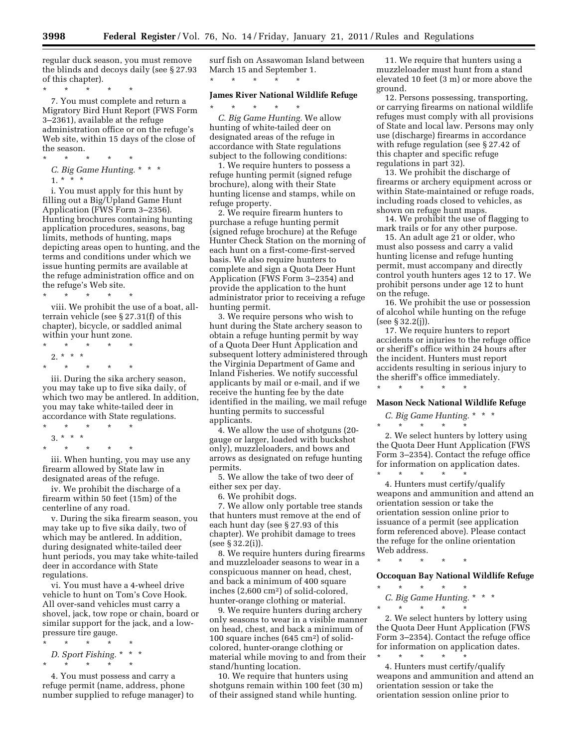regular duck season, you must remove the blinds and decoys daily (see § 27.93 of this chapter).

\* \* \* \* \*

7. You must complete and return a Migratory Bird Hunt Report (FWS Form 3–2361), available at the refuge administration office or on the refuge's Web site, within 15 days of the close of the season.

\* \* \* \* \*

*C. Big Game Hunting.* \* \* \*

1. \* \* \*

i. You must apply for this hunt by filling out a Big/Upland Game Hunt Application (FWS Form 3–2356). Hunting brochures containing hunting application procedures, seasons, bag limits, methods of hunting, maps depicting areas open to hunting, and the terms and conditions under which we issue hunting permits are available at the refuge administration office and on the refuge's Web site.

\* \* \* \* \*

viii. We prohibit the use of a boat, all-terrain vehicle (see § 27.31(f) of this chapter), bicycle, or saddled animal within your hunt zone.

\* \* \* \* \*

2. \* \* \*

\* \* \* \* \*

iii. During the sika archery season, you may take up to five sika daily, of which two may be antlered. In addition, you may take white-tailed deer in accordance with State regulations.

\* \* \* \* \*

3. \* \* \*

\* \* \* \* \*

iii. When hunting, you may use any firearm allowed by State law in designated areas of the refuge.

iv. We prohibit the discharge of a firearm within 50 feet (15m) of the centerline of any road.

v. During the sika firearm season, you may take up to five sika daily, two of which may be antlered. In addition, during designated white-tailed deer hunt periods, you may take white-tailed deer in accordance with State regulations.

vi. You must have a 4-wheel drive vehicle to hunt on Tom's Cove Hook. All over-sand vehicles must carry a shovel, jack, tow rope or chain, board or similar support for the jack, and a low-pressure tire gauge.

\* \* \* \* \*

*D. Sport Fishing.* \* \* \*

\* \* \* \* \*

4. You must possess and carry a refuge permit (name, address, phone number supplied to refuge manager) to surf fish on Assawoman Island between March 15 and September 1.

\* \* \* \* \*

**James River National Wildlife Refuge**

\* \* \* \* \*

*C. Big Game Hunting.* We allow hunting of white-tailed deer on designated areas of the refuge in accordance with State regulations subject to the following conditions:

1. We require hunters to possess a refuge hunting permit (signed refuge brochure), along with their State hunting license and stamps, while on refuge property.

2. We require firearm hunters to purchase a refuge hunting permit (signed refuge brochure) at the Refuge Hunter Check Station on the morning of each hunt on a first-come-first-served basis. We also require hunters to complete and sign a Quota Deer Hunt Application (FWS Form 3–2354) and provide the application to the hunt administrator prior to receiving a refuge hunting permit.

3. We require persons who wish to hunt during the State archery season to obtain a refuge hunting permit by way of a Quota Deer Hunt Application and subsequent lottery administered through the Virginia Department of Game and Inland Fisheries. We notify successful applicants by mail or e-mail, and if we receive the hunting fee by the date identified in the mailing, we mail refuge hunting permits to successful applicants.

4. We allow the use of shotguns (20-gauge or larger, loaded with buckshot only), muzzleloaders, and bows and arrows as designated on refuge hunting permits.

5. We allow the take of two deer of either sex per day.

6. We prohibit dogs.

7. We allow only portable tree stands that hunters must remove at the end of each hunt day (see § 27.93 of this chapter). We prohibit damage to trees (see § 32.2(i)).

8. We require hunters during firearms and muzzleloader seasons to wear in a conspicuous manner on head, chest, and back a minimum of 400 square inches (2,600 cm$^2$) of solid-colored, hunter-orange clothing or material.

9. We require hunters during archery only seasons to wear in a visible manner on head, chest, and back a minimum of 100 square inches (645 cm$^2$) of solid-colored, hunter-orange clothing or material while moving to and from their stand/hunting location.

10. We require that hunters using shotguns remain within 100 feet (30 m) of their assigned stand while hunting.

11. We require that hunters using a muzzleloader must hunt from a stand elevated 10 feet (3 m) or more above the ground.

12. Persons possessing, transporting, or carrying firearms on national wildlife refuges must comply with all provisions of State and local law. Persons may only use (discharge) firearms in accordance with refuge regulation (see § 27.42 of this chapter and specific refuge regulations in part 32).

13. We prohibit the discharge of firearms or archery equipment across or within State-maintained or refuge roads, including roads closed to vehicles, as shown on refuge hunt maps.

14. We prohibit the use of flagging to mark trails or for any other purpose.

15. An adult age 21 or older, who must also possess and carry a valid hunting license and refuge hunting permit, must accompany and directly control youth hunters ages 12 to 17. We prohibit persons under age 12 to hunt on the refuge.

16. We prohibit the use or possession of alcohol while hunting on the refuge (see § 32.2(j)).

17. We require hunters to report accidents or injuries to the refuge office or sheriff's office within 24 hours after the incident. Hunters must report accidents resulting in serious injury to the sheriff's office immediately.

\* \* \* \* \*

**Mason Neck National Wildlife Refuge**

*C. Big Game Hunting.* \* \* \*

\* \* \* \* \*

2. We select hunters by lottery using the Quota Deer Hunt Application (FWS Form 3–2354). Contact the refuge office for information on application dates.

\* \* \* \* \*

4. Hunters must certify/qualify weapons and ammunition and attend an orientation session or take the orientation session online prior to issuance of a permit (see application form referenced above). Please contact the refuge for the online orientation Web address.

\* \* \* \* \*

**Occoquan Bay National Wildlife Refuge**

\* \* \* \* \*

*C. Big Game Hunting.* \* \* \*

\* \* \* \* \*

2. We select hunters by lottery using the Quota Deer Hunt Application (FWS Form 3–2354). Contact the refuge office for information on application dates.

\* \* \* \* \*

4. Hunters must certify/qualify weapons and ammunition and attend an orientation session or take the orientation session online prior to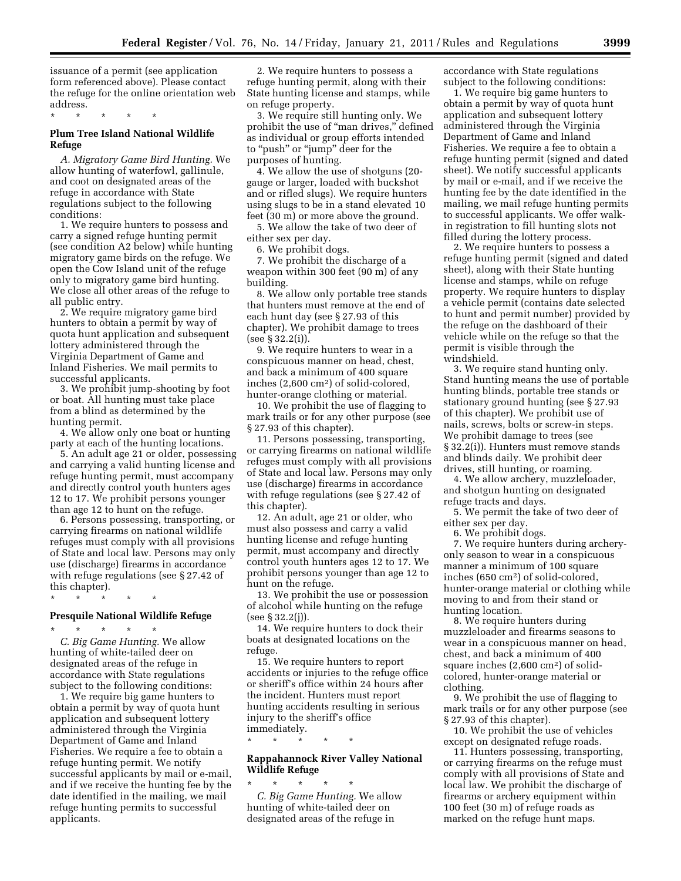issuance of a permit (see application form referenced above). Please contact the refuge for the online orientation web address.

\* \* \* \* \*

**Plum Tree Island National Wildlife Refuge**

*A. Migratory Game Bird Hunting.* We allow hunting of waterfowl, gallinule, and coot on designated areas of the refuge in accordance with State regulations subject to the following conditions:

1. We require hunters to possess and carry a signed refuge hunting permit (see condition A2 below) while hunting migratory game birds on the refuge. We open the Cow Island unit of the refuge only to migratory game bird hunting. We close all other areas of the refuge to all public entry.

2. We require migratory game bird hunters to obtain a permit by way of quota hunt application and subsequent lottery administered through the Virginia Department of Game and Inland Fisheries. We mail permits to successful applicants.

3. We prohibit jump-shooting by foot or boat. All hunting must take place from a blind as determined by the hunting permit.

4. We allow only one boat or hunting party at each of the hunting locations.

5. An adult age 21 or older, possessing and carrying a valid hunting license and refuge hunting permit, must accompany and directly control youth hunters ages 12 to 17. We prohibit persons younger than age 12 to hunt on the refuge.

6. Persons possessing, transporting, or carrying firearms on national wildlife refuges must comply with all provisions of State and local law. Persons may only use (discharge) firearms in accordance with refuge regulations (see § 27.42 of this chapter).

\* \* \* \* \*

**Presquile National Wildlife Refuge**

\* \* \* \* \*

*C. Big Game Hunting.* We allow hunting of white-tailed deer on designated areas of the refuge in accordance with State regulations subject to the following conditions:

1. We require big game hunters to obtain a permit by way of quota hunt application and subsequent lottery administered through the Virginia Department of Game and Inland Fisheries. We require a fee to obtain a refuge hunting permit. We notify successful applicants by mail or e-mail, and if we receive the hunting fee by the date identified in the mailing, we mail refuge hunting permits to successful applicants.

2. We require hunters to possess a refuge hunting permit, along with their State hunting license and stamps, while on refuge property.

3. We require still hunting only. We prohibit the use of "man drives," defined as individual or group efforts intended to "push" or "jump" deer for the purposes of hunting.

4. We allow the use of shotguns (20-gauge or larger, loaded with buckshot and or rifled slugs). We require hunters using slugs to be in a stand elevated 10 feet (30 m) or more above the ground.

5. We allow the take of two deer of either sex per day.

6. We prohibit dogs.

7. We prohibit the discharge of a weapon within 300 feet (90 m) of any building.

8. We allow only portable tree stands that hunters must remove at the end of each hunt day (see § 27.93 of this chapter). We prohibit damage to trees (see § 32.2(i)).

9. We require hunters to wear in a conspicuous manner on head, chest, and back a minimum of 400 square inches (2,600 cm$^2$) of solid-colored, hunter-orange clothing or material.

10. We prohibit the use of flagging to mark trails or for any other purpose (see § 27.93 of this chapter).

11. Persons possessing, transporting, or carrying firearms on national wildlife refuges must comply with all provisions of State and local law. Persons may only use (discharge) firearms in accordance with refuge regulations (see § 27.42 of this chapter).

12. An adult, age 21 or older, who must also possess and carry a valid hunting license and refuge hunting permit, must accompany and directly control youth hunters ages 12 to 17. We prohibit persons younger than age 12 to hunt on the refuge.

13. We prohibit the use or possession of alcohol while hunting on the refuge (see § 32.2(j)).

14. We require hunters to dock their boats at designated locations on the refuge.

15. We require hunters to report accidents or injuries to the refuge office or sheriff's office within 24 hours after the incident. Hunters must report hunting accidents resulting in serious injury to the sheriff's office immediately.

\* \* \* \* \*

**Rappahannock River Valley National Wildlife Refuge**

\* \* \* \* \*

*C. Big Game Hunting.* We allow hunting of white-tailed deer on designated areas of the refuge in accordance with State regulations subject to the following conditions:

1. We require big game hunters to obtain a permit by way of quota hunt application and subsequent lottery administered through the Virginia Department of Game and Inland Fisheries. We require a fee to obtain a refuge hunting permit (signed and dated sheet). We notify successful applicants by mail or e-mail, and if we receive the hunting fee by the date identified in the mailing, we mail refuge hunting permits to successful applicants. We offer walk-in registration to fill hunting slots not filled during the lottery process.

2. We require hunters to possess a refuge hunting permit (signed and dated sheet), along with their State hunting license and stamps, while on refuge property. We require hunters to display a vehicle permit (contains date selected to hunt and permit number) provided by the refuge on the dashboard of their vehicle while on the refuge so that the permit is visible through the windshield.

3. We require stand hunting only. Stand hunting means the use of portable hunting blinds, portable tree stands or stationary ground hunting (see § 27.93 of this chapter). We prohibit use of nails, screws, bolts or screw-in steps. We prohibit damage to trees (see § 32.2(i)). Hunters must remove stands and blinds daily. We prohibit deer drives, still hunting, or roaming.

4. We allow archery, muzzleloader, and shotgun hunting on designated refuge tracts and days.

5. We permit the take of two deer of either sex per day.

6. We prohibit dogs.

7. We require hunters during archery-only season to wear in a conspicuous manner a minimum of 100 square inches (650 cm$^2$) of solid-colored, hunter-orange material or clothing while moving to and from their stand or hunting location.

8. We require hunters during muzzleloader and firearms seasons to wear in a conspicuous manner on head, chest, and back a minimum of 400 square inches (2,600 cm$^2$) of solid-colored, hunter-orange material or clothing.

9. We prohibit the use of flagging to mark trails or for any other purpose (see § 27.93 of this chapter).

10. We prohibit the use of vehicles except on designated refuge roads.

11. Hunters possessing, transporting, or carrying firearms on the refuge must comply with all provisions of State and local law. We prohibit the discharge of firearms or archery equipment within 100 feet (30 m) of refuge roads as marked on the refuge hunt maps.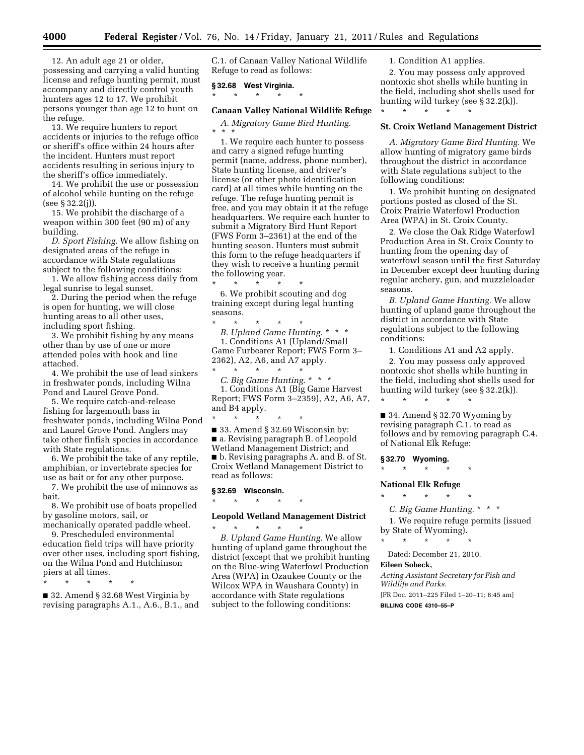12. An adult age 21 or older, possessing and carrying a valid hunting license and refuge hunting permit, must accompany and directly control youth hunters ages 12 to 17. We prohibit persons younger than age 12 to hunt on the refuge.

13. We require hunters to report accidents or injuries to the refuge office or sheriff's office within 24 hours after the incident. Hunters must report accidents resulting in serious injury to the sheriff's office immediately.

14. We prohibit the use or possession of alcohol while hunting on the refuge (see § 32.2(j)).

15. We prohibit the discharge of a weapon within 300 feet (90 m) of any building.

*D. Sport Fishing.* We allow fishing on designated areas of the refuge in accordance with State regulations subject to the following conditions:

1. We allow fishing access daily from legal sunrise to legal sunset.

2. During the period when the refuge is open for hunting, we will close hunting areas to all other uses, including sport fishing.

3. We prohibit fishing by any means other than by use of one or more attended poles with hook and line attached.

4. We prohibit the use of lead sinkers in freshwater ponds, including Wilna Pond and Laurel Grove Pond.

5. We require catch-and-release fishing for largemouth bass in freshwater ponds, including Wilna Pond and Laurel Grove Pond. Anglers may take other finfish species in accordance with State regulations.

6. We prohibit the take of any reptile, amphibian, or invertebrate species for use as bait or for any other purpose.

7. We prohibit the use of minnows as bait.

8. We prohibit use of boats propelled by gasoline motors, sail, or mechanically operated paddle wheel.

9. Prescheduled environmental education field trips will have priority over other uses, including sport fishing, on the Wilna Pond and Hutchinson piers at all times.

\* \* \* \* \*

■ 32. Amend § 32.68 West Virginia by revising paragraphs A.1., A.6., B.1., and C.1. of Canaan Valley National Wildlife Refuge to read as follows:

**§ 32.68 West Virginia.**

\* \* \* \* \*

**Canaan Valley National Wildlife Refuge**

*A. Migratory Game Bird Hunting.* \* \* \*

1. We require each hunter to possess and carry a signed refuge hunting permit (name, address, phone number), State hunting license, and driver's license (or other photo identification card) at all times while hunting on the refuge. The refuge hunting permit is free, and you may obtain it at the refuge headquarters. We require each hunter to submit a Migratory Bird Hunt Report (FWS Form 3–2361) at the end of the hunting season. Hunters must submit this form to the refuge headquarters if they wish to receive a hunting permit the following year.

\* \* \* \* \*

6. We prohibit scouting and dog training except during legal hunting seasons.

\* \* \* \* \*

*B. Upland Game Hunting.* \* \* \*

1. Conditions A1 (Upland/Small Game Furbearer Report; FWS Form 3–2362), A2, A6, and A7 apply.

\* \* \* \* \*

*C. Big Game Hunting.* \* \* \*

1. Conditions A1 (Big Game Harvest Report; FWS Form 3–2359), A2, A6, A7, and B4 apply.

\* \* \* \* \*

■ 33. Amend § 32.69 Wisconsin by:

■ a. Revising paragraph B. of Leopold Wetland Management District; and

■ b. Revising paragraphs A. and B. of St. Croix Wetland Management District to read as follows:

**§ 32.69 Wisconsin.**

\* \* \* \* \*

**Leopold Wetland Management District**

\* \* \* \* \*

*B. Upland Game Hunting.* We allow hunting of upland game throughout the district (except that we prohibit hunting on the Blue-wing Waterfowl Production Area (WPA) in Ozaukee County or the Wilcox WPA in Waushara County) in accordance with State regulations subject to the following conditions:

1. Condition A1 applies.

2. You may possess only approved nontoxic shot shells while hunting in the field, including shot shells used for hunting wild turkey (see § 32.2(k)).

\* \* \* \* \*

**St. Croix Wetland Management District**

*A. Migratory Game Bird Hunting.* We allow hunting of migratory game birds throughout the district in accordance with State regulations subject to the following conditions:

1. We prohibit hunting on designated portions posted as closed of the St. Croix Prairie Waterfowl Production Area (WPA) in St. Croix County.

2. We close the Oak Ridge Waterfowl Production Area in St. Croix County to hunting from the opening day of waterfowl season until the first Saturday in December except deer hunting during regular archery, gun, and muzzleloader seasons.

*B. Upland Game Hunting.* We allow hunting of upland game throughout the district in accordance with State regulations subject to the following conditions:

1. Conditions A1 and A2 apply.

2. You may possess only approved nontoxic shot shells while hunting in the field, including shot shells used for hunting wild turkey (see § 32.2(k)).

\* \* \* \* \*

■ 34. Amend § 32.70 Wyoming by revising paragraph C.1. to read as follows and by removing paragraph C.4. of National Elk Refuge:

**§ 32.70 Wyoming.**

\* \* \* \* \*

**National Elk Refuge**

\* \* \* \* \*

*C. Big Game Hunting.* \* \* \*

1. We require refuge permits (issued by State of Wyoming).

\* \* \* \* \*

Dated: December 21, 2010.

**Eileen Sobeck,**

*Acting Assistant Secretary for Fish and Wildlife and Parks.*

[FR Doc. 2011–225 Filed 1–20–11; 8:45 am]

**BILLING CODE 4310–55–P**